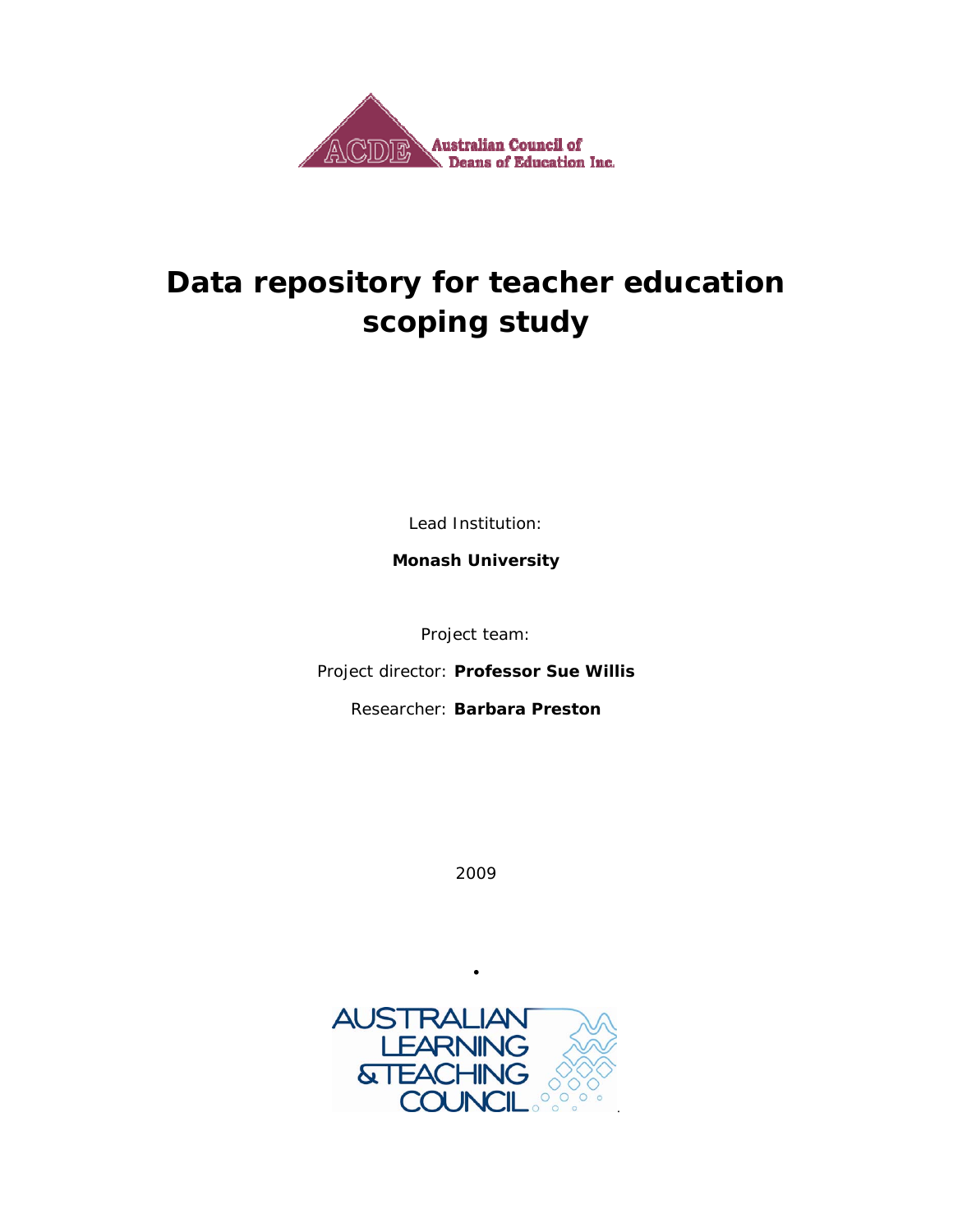Australian Council of Deans of Education Inc.

# Data repository for teacher education scoping study

Lead Institution:

**Monash University**

Project team:

Project director: **Professor Sue Willis**

Researcher: **Barbara Preston**

2009

AUSTRALIAN LEARNING & TEACHING COUNCIL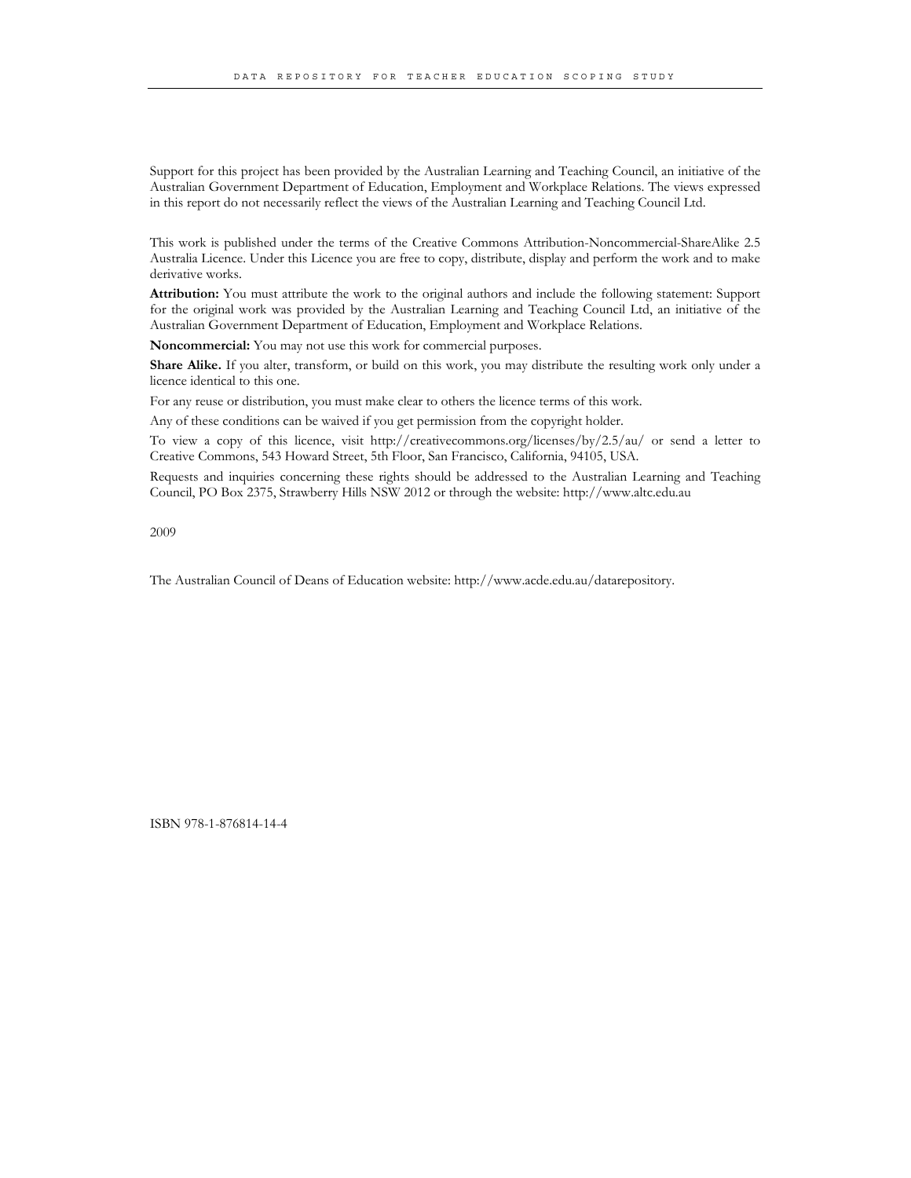Support for this project has been provided by the Australian Learning and Teaching Council, an initiative of the Australian Government Department of Education, Employment and Workplace Relations. The views expressed in this report do not necessarily reflect the views of the Australian Learning and Teaching Council Ltd.

This work is published under the terms of the Creative Commons Attribution-Noncommercial-ShareAlike 2.5 Australia Licence. Under this Licence you are free to copy, distribute, display and perform the work and to make derivative works.

**Attribution:** You must attribute the work to the original authors and include the following statement: Support for the original work was provided by the Australian Learning and Teaching Council Ltd, an initiative of the Australian Government Department of Education, Employment and Workplace Relations.

**Noncommercial:** You may not use this work for commercial purposes.

**Share Alike.** If you alter, transform, or build on this work, you may distribute the resulting work only under a licence identical to this one.

For any reuse or distribution, you must make clear to others the licence terms of this work.

Any of these conditions can be waived if you get permission from the copyright holder.

To view a copy of this licence, visit http://creativecommons.org/licenses/by/2.5/au/ or send a letter to Creative Commons, 543 Howard Street, 5th Floor, San Francisco, California, 94105, USA.

Requests and inquiries concerning these rights should be addressed to the Australian Learning and Teaching Council, PO Box 2375, Strawberry Hills NSW 2012 or through the website: http://www.altc.edu.au

2009

The Australian Council of Deans of Education website: http://www.acde.edu.au/datarepository.

ISBN 978-1-876814-14-4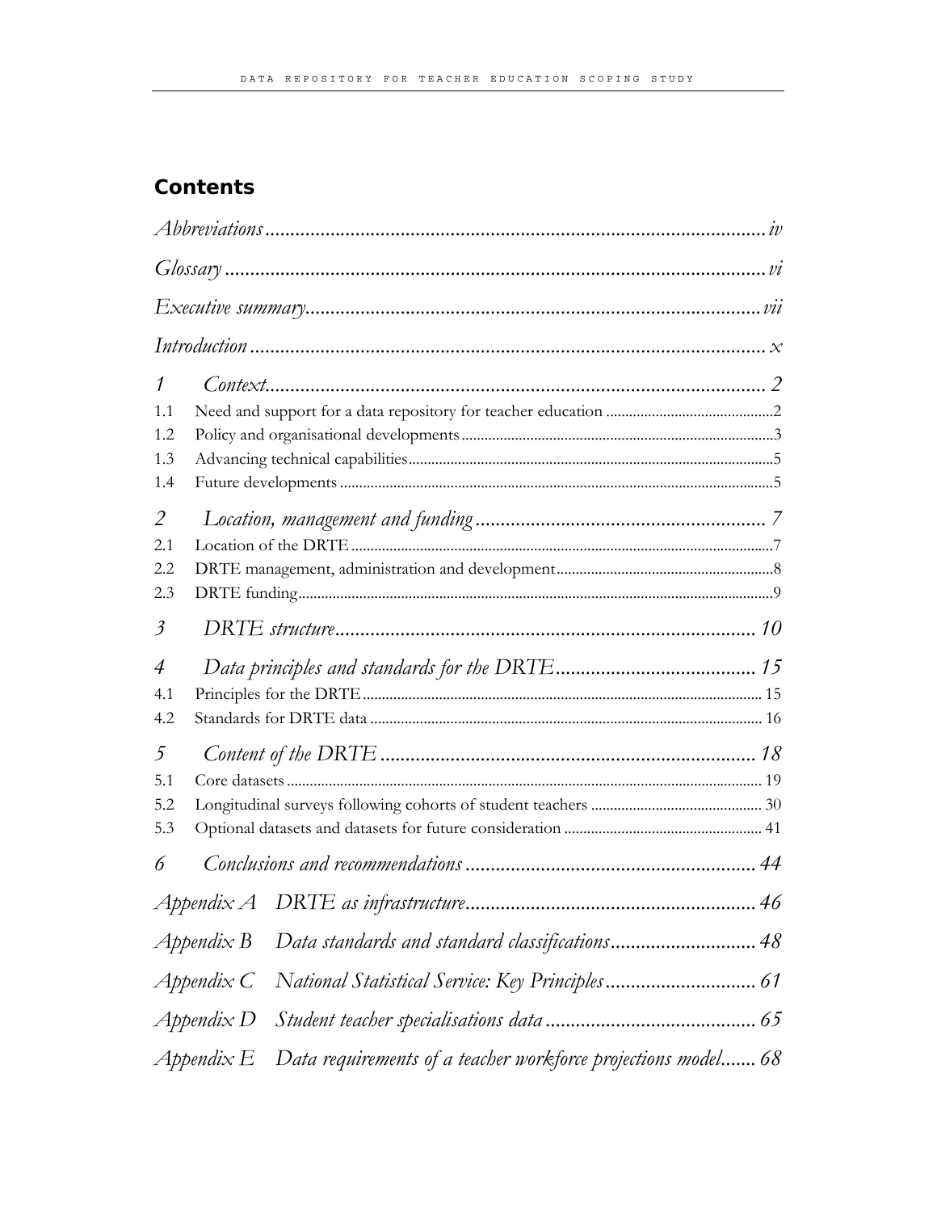## Contents

*Abbreviations* .................................................................................................... *iv*

*Glossary* .............................................................................................................. *vi*

*Executive summary* ........................................................................................... *vii*

*Introduction* ........................................................................................................ *x*

*1 Context* ............................................................................................................ *2*

1.1 Need and support for a data repository for teacher education ............................................2
1.2 Policy and organisational developments ..................................................................................3
1.3 Advancing technical capabilities ................................................................................................5
1.4 Future developments ..................................................................................................................5

*2 Location, management and funding* ................................................................ *7*

2.1 Location of the DRTE ...............................................................................................................7
2.2 DRTE management, administration and development ..........................................................8
2.3 DRTE funding ..............................................................................................................................9

*3 DRTE structure* .............................................................................................. *10*

*4 Data principles and standards for the DRTE* ............................................... *15*

4.1 Principles for the DRTE ......................................................................................................... 15
4.2 Standards for DRTE data ....................................................................................................... 16

*5 Content of the DRTE* ..................................................................................... *18*

5.1 Core datasets .............................................................................................................................. 19
5.2 Longitudinal surveys following cohorts of student teachers ............................................. 30
5.3 Optional datasets and datasets for future consideration ..................................................... 41

*6 Conclusions and recommendations* ............................................................... *44*

*Appendix A DRTE as infrastructure* ................................................................. *46*

*Appendix B Data standards and standard classifications* ............................... *48*

*Appendix C National Statistical Service: Key Principles* ................................. *61*

*Appendix D Student teacher specialisations data* ............................................ *65*

*Appendix E Data requirements of a teacher workforce projections model* ....... *68*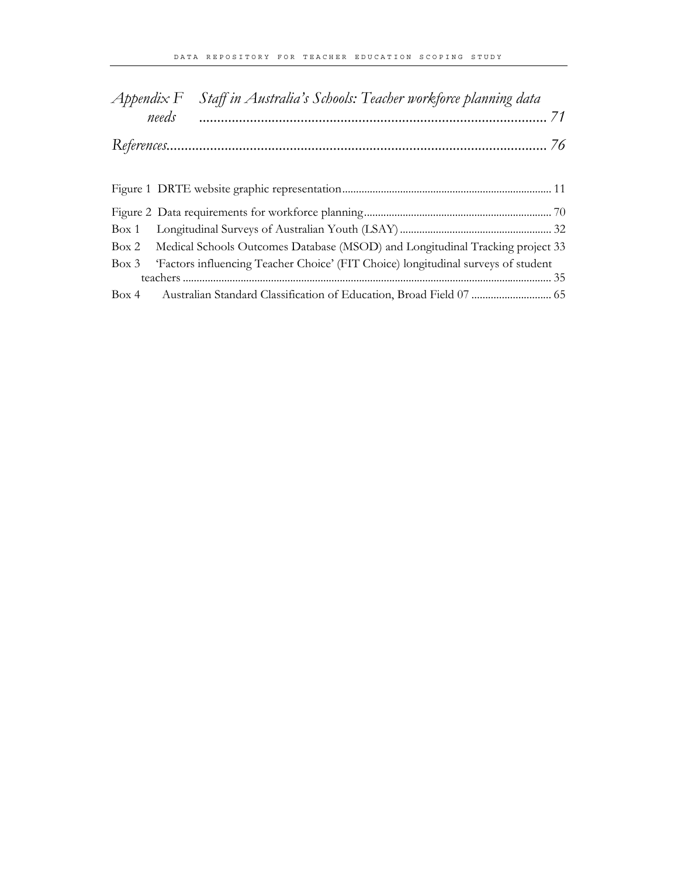*Appendix F Staff in Australia's Schools: Teacher workforce planning data needs* ................................................................................................ *71*

*References*......................................................................................................... *76*

Figure 1 DRTE website graphic representation........................................................................... 11

Figure 2 Data requirements for workforce planning.................................................................... 70

Box 1 Longitudinal Surveys of Australian Youth (LSAY) ....................................................... 32

Box 2 Medical Schools Outcomes Database (MSOD) and Longitudinal Tracking project 33

Box 3 'Factors influencing Teacher Choice' (FIT Choice) longitudinal surveys of student teachers ..................................................................................................................................... 35

Box 4 Australian Standard Classification of Education, Broad Field 07 ............................. 65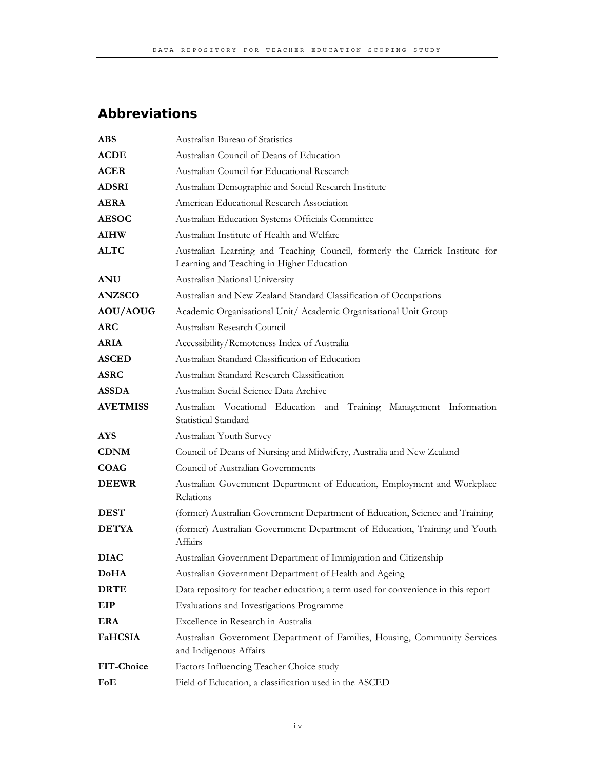## Abbreviations

| | |
|---|---|
| **ABS** | Australian Bureau of Statistics |
| **ACDE** | Australian Council of Deans of Education |
| **ACER** | Australian Council for Educational Research |
| **ADSRI** | Australian Demographic and Social Research Institute |
| **AERA** | American Educational Research Association |
| **AESOC** | Australian Education Systems Officials Committee |
| **AIHW** | Australian Institute of Health and Welfare |
| **ALTC** | Australian Learning and Teaching Council, formerly the Carrick Institute for Learning and Teaching in Higher Education |
| **ANU** | Australian National University |
| **ANZSCO** | Australian and New Zealand Standard Classification of Occupations |
| **AOU/AOUG** | Academic Organisational Unit/ Academic Organisational Unit Group |
| **ARC** | Australian Research Council |
| **ARIA** | Accessibility/Remoteness Index of Australia |
| **ASCED** | Australian Standard Classification of Education |
| **ASRC** | Australian Standard Research Classification |
| **ASSDA** | Australian Social Science Data Archive |
| **AVETMISS** | Australian Vocational Education and Training Management Information Statistical Standard |
| **AYS** | Australian Youth Survey |
| **CDNM** | Council of Deans of Nursing and Midwifery, Australia and New Zealand |
| **COAG** | Council of Australian Governments |
| **DEEWR** | Australian Government Department of Education, Employment and Workplace Relations |
| **DEST** | (former) Australian Government Department of Education, Science and Training |
| **DETYA** | (former) Australian Government Department of Education, Training and Youth Affairs |
| **DIAC** | Australian Government Department of Immigration and Citizenship |
| **DoHA** | Australian Government Department of Health and Ageing |
| **DRTE** | Data repository for teacher education; a term used for convenience in this report |
| **EIP** | Evaluations and Investigations Programme |
| **ERA** | Excellence in Research in Australia |
| **FaHCSIA** | Australian Government Department of Families, Housing, Community Services and Indigenous Affairs |
| **FIT-Choice** | Factors Influencing Teacher Choice study |
| **FoE** | Field of Education, a classification used in the ASCED |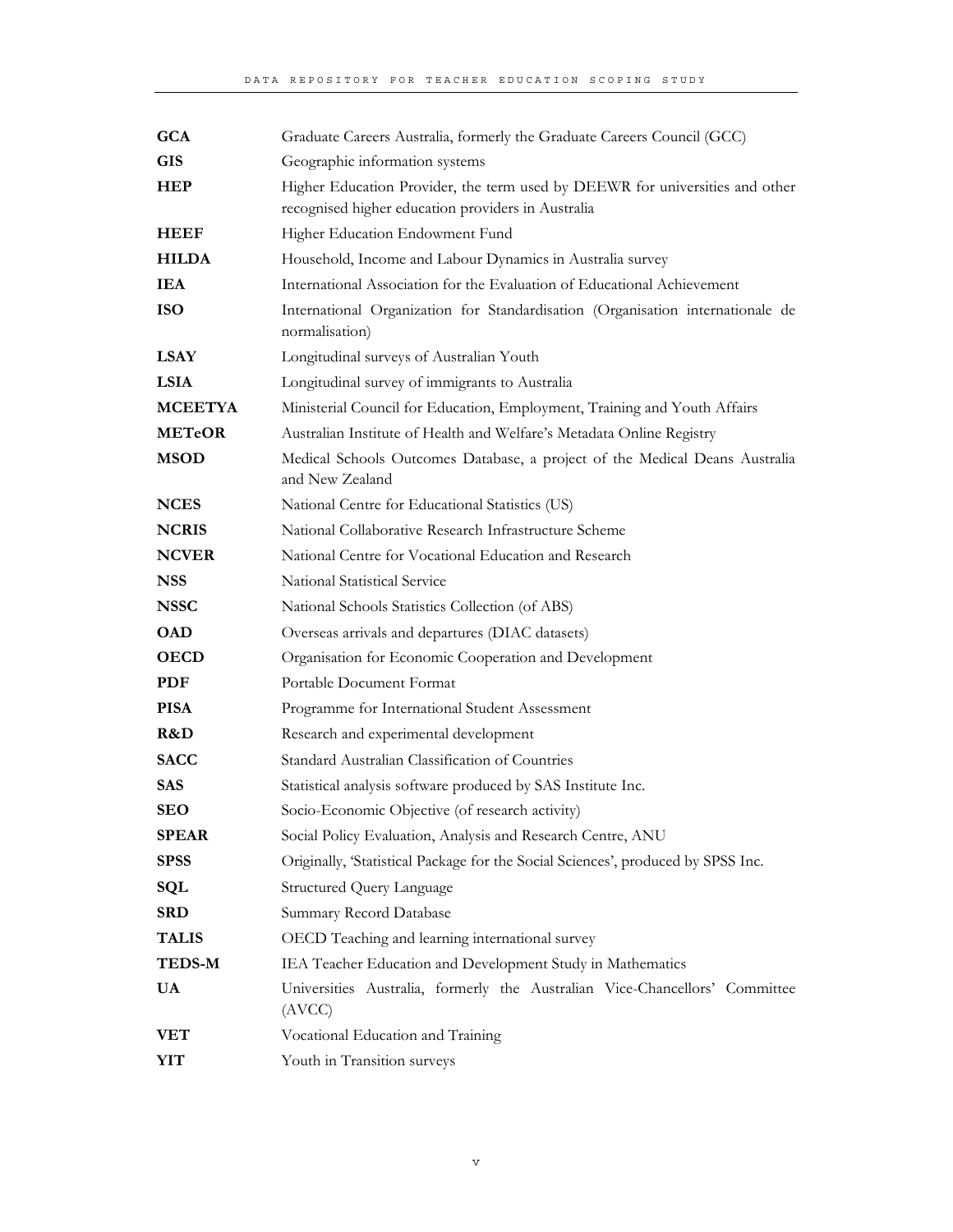| | |
|---|---|
| **GCA** | Graduate Careers Australia, formerly the Graduate Careers Council (GCC) |
| **GIS** | Geographic information systems |
| **HEP** | Higher Education Provider, the term used by DEEWR for universities and other recognised higher education providers in Australia |
| **HEEF** | Higher Education Endowment Fund |
| **HILDA** | Household, Income and Labour Dynamics in Australia survey |
| **IEA** | International Association for the Evaluation of Educational Achievement |
| **ISO** | International Organization for Standardisation (Organisation internationale de normalisation) |
| **LSAY** | Longitudinal surveys of Australian Youth |
| **LSIA** | Longitudinal survey of immigrants to Australia |
| **MCEETYA** | Ministerial Council for Education, Employment, Training and Youth Affairs |
| **METeOR** | Australian Institute of Health and Welfare's Metadata Online Registry |
| **MSOD** | Medical Schools Outcomes Database, a project of the Medical Deans Australia and New Zealand |
| **NCES** | National Centre for Educational Statistics (US) |
| **NCRIS** | National Collaborative Research Infrastructure Scheme |
| **NCVER** | National Centre for Vocational Education and Research |
| **NSS** | National Statistical Service |
| **NSSC** | National Schools Statistics Collection (of ABS) |
| **OAD** | Overseas arrivals and departures (DIAC datasets) |
| **OECD** | Organisation for Economic Cooperation and Development |
| **PDF** | Portable Document Format |
| **PISA** | Programme for International Student Assessment |
| **R&D** | Research and experimental development |
| **SACC** | Standard Australian Classification of Countries |
| **SAS** | Statistical analysis software produced by SAS Institute Inc. |
| **SEO** | Socio-Economic Objective (of research activity) |
| **SPEAR** | Social Policy Evaluation, Analysis and Research Centre, ANU |
| **SPSS** | Originally, 'Statistical Package for the Social Sciences', produced by SPSS Inc. |
| **SQL** | Structured Query Language |
| **SRD** | Summary Record Database |
| **TALIS** | OECD Teaching and learning international survey |
| **TEDS-M** | IEA Teacher Education and Development Study in Mathematics |
| **UA** | Universities Australia, formerly the Australian Vice-Chancellors' Committee (AVCC) |
| **VET** | Vocational Education and Training |
| **YIT** | Youth in Transition surveys |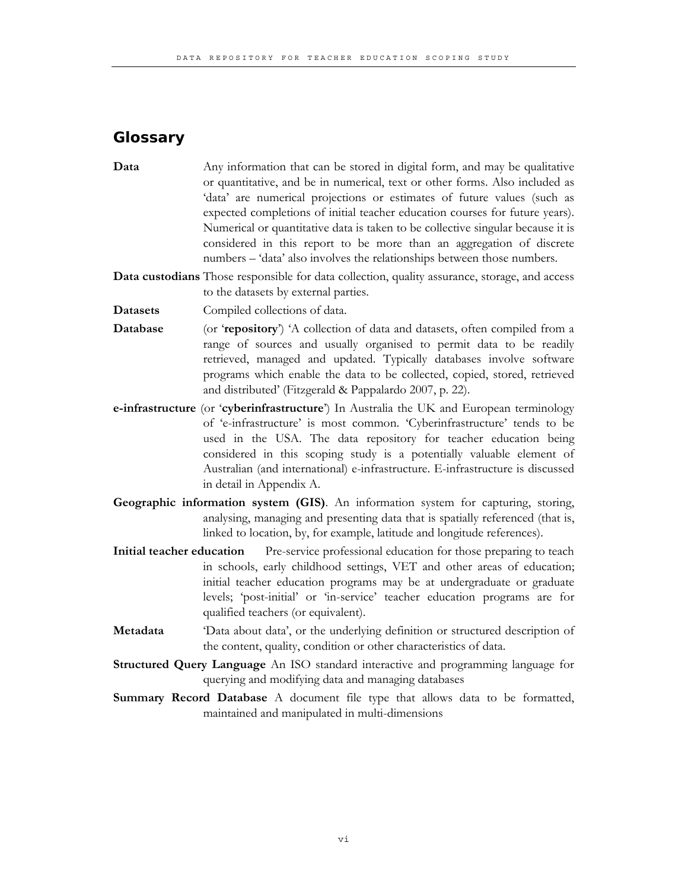## Glossary

**Data** Any information that can be stored in digital form, and may be qualitative or quantitative, and be in numerical, text or other forms. Also included as 'data' are numerical projections or estimates of future values (such as expected completions of initial teacher education courses for future years). Numerical or quantitative data is taken to be collective singular because it is considered in this report to be more than an aggregation of discrete numbers – 'data' also involves the relationships between those numbers.

**Data custodians** Those responsible for data collection, quality assurance, storage, and access to the datasets by external parties.

**Datasets** Compiled collections of data.

**Database** (or '**repository**') 'A collection of data and datasets, often compiled from a range of sources and usually organised to permit data to be readily retrieved, managed and updated. Typically databases involve software programs which enable the data to be collected, copied, stored, retrieved and distributed' (Fitzgerald & Pappalardo 2007, p. 22).

**e-infrastructure** (or '**cyberinfrastructure**') In Australia the UK and European terminology of 'e-infrastructure' is most common. 'Cyberinfrastructure' tends to be used in the USA. The data repository for teacher education being considered in this scoping study is a potentially valuable element of Australian (and international) e-infrastructure. E-infrastructure is discussed in detail in Appendix A.

**Geographic information system (GIS)**. An information system for capturing, storing, analysing, managing and presenting data that is spatially referenced (that is, linked to location, by, for example, latitude and longitude references).

**Initial teacher education** Pre-service professional education for those preparing to teach in schools, early childhood settings, VET and other areas of education; initial teacher education programs may be at undergraduate or graduate levels; 'post-initial' or 'in-service' teacher education programs are for qualified teachers (or equivalent).

**Metadata** 'Data about data', or the underlying definition or structured description of the content, quality, condition or other characteristics of data.

**Structured Query Language** An ISO standard interactive and programming language for querying and modifying data and managing databases

**Summary Record Database** A document file type that allows data to be formatted, maintained and manipulated in multi-dimensions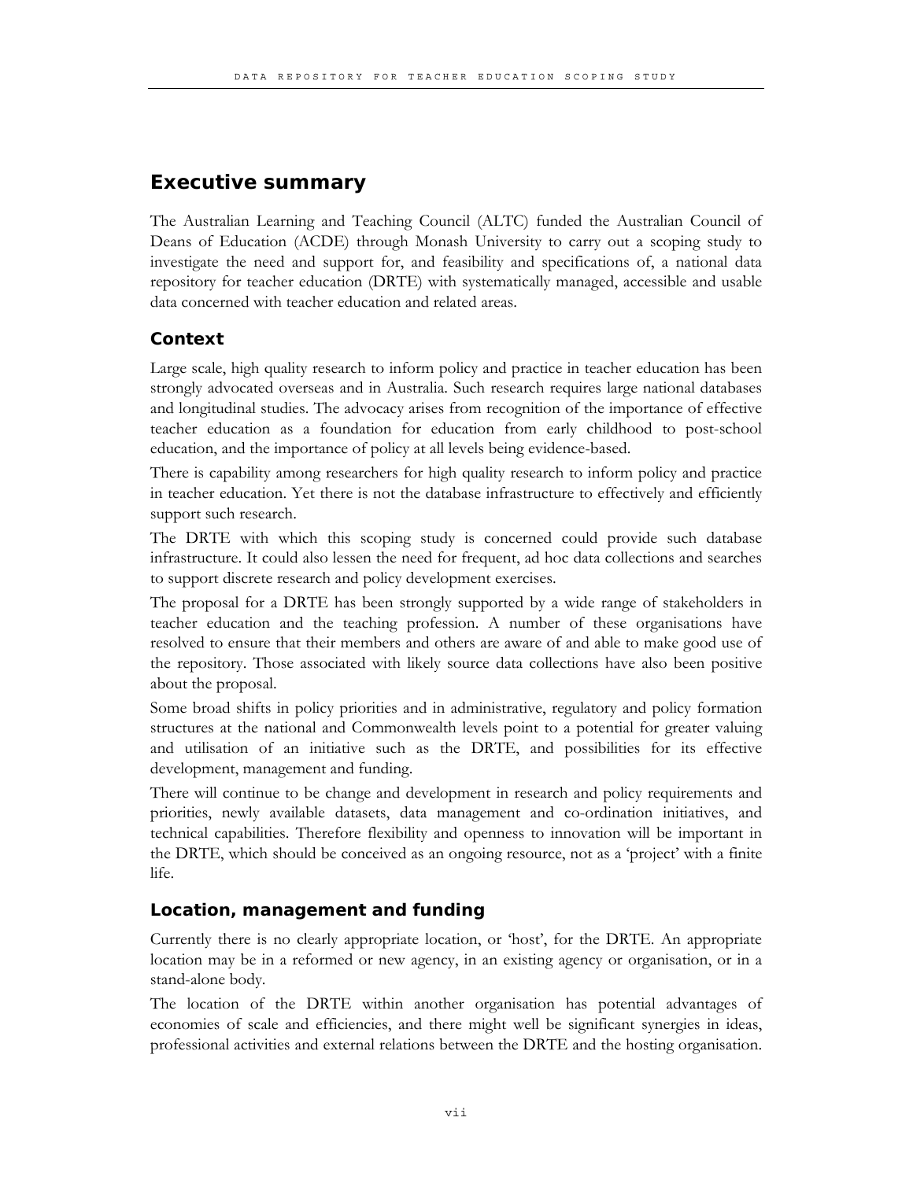## Executive summary

The Australian Learning and Teaching Council (ALTC) funded the Australian Council of Deans of Education (ACDE) through Monash University to carry out a scoping study to investigate the need and support for, and feasibility and specifications of, a national data repository for teacher education (DRTE) with systematically managed, accessible and usable data concerned with teacher education and related areas.

### Context

Large scale, high quality research to inform policy and practice in teacher education has been strongly advocated overseas and in Australia. Such research requires large national databases and longitudinal studies. The advocacy arises from recognition of the importance of effective teacher education as a foundation for education from early childhood to post-school education, and the importance of policy at all levels being evidence-based.

There is capability among researchers for high quality research to inform policy and practice in teacher education. Yet there is not the database infrastructure to effectively and efficiently support such research.

The DRTE with which this scoping study is concerned could provide such database infrastructure. It could also lessen the need for frequent, ad hoc data collections and searches to support discrete research and policy development exercises.

The proposal for a DRTE has been strongly supported by a wide range of stakeholders in teacher education and the teaching profession. A number of these organisations have resolved to ensure that their members and others are aware of and able to make good use of the repository. Those associated with likely source data collections have also been positive about the proposal.

Some broad shifts in policy priorities and in administrative, regulatory and policy formation structures at the national and Commonwealth levels point to a potential for greater valuing and utilisation of an initiative such as the DRTE, and possibilities for its effective development, management and funding.

There will continue to be change and development in research and policy requirements and priorities, newly available datasets, data management and co-ordination initiatives, and technical capabilities. Therefore flexibility and openness to innovation will be important in the DRTE, which should be conceived as an ongoing resource, not as a 'project' with a finite life.

### Location, management and funding

Currently there is no clearly appropriate location, or 'host', for the DRTE. An appropriate location may be in a reformed or new agency, in an existing agency or organisation, or in a stand-alone body.

The location of the DRTE within another organisation has potential advantages of economies of scale and efficiencies, and there might well be significant synergies in ideas, professional activities and external relations between the DRTE and the hosting organisation.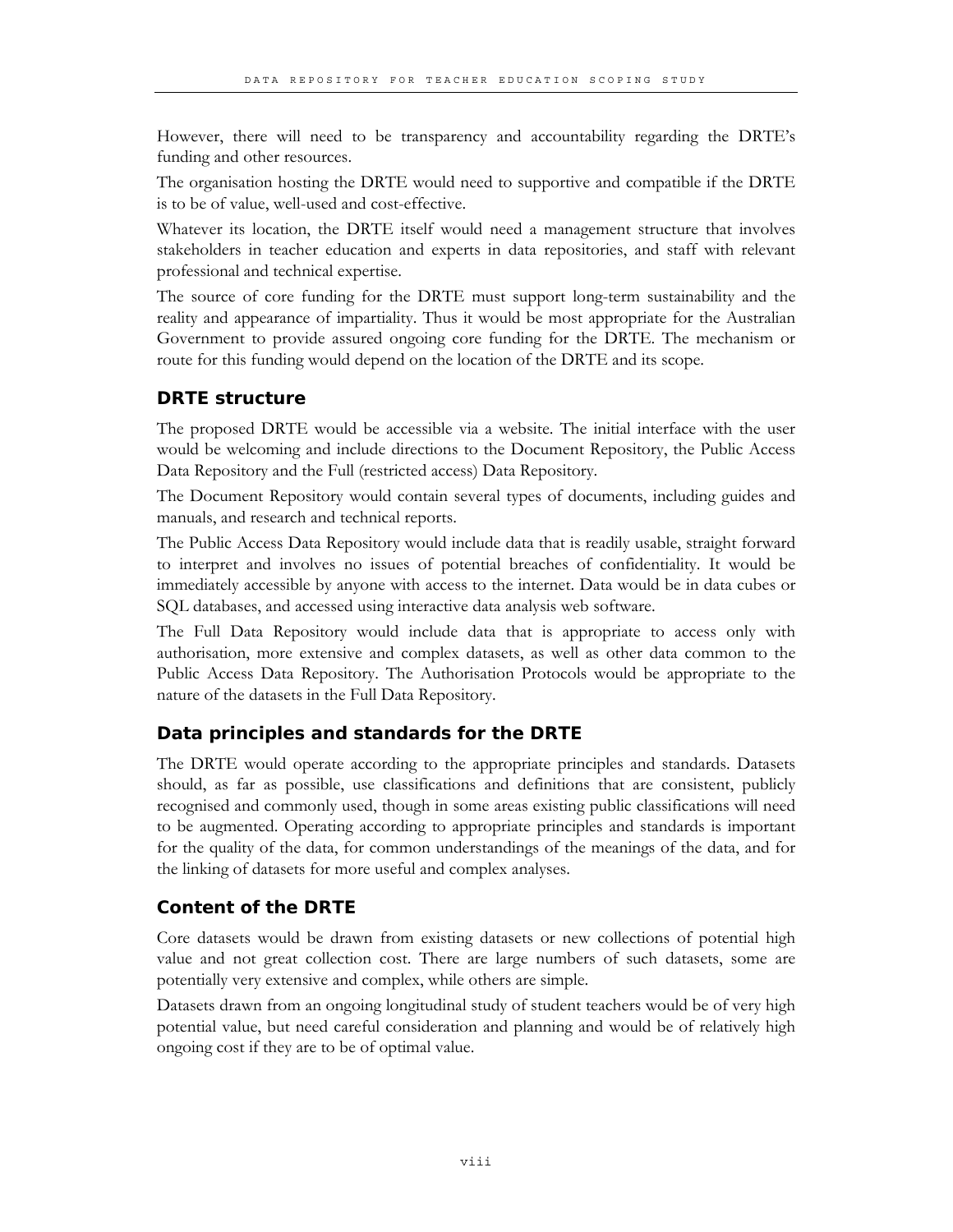However, there will need to be transparency and accountability regarding the DRTE's funding and other resources.

The organisation hosting the DRTE would need to supportive and compatible if the DRTE is to be of value, well-used and cost-effective.

Whatever its location, the DRTE itself would need a management structure that involves stakeholders in teacher education and experts in data repositories, and staff with relevant professional and technical expertise.

The source of core funding for the DRTE must support long-term sustainability and the reality and appearance of impartiality. Thus it would be most appropriate for the Australian Government to provide assured ongoing core funding for the DRTE. The mechanism or route for this funding would depend on the location of the DRTE and its scope.

### DRTE structure

The proposed DRTE would be accessible via a website. The initial interface with the user would be welcoming and include directions to the Document Repository, the Public Access Data Repository and the Full (restricted access) Data Repository.

The Document Repository would contain several types of documents, including guides and manuals, and research and technical reports.

The Public Access Data Repository would include data that is readily usable, straight forward to interpret and involves no issues of potential breaches of confidentiality. It would be immediately accessible by anyone with access to the internet. Data would be in data cubes or SQL databases, and accessed using interactive data analysis web software.

The Full Data Repository would include data that is appropriate to access only with authorisation, more extensive and complex datasets, as well as other data common to the Public Access Data Repository. The Authorisation Protocols would be appropriate to the nature of the datasets in the Full Data Repository.

### Data principles and standards for the DRTE

The DRTE would operate according to the appropriate principles and standards. Datasets should, as far as possible, use classifications and definitions that are consistent, publicly recognised and commonly used, though in some areas existing public classifications will need to be augmented. Operating according to appropriate principles and standards is important for the quality of the data, for common understandings of the meanings of the data, and for the linking of datasets for more useful and complex analyses.

### Content of the DRTE

Core datasets would be drawn from existing datasets or new collections of potential high value and not great collection cost. There are large numbers of such datasets, some are potentially very extensive and complex, while others are simple.

Datasets drawn from an ongoing longitudinal study of student teachers would be of very high potential value, but need careful consideration and planning and would be of relatively high ongoing cost if they are to be of optimal value.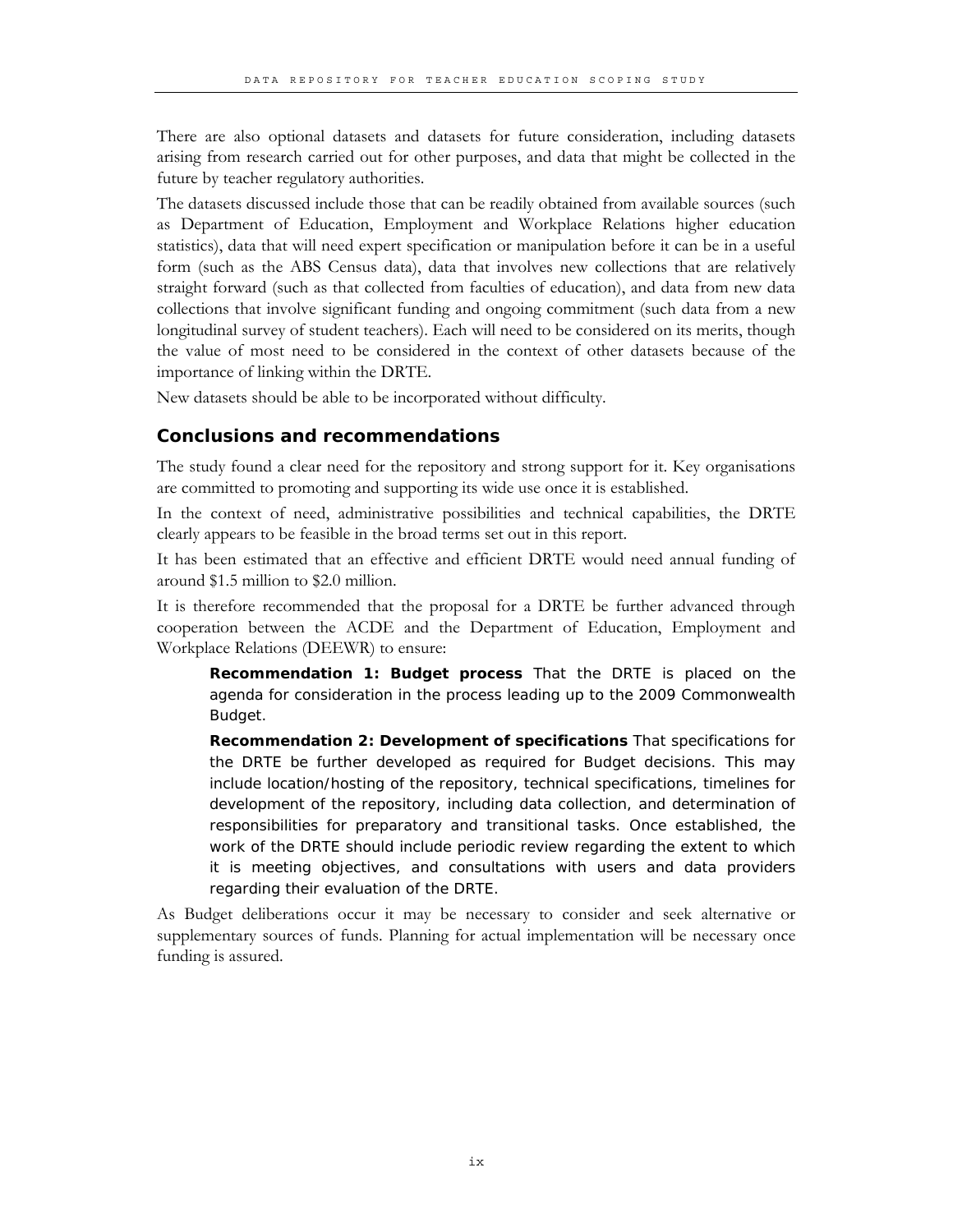There are also optional datasets and datasets for future consideration, including datasets arising from research carried out for other purposes, and data that might be collected in the future by teacher regulatory authorities.

The datasets discussed include those that can be readily obtained from available sources (such as Department of Education, Employment and Workplace Relations higher education statistics), data that will need expert specification or manipulation before it can be in a useful form (such as the ABS Census data), data that involves new collections that are relatively straight forward (such as that collected from faculties of education), and data from new data collections that involve significant funding and ongoing commitment (such data from a new longitudinal survey of student teachers). Each will need to be considered on its merits, though the value of most need to be considered in the context of other datasets because of the importance of linking within the DRTE.

New datasets should be able to be incorporated without difficulty.

## Conclusions and recommendations

The study found a clear need for the repository and strong support for it. Key organisations are committed to promoting and supporting its wide use once it is established.

In the context of need, administrative possibilities and technical capabilities, the DRTE clearly appears to be feasible in the broad terms set out in this report.

It has been estimated that an effective and efficient DRTE would need annual funding of around $1.5 million to $2.0 million.

It is therefore recommended that the proposal for a DRTE be further advanced through cooperation between the ACDE and the Department of Education, Employment and Workplace Relations (DEEWR) to ensure:

> **Recommendation 1: Budget process** That the DRTE is placed on the agenda for consideration in the process leading up to the 2009 Commonwealth Budget.
>
> **Recommendation 2: Development of specifications** That specifications for the DRTE be further developed as required for Budget decisions. This may include location/hosting of the repository, technical specifications, timelines for development of the repository, including data collection, and determination of responsibilities for preparatory and transitional tasks. Once established, the work of the DRTE should include periodic review regarding the extent to which it is meeting objectives, and consultations with users and data providers regarding their evaluation of the DRTE.

As Budget deliberations occur it may be necessary to consider and seek alternative or supplementary sources of funds. Planning for actual implementation will be necessary once funding is assured.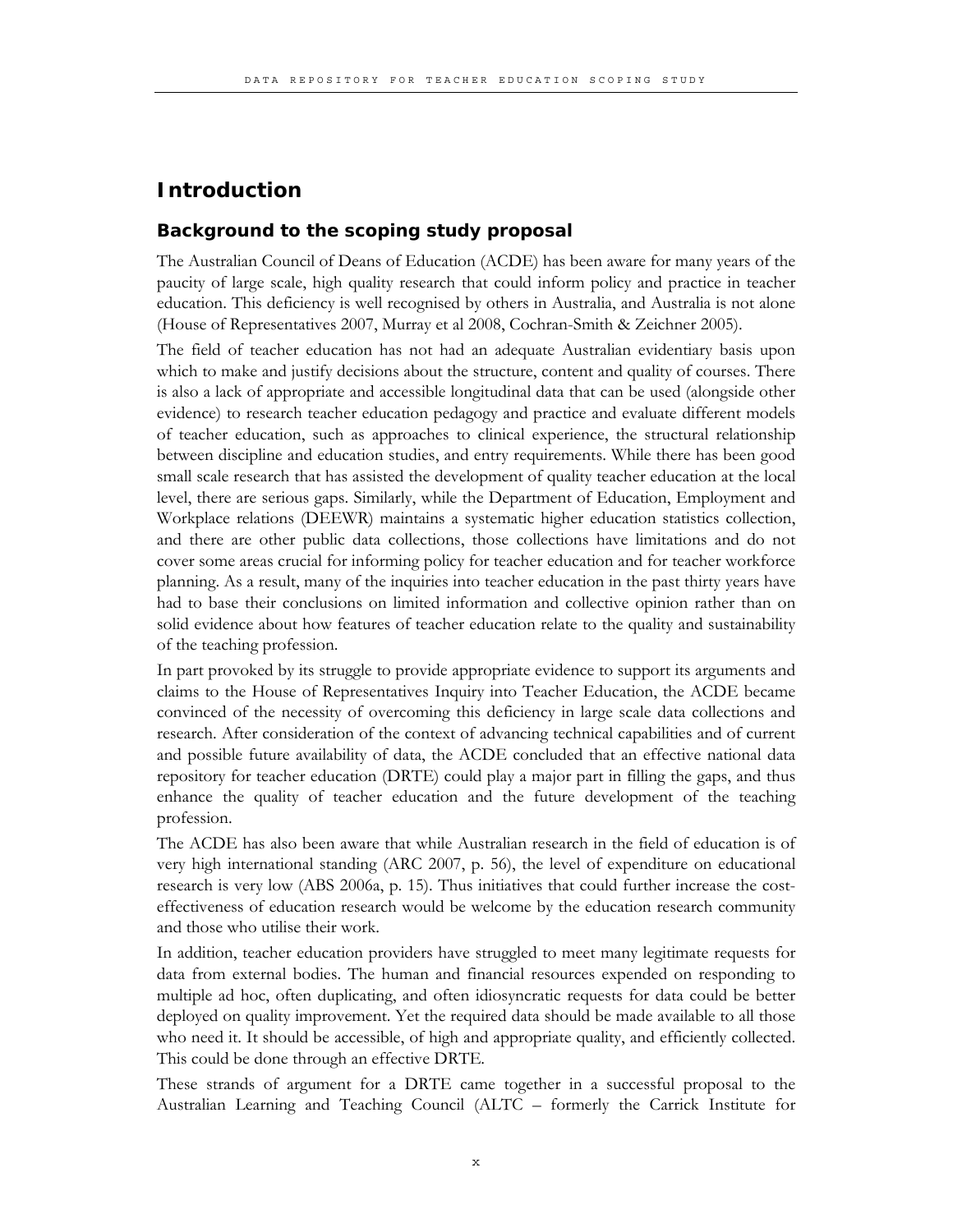# Introduction

## Background to the scoping study proposal

The Australian Council of Deans of Education (ACDE) has been aware for many years of the paucity of large scale, high quality research that could inform policy and practice in teacher education. This deficiency is well recognised by others in Australia, and Australia is not alone (House of Representatives 2007, Murray et al 2008, Cochran-Smith & Zeichner 2005).

The field of teacher education has not had an adequate Australian evidentiary basis upon which to make and justify decisions about the structure, content and quality of courses. There is also a lack of appropriate and accessible longitudinal data that can be used (alongside other evidence) to research teacher education pedagogy and practice and evaluate different models of teacher education, such as approaches to clinical experience, the structural relationship between discipline and education studies, and entry requirements. While there has been good small scale research that has assisted the development of quality teacher education at the local level, there are serious gaps. Similarly, while the Department of Education, Employment and Workplace relations (DEEWR) maintains a systematic higher education statistics collection, and there are other public data collections, those collections have limitations and do not cover some areas crucial for informing policy for teacher education and for teacher workforce planning. As a result, many of the inquiries into teacher education in the past thirty years have had to base their conclusions on limited information and collective opinion rather than on solid evidence about how features of teacher education relate to the quality and sustainability of the teaching profession.

In part provoked by its struggle to provide appropriate evidence to support its arguments and claims to the House of Representatives Inquiry into Teacher Education, the ACDE became convinced of the necessity of overcoming this deficiency in large scale data collections and research. After consideration of the context of advancing technical capabilities and of current and possible future availability of data, the ACDE concluded that an effective national data repository for teacher education (DRTE) could play a major part in filling the gaps, and thus enhance the quality of teacher education and the future development of the teaching profession.

The ACDE has also been aware that while Australian research in the field of education is of very high international standing (ARC 2007, p. 56), the level of expenditure on educational research is very low (ABS 2006a, p. 15). Thus initiatives that could further increase the cost-effectiveness of education research would be welcome by the education research community and those who utilise their work.

In addition, teacher education providers have struggled to meet many legitimate requests for data from external bodies. The human and financial resources expended on responding to multiple ad hoc, often duplicating, and often idiosyncratic requests for data could be better deployed on quality improvement. Yet the required data should be made available to all those who need it. It should be accessible, of high and appropriate quality, and efficiently collected. This could be done through an effective DRTE.

These strands of argument for a DRTE came together in a successful proposal to the Australian Learning and Teaching Council (ALTC – formerly the Carrick Institute for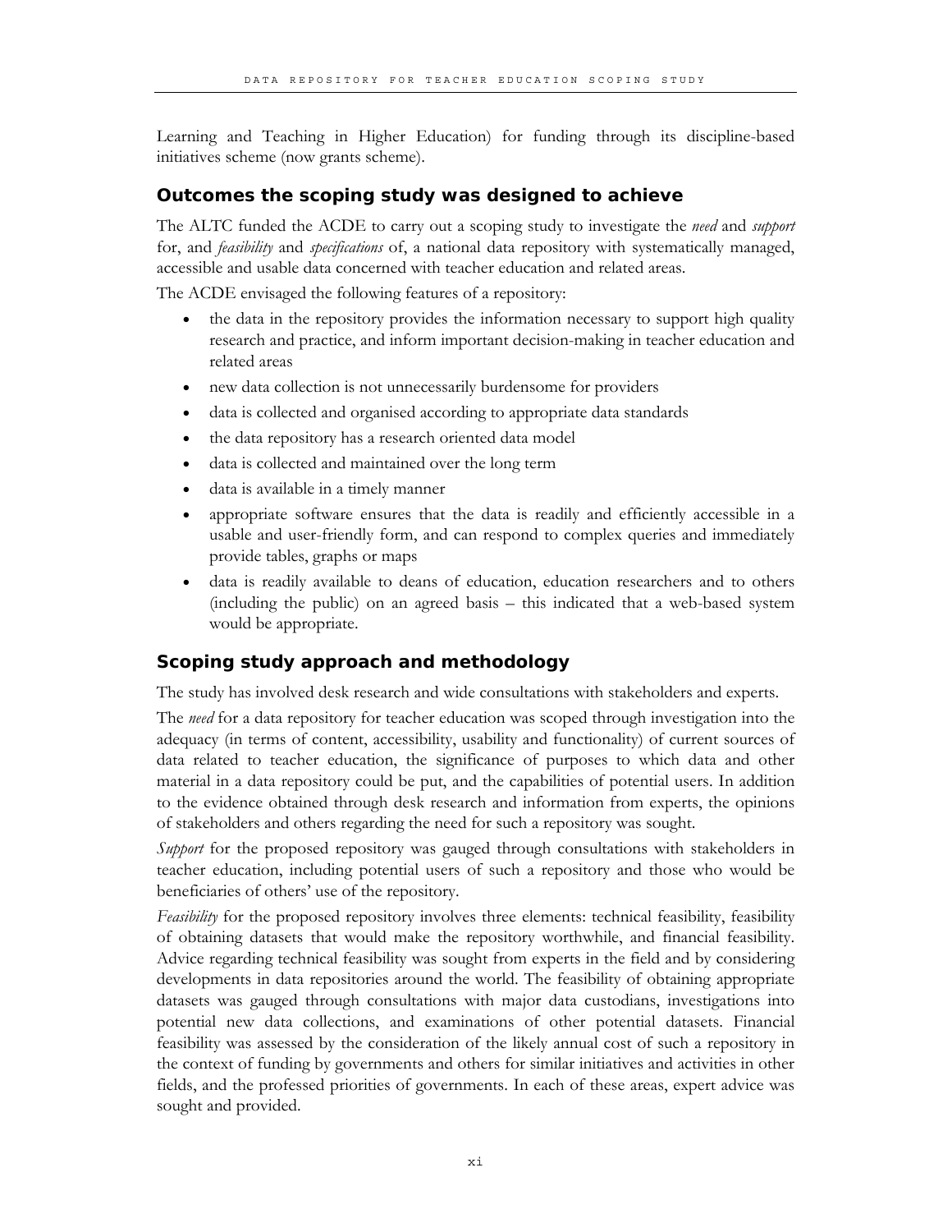Learning and Teaching in Higher Education) for funding through its discipline-based initiatives scheme (now grants scheme).

### Outcomes the scoping study was designed to achieve

The ALTC funded the ACDE to carry out a scoping study to investigate the *need* and *support* for, and *feasibility* and *specifications* of, a national data repository with systematically managed, accessible and usable data concerned with teacher education and related areas.

The ACDE envisaged the following features of a repository:

- the data in the repository provides the information necessary to support high quality research and practice, and inform important decision-making in teacher education and related areas
- new data collection is not unnecessarily burdensome for providers
- data is collected and organised according to appropriate data standards
- the data repository has a research oriented data model
- data is collected and maintained over the long term
- data is available in a timely manner
- appropriate software ensures that the data is readily and efficiently accessible in a usable and user-friendly form, and can respond to complex queries and immediately provide tables, graphs or maps
- data is readily available to deans of education, education researchers and to others (including the public) on an agreed basis – this indicated that a web-based system would be appropriate.

### Scoping study approach and methodology

The study has involved desk research and wide consultations with stakeholders and experts.

The *need* for a data repository for teacher education was scoped through investigation into the adequacy (in terms of content, accessibility, usability and functionality) of current sources of data related to teacher education, the significance of purposes to which data and other material in a data repository could be put, and the capabilities of potential users. In addition to the evidence obtained through desk research and information from experts, the opinions of stakeholders and others regarding the need for such a repository was sought.

*Support* for the proposed repository was gauged through consultations with stakeholders in teacher education, including potential users of such a repository and those who would be beneficiaries of others' use of the repository.

*Feasibility* for the proposed repository involves three elements: technical feasibility, feasibility of obtaining datasets that would make the repository worthwhile, and financial feasibility. Advice regarding technical feasibility was sought from experts in the field and by considering developments in data repositories around the world. The feasibility of obtaining appropriate datasets was gauged through consultations with major data custodians, investigations into potential new data collections, and examinations of other potential datasets. Financial feasibility was assessed by the consideration of the likely annual cost of such a repository in the context of funding by governments and others for similar initiatives and activities in other fields, and the professed priorities of governments. In each of these areas, expert advice was sought and provided.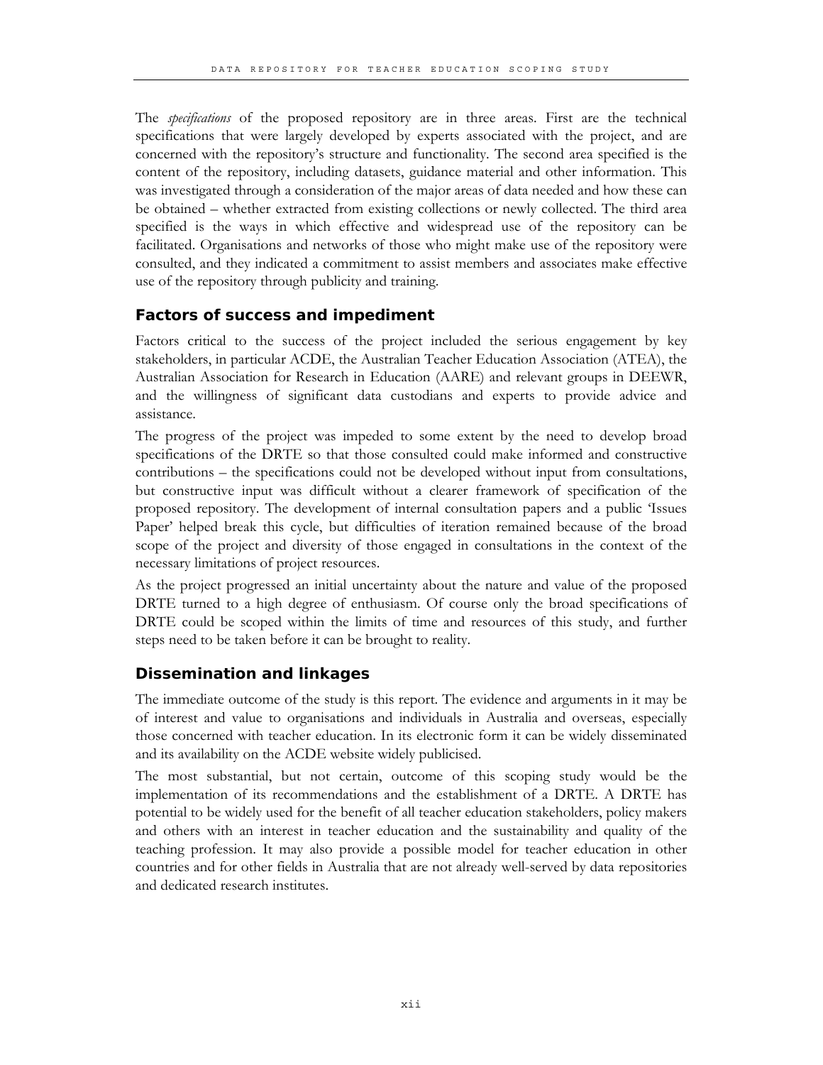The *specifications* of the proposed repository are in three areas. First are the technical specifications that were largely developed by experts associated with the project, and are concerned with the repository's structure and functionality. The second area specified is the content of the repository, including datasets, guidance material and other information. This was investigated through a consideration of the major areas of data needed and how these can be obtained – whether extracted from existing collections or newly collected. The third area specified is the ways in which effective and widespread use of the repository can be facilitated. Organisations and networks of those who might make use of the repository were consulted, and they indicated a commitment to assist members and associates make effective use of the repository through publicity and training.

## Factors of success and impediment

Factors critical to the success of the project included the serious engagement by key stakeholders, in particular ACDE, the Australian Teacher Education Association (ATEA), the Australian Association for Research in Education (AARE) and relevant groups in DEEWR, and the willingness of significant data custodians and experts to provide advice and assistance.

The progress of the project was impeded to some extent by the need to develop broad specifications of the DRTE so that those consulted could make informed and constructive contributions – the specifications could not be developed without input from consultations, but constructive input was difficult without a clearer framework of specification of the proposed repository. The development of internal consultation papers and a public 'Issues Paper' helped break this cycle, but difficulties of iteration remained because of the broad scope of the project and diversity of those engaged in consultations in the context of the necessary limitations of project resources.

As the project progressed an initial uncertainty about the nature and value of the proposed DRTE turned to a high degree of enthusiasm. Of course only the broad specifications of DRTE could be scoped within the limits of time and resources of this study, and further steps need to be taken before it can be brought to reality.

## Dissemination and linkages

The immediate outcome of the study is this report. The evidence and arguments in it may be of interest and value to organisations and individuals in Australia and overseas, especially those concerned with teacher education. In its electronic form it can be widely disseminated and its availability on the ACDE website widely publicised.

The most substantial, but not certain, outcome of this scoping study would be the implementation of its recommendations and the establishment of a DRTE. A DRTE has potential to be widely used for the benefit of all teacher education stakeholders, policy makers and others with an interest in teacher education and the sustainability and quality of the teaching profession. It may also provide a possible model for teacher education in other countries and for other fields in Australia that are not already well-served by data repositories and dedicated research institutes.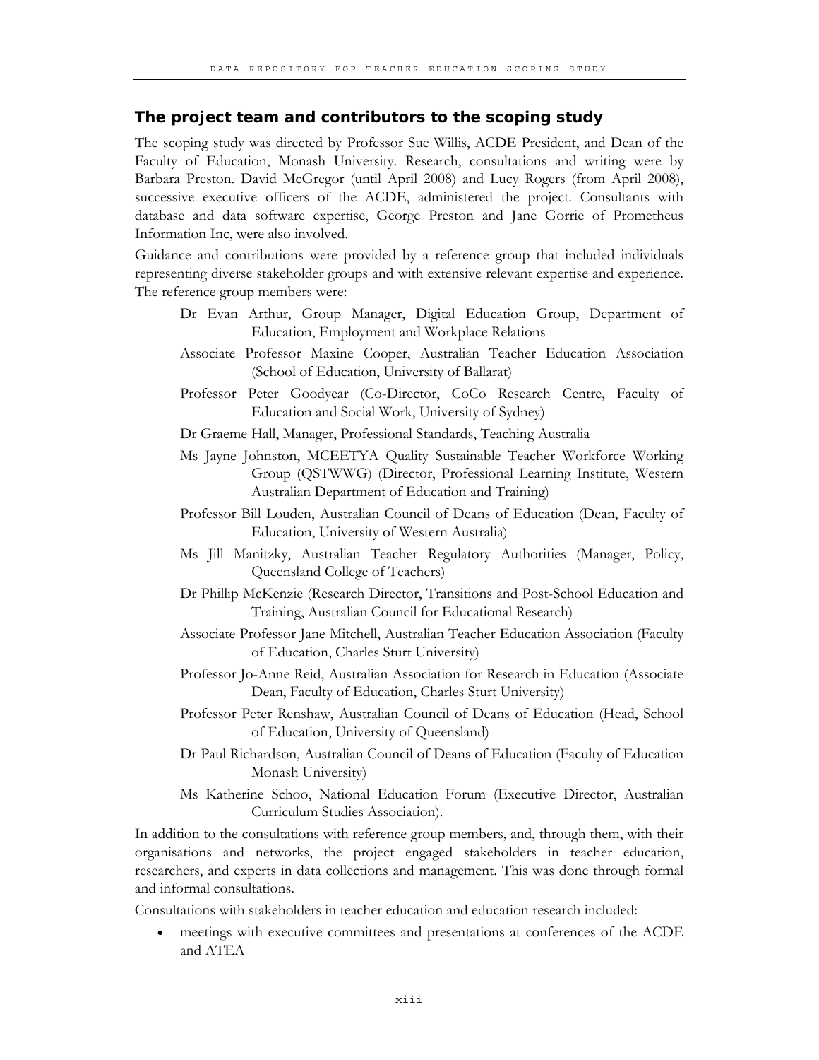## The project team and contributors to the scoping study

The scoping study was directed by Professor Sue Willis, ACDE President, and Dean of the Faculty of Education, Monash University. Research, consultations and writing were by Barbara Preston. David McGregor (until April 2008) and Lucy Rogers (from April 2008), successive executive officers of the ACDE, administered the project. Consultants with database and data software expertise, George Preston and Jane Gorrie of Prometheus Information Inc, were also involved.

Guidance and contributions were provided by a reference group that included individuals representing diverse stakeholder groups and with extensive relevant expertise and experience. The reference group members were:

- Dr Evan Arthur, Group Manager, Digital Education Group, Department of Education, Employment and Workplace Relations
- Associate Professor Maxine Cooper, Australian Teacher Education Association (School of Education, University of Ballarat)
- Professor Peter Goodyear (Co-Director, CoCo Research Centre, Faculty of Education and Social Work, University of Sydney)
- Dr Graeme Hall, Manager, Professional Standards, Teaching Australia
- Ms Jayne Johnston, MCEETYA Quality Sustainable Teacher Workforce Working Group (QSTWWG) (Director, Professional Learning Institute, Western Australian Department of Education and Training)
- Professor Bill Louden, Australian Council of Deans of Education (Dean, Faculty of Education, University of Western Australia)
- Ms Jill Manitzky, Australian Teacher Regulatory Authorities (Manager, Policy, Queensland College of Teachers)
- Dr Phillip McKenzie (Research Director, Transitions and Post-School Education and Training, Australian Council for Educational Research)
- Associate Professor Jane Mitchell, Australian Teacher Education Association (Faculty of Education, Charles Sturt University)
- Professor Jo-Anne Reid, Australian Association for Research in Education (Associate Dean, Faculty of Education, Charles Sturt University)
- Professor Peter Renshaw, Australian Council of Deans of Education (Head, School of Education, University of Queensland)
- Dr Paul Richardson, Australian Council of Deans of Education (Faculty of Education Monash University)
- Ms Katherine Schoo, National Education Forum (Executive Director, Australian Curriculum Studies Association).

In addition to the consultations with reference group members, and, through them, with their organisations and networks, the project engaged stakeholders in teacher education, researchers, and experts in data collections and management. This was done through formal and informal consultations.

Consultations with stakeholders in teacher education and education research included:

- meetings with executive committees and presentations at conferences of the ACDE and ATEA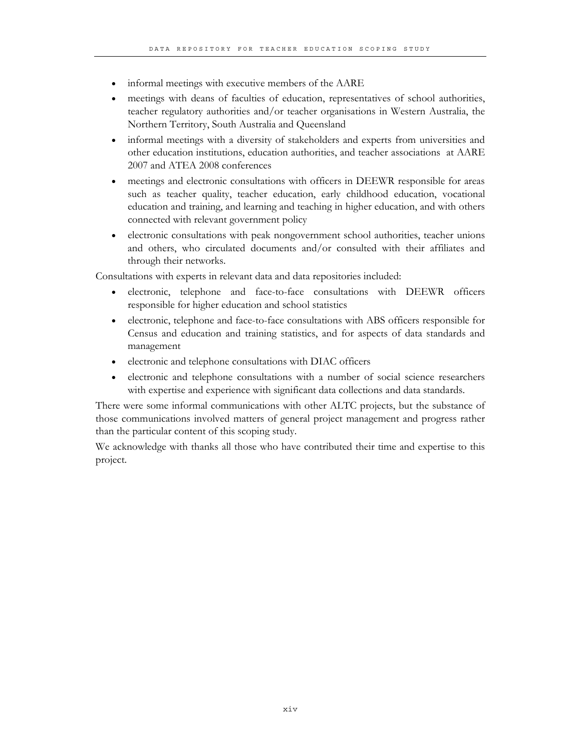- informal meetings with executive members of the AARE
- meetings with deans of faculties of education, representatives of school authorities, teacher regulatory authorities and/or teacher organisations in Western Australia, the Northern Territory, South Australia and Queensland
- informal meetings with a diversity of stakeholders and experts from universities and other education institutions, education authorities, and teacher associations at AARE 2007 and ATEA 2008 conferences
- meetings and electronic consultations with officers in DEEWR responsible for areas such as teacher quality, teacher education, early childhood education, vocational education and training, and learning and teaching in higher education, and with others connected with relevant government policy
- electronic consultations with peak nongovernment school authorities, teacher unions and others, who circulated documents and/or consulted with their affiliates and through their networks.

Consultations with experts in relevant data and data repositories included:

- electronic, telephone and face-to-face consultations with DEEWR officers responsible for higher education and school statistics
- electronic, telephone and face-to-face consultations with ABS officers responsible for Census and education and training statistics, and for aspects of data standards and management
- electronic and telephone consultations with DIAC officers
- electronic and telephone consultations with a number of social science researchers with expertise and experience with significant data collections and data standards.

There were some informal communications with other ALTC projects, but the substance of those communications involved matters of general project management and progress rather than the particular content of this scoping study.

We acknowledge with thanks all those who have contributed their time and expertise to this project.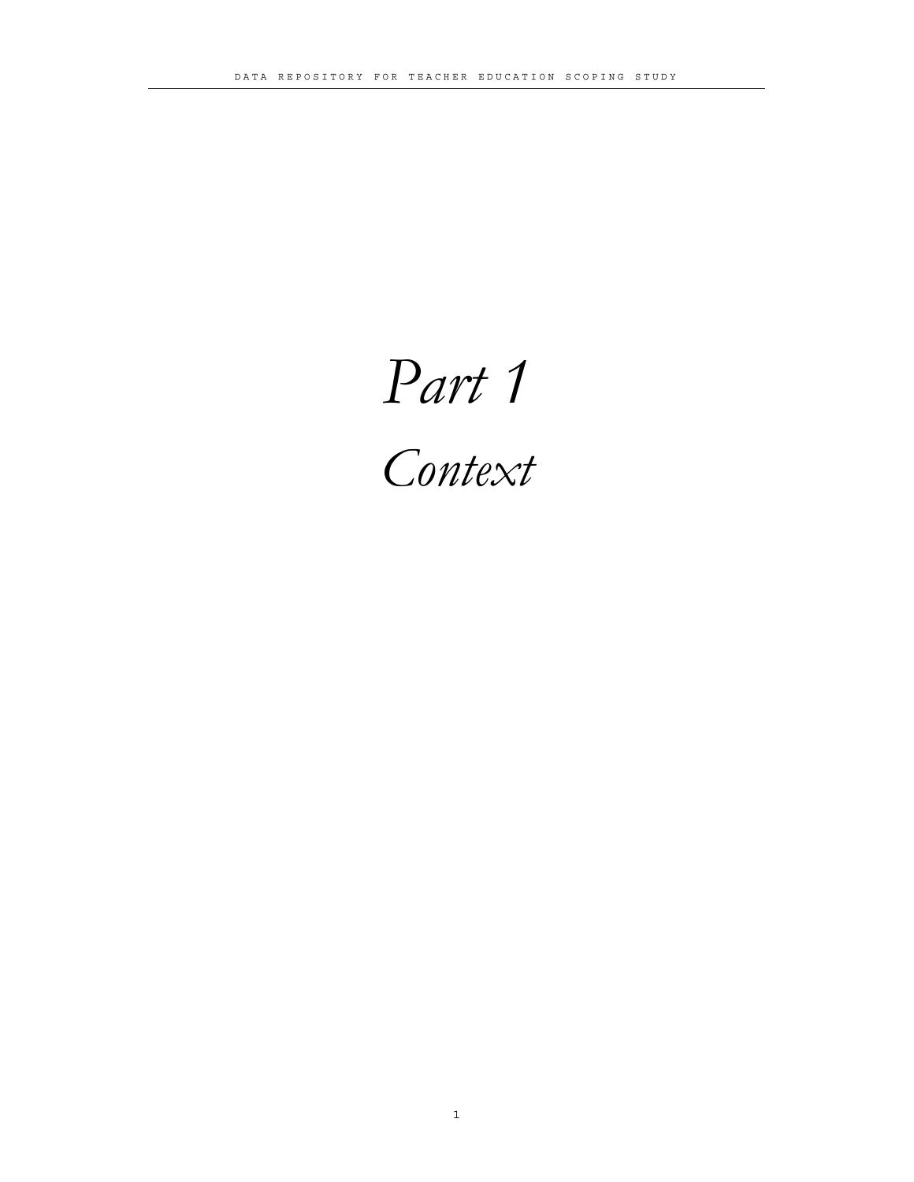# *Part 1*

## *Context*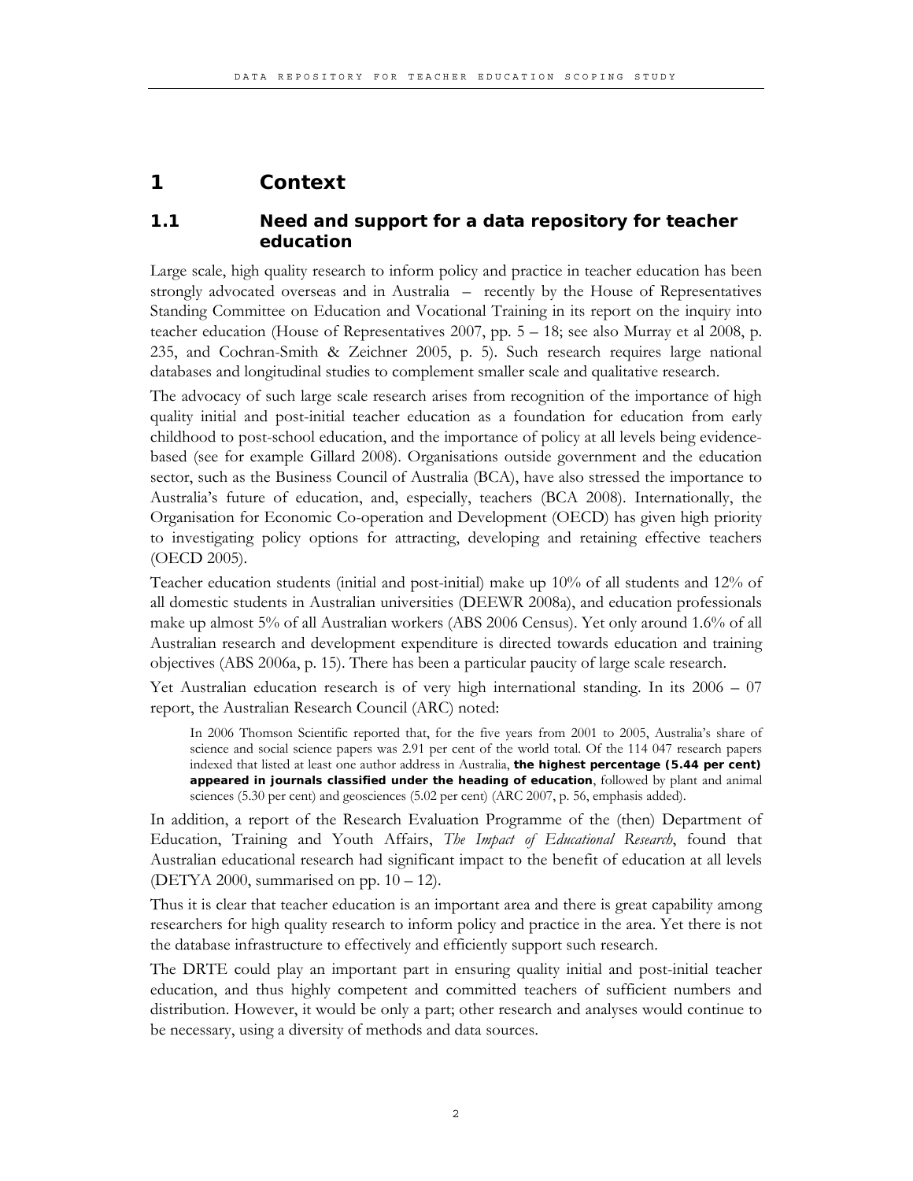# 1 Context

## 1.1 Need and support for a data repository for teacher education

Large scale, high quality research to inform policy and practice in teacher education has been strongly advocated overseas and in Australia – recently by the House of Representatives Standing Committee on Education and Vocational Training in its report on the inquiry into teacher education (House of Representatives 2007, pp. 5 – 18; see also Murray et al 2008, p. 235, and Cochran-Smith & Zeichner 2005, p. 5). Such research requires large national databases and longitudinal studies to complement smaller scale and qualitative research.

The advocacy of such large scale research arises from recognition of the importance of high quality initial and post-initial teacher education as a foundation for education from early childhood to post-school education, and the importance of policy at all levels being evidence-based (see for example Gillard 2008). Organisations outside government and the education sector, such as the Business Council of Australia (BCA), have also stressed the importance to Australia's future of education, and, especially, teachers (BCA 2008). Internationally, the Organisation for Economic Co-operation and Development (OECD) has given high priority to investigating policy options for attracting, developing and retaining effective teachers (OECD 2005).

Teacher education students (initial and post-initial) make up 10% of all students and 12% of all domestic students in Australian universities (DEEWR 2008a), and education professionals make up almost 5% of all Australian workers (ABS 2006 Census). Yet only around 1.6% of all Australian research and development expenditure is directed towards education and training objectives (ABS 2006a, p. 15). There has been a particular paucity of large scale research.

Yet Australian education research is of very high international standing. In its 2006 – 07 report, the Australian Research Council (ARC) noted:

> In 2006 Thomson Scientific reported that, for the five years from 2001 to 2005, Australia's share of science and social science papers was 2.91 per cent of the world total. Of the 114 047 research papers indexed that listed at least one author address in Australia, **the highest percentage (5.44 per cent) appeared in journals classified under the heading of education**, followed by plant and animal sciences (5.30 per cent) and geosciences (5.02 per cent) (ARC 2007, p. 56, emphasis added).

In addition, a report of the Research Evaluation Programme of the (then) Department of Education, Training and Youth Affairs, *The Impact of Educational Research*, found that Australian educational research had significant impact to the benefit of education at all levels (DETYA 2000, summarised on pp. 10 – 12).

Thus it is clear that teacher education is an important area and there is great capability among researchers for high quality research to inform policy and practice in the area. Yet there is not the database infrastructure to effectively and efficiently support such research.

The DRTE could play an important part in ensuring quality initial and post-initial teacher education, and thus highly competent and committed teachers of sufficient numbers and distribution. However, it would be only a part; other research and analyses would continue to be necessary, using a diversity of methods and data sources.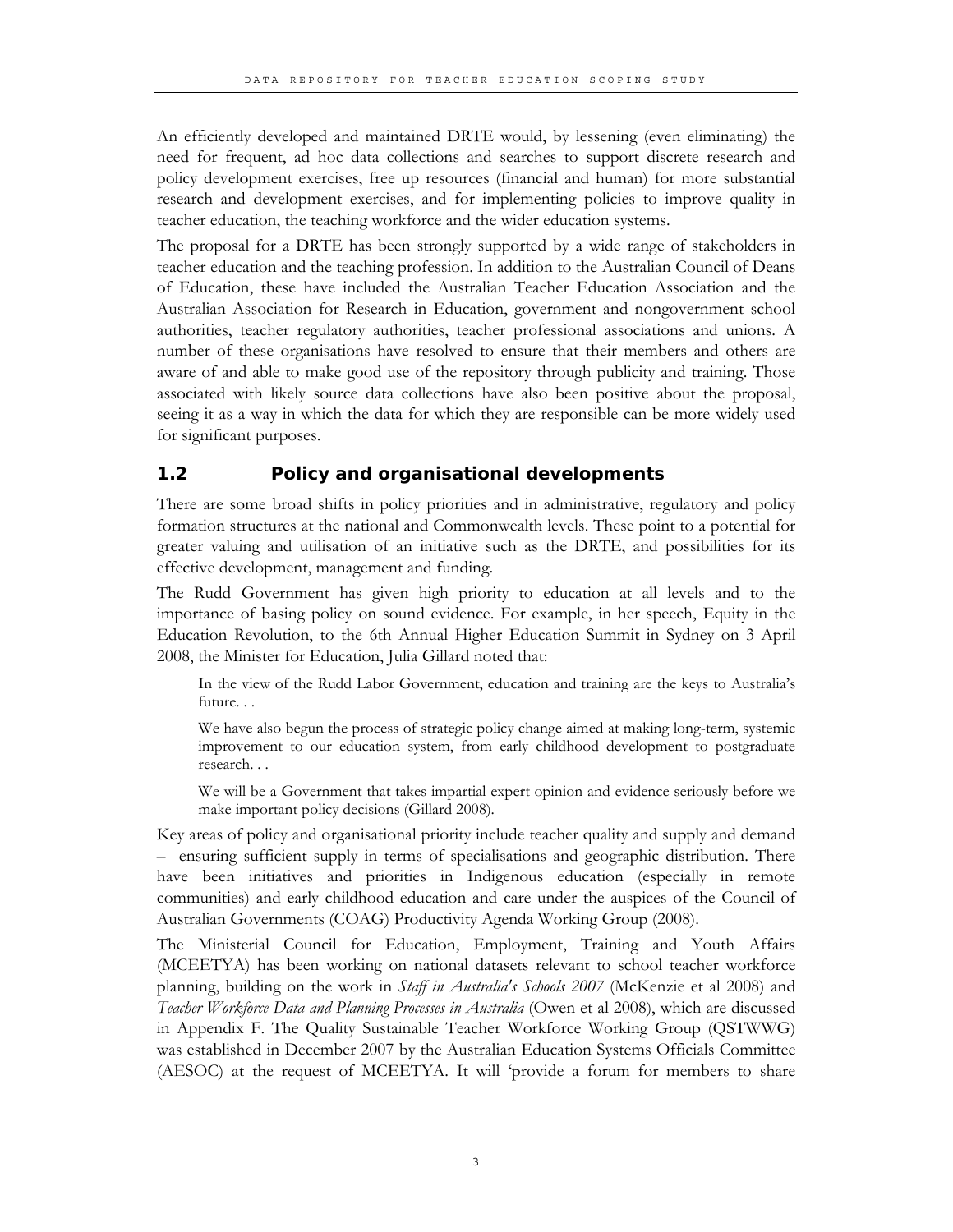An efficiently developed and maintained DRTE would, by lessening (even eliminating) the need for frequent, ad hoc data collections and searches to support discrete research and policy development exercises, free up resources (financial and human) for more substantial research and development exercises, and for implementing policies to improve quality in teacher education, the teaching workforce and the wider education systems.

The proposal for a DRTE has been strongly supported by a wide range of stakeholders in teacher education and the teaching profession. In addition to the Australian Council of Deans of Education, these have included the Australian Teacher Education Association and the Australian Association for Research in Education, government and nongovernment school authorities, teacher regulatory authorities, teacher professional associations and unions. A number of these organisations have resolved to ensure that their members and others are aware of and able to make good use of the repository through publicity and training. Those associated with likely source data collections have also been positive about the proposal, seeing it as a way in which the data for which they are responsible can be more widely used for significant purposes.

## 1.2 Policy and organisational developments

There are some broad shifts in policy priorities and in administrative, regulatory and policy formation structures at the national and Commonwealth levels. These point to a potential for greater valuing and utilisation of an initiative such as the DRTE, and possibilities for its effective development, management and funding.

The Rudd Government has given high priority to education at all levels and to the importance of basing policy on sound evidence. For example, in her speech, Equity in the Education Revolution, to the 6th Annual Higher Education Summit in Sydney on 3 April 2008, the Minister for Education, Julia Gillard noted that:

> In the view of the Rudd Labor Government, education and training are the keys to Australia's future. . .
>
> We have also begun the process of strategic policy change aimed at making long-term, systemic improvement to our education system, from early childhood development to postgraduate research. . .
>
> We will be a Government that takes impartial expert opinion and evidence seriously before we make important policy decisions (Gillard 2008).

Key areas of policy and organisational priority include teacher quality and supply and demand – ensuring sufficient supply in terms of specialisations and geographic distribution. There have been initiatives and priorities in Indigenous education (especially in remote communities) and early childhood education and care under the auspices of the Council of Australian Governments (COAG) Productivity Agenda Working Group (2008).

The Ministerial Council for Education, Employment, Training and Youth Affairs (MCEETYA) has been working on national datasets relevant to school teacher workforce planning, building on the work in *Staff in Australia's Schools 2007* (McKenzie et al 2008) and *Teacher Workforce Data and Planning Processes in Australia* (Owen et al 2008), which are discussed in Appendix F. The Quality Sustainable Teacher Workforce Working Group (QSTWWG) was established in December 2007 by the Australian Education Systems Officials Committee (AESOC) at the request of MCEETYA. It will 'provide a forum for members to share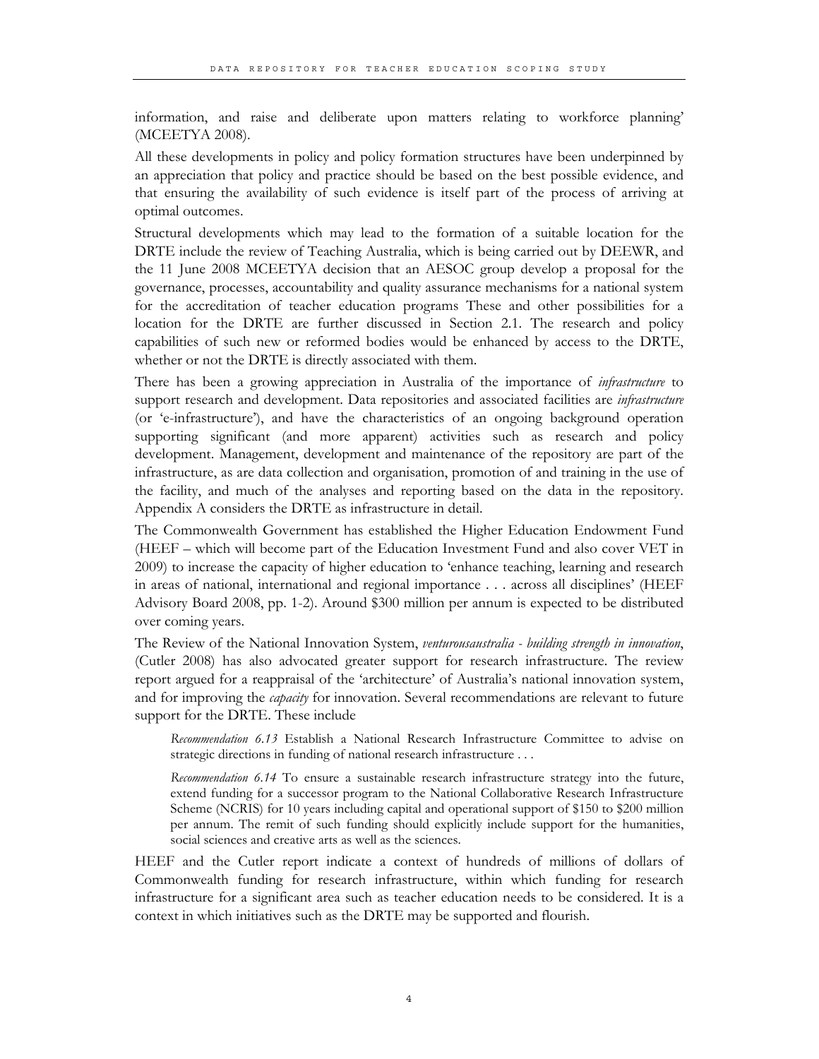information, and raise and deliberate upon matters relating to workforce planning' (MCEETYA 2008).

All these developments in policy and policy formation structures have been underpinned by an appreciation that policy and practice should be based on the best possible evidence, and that ensuring the availability of such evidence is itself part of the process of arriving at optimal outcomes.

Structural developments which may lead to the formation of a suitable location for the DRTE include the review of Teaching Australia, which is being carried out by DEEWR, and the 11 June 2008 MCEETYA decision that an AESOC group develop a proposal for the governance, processes, accountability and quality assurance mechanisms for a national system for the accreditation of teacher education programs These and other possibilities for a location for the DRTE are further discussed in Section 2.1. The research and policy capabilities of such new or reformed bodies would be enhanced by access to the DRTE, whether or not the DRTE is directly associated with them.

There has been a growing appreciation in Australia of the importance of *infrastructure* to support research and development. Data repositories and associated facilities are *infrastructure* (or 'e-infrastructure'), and have the characteristics of an ongoing background operation supporting significant (and more apparent) activities such as research and policy development. Management, development and maintenance of the repository are part of the infrastructure, as are data collection and organisation, promotion of and training in the use of the facility, and much of the analyses and reporting based on the data in the repository. Appendix A considers the DRTE as infrastructure in detail.

The Commonwealth Government has established the Higher Education Endowment Fund (HEEF – which will become part of the Education Investment Fund and also cover VET in 2009) to increase the capacity of higher education to 'enhance teaching, learning and research in areas of national, international and regional importance . . . across all disciplines' (HEEF Advisory Board 2008, pp. 1-2). Around $300 million per annum is expected to be distributed over coming years.

The Review of the National Innovation System, *venturousaustralia - building strength in innovation*, (Cutler 2008) has also advocated greater support for research infrastructure. The review report argued for a reappraisal of the 'architecture' of Australia's national innovation system, and for improving the *capacity* for innovation. Several recommendations are relevant to future support for the DRTE. These include

> *Recommendation 6.13* Establish a National Research Infrastructure Committee to advise on strategic directions in funding of national research infrastructure . . .
>
> *Recommendation 6.14* To ensure a sustainable research infrastructure strategy into the future, extend funding for a successor program to the National Collaborative Research Infrastructure Scheme (NCRIS) for 10 years including capital and operational support of $150 to $200 million per annum. The remit of such funding should explicitly include support for the humanities, social sciences and creative arts as well as the sciences.

HEEF and the Cutler report indicate a context of hundreds of millions of dollars of Commonwealth funding for research infrastructure, within which funding for research infrastructure for a significant area such as teacher education needs to be considered. It is a context in which initiatives such as the DRTE may be supported and flourish.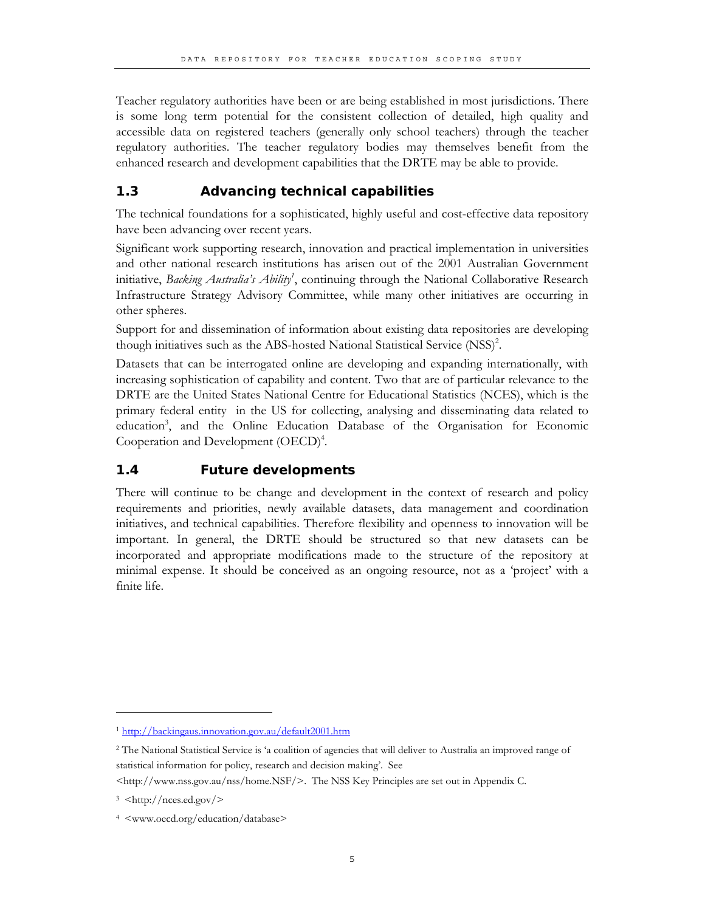Teacher regulatory authorities have been or are being established in most jurisdictions. There is some long term potential for the consistent collection of detailed, high quality and accessible data on registered teachers (generally only school teachers) through the teacher regulatory authorities. The teacher regulatory bodies may themselves benefit from the enhanced research and development capabilities that the DRTE may be able to provide.

## 1.3 Advancing technical capabilities

The technical foundations for a sophisticated, highly useful and cost-effective data repository have been advancing over recent years.

Significant work supporting research, innovation and practical implementation in universities and other national research institutions has arisen out of the 2001 Australian Government initiative, *Backing Australia's Ability*[1], continuing through the National Collaborative Research Infrastructure Strategy Advisory Committee, while many other initiatives are occurring in other spheres.

Support for and dissemination of information about existing data repositories are developing though initiatives such as the ABS-hosted National Statistical Service (NSS)[2].

Datasets that can be interrogated online are developing and expanding internationally, with increasing sophistication of capability and content. Two that are of particular relevance to the DRTE are the United States National Centre for Educational Statistics (NCES), which is the primary federal entity in the US for collecting, analysing and disseminating data related to education[3], and the Online Education Database of the Organisation for Economic Cooperation and Development (OECD)[4].

## 1.4 Future developments

There will continue to be change and development in the context of research and policy requirements and priorities, newly available datasets, data management and coordination initiatives, and technical capabilities. Therefore flexibility and openness to innovation will be important. In general, the DRTE should be structured so that new datasets can be incorporated and appropriate modifications made to the structure of the repository at minimal expense. It should be conceived as an ongoing resource, not as a 'project' with a finite life.

---

[1] http://backingaus.innovation.gov.au/default2001.htm

[2] The National Statistical Service is 'a coalition of agencies that will deliver to Australia an improved range of statistical information for policy, research and decision making'. See <http://www.nss.gov.au/nss/home.NSF/>. The NSS Key Principles are set out in Appendix C.

[3] <http://nces.ed.gov/>

[4] <www.oecd.org/education/database>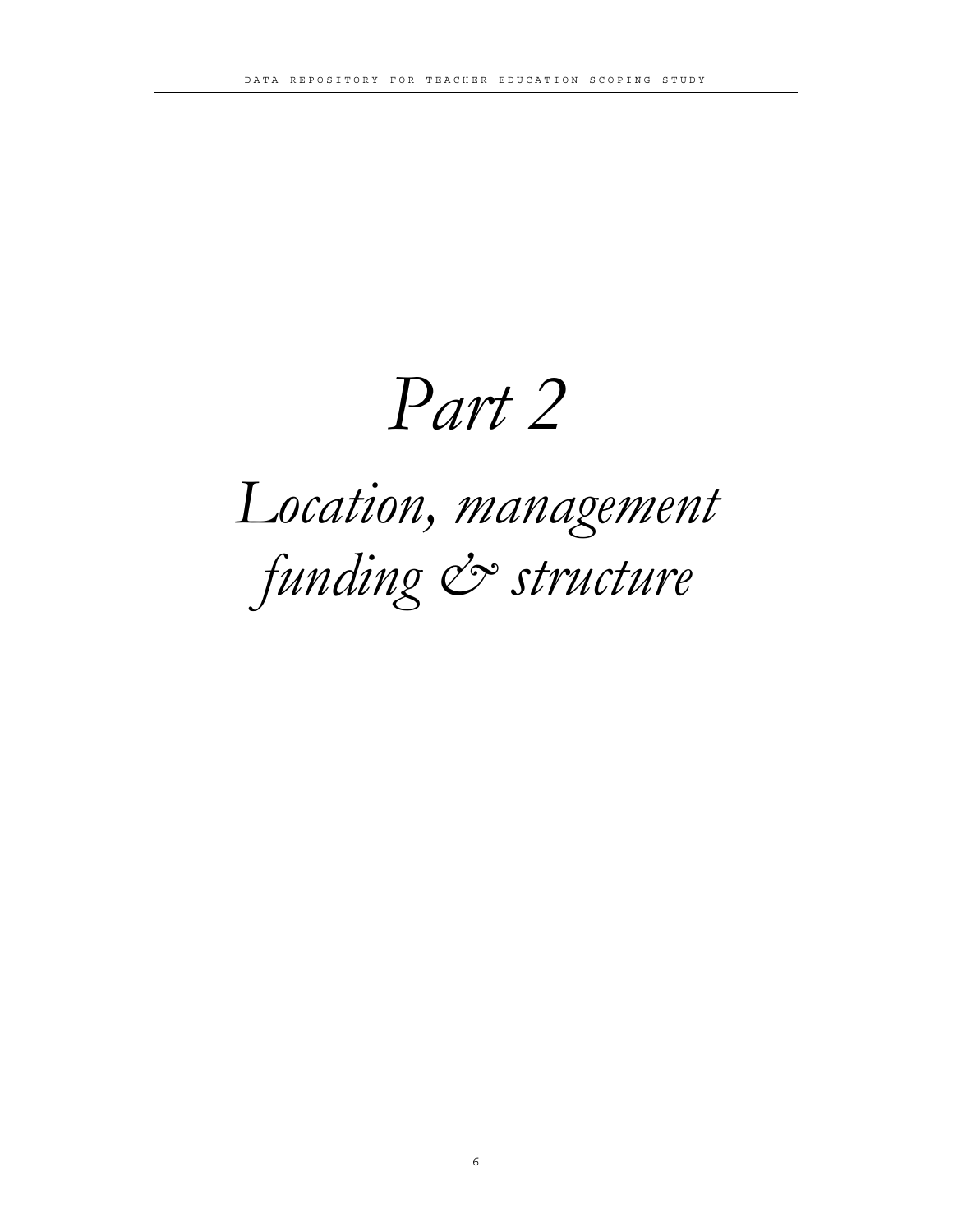# *Part 2*

# *Location, management funding & structure*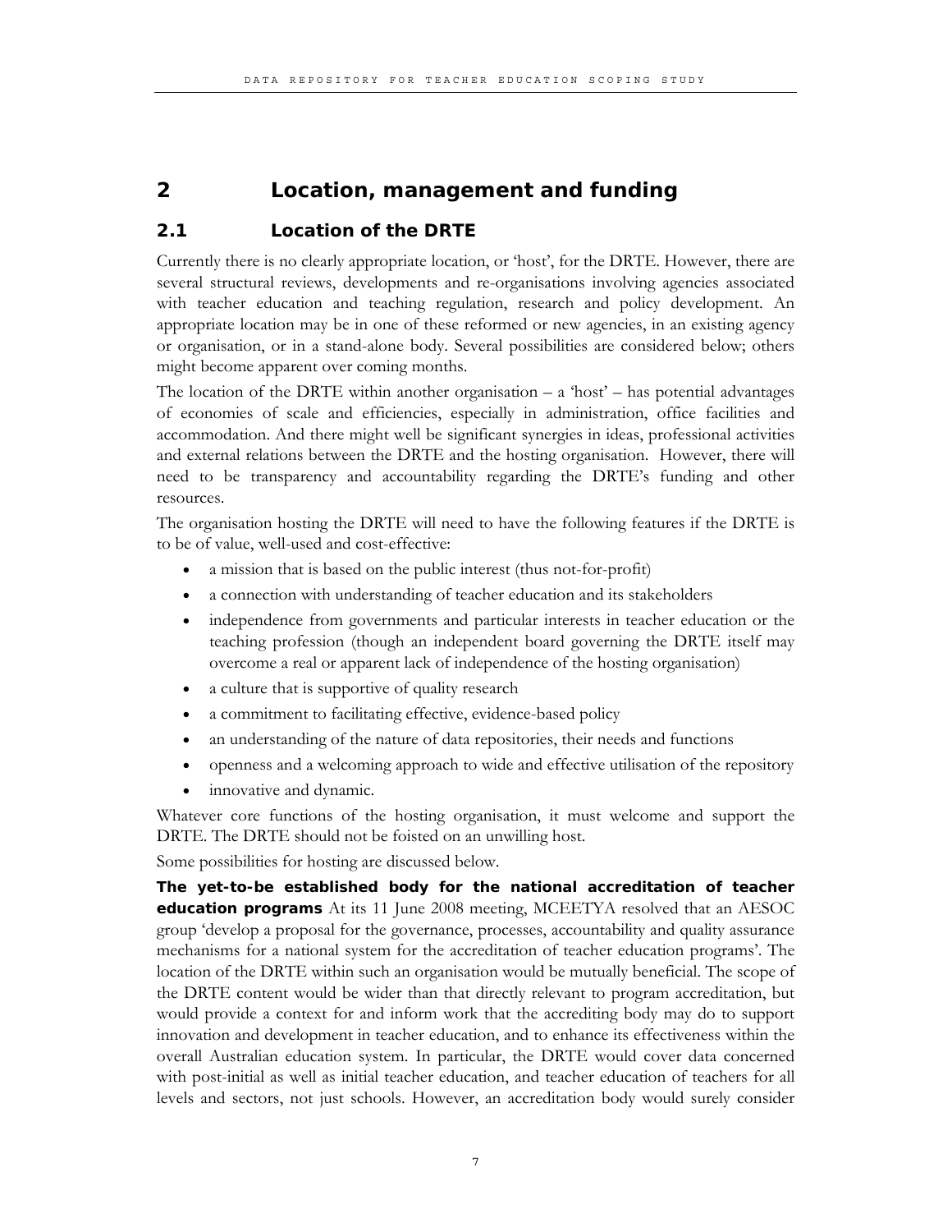# 2 Location, management and funding

## 2.1 Location of the DRTE

Currently there is no clearly appropriate location, or 'host', for the DRTE. However, there are several structural reviews, developments and re-organisations involving agencies associated with teacher education and teaching regulation, research and policy development. An appropriate location may be in one of these reformed or new agencies, in an existing agency or organisation, or in a stand-alone body. Several possibilities are considered below; others might become apparent over coming months.

The location of the DRTE within another organisation – a 'host' – has potential advantages of economies of scale and efficiencies, especially in administration, office facilities and accommodation. And there might well be significant synergies in ideas, professional activities and external relations between the DRTE and the hosting organisation. However, there will need to be transparency and accountability regarding the DRTE's funding and other resources.

The organisation hosting the DRTE will need to have the following features if the DRTE is to be of value, well-used and cost-effective:

- a mission that is based on the public interest (thus not-for-profit)
- a connection with understanding of teacher education and its stakeholders
- independence from governments and particular interests in teacher education or the teaching profession (though an independent board governing the DRTE itself may overcome a real or apparent lack of independence of the hosting organisation)
- a culture that is supportive of quality research
- a commitment to facilitating effective, evidence-based policy
- an understanding of the nature of data repositories, their needs and functions
- openness and a welcoming approach to wide and effective utilisation of the repository
- innovative and dynamic.

Whatever core functions of the hosting organisation, it must welcome and support the DRTE. The DRTE should not be foisted on an unwilling host.

Some possibilities for hosting are discussed below.

**The yet-to-be established body for the national accreditation of teacher education programs** At its 11 June 2008 meeting, MCEETYA resolved that an AESOC group 'develop a proposal for the governance, processes, accountability and quality assurance mechanisms for a national system for the accreditation of teacher education programs'. The location of the DRTE within such an organisation would be mutually beneficial. The scope of the DRTE content would be wider than that directly relevant to program accreditation, but would provide a context for and inform work that the accrediting body may do to support innovation and development in teacher education, and to enhance its effectiveness within the overall Australian education system. In particular, the DRTE would cover data concerned with post-initial as well as initial teacher education, and teacher education of teachers for all levels and sectors, not just schools. However, an accreditation body would surely consider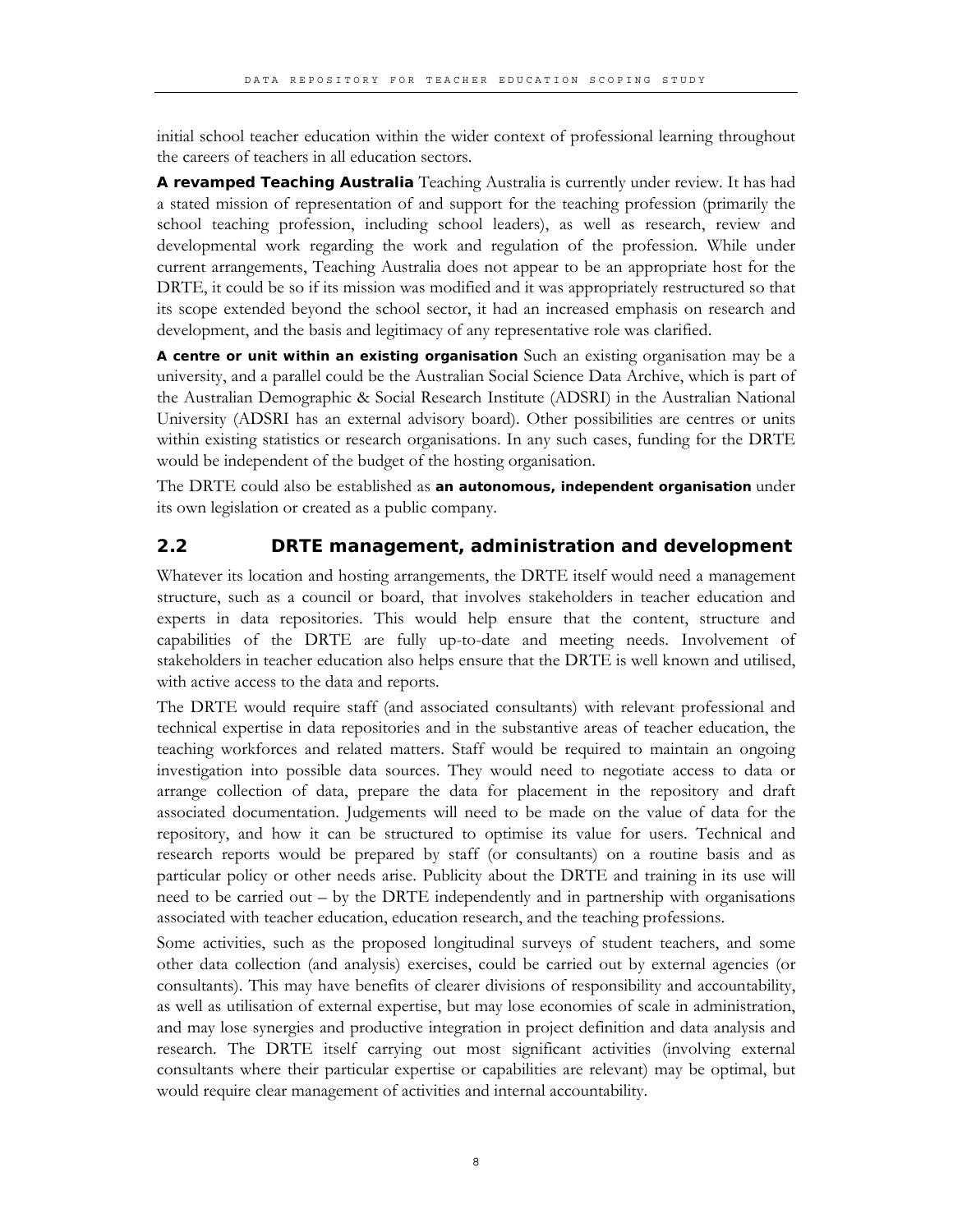initial school teacher education within the wider context of professional learning throughout the careers of teachers in all education sectors.

**A revamped Teaching Australia** Teaching Australia is currently under review. It has had a stated mission of representation of and support for the teaching profession (primarily the school teaching profession, including school leaders), as well as research, review and developmental work regarding the work and regulation of the profession. While under current arrangements, Teaching Australia does not appear to be an appropriate host for the DRTE, it could be so if its mission was modified and it was appropriately restructured so that its scope extended beyond the school sector, it had an increased emphasis on research and development, and the basis and legitimacy of any representative role was clarified.

**A centre or unit within an existing organisation** Such an existing organisation may be a university, and a parallel could be the Australian Social Science Data Archive, which is part of the Australian Demographic & Social Research Institute (ADSRI) in the Australian National University (ADSRI has an external advisory board). Other possibilities are centres or units within existing statistics or research organisations. In any such cases, funding for the DRTE would be independent of the budget of the hosting organisation.

The DRTE could also be established as **an autonomous, independent organisation** under its own legislation or created as a public company.

## 2.2 DRTE management, administration and development

Whatever its location and hosting arrangements, the DRTE itself would need a management structure, such as a council or board, that involves stakeholders in teacher education and experts in data repositories. This would help ensure that the content, structure and capabilities of the DRTE are fully up-to-date and meeting needs. Involvement of stakeholders in teacher education also helps ensure that the DRTE is well known and utilised, with active access to the data and reports.

The DRTE would require staff (and associated consultants) with relevant professional and technical expertise in data repositories and in the substantive areas of teacher education, the teaching workforces and related matters. Staff would be required to maintain an ongoing investigation into possible data sources. They would need to negotiate access to data or arrange collection of data, prepare the data for placement in the repository and draft associated documentation. Judgements will need to be made on the value of data for the repository, and how it can be structured to optimise its value for users. Technical and research reports would be prepared by staff (or consultants) on a routine basis and as particular policy or other needs arise. Publicity about the DRTE and training in its use will need to be carried out – by the DRTE independently and in partnership with organisations associated with teacher education, education research, and the teaching professions.

Some activities, such as the proposed longitudinal surveys of student teachers, and some other data collection (and analysis) exercises, could be carried out by external agencies (or consultants). This may have benefits of clearer divisions of responsibility and accountability, as well as utilisation of external expertise, but may lose economies of scale in administration, and may lose synergies and productive integration in project definition and data analysis and research. The DRTE itself carrying out most significant activities (involving external consultants where their particular expertise or capabilities are relevant) may be optimal, but would require clear management of activities and internal accountability.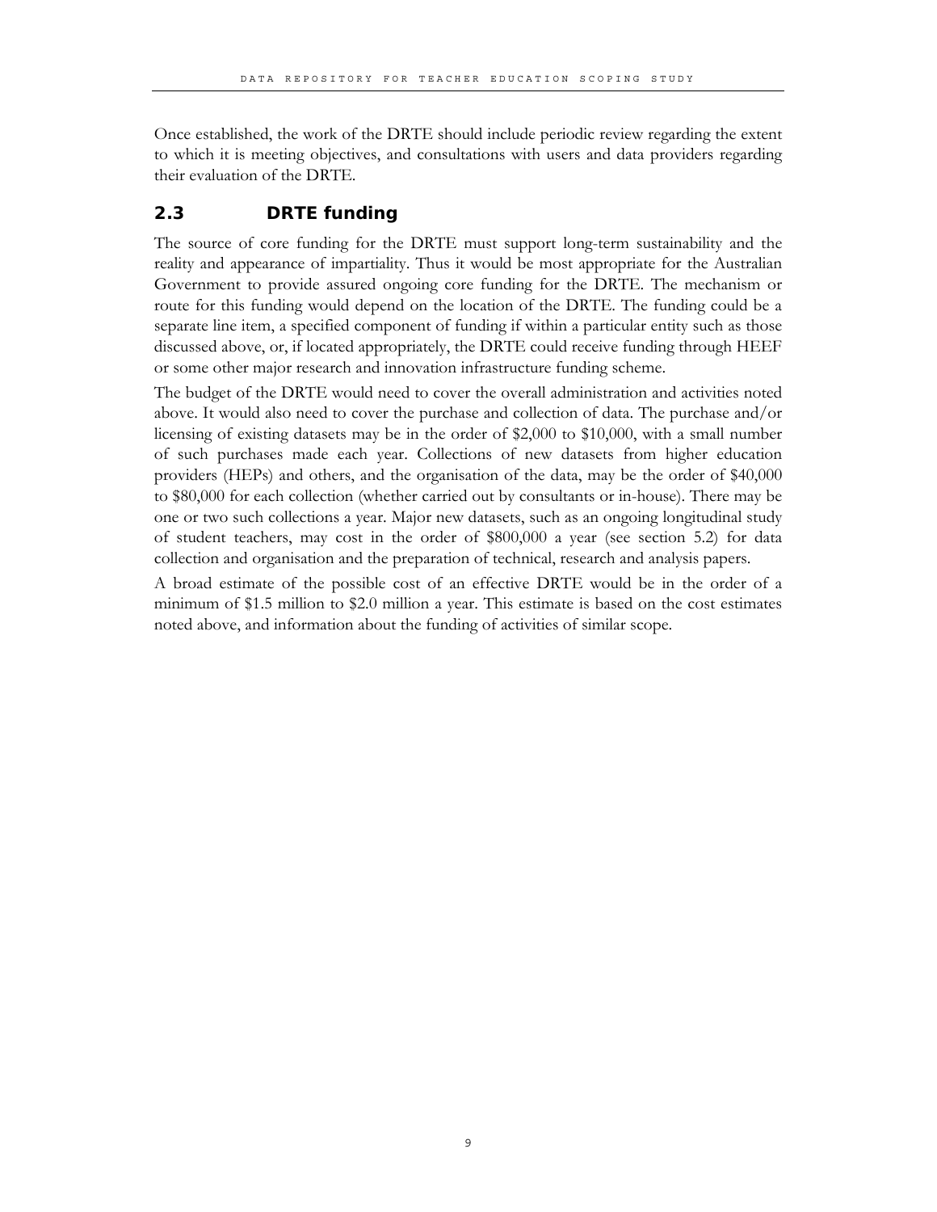Once established, the work of the DRTE should include periodic review regarding the extent to which it is meeting objectives, and consultations with users and data providers regarding their evaluation of the DRTE.

## 2.3 DRTE funding

The source of core funding for the DRTE must support long-term sustainability and the reality and appearance of impartiality. Thus it would be most appropriate for the Australian Government to provide assured ongoing core funding for the DRTE. The mechanism or route for this funding would depend on the location of the DRTE. The funding could be a separate line item, a specified component of funding if within a particular entity such as those discussed above, or, if located appropriately, the DRTE could receive funding through HEEF or some other major research and innovation infrastructure funding scheme.

The budget of the DRTE would need to cover the overall administration and activities noted above. It would also need to cover the purchase and collection of data. The purchase and/or licensing of existing datasets may be in the order of $2,000 to $10,000, with a small number of such purchases made each year. Collections of new datasets from higher education providers (HEPs) and others, and the organisation of the data, may be the order of $40,000 to $80,000 for each collection (whether carried out by consultants or in-house). There may be one or two such collections a year. Major new datasets, such as an ongoing longitudinal study of student teachers, may cost in the order of $800,000 a year (see section 5.2) for data collection and organisation and the preparation of technical, research and analysis papers.

A broad estimate of the possible cost of an effective DRTE would be in the order of a minimum of $1.5 million to $2.0 million a year. This estimate is based on the cost estimates noted above, and information about the funding of activities of similar scope.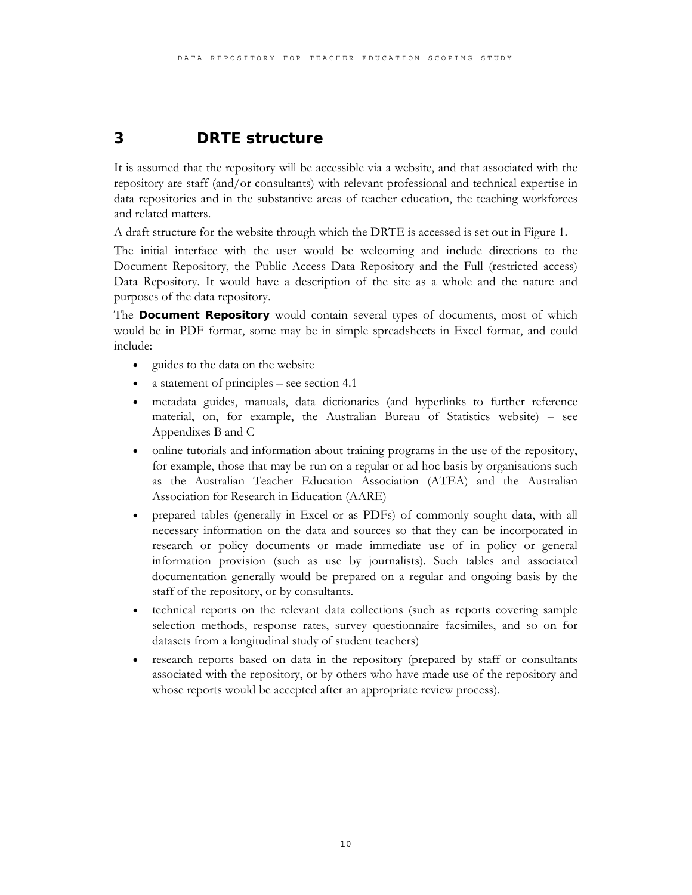# 3 DRTE structure

It is assumed that the repository will be accessible via a website, and that associated with the repository are staff (and/or consultants) with relevant professional and technical expertise in data repositories and in the substantive areas of teacher education, the teaching workforces and related matters.

A draft structure for the website through which the DRTE is accessed is set out in Figure 1.

The initial interface with the user would be welcoming and include directions to the Document Repository, the Public Access Data Repository and the Full (restricted access) Data Repository. It would have a description of the site as a whole and the nature and purposes of the data repository.

The **Document Repository** would contain several types of documents, most of which would be in PDF format, some may be in simple spreadsheets in Excel format, and could include:

- guides to the data on the website
- a statement of principles – see section 4.1
- metadata guides, manuals, data dictionaries (and hyperlinks to further reference material, on, for example, the Australian Bureau of Statistics website) – see Appendixes B and C
- online tutorials and information about training programs in the use of the repository, for example, those that may be run on a regular or ad hoc basis by organisations such as the Australian Teacher Education Association (ATEA) and the Australian Association for Research in Education (AARE)
- prepared tables (generally in Excel or as PDFs) of commonly sought data, with all necessary information on the data and sources so that they can be incorporated in research or policy documents or made immediate use of in policy or general information provision (such as use by journalists). Such tables and associated documentation generally would be prepared on a regular and ongoing basis by the staff of the repository, or by consultants.
- technical reports on the relevant data collections (such as reports covering sample selection methods, response rates, survey questionnaire facsimiles, and so on for datasets from a longitudinal study of student teachers)
- research reports based on data in the repository (prepared by staff or consultants associated with the repository, or by others who have made use of the repository and whose reports would be accepted after an appropriate review process).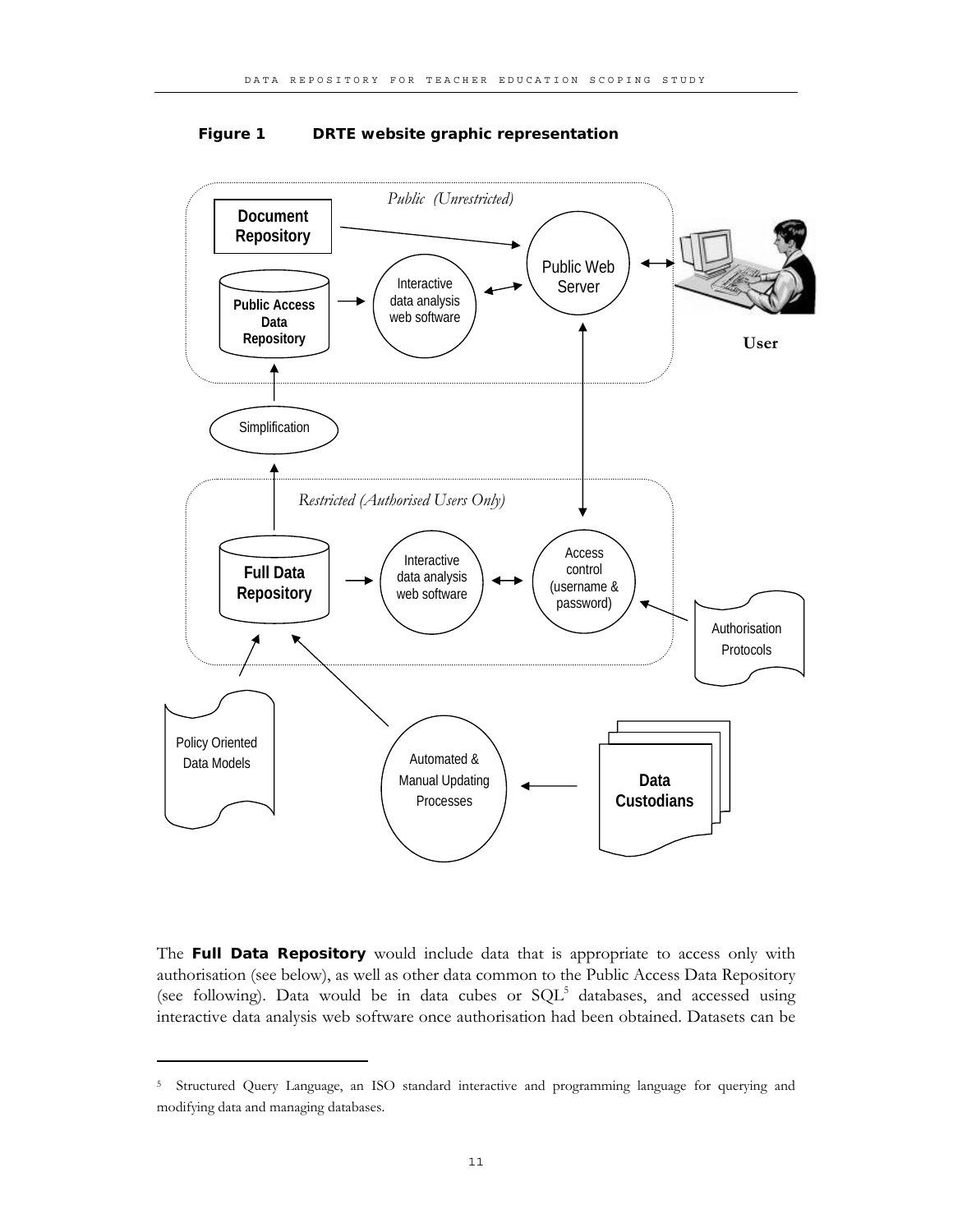**Figure 1 DRTE website graphic representation**

The **Full Data Repository** would include data that is appropriate to access only with authorisation (see below), as well as other data common to the Public Access Data Repository (see following). Data would be in data cubes or SQL[5] databases, and accessed using interactive data analysis web software once authorisation had been obtained. Datasets can be

---

[5] Structured Query Language, an ISO standard interactive and programming language for querying and modifying data and managing databases.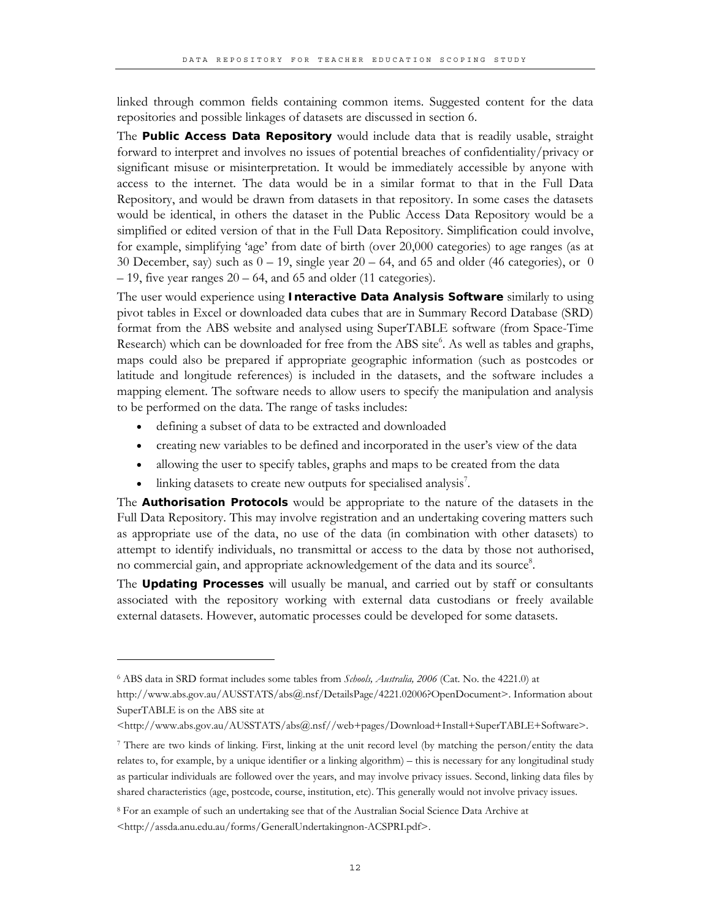linked through common fields containing common items. Suggested content for the data repositories and possible linkages of datasets are discussed in section 6.

The **Public Access Data Repository** would include data that is readily usable, straight forward to interpret and involves no issues of potential breaches of confidentiality/privacy or significant misuse or misinterpretation. It would be immediately accessible by anyone with access to the internet. The data would be in a similar format to that in the Full Data Repository, and would be drawn from datasets in that repository. In some cases the datasets would be identical, in others the dataset in the Public Access Data Repository would be a simplified or edited version of that in the Full Data Repository. Simplification could involve, for example, simplifying 'age' from date of birth (over 20,000 categories) to age ranges (as at 30 December, say) such as 0 – 19, single year 20 – 64, and 65 and older (46 categories), or 0 – 19, five year ranges 20 – 64, and 65 and older (11 categories).

The user would experience using **Interactive Data Analysis Software** similarly to using pivot tables in Excel or downloaded data cubes that are in Summary Record Database (SRD) format from the ABS website and analysed using SuperTABLE software (from Space-Time Research) which can be downloaded for free from the ABS site[6]. As well as tables and graphs, maps could also be prepared if appropriate geographic information (such as postcodes or latitude and longitude references) is included in the datasets, and the software includes a mapping element. The software needs to allow users to specify the manipulation and analysis to be performed on the data. The range of tasks includes:

- defining a subset of data to be extracted and downloaded
- creating new variables to be defined and incorporated in the user's view of the data
- allowing the user to specify tables, graphs and maps to be created from the data
- linking datasets to create new outputs for specialised analysis[7].

The **Authorisation Protocols** would be appropriate to the nature of the datasets in the Full Data Repository. This may involve registration and an undertaking covering matters such as appropriate use of the data, no use of the data (in combination with other datasets) to attempt to identify individuals, no transmittal or access to the data by those not authorised, no commercial gain, and appropriate acknowledgement of the data and its source[8].

The **Updating Processes** will usually be manual, and carried out by staff or consultants associated with the repository working with external data custodians or freely available external datasets. However, automatic processes could be developed for some datasets.

---

[6] ABS data in SRD format includes some tables from *Schools, Australia, 2006* (Cat. No. the 4221.0) at http://www.abs.gov.au/AUSSTATS/abs@.nsf/DetailsPage/4221.02006?OpenDocument>. Information about SuperTABLE is on the ABS site at <http://www.abs.gov.au/AUSSTATS/abs@.nsf//web+pages/Download+Install+SuperTABLE+Software>.

[7] There are two kinds of linking. First, linking at the unit record level (by matching the person/entity the data relates to, for example, by a unique identifier or a linking algorithm) – this is necessary for any longitudinal study as particular individuals are followed over the years, and may involve privacy issues. Second, linking data files by shared characteristics (age, postcode, course, institution, etc). This generally would not involve privacy issues.

[8] For an example of such an undertaking see that of the Australian Social Science Data Archive at <http://assda.anu.edu.au/forms/GeneralUndertakingnon-ACSPRI.pdf>.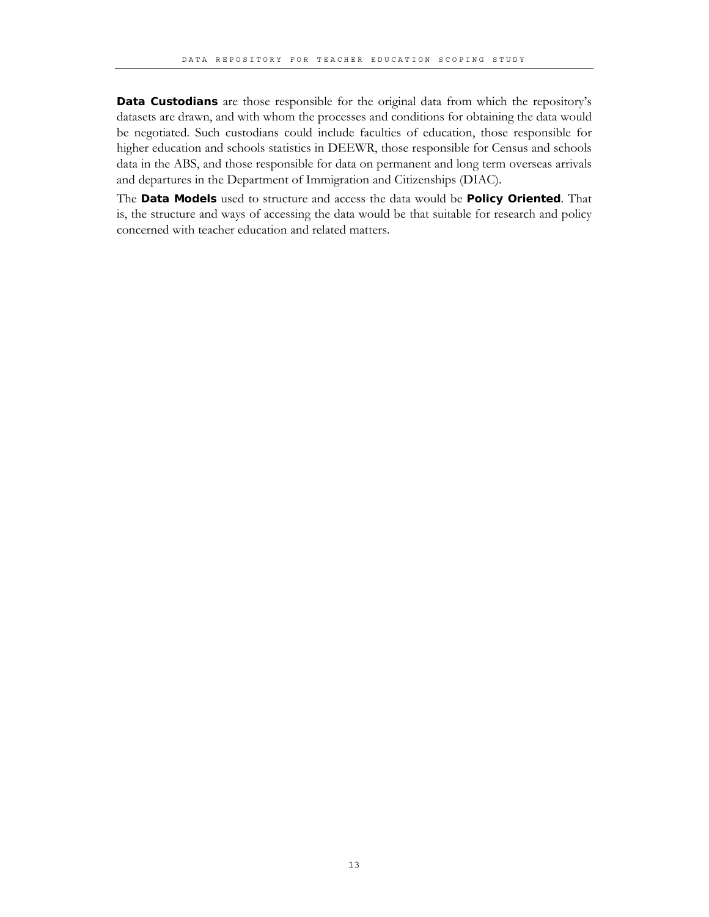**Data Custodians** are those responsible for the original data from which the repository's datasets are drawn, and with whom the processes and conditions for obtaining the data would be negotiated. Such custodians could include faculties of education, those responsible for higher education and schools statistics in DEEWR, those responsible for Census and schools data in the ABS, and those responsible for data on permanent and long term overseas arrivals and departures in the Department of Immigration and Citizenships (DIAC).

The **Data Models** used to structure and access the data would be **Policy Oriented**. That is, the structure and ways of accessing the data would be that suitable for research and policy concerned with teacher education and related matters.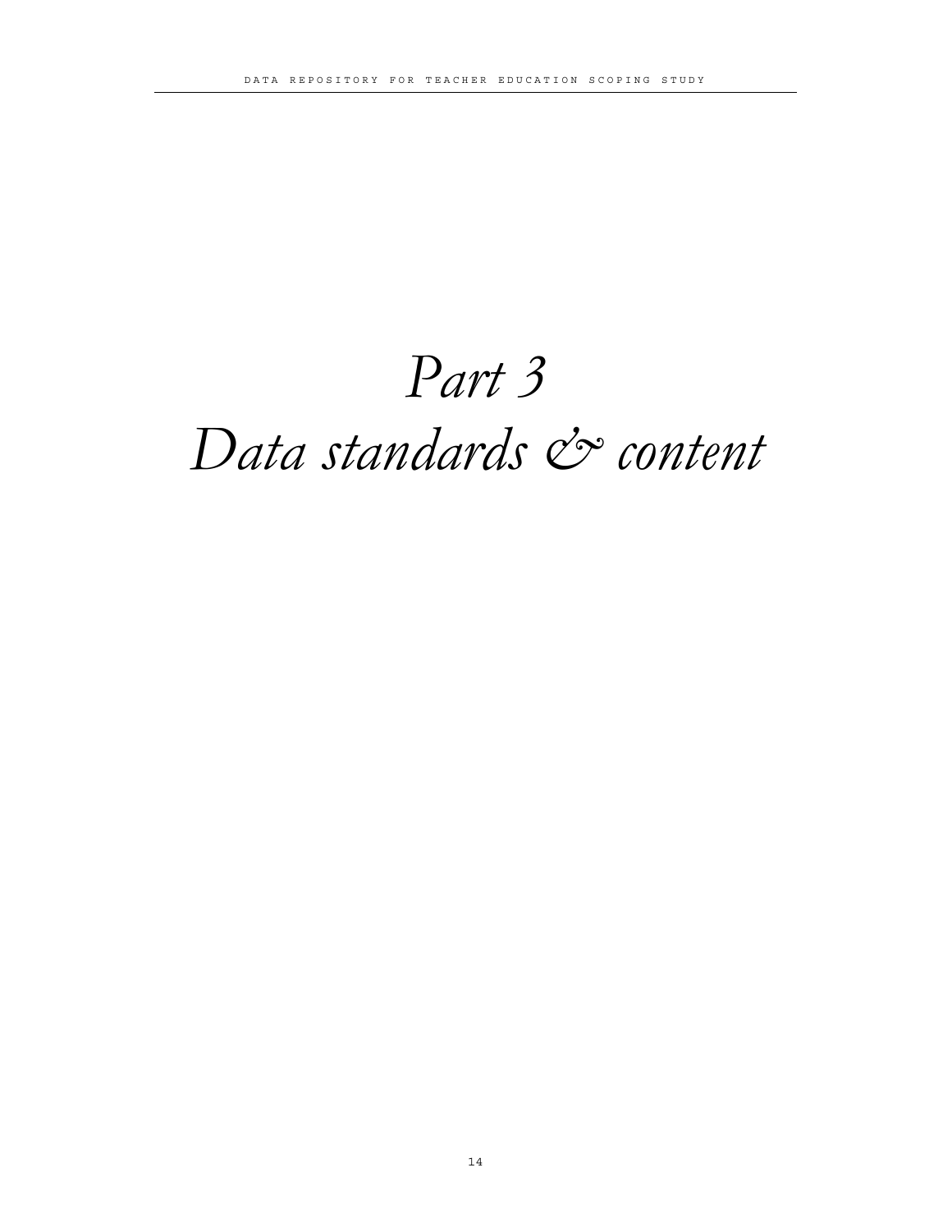# *Part 3*
# *Data standards & content*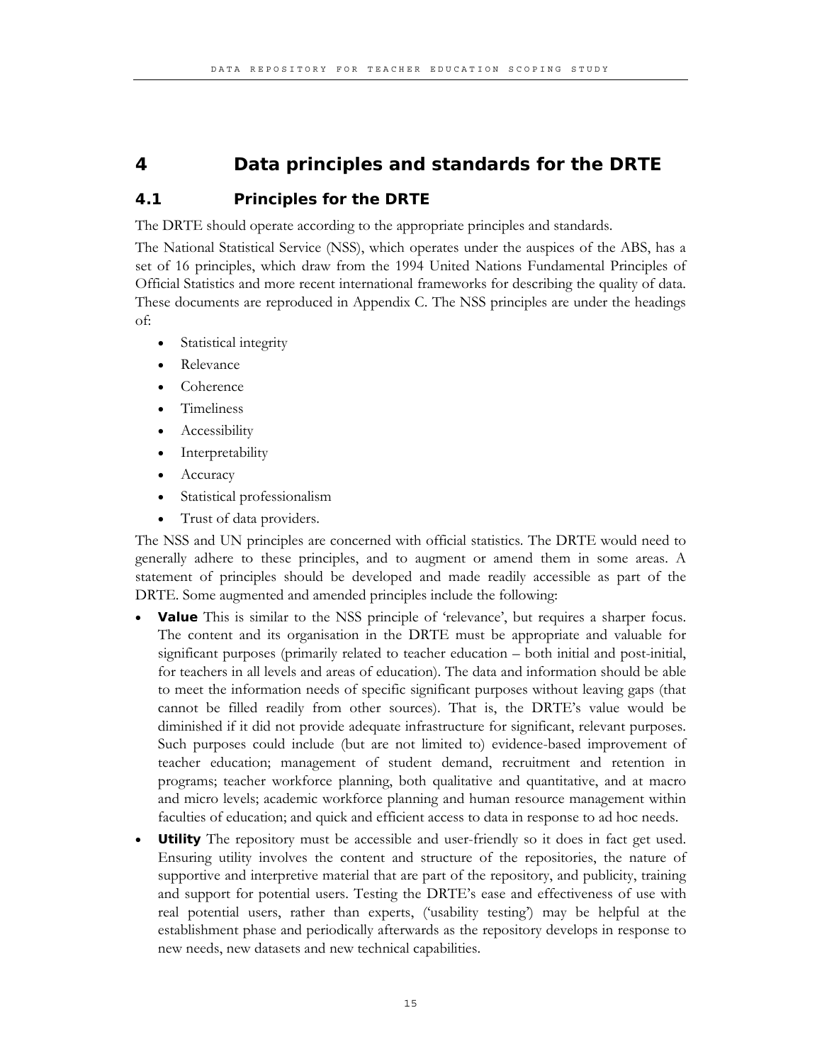# 4 Data principles and standards for the DRTE

## 4.1 Principles for the DRTE

The DRTE should operate according to the appropriate principles and standards.

The National Statistical Service (NSS), which operates under the auspices of the ABS, has a set of 16 principles, which draw from the 1994 United Nations Fundamental Principles of Official Statistics and more recent international frameworks for describing the quality of data. These documents are reproduced in Appendix C. The NSS principles are under the headings of:

- Statistical integrity
- Relevance
- Coherence
- Timeliness
- Accessibility
- Interpretability
- Accuracy
- Statistical professionalism
- Trust of data providers.

The NSS and UN principles are concerned with official statistics. The DRTE would need to generally adhere to these principles, and to augment or amend them in some areas. A statement of principles should be developed and made readily accessible as part of the DRTE. Some augmented and amended principles include the following:

- **Value** This is similar to the NSS principle of 'relevance', but requires a sharper focus. The content and its organisation in the DRTE must be appropriate and valuable for significant purposes (primarily related to teacher education – both initial and post-initial, for teachers in all levels and areas of education). The data and information should be able to meet the information needs of specific significant purposes without leaving gaps (that cannot be filled readily from other sources). That is, the DRTE's value would be diminished if it did not provide adequate infrastructure for significant, relevant purposes. Such purposes could include (but are not limited to) evidence-based improvement of teacher education; management of student demand, recruitment and retention in programs; teacher workforce planning, both qualitative and quantitative, and at macro and micro levels; academic workforce planning and human resource management within faculties of education; and quick and efficient access to data in response to ad hoc needs.
- **Utility** The repository must be accessible and user-friendly so it does in fact get used. Ensuring utility involves the content and structure of the repositories, the nature of supportive and interpretive material that are part of the repository, and publicity, training and support for potential users. Testing the DRTE's ease and effectiveness of use with real potential users, rather than experts, ('usability testing') may be helpful at the establishment phase and periodically afterwards as the repository develops in response to new needs, new datasets and new technical capabilities.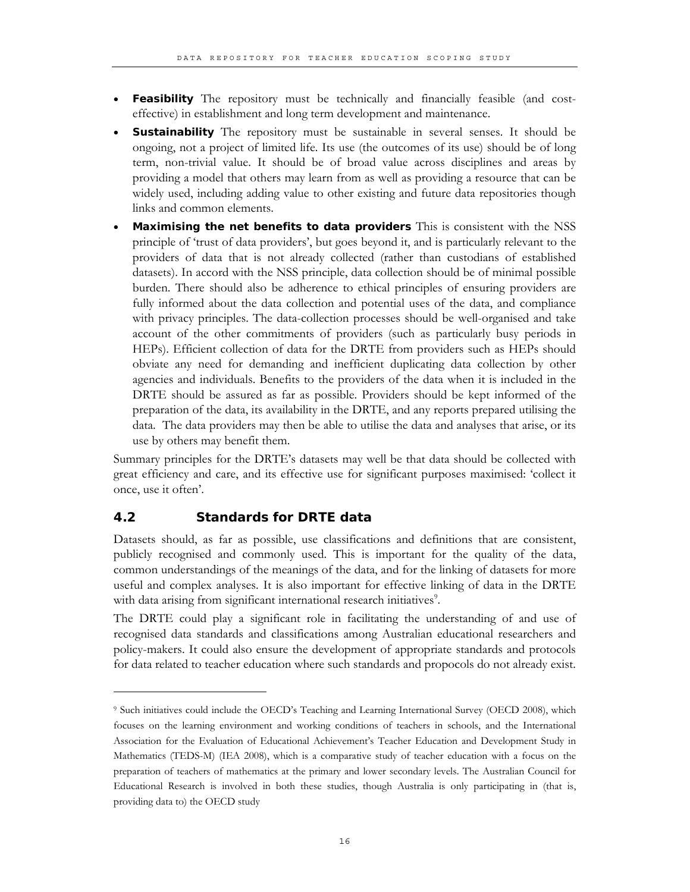- **Feasibility** The repository must be technically and financially feasible (and cost-effective) in establishment and long term development and maintenance.
- **Sustainability** The repository must be sustainable in several senses. It should be ongoing, not a project of limited life. Its use (the outcomes of its use) should be of long term, non-trivial value. It should be of broad value across disciplines and areas by providing a model that others may learn from as well as providing a resource that can be widely used, including adding value to other existing and future data repositories though links and common elements.
- **Maximising the net benefits to data providers** This is consistent with the NSS principle of 'trust of data providers', but goes beyond it, and is particularly relevant to the providers of data that is not already collected (rather than custodians of established datasets). In accord with the NSS principle, data collection should be of minimal possible burden. There should also be adherence to ethical principles of ensuring providers are fully informed about the data collection and potential uses of the data, and compliance with privacy principles. The data-collection processes should be well-organised and take account of the other commitments of providers (such as particularly busy periods in HEPs). Efficient collection of data for the DRTE from providers such as HEPs should obviate any need for demanding and inefficient duplicating data collection by other agencies and individuals. Benefits to the providers of the data when it is included in the DRTE should be assured as far as possible. Providers should be kept informed of the preparation of the data, its availability in the DRTE, and any reports prepared utilising the data. The data providers may then be able to utilise the data and analyses that arise, or its use by others may benefit them.

Summary principles for the DRTE's datasets may well be that data should be collected with great efficiency and care, and its effective use for significant purposes maximised: 'collect it once, use it often'.

## 4.2 Standards for DRTE data

Datasets should, as far as possible, use classifications and definitions that are consistent, publicly recognised and commonly used. This is important for the quality of the data, common understandings of the meanings of the data, and for the linking of datasets for more useful and complex analyses. It is also important for effective linking of data in the DRTE with data arising from significant international research initiatives[9].

The DRTE could play a significant role in facilitating the understanding of and use of recognised data standards and classifications among Australian educational researchers and policy-makers. It could also ensure the development of appropriate standards and protocols for data related to teacher education where such standards and propocols do not already exist.

---

[9] Such initiatives could include the OECD's Teaching and Learning International Survey (OECD 2008), which focuses on the learning environment and working conditions of teachers in schools, and the International Association for the Evaluation of Educational Achievement's Teacher Education and Development Study in Mathematics (TEDS-M) (IEA 2008), which is a comparative study of teacher education with a focus on the preparation of teachers of mathematics at the primary and lower secondary levels. The Australian Council for Educational Research is involved in both these studies, though Australia is only participating in (that is, providing data to) the OECD study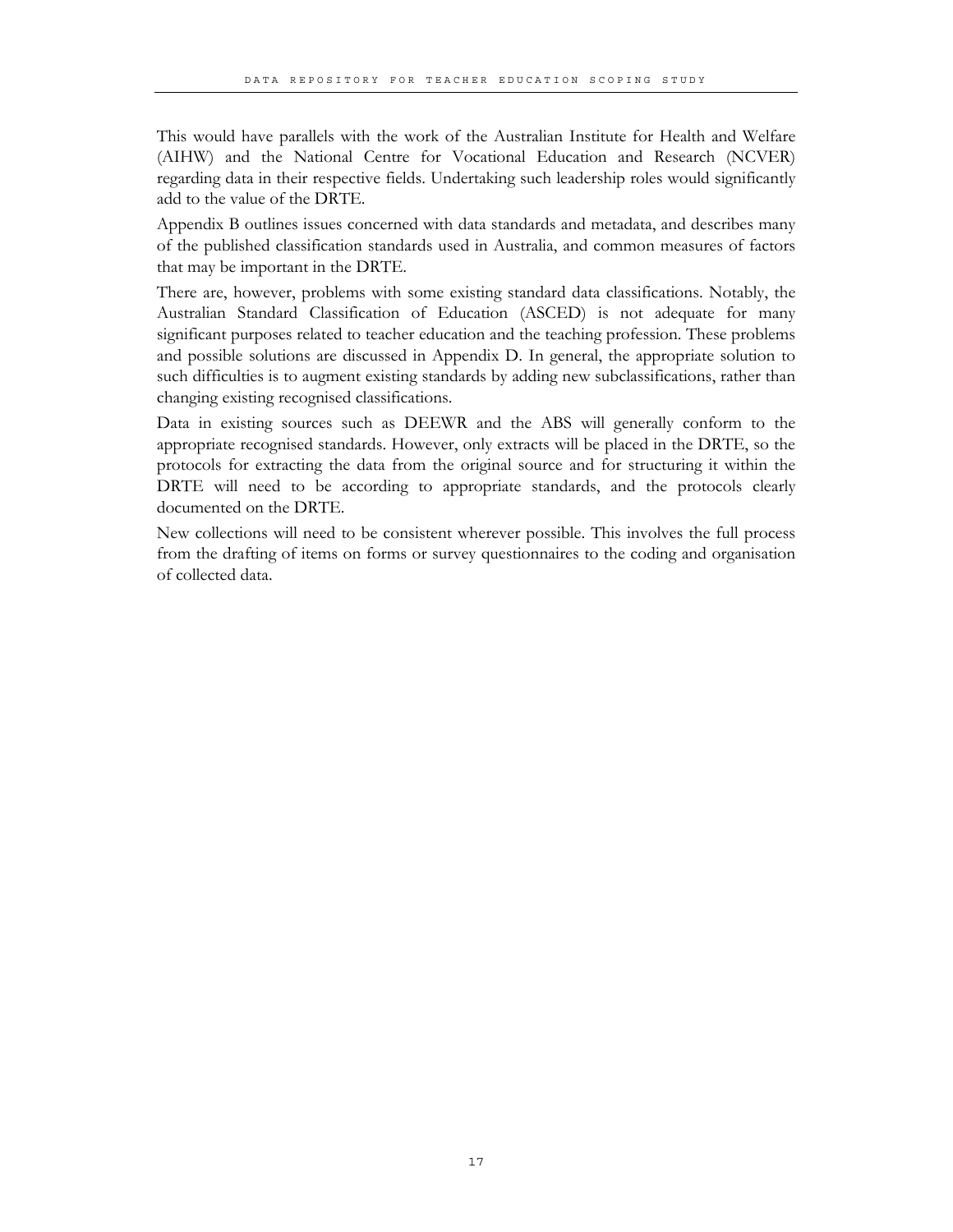This would have parallels with the work of the Australian Institute for Health and Welfare (AIHW) and the National Centre for Vocational Education and Research (NCVER) regarding data in their respective fields. Undertaking such leadership roles would significantly add to the value of the DRTE.

Appendix B outlines issues concerned with data standards and metadata, and describes many of the published classification standards used in Australia, and common measures of factors that may be important in the DRTE.

There are, however, problems with some existing standard data classifications. Notably, the Australian Standard Classification of Education (ASCED) is not adequate for many significant purposes related to teacher education and the teaching profession. These problems and possible solutions are discussed in Appendix D. In general, the appropriate solution to such difficulties is to augment existing standards by adding new subclassifications, rather than changing existing recognised classifications.

Data in existing sources such as DEEWR and the ABS will generally conform to the appropriate recognised standards. However, only extracts will be placed in the DRTE, so the protocols for extracting the data from the original source and for structuring it within the DRTE will need to be according to appropriate standards, and the protocols clearly documented on the DRTE.

New collections will need to be consistent wherever possible. This involves the full process from the drafting of items on forms or survey questionnaires to the coding and organisation of collected data.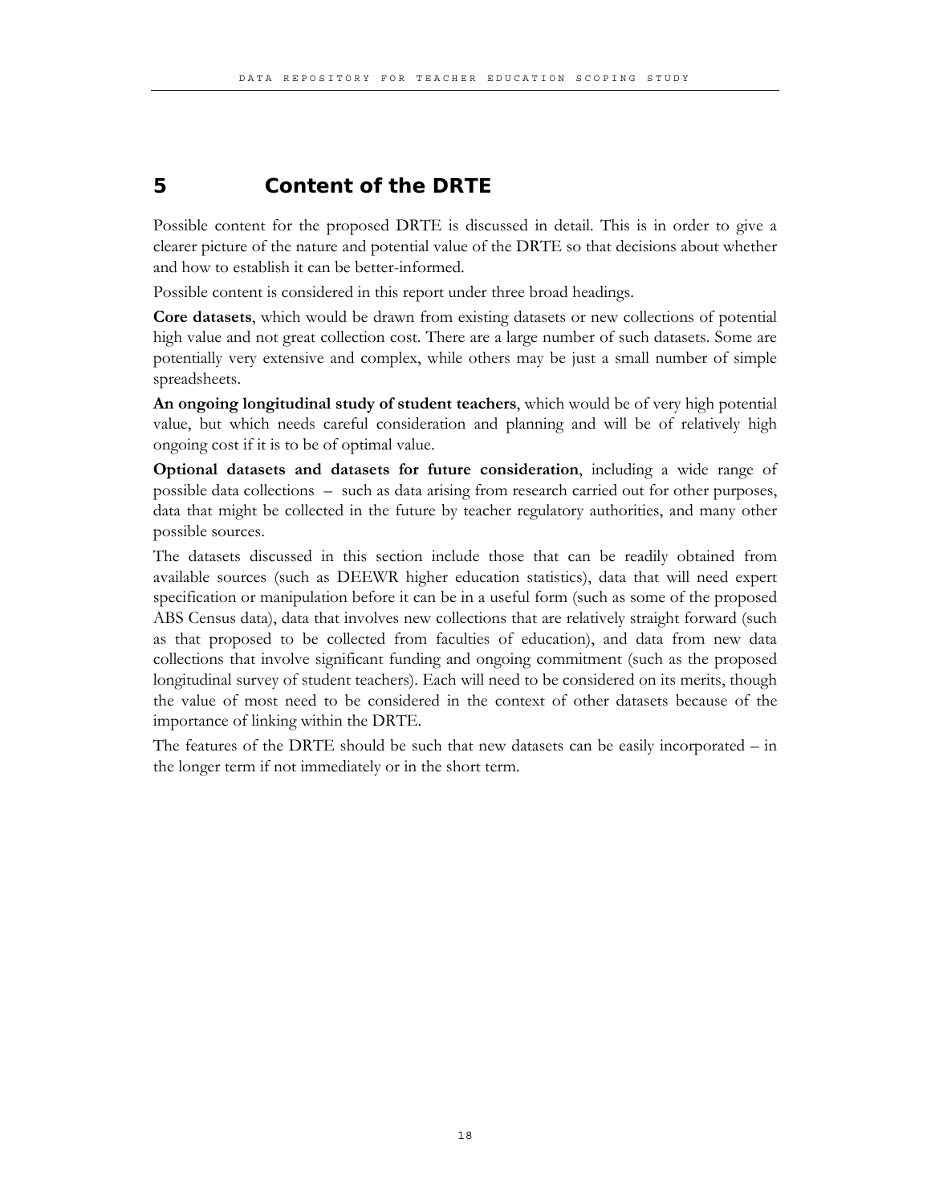# 5 Content of the DRTE

Possible content for the proposed DRTE is discussed in detail. This is in order to give a clearer picture of the nature and potential value of the DRTE so that decisions about whether and how to establish it can be better-informed.

Possible content is considered in this report under three broad headings.

**Core datasets**, which would be drawn from existing datasets or new collections of potential high value and not great collection cost. There are a large number of such datasets. Some are potentially very extensive and complex, while others may be just a small number of simple spreadsheets.

**An ongoing longitudinal study of student teachers**, which would be of very high potential value, but which needs careful consideration and planning and will be of relatively high ongoing cost if it is to be of optimal value.

**Optional datasets and datasets for future consideration**, including a wide range of possible data collections – such as data arising from research carried out for other purposes, data that might be collected in the future by teacher regulatory authorities, and many other possible sources.

The datasets discussed in this section include those that can be readily obtained from available sources (such as DEEWR higher education statistics), data that will need expert specification or manipulation before it can be in a useful form (such as some of the proposed ABS Census data), data that involves new collections that are relatively straight forward (such as that proposed to be collected from faculties of education), and data from new data collections that involve significant funding and ongoing commitment (such as the proposed longitudinal survey of student teachers). Each will need to be considered on its merits, though the value of most need to be considered in the context of other datasets because of the importance of linking within the DRTE.

The features of the DRTE should be such that new datasets can be easily incorporated – in the longer term if not immediately or in the short term.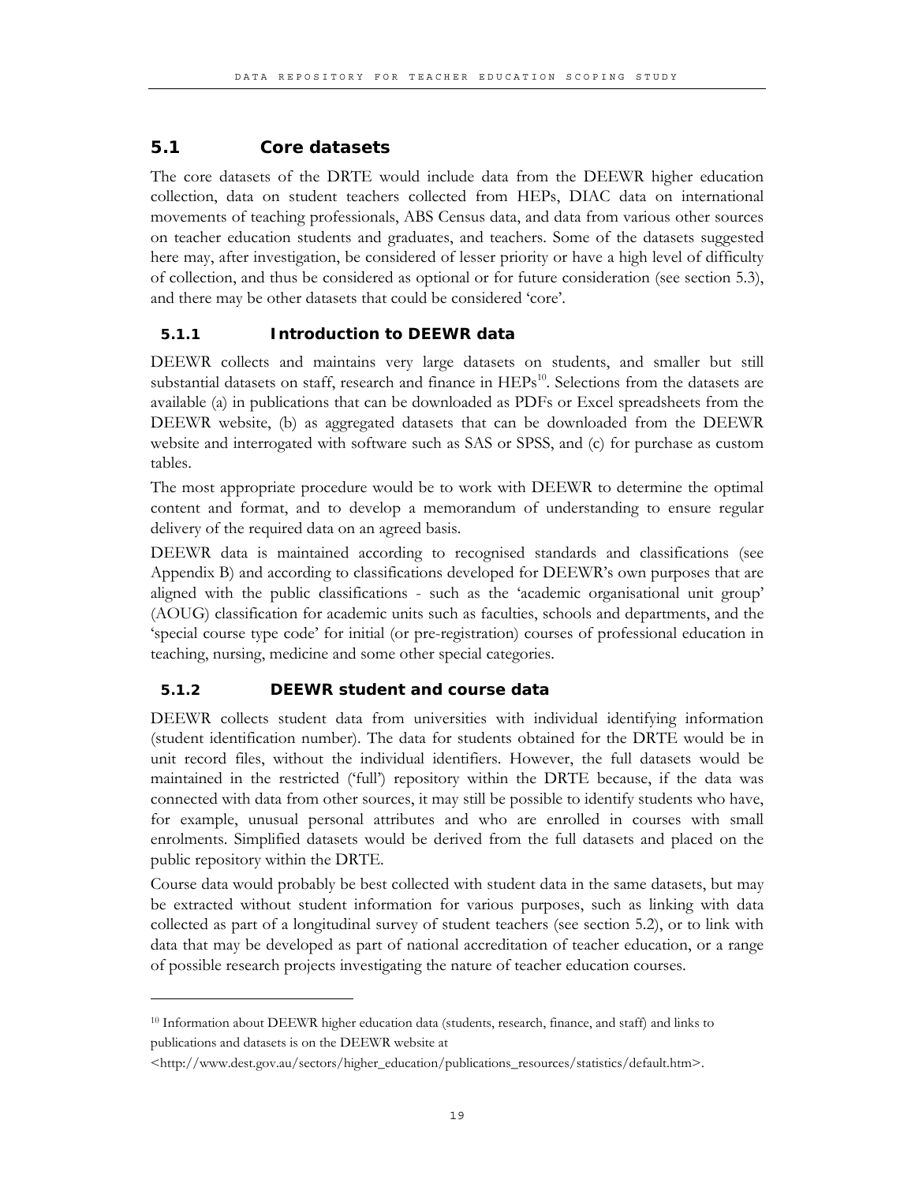## 5.1 Core datasets

The core datasets of the DRTE would include data from the DEEWR higher education collection, data on student teachers collected from HEPs, DIAC data on international movements of teaching professionals, ABS Census data, and data from various other sources on teacher education students and graduates, and teachers. Some of the datasets suggested here may, after investigation, be considered of lesser priority or have a high level of difficulty of collection, and thus be considered as optional or for future consideration (see section 5.3), and there may be other datasets that could be considered 'core'.

### 5.1.1 Introduction to DEEWR data

DEEWR collects and maintains very large datasets on students, and smaller but still substantial datasets on staff, research and finance in HEPs[10]. Selections from the datasets are available (a) in publications that can be downloaded as PDFs or Excel spreadsheets from the DEEWR website, (b) as aggregated datasets that can be downloaded from the DEEWR website and interrogated with software such as SAS or SPSS, and (c) for purchase as custom tables.

The most appropriate procedure would be to work with DEEWR to determine the optimal content and format, and to develop a memorandum of understanding to ensure regular delivery of the required data on an agreed basis.

DEEWR data is maintained according to recognised standards and classifications (see Appendix B) and according to classifications developed for DEEWR's own purposes that are aligned with the public classifications - such as the 'academic organisational unit group' (AOUG) classification for academic units such as faculties, schools and departments, and the 'special course type code' for initial (or pre-registration) courses of professional education in teaching, nursing, medicine and some other special categories.

### 5.1.2 DEEWR student and course data

DEEWR collects student data from universities with individual identifying information (student identification number). The data for students obtained for the DRTE would be in unit record files, without the individual identifiers. However, the full datasets would be maintained in the restricted ('full') repository within the DRTE because, if the data was connected with data from other sources, it may still be possible to identify students who have, for example, unusual personal attributes and who are enrolled in courses with small enrolments. Simplified datasets would be derived from the full datasets and placed on the public repository within the DRTE.

Course data would probably be best collected with student data in the same datasets, but may be extracted without student information for various purposes, such as linking with data collected as part of a longitudinal survey of student teachers (see section 5.2), or to link with data that may be developed as part of national accreditation of teacher education, or a range of possible research projects investigating the nature of teacher education courses.

---

[10] Information about DEEWR higher education data (students, research, finance, and staff) and links to publications and datasets is on the DEEWR website at <http://www.dest.gov.au/sectors/higher_education/publications_resources/statistics/default.htm>.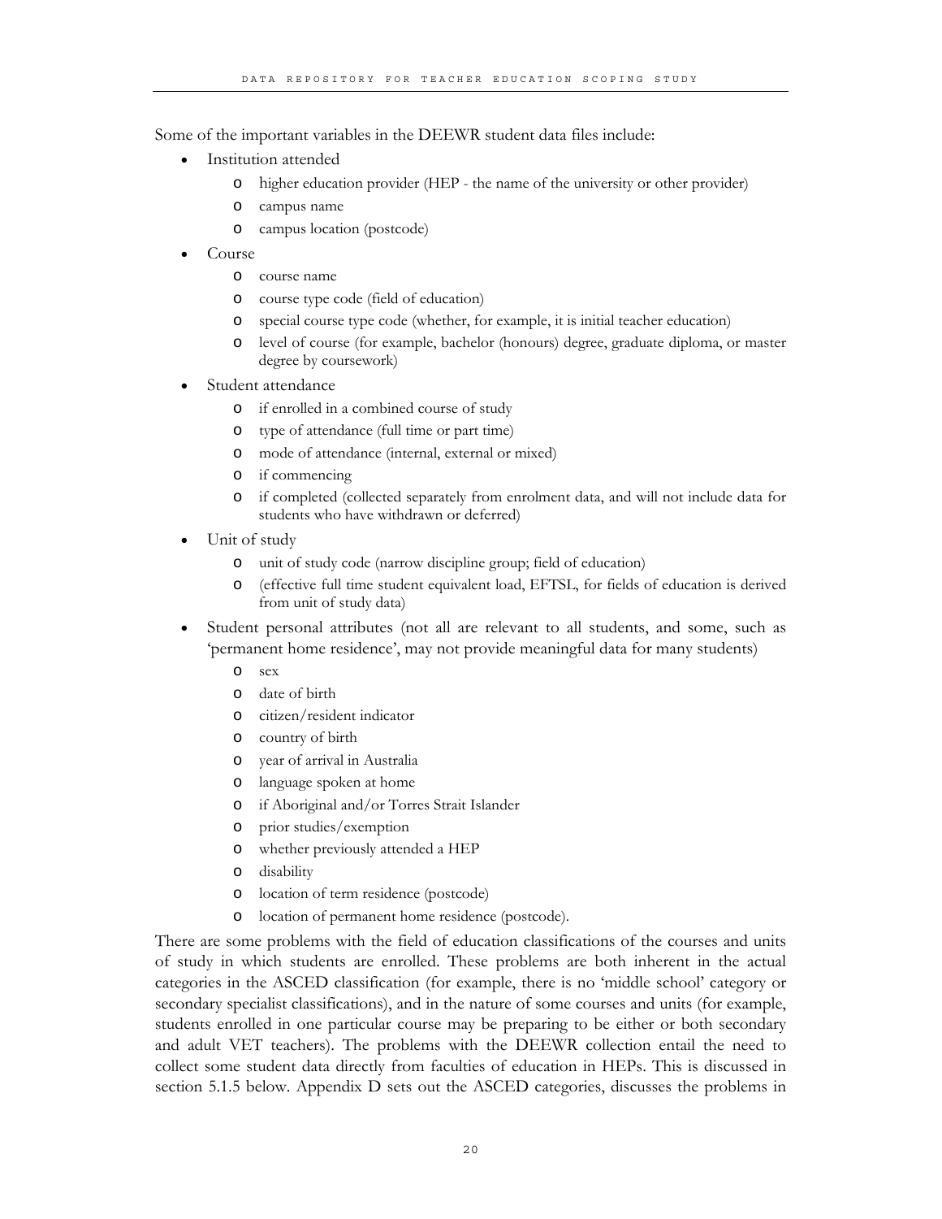Some of the important variables in the DEEWR student data files include:

- Institution attended
  - higher education provider (HEP - the name of the university or other provider)
  - campus name
  - campus location (postcode)
- Course
  - course name
  - course type code (field of education)
  - special course type code (whether, for example, it is initial teacher education)
  - level of course (for example, bachelor (honours) degree, graduate diploma, or master degree by coursework)
- Student attendance
  - if enrolled in a combined course of study
  - type of attendance (full time or part time)
  - mode of attendance (internal, external or mixed)
  - if commencing
  - if completed (collected separately from enrolment data, and will not include data for students who have withdrawn or deferred)
- Unit of study
  - unit of study code (narrow discipline group; field of education)
  - (effective full time student equivalent load, EFTSL, for fields of education is derived from unit of study data)
- Student personal attributes (not all are relevant to all students, and some, such as 'permanent home residence', may not provide meaningful data for many students)
  - sex
  - date of birth
  - citizen/resident indicator
  - country of birth
  - year of arrival in Australia
  - language spoken at home
  - if Aboriginal and/or Torres Strait Islander
  - prior studies/exemption
  - whether previously attended a HEP
  - disability
  - location of term residence (postcode)
  - location of permanent home residence (postcode).

There are some problems with the field of education classifications of the courses and units of study in which students are enrolled. These problems are both inherent in the actual categories in the ASCED classification (for example, there is no 'middle school' category or secondary specialist classifications), and in the nature of some courses and units (for example, students enrolled in one particular course may be preparing to be either or both secondary and adult VET teachers). The problems with the DEEWR collection entail the need to collect some student data directly from faculties of education in HEPs. This is discussed in section 5.1.5 below. Appendix D sets out the ASCED categories, discusses the problems in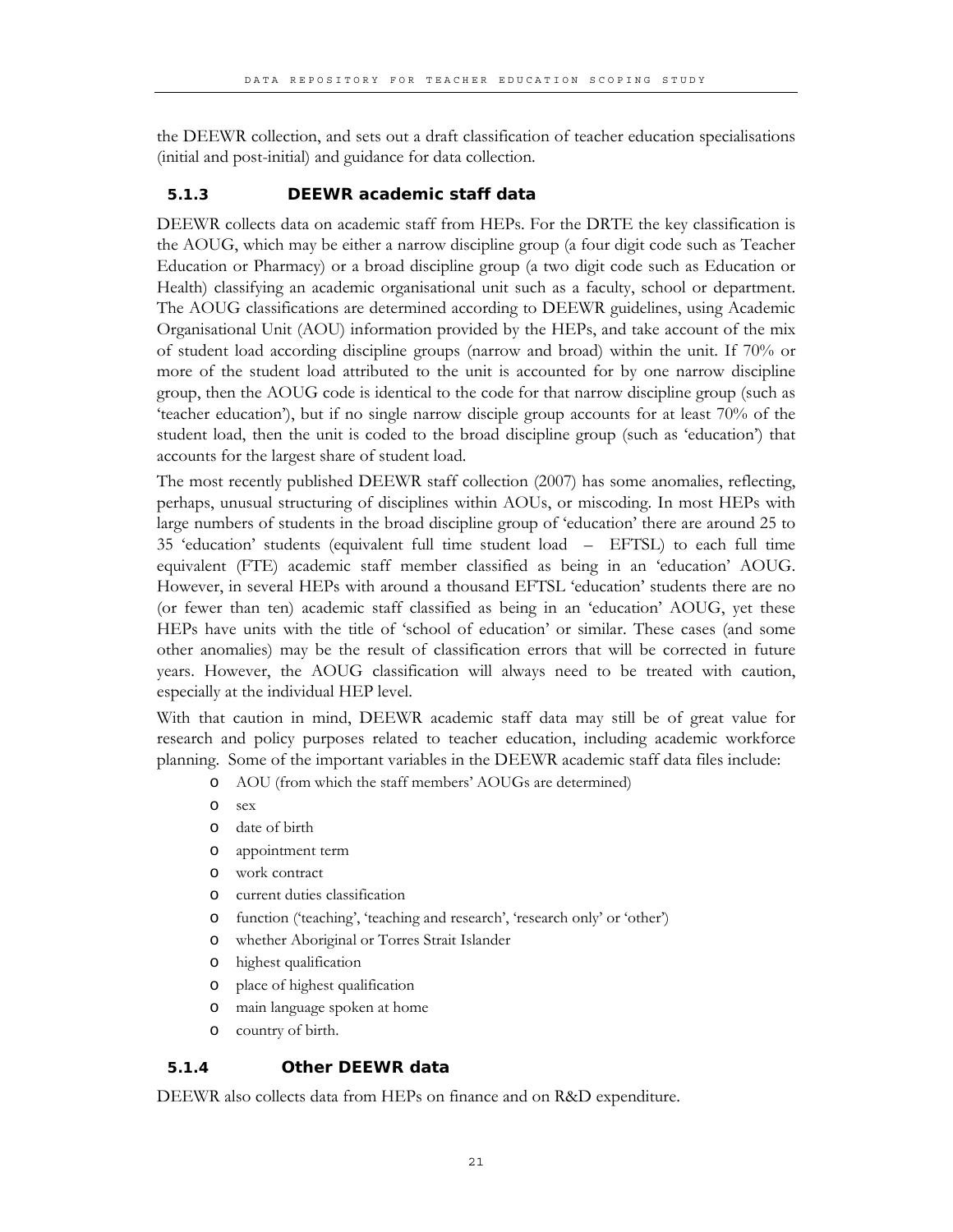the DEEWR collection, and sets out a draft classification of teacher education specialisations (initial and post-initial) and guidance for data collection.

### 5.1.3 DEEWR academic staff data

DEEWR collects data on academic staff from HEPs. For the DRTE the key classification is the AOUG, which may be either a narrow discipline group (a four digit code such as Teacher Education or Pharmacy) or a broad discipline group (a two digit code such as Education or Health) classifying an academic organisational unit such as a faculty, school or department. The AOUG classifications are determined according to DEEWR guidelines, using Academic Organisational Unit (AOU) information provided by the HEPs, and take account of the mix of student load according discipline groups (narrow and broad) within the unit. If 70% or more of the student load attributed to the unit is accounted for by one narrow discipline group, then the AOUG code is identical to the code for that narrow discipline group (such as 'teacher education'), but if no single narrow disciple group accounts for at least 70% of the student load, then the unit is coded to the broad discipline group (such as 'education') that accounts for the largest share of student load.

The most recently published DEEWR staff collection (2007) has some anomalies, reflecting, perhaps, unusual structuring of disciplines within AOUs, or miscoding. In most HEPs with large numbers of students in the broad discipline group of 'education' there are around 25 to 35 'education' students (equivalent full time student load – EFTSL) to each full time equivalent (FTE) academic staff member classified as being in an 'education' AOUG. However, in several HEPs with around a thousand EFTSL 'education' students there are no (or fewer than ten) academic staff classified as being in an 'education' AOUG, yet these HEPs have units with the title of 'school of education' or similar. These cases (and some other anomalies) may be the result of classification errors that will be corrected in future years. However, the AOUG classification will always need to be treated with caution, especially at the individual HEP level.

With that caution in mind, DEEWR academic staff data may still be of great value for research and policy purposes related to teacher education, including academic workforce planning. Some of the important variables in the DEEWR academic staff data files include:

- AOU (from which the staff members' AOUGs are determined)
- sex
- date of birth
- appointment term
- work contract
- current duties classification
- function ('teaching', 'teaching and research', 'research only' or 'other')
- whether Aboriginal or Torres Strait Islander
- highest qualification
- place of highest qualification
- main language spoken at home
- country of birth.

### 5.1.4 Other DEEWR data

DEEWR also collects data from HEPs on finance and on R&D expenditure.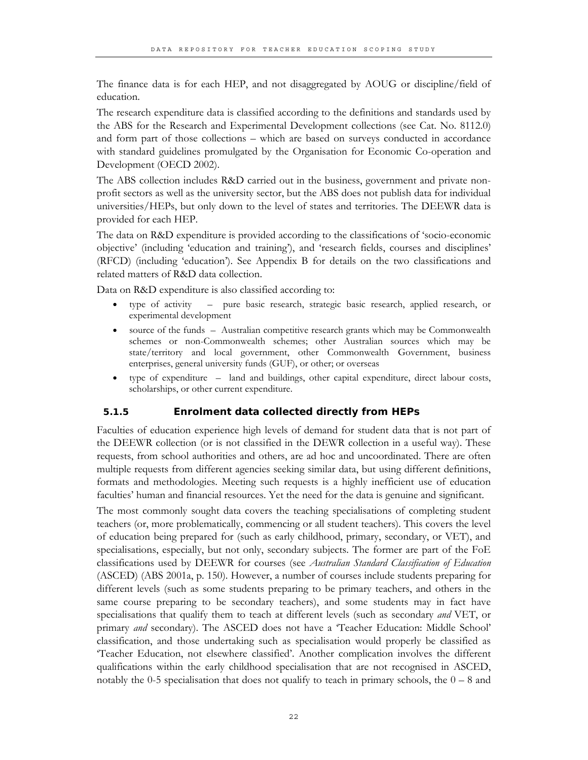The finance data is for each HEP, and not disaggregated by AOUG or discipline/field of education.

The research expenditure data is classified according to the definitions and standards used by the ABS for the Research and Experimental Development collections (see Cat. No. 8112.0) and form part of those collections – which are based on surveys conducted in accordance with standard guidelines promulgated by the Organisation for Economic Co-operation and Development (OECD 2002).

The ABS collection includes R&D carried out in the business, government and private non-profit sectors as well as the university sector, but the ABS does not publish data for individual universities/HEPs, but only down to the level of states and territories. The DEEWR data is provided for each HEP.

The data on R&D expenditure is provided according to the classifications of 'socio-economic objective' (including 'education and training'), and 'research fields, courses and disciplines' (RFCD) (including 'education'). See Appendix B for details on the two classifications and related matters of R&D data collection.

Data on R&D expenditure is also classified according to:

- type of activity – pure basic research, strategic basic research, applied research, or experimental development
- source of the funds – Australian competitive research grants which may be Commonwealth schemes or non-Commonwealth schemes; other Australian sources which may be state/territory and local government, other Commonwealth Government, business enterprises, general university funds (GUF), or other; or overseas
- type of expenditure – land and buildings, other capital expenditure, direct labour costs, scholarships, or other current expenditure.

### 5.1.5 Enrolment data collected directly from HEPs

Faculties of education experience high levels of demand for student data that is not part of the DEEWR collection (or is not classified in the DEWR collection in a useful way). These requests, from school authorities and others, are ad hoc and uncoordinated. There are often multiple requests from different agencies seeking similar data, but using different definitions, formats and methodologies. Meeting such requests is a highly inefficient use of education faculties' human and financial resources. Yet the need for the data is genuine and significant.

The most commonly sought data covers the teaching specialisations of completing student teachers (or, more problematically, commencing or all student teachers). This covers the level of education being prepared for (such as early childhood, primary, secondary, or VET), and specialisations, especially, but not only, secondary subjects. The former are part of the FoE classifications used by DEEWR for courses (see *Australian Standard Classification of Education* (ASCED) (ABS 2001a, p. 150). However, a number of courses include students preparing for different levels (such as some students preparing to be primary teachers, and others in the same course preparing to be secondary teachers), and some students may in fact have specialisations that qualify them to teach at different levels (such as secondary *and* VET, or primary *and* secondary). The ASCED does not have a 'Teacher Education: Middle School' classification, and those undertaking such as specialisation would properly be classified as 'Teacher Education, not elsewhere classified'. Another complication involves the different qualifications within the early childhood specialisation that are not recognised in ASCED, notably the 0-5 specialisation that does not qualify to teach in primary schools, the 0 – 8 and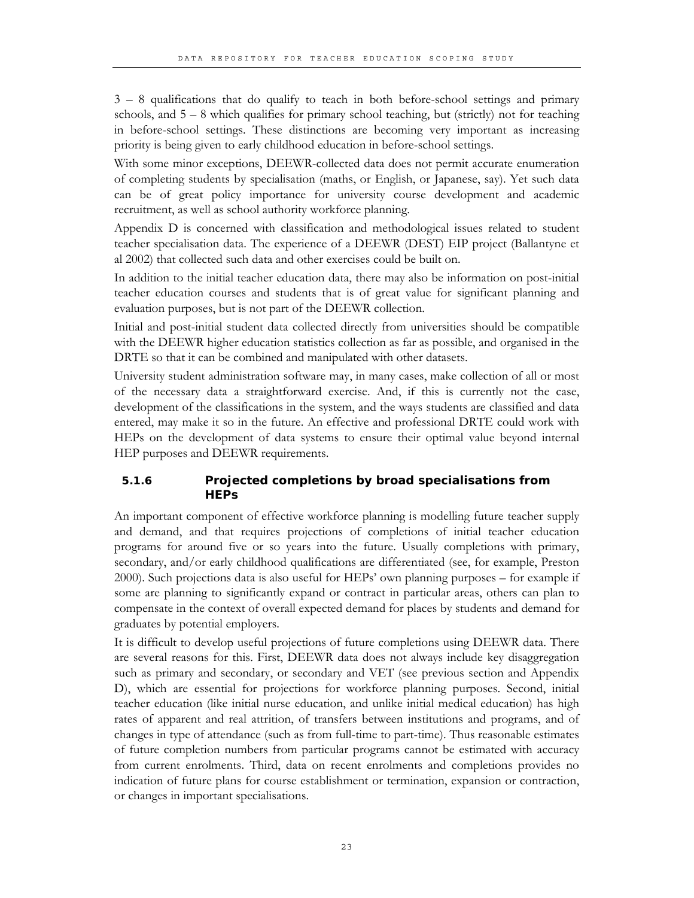3 – 8 qualifications that do qualify to teach in both before-school settings and primary schools, and 5 – 8 which qualifies for primary school teaching, but (strictly) not for teaching in before-school settings. These distinctions are becoming very important as increasing priority is being given to early childhood education in before-school settings.

With some minor exceptions, DEEWR-collected data does not permit accurate enumeration of completing students by specialisation (maths, or English, or Japanese, say). Yet such data can be of great policy importance for university course development and academic recruitment, as well as school authority workforce planning.

Appendix D is concerned with classification and methodological issues related to student teacher specialisation data. The experience of a DEEWR (DEST) EIP project (Ballantyne et al 2002) that collected such data and other exercises could be built on.

In addition to the initial teacher education data, there may also be information on post-initial teacher education courses and students that is of great value for significant planning and evaluation purposes, but is not part of the DEEWR collection.

Initial and post-initial student data collected directly from universities should be compatible with the DEEWR higher education statistics collection as far as possible, and organised in the DRTE so that it can be combined and manipulated with other datasets.

University student administration software may, in many cases, make collection of all or most of the necessary data a straightforward exercise. And, if this is currently not the case, development of the classifications in the system, and the ways students are classified and data entered, may make it so in the future. An effective and professional DRTE could work with HEPs on the development of data systems to ensure their optimal value beyond internal HEP purposes and DEEWR requirements.

#### 5.1.6 Projected completions by broad specialisations from HEPs

An important component of effective workforce planning is modelling future teacher supply and demand, and that requires projections of completions of initial teacher education programs for around five or so years into the future. Usually completions with primary, secondary, and/or early childhood qualifications are differentiated (see, for example, Preston 2000). Such projections data is also useful for HEPs' own planning purposes – for example if some are planning to significantly expand or contract in particular areas, others can plan to compensate in the context of overall expected demand for places by students and demand for graduates by potential employers.

It is difficult to develop useful projections of future completions using DEEWR data. There are several reasons for this. First, DEEWR data does not always include key disaggregation such as primary and secondary, or secondary and VET (see previous section and Appendix D), which are essential for projections for workforce planning purposes. Second, initial teacher education (like initial nurse education, and unlike initial medical education) has high rates of apparent and real attrition, of transfers between institutions and programs, and of changes in type of attendance (such as from full-time to part-time). Thus reasonable estimates of future completion numbers from particular programs cannot be estimated with accuracy from current enrolments. Third, data on recent enrolments and completions provides no indication of future plans for course establishment or termination, expansion or contraction, or changes in important specialisations.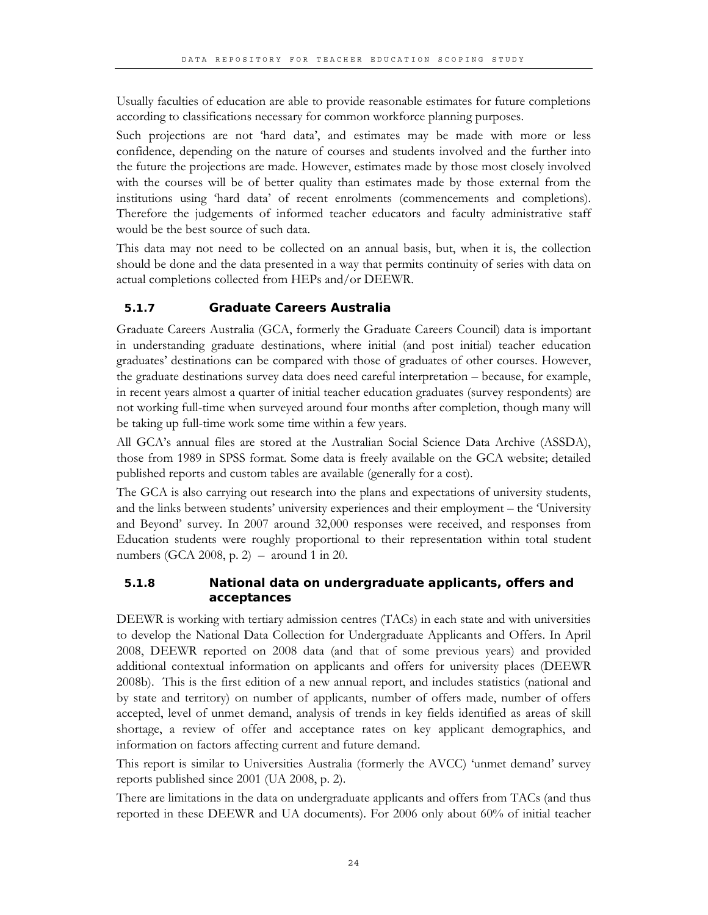Usually faculties of education are able to provide reasonable estimates for future completions according to classifications necessary for common workforce planning purposes.

Such projections are not 'hard data', and estimates may be made with more or less confidence, depending on the nature of courses and students involved and the further into the future the projections are made. However, estimates made by those most closely involved with the courses will be of better quality than estimates made by those external from the institutions using 'hard data' of recent enrolments (commencements and completions). Therefore the judgements of informed teacher educators and faculty administrative staff would be the best source of such data.

This data may not need to be collected on an annual basis, but, when it is, the collection should be done and the data presented in a way that permits continuity of series with data on actual completions collected from HEPs and/or DEEWR.

### 5.1.7 Graduate Careers Australia

Graduate Careers Australia (GCA, formerly the Graduate Careers Council) data is important in understanding graduate destinations, where initial (and post initial) teacher education graduates' destinations can be compared with those of graduates of other courses. However, the graduate destinations survey data does need careful interpretation – because, for example, in recent years almost a quarter of initial teacher education graduates (survey respondents) are not working full-time when surveyed around four months after completion, though many will be taking up full-time work some time within a few years.

All GCA's annual files are stored at the Australian Social Science Data Archive (ASSDA), those from 1989 in SPSS format. Some data is freely available on the GCA website; detailed published reports and custom tables are available (generally for a cost).

The GCA is also carrying out research into the plans and expectations of university students, and the links between students' university experiences and their employment – the 'University and Beyond' survey. In 2007 around 32,000 responses were received, and responses from Education students were roughly proportional to their representation within total student numbers (GCA 2008, p. 2) – around 1 in 20.

### 5.1.8 National data on undergraduate applicants, offers and acceptances

DEEWR is working with tertiary admission centres (TACs) in each state and with universities to develop the National Data Collection for Undergraduate Applicants and Offers. In April 2008, DEEWR reported on 2008 data (and that of some previous years) and provided additional contextual information on applicants and offers for university places (DEEWR 2008b). This is the first edition of a new annual report, and includes statistics (national and by state and territory) on number of applicants, number of offers made, number of offers accepted, level of unmet demand, analysis of trends in key fields identified as areas of skill shortage, a review of offer and acceptance rates on key applicant demographics, and information on factors affecting current and future demand.

This report is similar to Universities Australia (formerly the AVCC) 'unmet demand' survey reports published since 2001 (UA 2008, p. 2).

There are limitations in the data on undergraduate applicants and offers from TACs (and thus reported in these DEEWR and UA documents). For 2006 only about 60% of initial teacher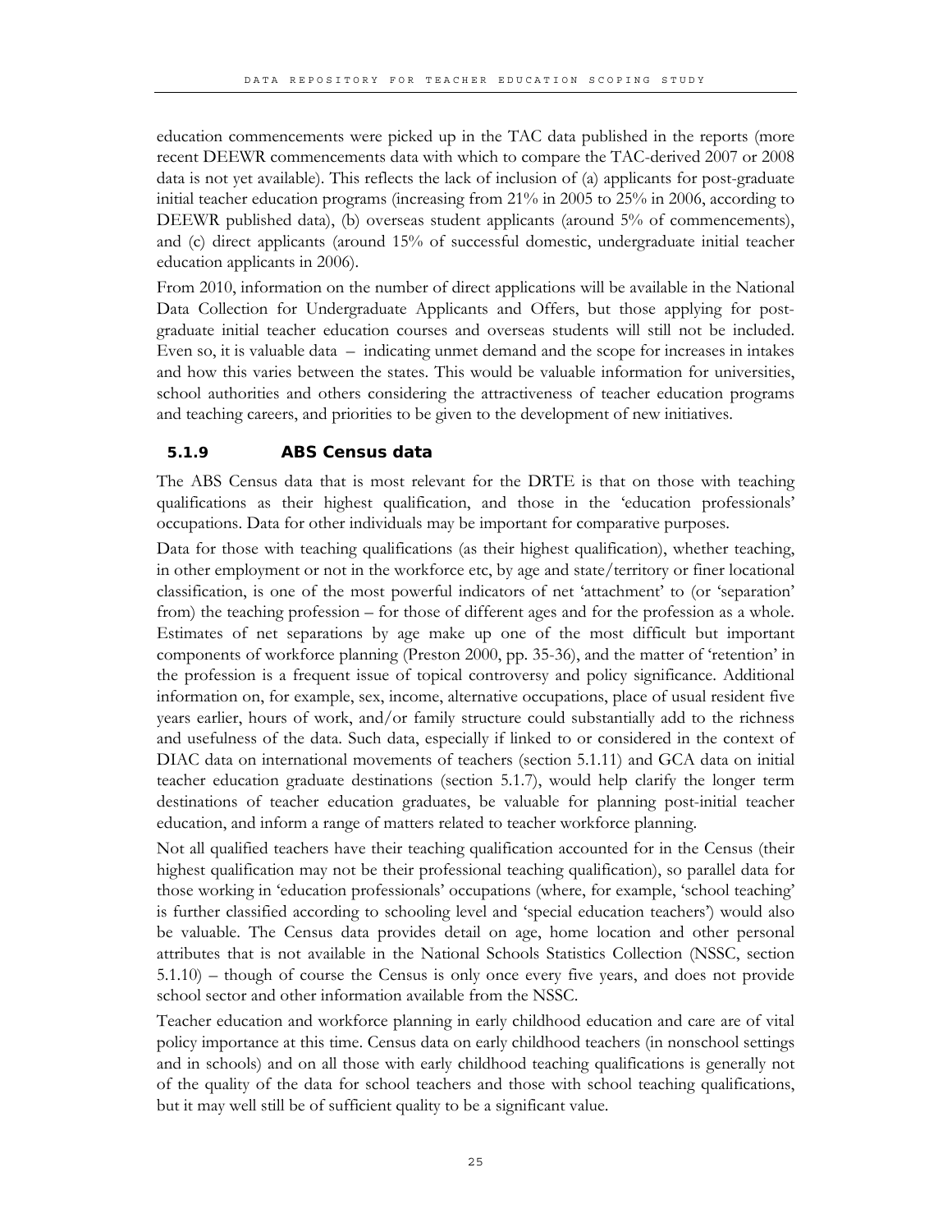education commencements were picked up in the TAC data published in the reports (more recent DEEWR commencements data with which to compare the TAC-derived 2007 or 2008 data is not yet available). This reflects the lack of inclusion of (a) applicants for post-graduate initial teacher education programs (increasing from 21% in 2005 to 25% in 2006, according to DEEWR published data), (b) overseas student applicants (around 5% of commencements), and (c) direct applicants (around 15% of successful domestic, undergraduate initial teacher education applicants in 2006).

From 2010, information on the number of direct applications will be available in the National Data Collection for Undergraduate Applicants and Offers, but those applying for post-graduate initial teacher education courses and overseas students will still not be included. Even so, it is valuable data – indicating unmet demand and the scope for increases in intakes and how this varies between the states. This would be valuable information for universities, school authorities and others considering the attractiveness of teacher education programs and teaching careers, and priorities to be given to the development of new initiatives.

### 5.1.9 ABS Census data

The ABS Census data that is most relevant for the DRTE is that on those with teaching qualifications as their highest qualification, and those in the 'education professionals' occupations. Data for other individuals may be important for comparative purposes.

Data for those with teaching qualifications (as their highest qualification), whether teaching, in other employment or not in the workforce etc, by age and state/territory or finer locational classification, is one of the most powerful indicators of net 'attachment' to (or 'separation' from) the teaching profession – for those of different ages and for the profession as a whole. Estimates of net separations by age make up one of the most difficult but important components of workforce planning (Preston 2000, pp. 35-36), and the matter of 'retention' in the profession is a frequent issue of topical controversy and policy significance. Additional information on, for example, sex, income, alternative occupations, place of usual resident five years earlier, hours of work, and/or family structure could substantially add to the richness and usefulness of the data. Such data, especially if linked to or considered in the context of DIAC data on international movements of teachers (section 5.1.11) and GCA data on initial teacher education graduate destinations (section 5.1.7), would help clarify the longer term destinations of teacher education graduates, be valuable for planning post-initial teacher education, and inform a range of matters related to teacher workforce planning.

Not all qualified teachers have their teaching qualification accounted for in the Census (their highest qualification may not be their professional teaching qualification), so parallel data for those working in 'education professionals' occupations (where, for example, 'school teaching' is further classified according to schooling level and 'special education teachers') would also be valuable. The Census data provides detail on age, home location and other personal attributes that is not available in the National Schools Statistics Collection (NSSC, section 5.1.10) – though of course the Census is only once every five years, and does not provide school sector and other information available from the NSSC.

Teacher education and workforce planning in early childhood education and care are of vital policy importance at this time. Census data on early childhood teachers (in nonschool settings and in schools) and on all those with early childhood teaching qualifications is generally not of the quality of the data for school teachers and those with school teaching qualifications, but it may well still be of sufficient quality to be a significant value.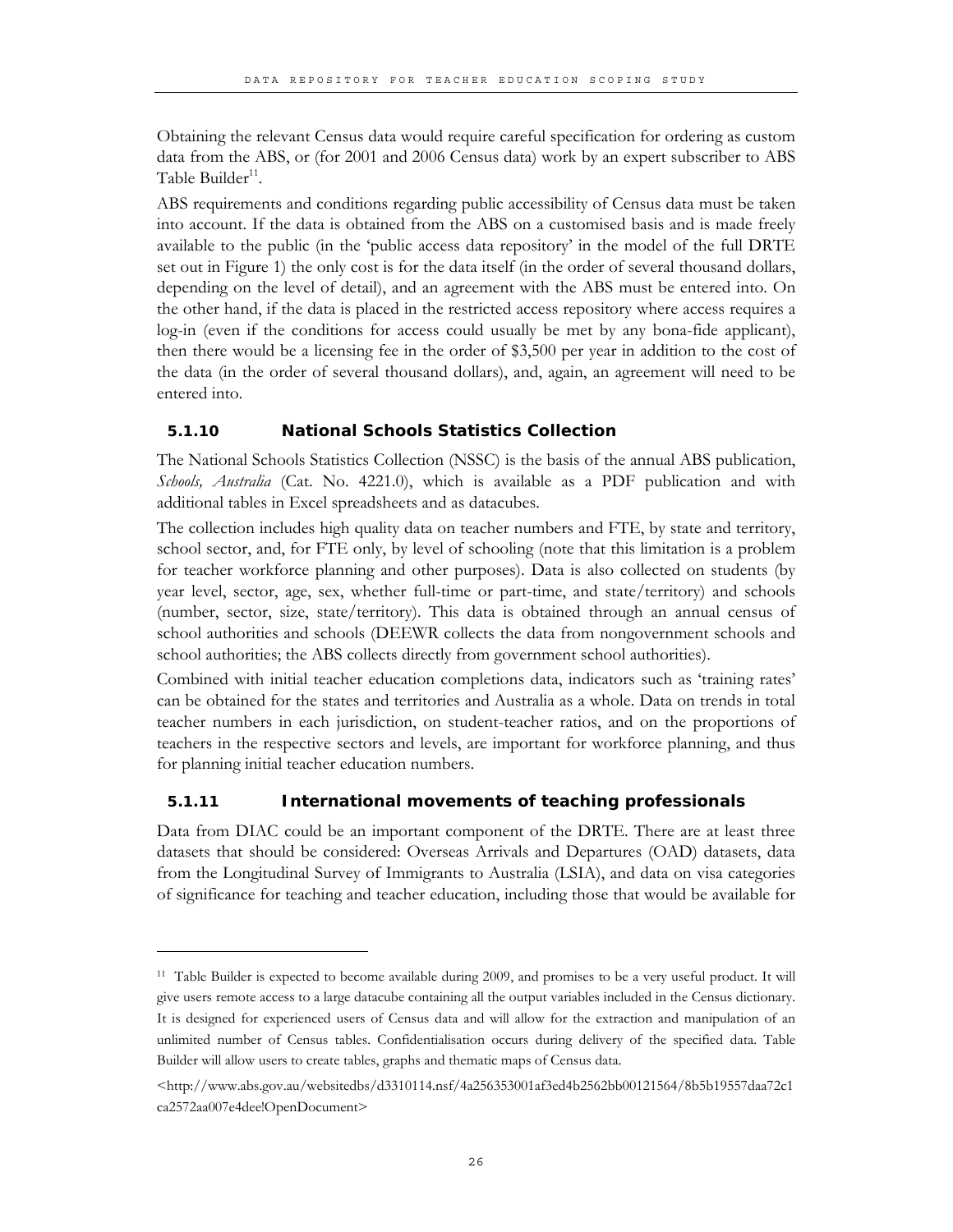Obtaining the relevant Census data would require careful specification for ordering as custom data from the ABS, or (for 2001 and 2006 Census data) work by an expert subscriber to ABS Table Builder[11].

ABS requirements and conditions regarding public accessibility of Census data must be taken into account. If the data is obtained from the ABS on a customised basis and is made freely available to the public (in the 'public access data repository' in the model of the full DRTE set out in Figure 1) the only cost is for the data itself (in the order of several thousand dollars, depending on the level of detail), and an agreement with the ABS must be entered into. On the other hand, if the data is placed in the restricted access repository where access requires a log-in (even if the conditions for access could usually be met by any bona-fide applicant), then there would be a licensing fee in the order of $3,500 per year in addition to the cost of the data (in the order of several thousand dollars), and, again, an agreement will need to be entered into.

#### 5.1.10 National Schools Statistics Collection

The National Schools Statistics Collection (NSSC) is the basis of the annual ABS publication, *Schools, Australia* (Cat. No. 4221.0), which is available as a PDF publication and with additional tables in Excel spreadsheets and as datacubes.

The collection includes high quality data on teacher numbers and FTE, by state and territory, school sector, and, for FTE only, by level of schooling (note that this limitation is a problem for teacher workforce planning and other purposes). Data is also collected on students (by year level, sector, age, sex, whether full-time or part-time, and state/territory) and schools (number, sector, size, state/territory). This data is obtained through an annual census of school authorities and schools (DEEWR collects the data from nongovernment schools and school authorities; the ABS collects directly from government school authorities).

Combined with initial teacher education completions data, indicators such as 'training rates' can be obtained for the states and territories and Australia as a whole. Data on trends in total teacher numbers in each jurisdiction, on student-teacher ratios, and on the proportions of teachers in the respective sectors and levels, are important for workforce planning, and thus for planning initial teacher education numbers.

#### 5.1.11 International movements of teaching professionals

Data from DIAC could be an important component of the DRTE. There are at least three datasets that should be considered: Overseas Arrivals and Departures (OAD) datasets, data from the Longitudinal Survey of Immigrants to Australia (LSIA), and data on visa categories of significance for teaching and teacher education, including those that would be available for

---

[11] Table Builder is expected to become available during 2009, and promises to be a very useful product. It will give users remote access to a large datacube containing all the output variables included in the Census dictionary. It is designed for experienced users of Census data and will allow for the extraction and manipulation of an unlimited number of Census tables. Confidentialisation occurs during delivery of the specified data. Table Builder will allow users to create tables, graphs and thematic maps of Census data.

<http://www.abs.gov.au/websitedbs/d3310114.nsf/4a256353001af3ed4b2562bb00121564/8b5b19557daa72c1ca2572aa007e4dee!OpenDocument>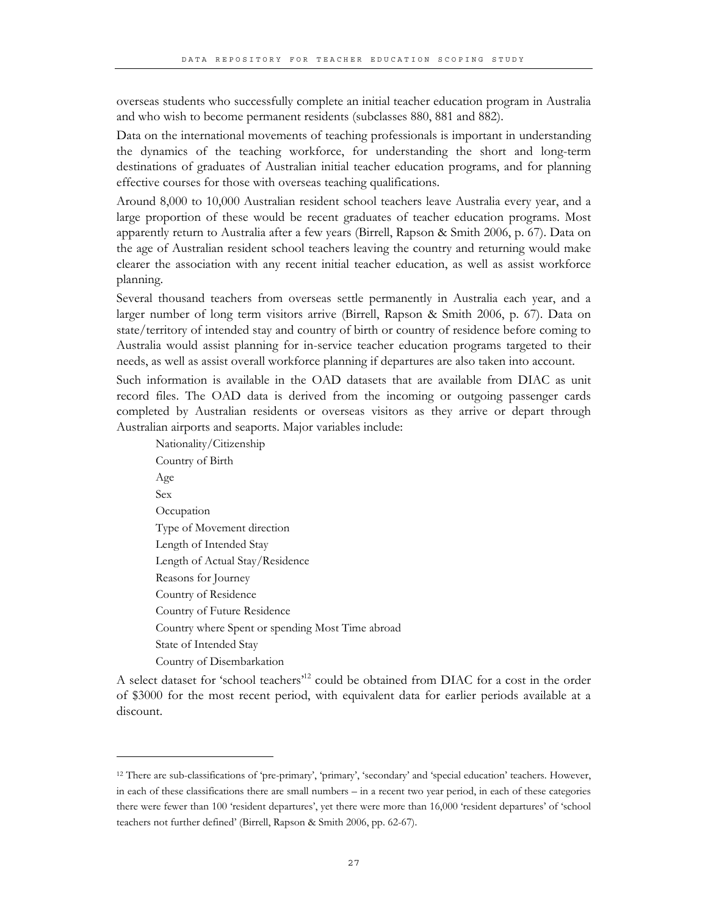overseas students who successfully complete an initial teacher education program in Australia and who wish to become permanent residents (subclasses 880, 881 and 882).

Data on the international movements of teaching professionals is important in understanding the dynamics of the teaching workforce, for understanding the short and long-term destinations of graduates of Australian initial teacher education programs, and for planning effective courses for those with overseas teaching qualifications.

Around 8,000 to 10,000 Australian resident school teachers leave Australia every year, and a large proportion of these would be recent graduates of teacher education programs. Most apparently return to Australia after a few years (Birrell, Rapson & Smith 2006, p. 67). Data on the age of Australian resident school teachers leaving the country and returning would make clearer the association with any recent initial teacher education, as well as assist workforce planning.

Several thousand teachers from overseas settle permanently in Australia each year, and a larger number of long term visitors arrive (Birrell, Rapson & Smith 2006, p. 67). Data on state/territory of intended stay and country of birth or country of residence before coming to Australia would assist planning for in-service teacher education programs targeted to their needs, as well as assist overall workforce planning if departures are also taken into account.

Such information is available in the OAD datasets that are available from DIAC as unit record files. The OAD data is derived from the incoming or outgoing passenger cards completed by Australian residents or overseas visitors as they arrive or depart through Australian airports and seaports. Major variables include:

- Nationality/Citizenship
- Country of Birth
- Age
- Sex
- Occupation
- Type of Movement direction
- Length of Intended Stay
- Length of Actual Stay/Residence
- Reasons for Journey
- Country of Residence
- Country of Future Residence
- Country where Spent or spending Most Time abroad
- State of Intended Stay
- Country of Disembarkation

A select dataset for 'school teachers'[12] could be obtained from DIAC for a cost in the order of $3000 for the most recent period, with equivalent data for earlier periods available at a discount.

---

[12] There are sub-classifications of 'pre-primary', 'primary', 'secondary' and 'special education' teachers. However, in each of these classifications there are small numbers – in a recent two year period, in each of these categories there were fewer than 100 'resident departures', yet there were more than 16,000 'resident departures' of 'school teachers not further defined' (Birrell, Rapson & Smith 2006, pp. 62-67).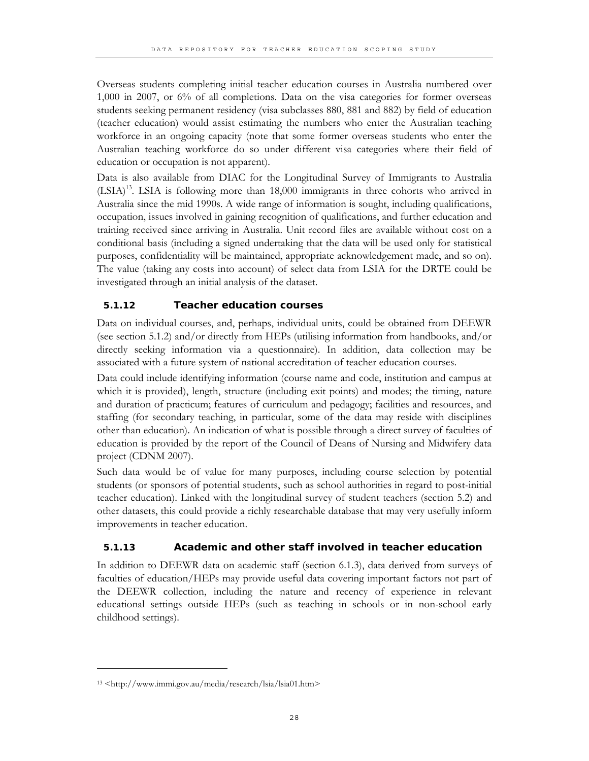Overseas students completing initial teacher education courses in Australia numbered over 1,000 in 2007, or 6% of all completions. Data on the visa categories for former overseas students seeking permanent residency (visa subclasses 880, 881 and 882) by field of education (teacher education) would assist estimating the numbers who enter the Australian teaching workforce in an ongoing capacity (note that some former overseas students who enter the Australian teaching workforce do so under different visa categories where their field of education or occupation is not apparent).

Data is also available from DIAC for the Longitudinal Survey of Immigrants to Australia (LSIA)[13]. LSIA is following more than 18,000 immigrants in three cohorts who arrived in Australia since the mid 1990s. A wide range of information is sought, including qualifications, occupation, issues involved in gaining recognition of qualifications, and further education and training received since arriving in Australia. Unit record files are available without cost on a conditional basis (including a signed undertaking that the data will be used only for statistical purposes, confidentiality will be maintained, appropriate acknowledgement made, and so on). The value (taking any costs into account) of select data from LSIA for the DRTE could be investigated through an initial analysis of the dataset.

### 5.1.12 Teacher education courses

Data on individual courses, and, perhaps, individual units, could be obtained from DEEWR (see section 5.1.2) and/or directly from HEPs (utilising information from handbooks, and/or directly seeking information via a questionnaire). In addition, data collection may be associated with a future system of national accreditation of teacher education courses.

Data could include identifying information (course name and code, institution and campus at which it is provided), length, structure (including exit points) and modes; the timing, nature and duration of practicum; features of curriculum and pedagogy; facilities and resources, and staffing (for secondary teaching, in particular, some of the data may reside with disciplines other than education). An indication of what is possible through a direct survey of faculties of education is provided by the report of the Council of Deans of Nursing and Midwifery data project (CDNM 2007).

Such data would be of value for many purposes, including course selection by potential students (or sponsors of potential students, such as school authorities in regard to post-initial teacher education). Linked with the longitudinal survey of student teachers (section 5.2) and other datasets, this could provide a richly researchable database that may very usefully inform improvements in teacher education.

### 5.1.13 Academic and other staff involved in teacher education

In addition to DEEWR data on academic staff (section 6.1.3), data derived from surveys of faculties of education/HEPs may provide useful data covering important factors not part of the DEEWR collection, including the nature and recency of experience in relevant educational settings outside HEPs (such as teaching in schools or in non-school early childhood settings).

---

[13] <http://www.immi.gov.au/media/research/lsia/lsia01.htm>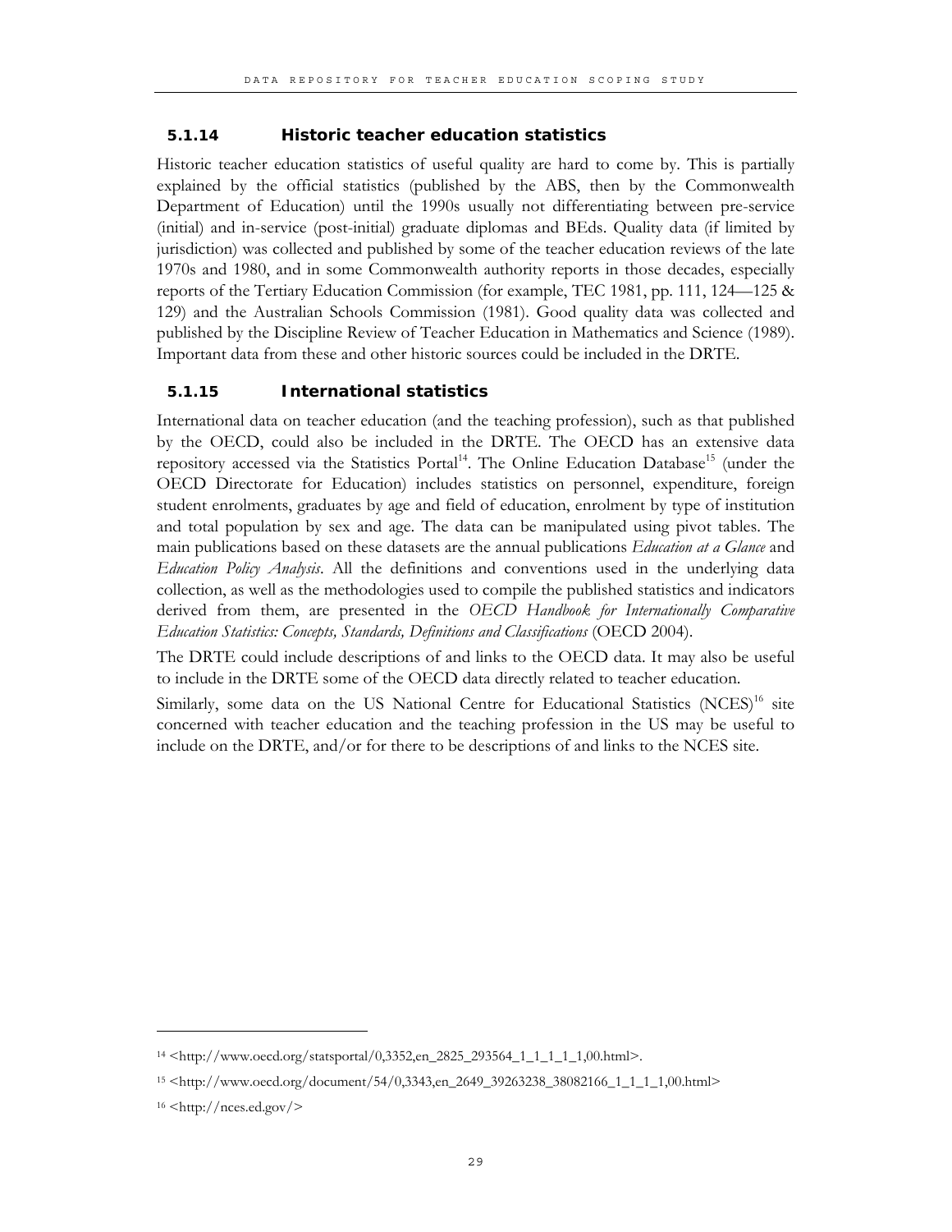### 5.1.14 Historic teacher education statistics

Historic teacher education statistics of useful quality are hard to come by. This is partially explained by the official statistics (published by the ABS, then by the Commonwealth Department of Education) until the 1990s usually not differentiating between pre-service (initial) and in-service (post-initial) graduate diplomas and BEds. Quality data (if limited by jurisdiction) was collected and published by some of the teacher education reviews of the late 1970s and 1980, and in some Commonwealth authority reports in those decades, especially reports of the Tertiary Education Commission (for example, TEC 1981, pp. 111, 124—125 & 129) and the Australian Schools Commission (1981). Good quality data was collected and published by the Discipline Review of Teacher Education in Mathematics and Science (1989). Important data from these and other historic sources could be included in the DRTE.

### 5.1.15 International statistics

International data on teacher education (and the teaching profession), such as that published by the OECD, could also be included in the DRTE. The OECD has an extensive data repository accessed via the Statistics Portal[14]. The Online Education Database[15] (under the OECD Directorate for Education) includes statistics on personnel, expenditure, foreign student enrolments, graduates by age and field of education, enrolment by type of institution and total population by sex and age. The data can be manipulated using pivot tables. The main publications based on these datasets are the annual publications *Education at a Glance* and *Education Policy Analysis*. All the definitions and conventions used in the underlying data collection, as well as the methodologies used to compile the published statistics and indicators derived from them, are presented in the *OECD Handbook for Internationally Comparative Education Statistics: Concepts, Standards, Definitions and Classifications* (OECD 2004).

The DRTE could include descriptions of and links to the OECD data. It may also be useful to include in the DRTE some of the OECD data directly related to teacher education.

Similarly, some data on the US National Centre for Educational Statistics (NCES)[16] site concerned with teacher education and the teaching profession in the US may be useful to include on the DRTE, and/or for there to be descriptions of and links to the NCES site.

---

[14] <http://www.oecd.org/statsportal/0,3352,en_2825_293564_1_1_1_1_1,00.html>.

[15] <http://www.oecd.org/document/54/0,3343,en_2649_39263238_38082166_1_1_1_1,00.html>

[16] <http://nces.ed.gov/>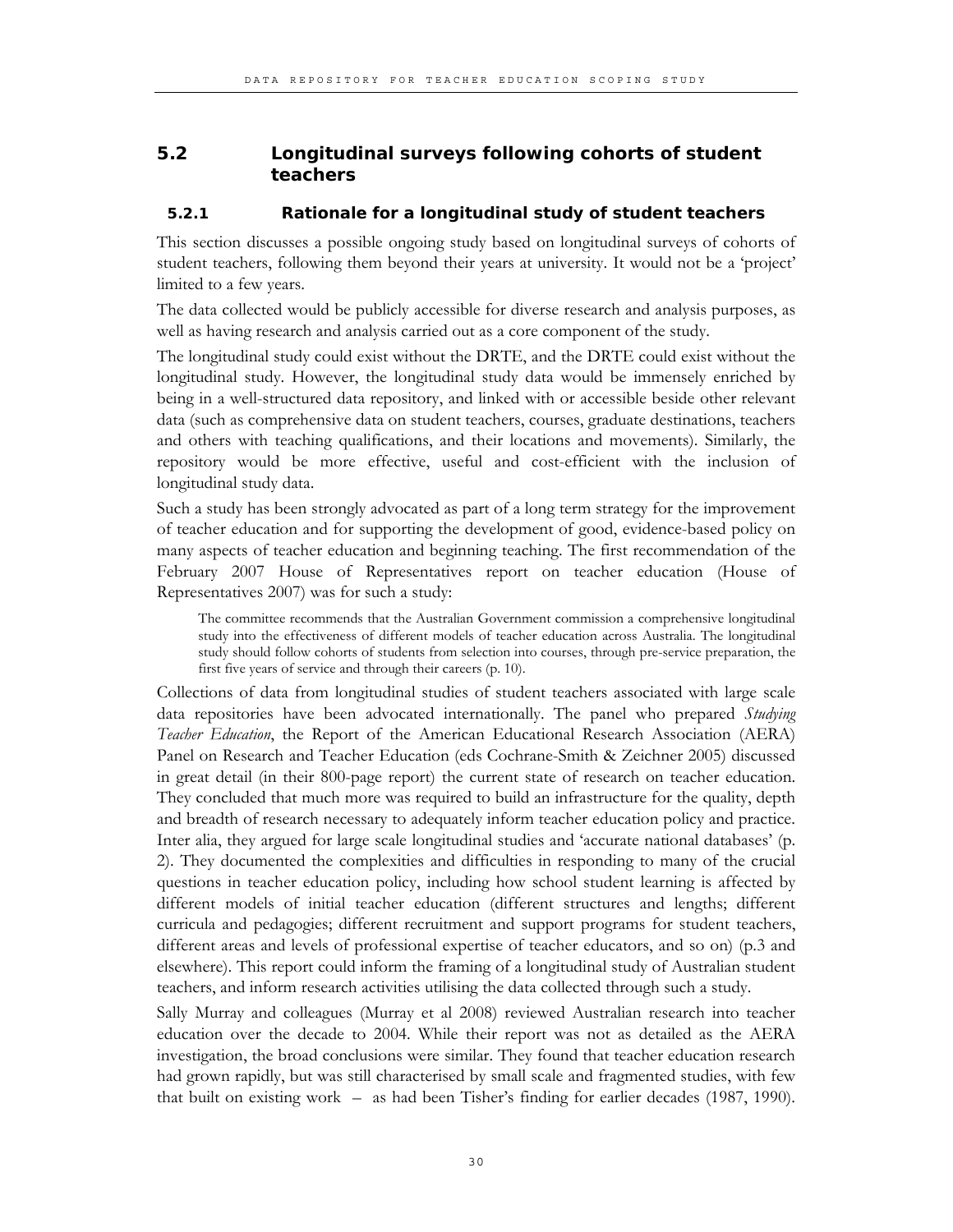## 5.2 Longitudinal surveys following cohorts of student teachers

### 5.2.1 Rationale for a longitudinal study of student teachers

This section discusses a possible ongoing study based on longitudinal surveys of cohorts of student teachers, following them beyond their years at university. It would not be a 'project' limited to a few years.

The data collected would be publicly accessible for diverse research and analysis purposes, as well as having research and analysis carried out as a core component of the study.

The longitudinal study could exist without the DRTE, and the DRTE could exist without the longitudinal study. However, the longitudinal study data would be immensely enriched by being in a well-structured data repository, and linked with or accessible beside other relevant data (such as comprehensive data on student teachers, courses, graduate destinations, teachers and others with teaching qualifications, and their locations and movements). Similarly, the repository would be more effective, useful and cost-efficient with the inclusion of longitudinal study data.

Such a study has been strongly advocated as part of a long term strategy for the improvement of teacher education and for supporting the development of good, evidence-based policy on many aspects of teacher education and beginning teaching. The first recommendation of the February 2007 House of Representatives report on teacher education (House of Representatives 2007) was for such a study:

> The committee recommends that the Australian Government commission a comprehensive longitudinal study into the effectiveness of different models of teacher education across Australia. The longitudinal study should follow cohorts of students from selection into courses, through pre-service preparation, the first five years of service and through their careers (p. 10).

Collections of data from longitudinal studies of student teachers associated with large scale data repositories have been advocated internationally. The panel who prepared *Studying Teacher Education*, the Report of the American Educational Research Association (AERA) Panel on Research and Teacher Education (eds Cochrane-Smith & Zeichner 2005) discussed in great detail (in their 800-page report) the current state of research on teacher education. They concluded that much more was required to build an infrastructure for the quality, depth and breadth of research necessary to adequately inform teacher education policy and practice. Inter alia, they argued for large scale longitudinal studies and 'accurate national databases' (p. 2). They documented the complexities and difficulties in responding to many of the crucial questions in teacher education policy, including how school student learning is affected by different models of initial teacher education (different structures and lengths; different curricula and pedagogies; different recruitment and support programs for student teachers, different areas and levels of professional expertise of teacher educators, and so on) (p.3 and elsewhere). This report could inform the framing of a longitudinal study of Australian student teachers, and inform research activities utilising the data collected through such a study.

Sally Murray and colleagues (Murray et al 2008) reviewed Australian research into teacher education over the decade to 2004. While their report was not as detailed as the AERA investigation, the broad conclusions were similar. They found that teacher education research had grown rapidly, but was still characterised by small scale and fragmented studies, with few that built on existing work – as had been Tisher's finding for earlier decades (1987, 1990).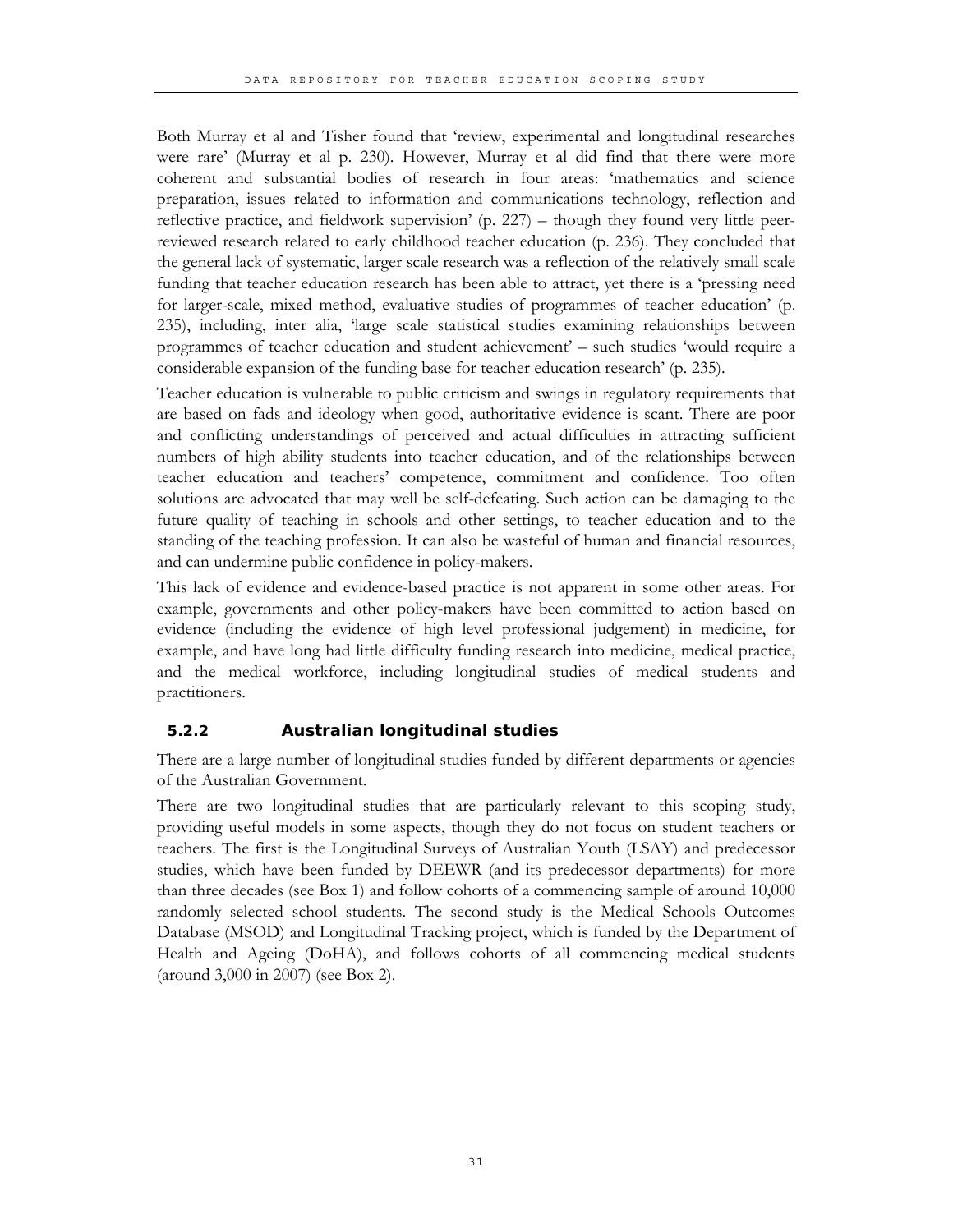Both Murray et al and Tisher found that 'review, experimental and longitudinal researches were rare' (Murray et al p. 230). However, Murray et al did find that there were more coherent and substantial bodies of research in four areas: 'mathematics and science preparation, issues related to information and communications technology, reflection and reflective practice, and fieldwork supervision' (p. 227) – though they found very little peer-reviewed research related to early childhood teacher education (p. 236). They concluded that the general lack of systematic, larger scale research was a reflection of the relatively small scale funding that teacher education research has been able to attract, yet there is a 'pressing need for larger-scale, mixed method, evaluative studies of programmes of teacher education' (p. 235), including, inter alia, 'large scale statistical studies examining relationships between programmes of teacher education and student achievement' – such studies 'would require a considerable expansion of the funding base for teacher education research' (p. 235).

Teacher education is vulnerable to public criticism and swings in regulatory requirements that are based on fads and ideology when good, authoritative evidence is scant. There are poor and conflicting understandings of perceived and actual difficulties in attracting sufficient numbers of high ability students into teacher education, and of the relationships between teacher education and teachers' competence, commitment and confidence. Too often solutions are advocated that may well be self-defeating. Such action can be damaging to the future quality of teaching in schools and other settings, to teacher education and to the standing of the teaching profession. It can also be wasteful of human and financial resources, and can undermine public confidence in policy-makers.

This lack of evidence and evidence-based practice is not apparent in some other areas. For example, governments and other policy-makers have been committed to action based on evidence (including the evidence of high level professional judgement) in medicine, for example, and have long had little difficulty funding research into medicine, medical practice, and the medical workforce, including longitudinal studies of medical students and practitioners.

### 5.2.2 Australian longitudinal studies

There are a large number of longitudinal studies funded by different departments or agencies of the Australian Government.

There are two longitudinal studies that are particularly relevant to this scoping study, providing useful models in some aspects, though they do not focus on student teachers or teachers. The first is the Longitudinal Surveys of Australian Youth (LSAY) and predecessor studies, which have been funded by DEEWR (and its predecessor departments) for more than three decades (see Box 1) and follow cohorts of a commencing sample of around 10,000 randomly selected school students. The second study is the Medical Schools Outcomes Database (MSOD) and Longitudinal Tracking project, which is funded by the Department of Health and Ageing (DoHA), and follows cohorts of all commencing medical students (around 3,000 in 2007) (see Box 2).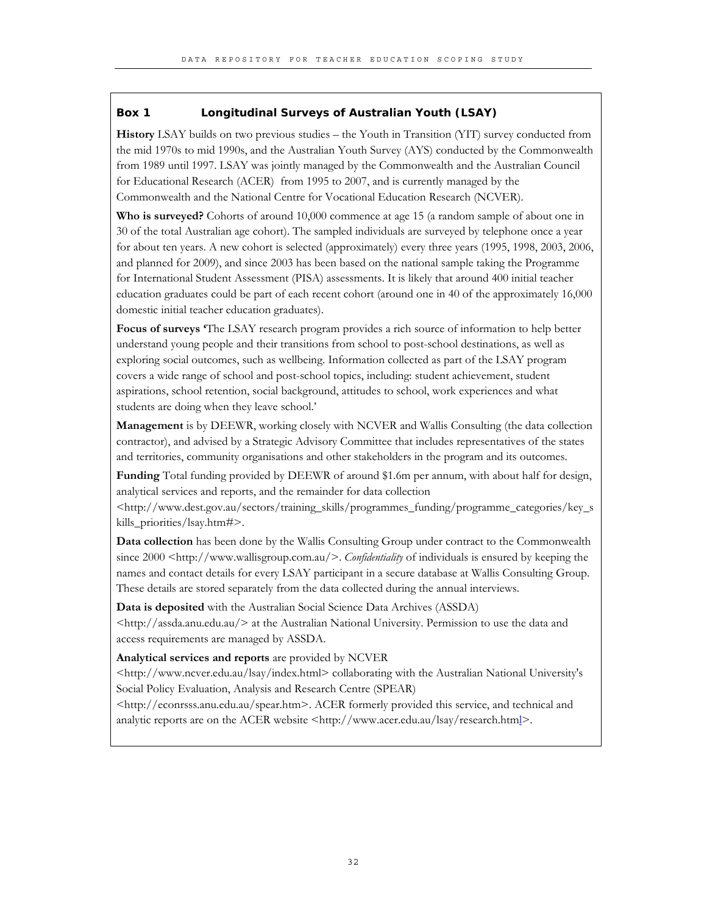### Box 1 Longitudinal Surveys of Australian Youth (LSAY)

**History** LSAY builds on two previous studies – the Youth in Transition (YIT) survey conducted from the mid 1970s to mid 1990s, and the Australian Youth Survey (AYS) conducted by the Commonwealth from 1989 until 1997. LSAY was jointly managed by the Commonwealth and the Australian Council for Educational Research (ACER) from 1995 to 2007, and is currently managed by the Commonwealth and the National Centre for Vocational Education Research (NCVER).

**Who is surveyed?** Cohorts of around 10,000 commence at age 15 (a random sample of about one in 30 of the total Australian age cohort). The sampled individuals are surveyed by telephone once a year for about ten years. A new cohort is selected (approximately) every three years (1995, 1998, 2003, 2006, and planned for 2009), and since 2003 has been based on the national sample taking the Programme for International Student Assessment (PISA) assessments. It is likely that around 400 initial teacher education graduates could be part of each recent cohort (around one in 40 of the approximately 16,000 domestic initial teacher education graduates).

**Focus of surveys** 'The LSAY research program provides a rich source of information to help better understand young people and their transitions from school to post-school destinations, as well as exploring social outcomes, such as wellbeing. Information collected as part of the LSAY program covers a wide range of school and post-school topics, including: student achievement, student aspirations, school retention, social background, attitudes to school, work experiences and what students are doing when they leave school.'

**Management** is by DEEWR, working closely with NCVER and Wallis Consulting (the data collection contractor), and advised by a Strategic Advisory Committee that includes representatives of the states and territories, community organisations and other stakeholders in the program and its outcomes.

**Funding** Total funding provided by DEEWR of around $1.6m per annum, with about half for design, analytical services and reports, and the remainder for data collection <http://www.dest.gov.au/sectors/training_skills/programmes_funding/programme_categories/key_skills_priorities/lsay.htm#>.

**Data collection** has been done by the Wallis Consulting Group under contract to the Commonwealth since 2000 <http://www.wallisgroup.com.au/>. *Confidentiality* of individuals is ensured by keeping the names and contact details for every LSAY participant in a secure database at Wallis Consulting Group. These details are stored separately from the data collected during the annual interviews.

**Data is deposited** with the Australian Social Science Data Archives (ASSDA) <http://assda.anu.edu.au/> at the Australian National University. Permission to use the data and access requirements are managed by ASSDA.

**Analytical services and reports** are provided by NCVER <http://www.ncver.edu.au/lsay/index.html> collaborating with the Australian National University's Social Policy Evaluation, Analysis and Research Centre (SPEAR) <http://econrsss.anu.edu.au/spear.htm>. ACER formerly provided this service, and technical and analytic reports are on the ACER website <http://www.acer.edu.au/lsay/research.html>.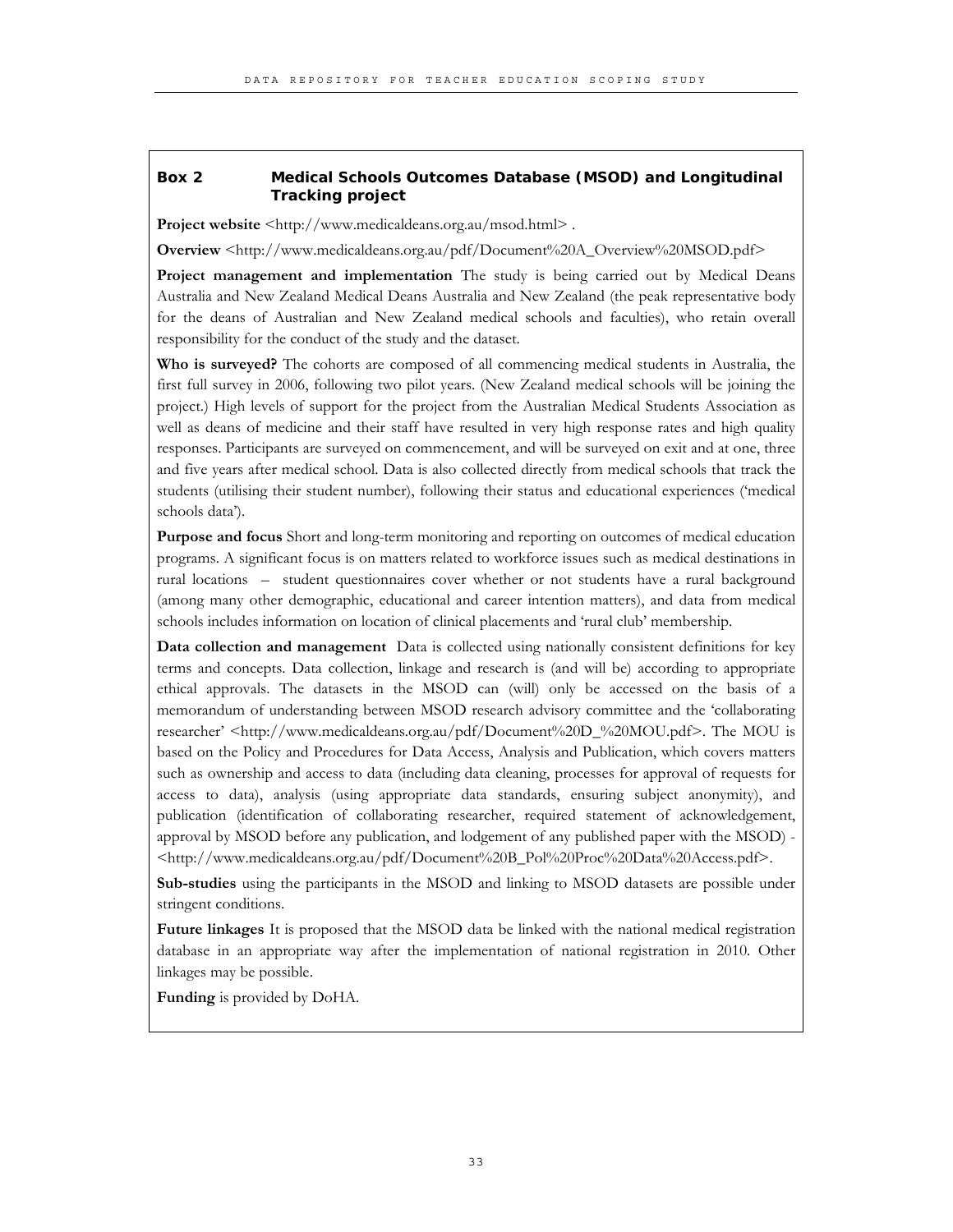**Box 2 Medical Schools Outcomes Database (MSOD) and Longitudinal Tracking project**

**Project website** <http://www.medicaldeans.org.au/msod.html> .

**Overview** <http://www.medicaldeans.org.au/pdf/Document%20A_Overview%20MSOD.pdf>

**Project management and implementation** The study is being carried out by Medical Deans Australia and New Zealand Medical Deans Australia and New Zealand (the peak representative body for the deans of Australian and New Zealand medical schools and faculties), who retain overall responsibility for the conduct of the study and the dataset.

**Who is surveyed?** The cohorts are composed of all commencing medical students in Australia, the first full survey in 2006, following two pilot years. (New Zealand medical schools will be joining the project.) High levels of support for the project from the Australian Medical Students Association as well as deans of medicine and their staff have resulted in very high response rates and high quality responses. Participants are surveyed on commencement, and will be surveyed on exit and at one, three and five years after medical school. Data is also collected directly from medical schools that track the students (utilising their student number), following their status and educational experiences ('medical schools data').

**Purpose and focus** Short and long-term monitoring and reporting on outcomes of medical education programs. A significant focus is on matters related to workforce issues such as medical destinations in rural locations – student questionnaires cover whether or not students have a rural background (among many other demographic, educational and career intention matters), and data from medical schools includes information on location of clinical placements and 'rural club' membership.

**Data collection and management** Data is collected using nationally consistent definitions for key terms and concepts. Data collection, linkage and research is (and will be) according to appropriate ethical approvals. The datasets in the MSOD can (will) only be accessed on the basis of a memorandum of understanding between MSOD research advisory committee and the 'collaborating researcher' <http://www.medicaldeans.org.au/pdf/Document%20D_%20MOU.pdf>. The MOU is based on the Policy and Procedures for Data Access, Analysis and Publication, which covers matters such as ownership and access to data (including data cleaning, processes for approval of requests for access to data), analysis (using appropriate data standards, ensuring subject anonymity), and publication (identification of collaborating researcher, required statement of acknowledgement, approval by MSOD before any publication, and lodgement of any published paper with the MSOD) - <http://www.medicaldeans.org.au/pdf/Document%20B_Pol%20Proc%20Data%20Access.pdf>.

**Sub-studies** using the participants in the MSOD and linking to MSOD datasets are possible under stringent conditions.

**Future linkages** It is proposed that the MSOD data be linked with the national medical registration database in an appropriate way after the implementation of national registration in 2010. Other linkages may be possible.

**Funding** is provided by DoHA.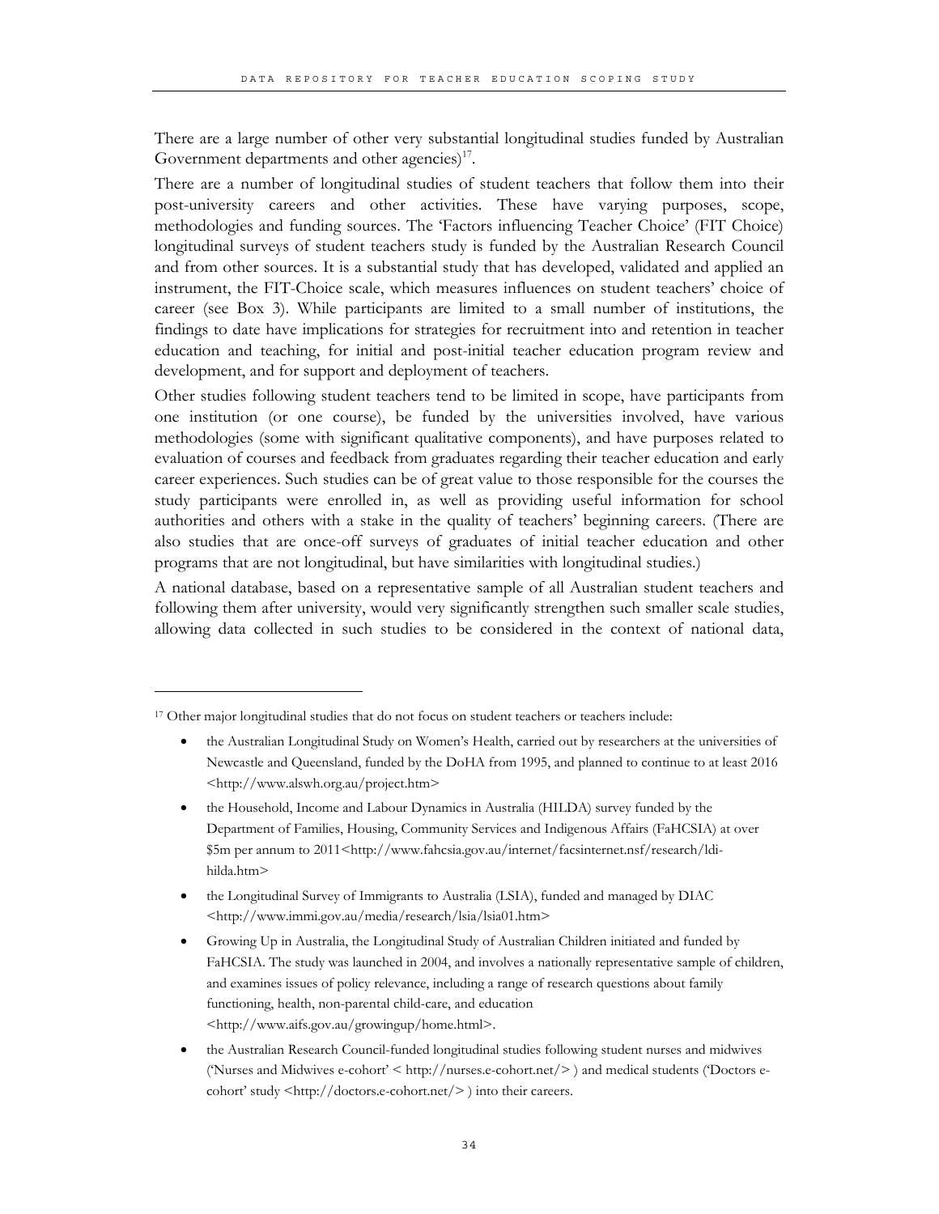There are a large number of other very substantial longitudinal studies funded by Australian Government departments and other agencies)[17].

There are a number of longitudinal studies of student teachers that follow them into their post-university careers and other activities. These have varying purposes, scope, methodologies and funding sources. The 'Factors influencing Teacher Choice' (FIT Choice) longitudinal surveys of student teachers study is funded by the Australian Research Council and from other sources. It is a substantial study that has developed, validated and applied an instrument, the FIT-Choice scale, which measures influences on student teachers' choice of career (see Box 3). While participants are limited to a small number of institutions, the findings to date have implications for strategies for recruitment into and retention in teacher education and teaching, for initial and post-initial teacher education program review and development, and for support and deployment of teachers.

Other studies following student teachers tend to be limited in scope, have participants from one institution (or one course), be funded by the universities involved, have various methodologies (some with significant qualitative components), and have purposes related to evaluation of courses and feedback from graduates regarding their teacher education and early career experiences. Such studies can be of great value to those responsible for the courses the study participants were enrolled in, as well as providing useful information for school authorities and others with a stake in the quality of teachers' beginning careers. (There are also studies that are once-off surveys of graduates of initial teacher education and other programs that are not longitudinal, but have similarities with longitudinal studies.)

A national database, based on a representative sample of all Australian student teachers and following them after university, would very significantly strengthen such smaller scale studies, allowing data collected in such studies to be considered in the context of national data,

---

[17] Other major longitudinal studies that do not focus on student teachers or teachers include:

- the Australian Longitudinal Study on Women's Health, carried out by researchers at the universities of Newcastle and Queensland, funded by the DoHA from 1995, and planned to continue to at least 2016 <http://www.alswh.org.au/project.htm>
- the Household, Income and Labour Dynamics in Australia (HILDA) survey funded by the Department of Families, Housing, Community Services and Indigenous Affairs (FaHCSIA) at over $5m per annum to 2011<http://www.fahcsia.gov.au/internet/facsinternet.nsf/research/ldi-hilda.htm>
- the Longitudinal Survey of Immigrants to Australia (LSIA), funded and managed by DIAC <http://www.immi.gov.au/media/research/lsia/lsia01.htm>
- Growing Up in Australia, the Longitudinal Study of Australian Children initiated and funded by FaHCSIA. The study was launched in 2004, and involves a nationally representative sample of children, and examines issues of policy relevance, including a range of research questions about family functioning, health, non-parental child-care, and education <http://www.aifs.gov.au/growingup/home.html>.
- the Australian Research Council-funded longitudinal studies following student nurses and midwives ('Nurses and Midwives e-cohort' < http://nurses.e-cohort.net/> ) and medical students ('Doctors e-cohort' study <http://doctors.e-cohort.net/> ) into their careers.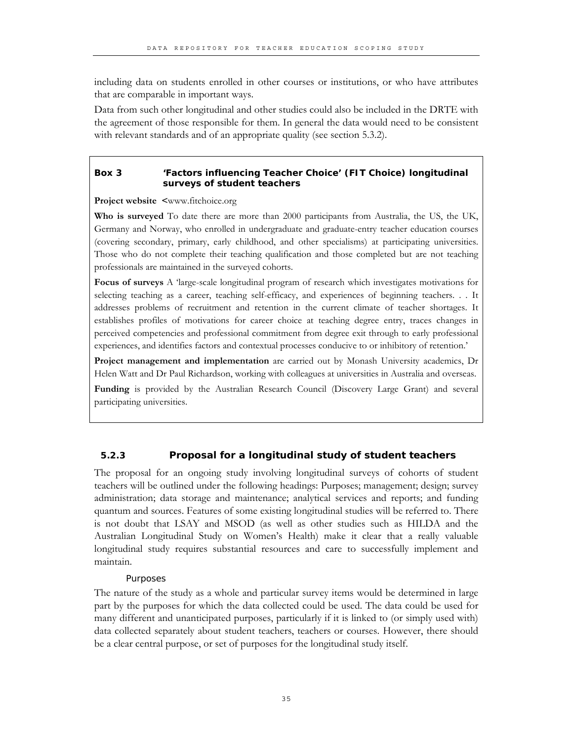including data on students enrolled in other courses or institutions, or who have attributes that are comparable in important ways.

Data from such other longitudinal and other studies could also be included in the DRTE with the agreement of those responsible for them. In general the data would need to be consistent with relevant standards and of an appropriate quality (see section 5.3.2).

> **Box 3 'Factors influencing Teacher Choice' (FIT Choice) longitudinal surveys of student teachers**
>
> **Project website** <www.fitchoice.org
>
> **Who is surveyed** To date there are more than 2000 participants from Australia, the US, the UK, Germany and Norway, who enrolled in undergraduate and graduate-entry teacher education courses (covering secondary, primary, early childhood, and other specialisms) at participating universities. Those who do not complete their teaching qualification and those completed but are not teaching professionals are maintained in the surveyed cohorts.
>
> **Focus of surveys** A 'large-scale longitudinal program of research which investigates motivations for selecting teaching as a career, teaching self-efficacy, and experiences of beginning teachers. . . It addresses problems of recruitment and retention in the current climate of teacher shortages. It establishes profiles of motivations for career choice at teaching degree entry, traces changes in perceived competencies and professional commitment from degree exit through to early professional experiences, and identifies factors and contextual processes conducive to or inhibitory of retention.'
>
> **Project management and implementation** are carried out by Monash University academics, Dr Helen Watt and Dr Paul Richardson, working with colleagues at universities in Australia and overseas.
>
> **Funding** is provided by the Australian Research Council (Discovery Large Grant) and several participating universities.

### 5.2.3 Proposal for a longitudinal study of student teachers

The proposal for an ongoing study involving longitudinal surveys of cohorts of student teachers will be outlined under the following headings: Purposes; management; design; survey administration; data storage and maintenance; analytical services and reports; and funding quantum and sources. Features of some existing longitudinal studies will be referred to. There is not doubt that LSAY and MSOD (as well as other studies such as HILDA and the Australian Longitudinal Study on Women's Health) make it clear that a really valuable longitudinal study requires substantial resources and care to successfully implement and maintain.

#### Purposes

The nature of the study as a whole and particular survey items would be determined in large part by the purposes for which the data collected could be used. The data could be used for many different and unanticipated purposes, particularly if it is linked to (or simply used with) data collected separately about student teachers, teachers or courses. However, there should be a clear central purpose, or set of purposes for the longitudinal study itself.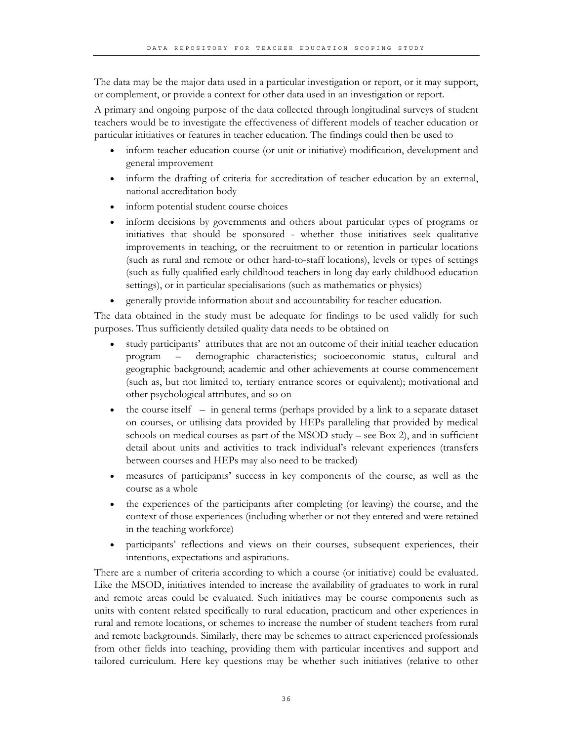The data may be the major data used in a particular investigation or report, or it may support, or complement, or provide a context for other data used in an investigation or report.

A primary and ongoing purpose of the data collected through longitudinal surveys of student teachers would be to investigate the effectiveness of different models of teacher education or particular initiatives or features in teacher education. The findings could then be used to

- inform teacher education course (or unit or initiative) modification, development and general improvement
- inform the drafting of criteria for accreditation of teacher education by an external, national accreditation body
- inform potential student course choices
- inform decisions by governments and others about particular types of programs or initiatives that should be sponsored - whether those initiatives seek qualitative improvements in teaching, or the recruitment to or retention in particular locations (such as rural and remote or other hard-to-staff locations), levels or types of settings (such as fully qualified early childhood teachers in long day early childhood education settings), or in particular specialisations (such as mathematics or physics)
- generally provide information about and accountability for teacher education.

The data obtained in the study must be adequate for findings to be used validly for such purposes. Thus sufficiently detailed quality data needs to be obtained on

- study participants' attributes that are not an outcome of their initial teacher education program – demographic characteristics; socioeconomic status, cultural and geographic background; academic and other achievements at course commencement (such as, but not limited to, tertiary entrance scores or equivalent); motivational and other psychological attributes, and so on
- the course itself – in general terms (perhaps provided by a link to a separate dataset on courses, or utilising data provided by HEPs paralleling that provided by medical schools on medical courses as part of the MSOD study – see Box 2), and in sufficient detail about units and activities to track individual's relevant experiences (transfers between courses and HEPs may also need to be tracked)
- measures of participants' success in key components of the course, as well as the course as a whole
- the experiences of the participants after completing (or leaving) the course, and the context of those experiences (including whether or not they entered and were retained in the teaching workforce)
- participants' reflections and views on their courses, subsequent experiences, their intentions, expectations and aspirations.

There are a number of criteria according to which a course (or initiative) could be evaluated. Like the MSOD, initiatives intended to increase the availability of graduates to work in rural and remote areas could be evaluated. Such initiatives may be course components such as units with content related specifically to rural education, practicum and other experiences in rural and remote locations, or schemes to increase the number of student teachers from rural and remote backgrounds. Similarly, there may be schemes to attract experienced professionals from other fields into teaching, providing them with particular incentives and support and tailored curriculum. Here key questions may be whether such initiatives (relative to other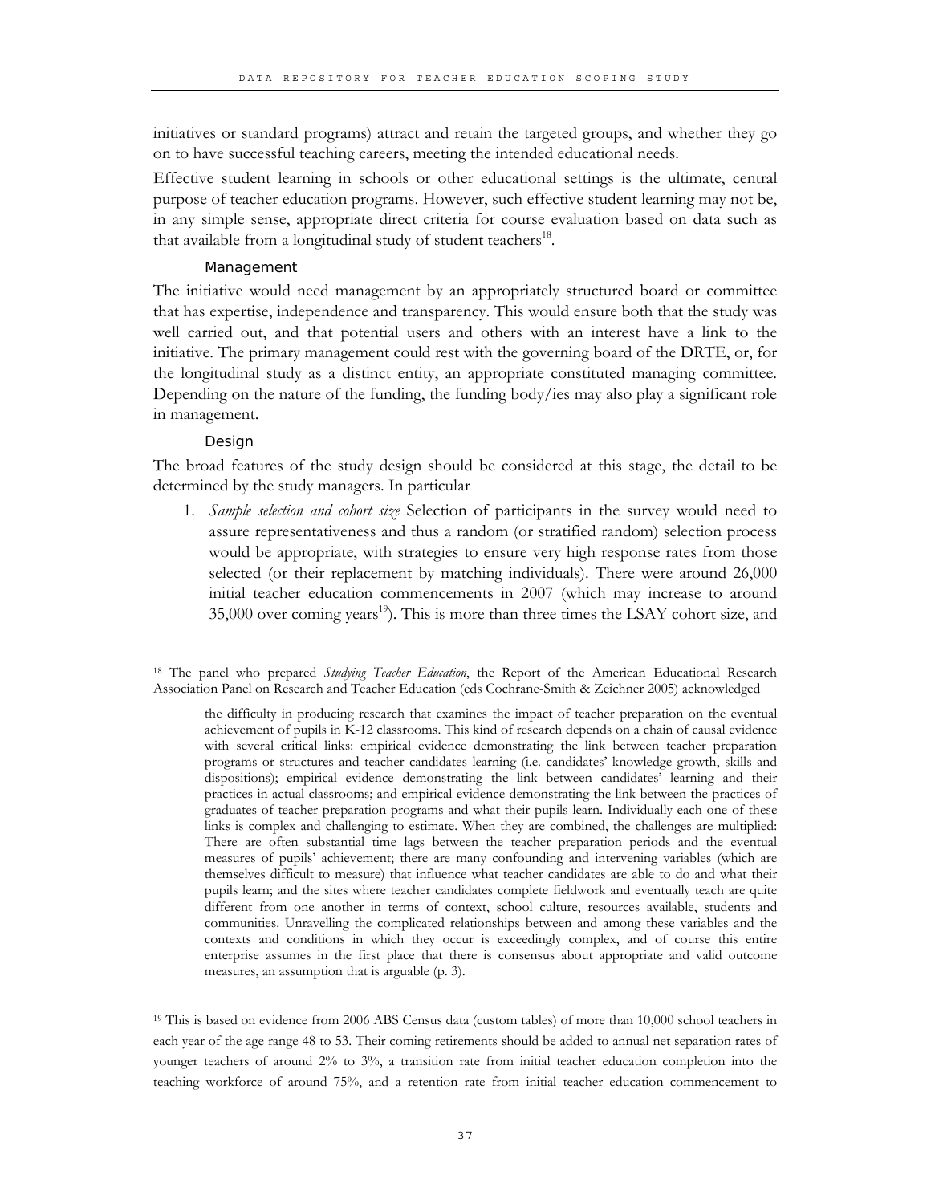initiatives or standard programs) attract and retain the targeted groups, and whether they go on to have successful teaching careers, meeting the intended educational needs.

Effective student learning in schools or other educational settings is the ultimate, central purpose of teacher education programs. However, such effective student learning may not be, in any simple sense, appropriate direct criteria for course evaluation based on data such as that available from a longitudinal study of student teachers[18].

#### Management

The initiative would need management by an appropriately structured board or committee that has expertise, independence and transparency. This would ensure both that the study was well carried out, and that potential users and others with an interest have a link to the initiative. The primary management could rest with the governing board of the DRTE, or, for the longitudinal study as a distinct entity, an appropriate constituted managing committee. Depending on the nature of the funding, the funding body/ies may also play a significant role in management.

#### Design

The broad features of the study design should be considered at this stage, the detail to be determined by the study managers. In particular

1. *Sample selection and cohort size* Selection of participants in the survey would need to assure representativeness and thus a random (or stratified random) selection process would be appropriate, with strategies to ensure very high response rates from those selected (or their replacement by matching individuals). There were around 26,000 initial teacher education commencements in 2007 (which may increase to around 35,000 over coming years[19]). This is more than three times the LSAY cohort size, and

---

[18] The panel who prepared *Studying Teacher Education*, the Report of the American Educational Research Association Panel on Research and Teacher Education (eds Cochrane-Smith & Zeichner 2005) acknowledged

> the difficulty in producing research that examines the impact of teacher preparation on the eventual achievement of pupils in K-12 classrooms. This kind of research depends on a chain of causal evidence with several critical links: empirical evidence demonstrating the link between teacher preparation programs or structures and teacher candidates learning (i.e. candidates' knowledge growth, skills and dispositions); empirical evidence demonstrating the link between candidates' learning and their practices in actual classrooms; and empirical evidence demonstrating the link between the practices of graduates of teacher preparation programs and what their pupils learn. Individually each one of these links is complex and challenging to estimate. When they are combined, the challenges are multiplied: There are often substantial time lags between the teacher preparation periods and the eventual measures of pupils' achievement; there are many confounding and intervening variables (which are themselves difficult to measure) that influence what teacher candidates are able to do and what their pupils learn; and the sites where teacher candidates complete fieldwork and eventually teach are quite different from one another in terms of context, school culture, resources available, students and communities. Unravelling the complicated relationships between and among these variables and the contexts and conditions in which they occur is exceedingly complex, and of course this entire enterprise assumes in the first place that there is consensus about appropriate and valid outcome measures, an assumption that is arguable (p. 3).

[19] This is based on evidence from 2006 ABS Census data (custom tables) of more than 10,000 school teachers in each year of the age range 48 to 53. Their coming retirements should be added to annual net separation rates of younger teachers of around 2% to 3%, a transition rate from initial teacher education completion into the teaching workforce of around 75%, and a retention rate from initial teacher education commencement to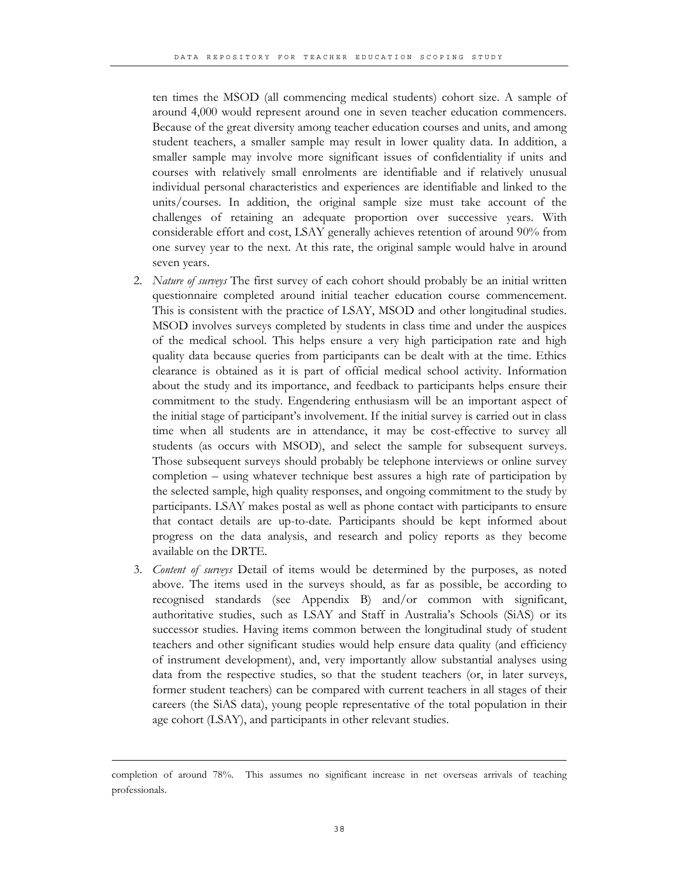ten times the MSOD (all commencing medical students) cohort size. A sample of around 4,000 would represent around one in seven teacher education commencers. Because of the great diversity among teacher education courses and units, and among student teachers, a smaller sample may result in lower quality data. In addition, a smaller sample may involve more significant issues of confidentiality if units and courses with relatively small enrolments are identifiable and if relatively unusual individual personal characteristics and experiences are identifiable and linked to the units/courses. In addition, the original sample size must take account of the challenges of retaining an adequate proportion over successive years. With considerable effort and cost, LSAY generally achieves retention of around 90% from one survey year to the next. At this rate, the original sample would halve in around seven years.

2. *Nature of surveys* The first survey of each cohort should probably be an initial written questionnaire completed around initial teacher education course commencement. This is consistent with the practice of LSAY, MSOD and other longitudinal studies. MSOD involves surveys completed by students in class time and under the auspices of the medical school. This helps ensure a very high participation rate and high quality data because queries from participants can be dealt with at the time. Ethics clearance is obtained as it is part of official medical school activity. Information about the study and its importance, and feedback to participants helps ensure their commitment to the study. Engendering enthusiasm will be an important aspect of the initial stage of participant's involvement. If the initial survey is carried out in class time when all students are in attendance, it may be cost-effective to survey all students (as occurs with MSOD), and select the sample for subsequent surveys. Those subsequent surveys should probably be telephone interviews or online survey completion – using whatever technique best assures a high rate of participation by the selected sample, high quality responses, and ongoing commitment to the study by participants. LSAY makes postal as well as phone contact with participants to ensure that contact details are up-to-date. Participants should be kept informed about progress on the data analysis, and research and policy reports as they become available on the DRTE.

3. *Content of surveys* Detail of items would be determined by the purposes, as noted above. The items used in the surveys should, as far as possible, be according to recognised standards (see Appendix B) and/or common with significant, authoritative studies, such as LSAY and Staff in Australia's Schools (SiAS) or its successor studies. Having items common between the longitudinal study of student teachers and other significant studies would help ensure data quality (and efficiency of instrument development), and, very importantly allow substantial analyses using data from the respective studies, so that the student teachers (or, in later surveys, former student teachers) can be compared with current teachers in all stages of their careers (the SiAS data), young people representative of the total population in their age cohort (LSAY), and participants in other relevant studies.

---

completion of around 78%. This assumes no significant increase in net overseas arrivals of teaching professionals.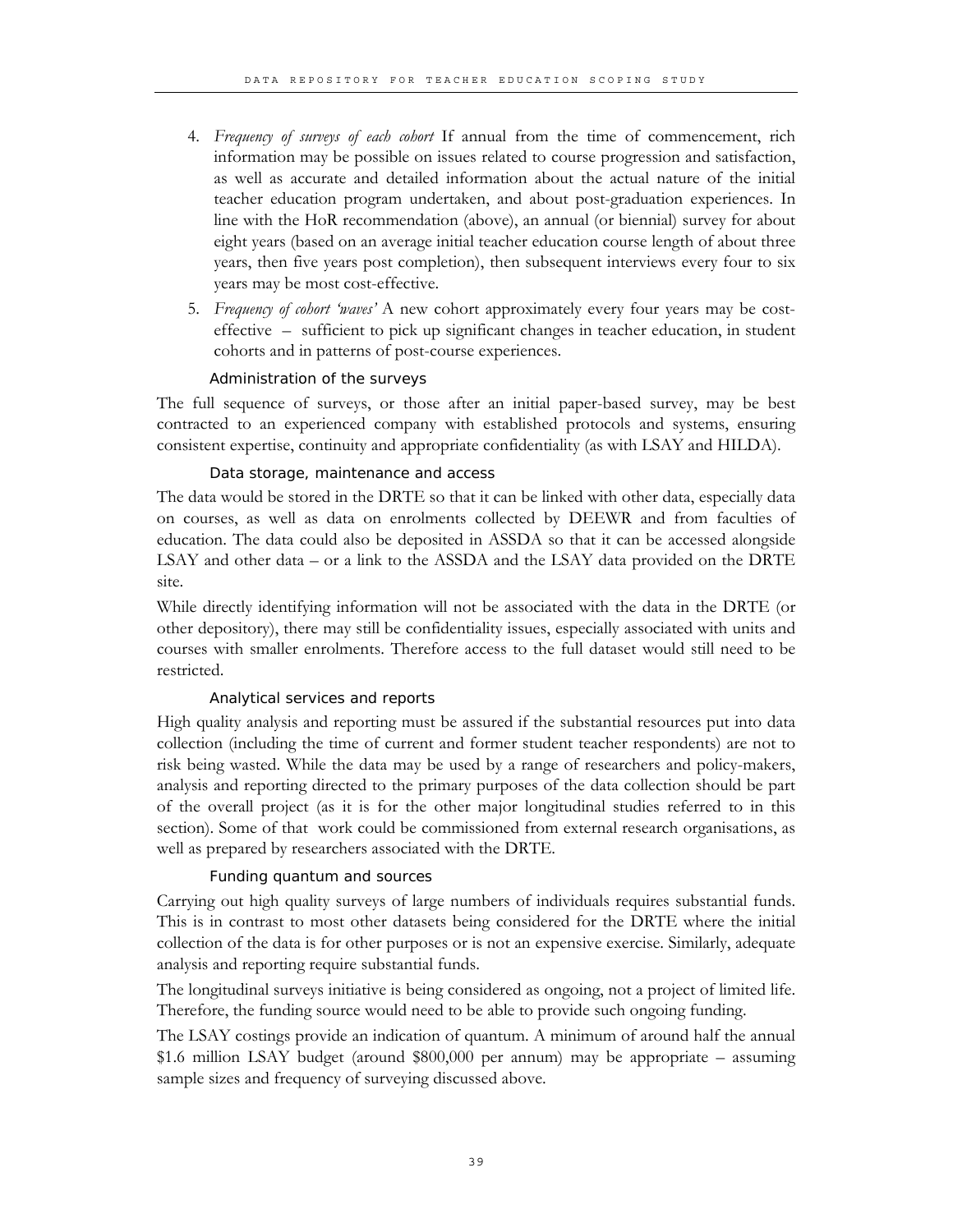4. *Frequency of surveys of each cohort* If annual from the time of commencement, rich information may be possible on issues related to course progression and satisfaction, as well as accurate and detailed information about the actual nature of the initial teacher education program undertaken, and about post-graduation experiences. In line with the HoR recommendation (above), an annual (or biennial) survey for about eight years (based on an average initial teacher education course length of about three years, then five years post completion), then subsequent interviews every four to six years may be most cost-effective.
5. *Frequency of cohort 'waves'* A new cohort approximately every four years may be cost-effective – sufficient to pick up significant changes in teacher education, in student cohorts and in patterns of post-course experiences.

#### Administration of the surveys

The full sequence of surveys, or those after an initial paper-based survey, may be best contracted to an experienced company with established protocols and systems, ensuring consistent expertise, continuity and appropriate confidentiality (as with LSAY and HILDA).

#### Data storage, maintenance and access

The data would be stored in the DRTE so that it can be linked with other data, especially data on courses, as well as data on enrolments collected by DEEWR and from faculties of education. The data could also be deposited in ASSDA so that it can be accessed alongside LSAY and other data – or a link to the ASSDA and the LSAY data provided on the DRTE site.

While directly identifying information will not be associated with the data in the DRTE (or other depository), there may still be confidentiality issues, especially associated with units and courses with smaller enrolments. Therefore access to the full dataset would still need to be restricted.

#### Analytical services and reports

High quality analysis and reporting must be assured if the substantial resources put into data collection (including the time of current and former student teacher respondents) are not to risk being wasted. While the data may be used by a range of researchers and policy-makers, analysis and reporting directed to the primary purposes of the data collection should be part of the overall project (as it is for the other major longitudinal studies referred to in this section). Some of that work could be commissioned from external research organisations, as well as prepared by researchers associated with the DRTE.

#### Funding quantum and sources

Carrying out high quality surveys of large numbers of individuals requires substantial funds. This is in contrast to most other datasets being considered for the DRTE where the initial collection of the data is for other purposes or is not an expensive exercise. Similarly, adequate analysis and reporting require substantial funds.

The longitudinal surveys initiative is being considered as ongoing, not a project of limited life. Therefore, the funding source would need to be able to provide such ongoing funding.

The LSAY costings provide an indication of quantum. A minimum of around half the annual $1.6 million LSAY budget (around $800,000 per annum) may be appropriate – assuming sample sizes and frequency of surveying discussed above.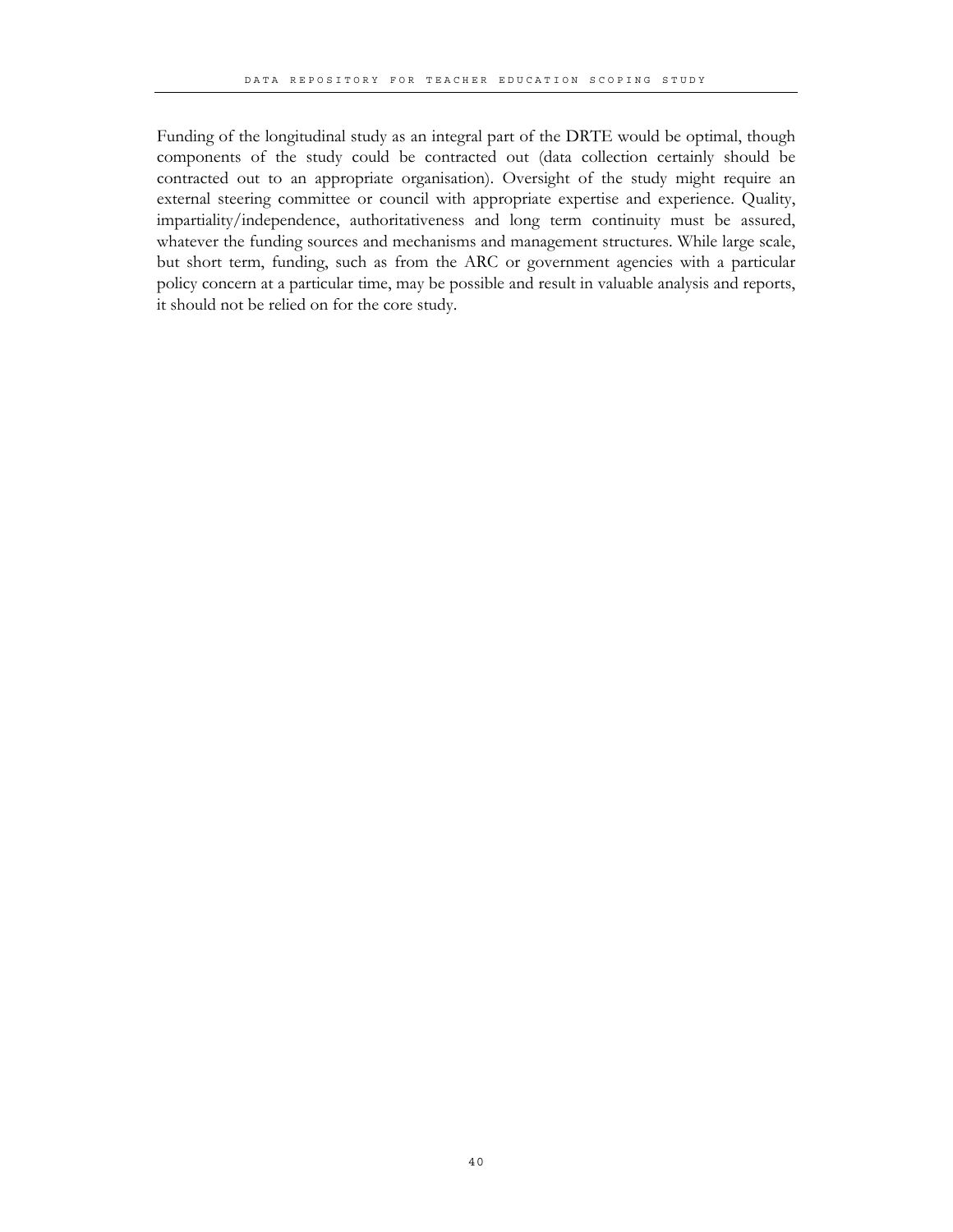Funding of the longitudinal study as an integral part of the DRTE would be optimal, though components of the study could be contracted out (data collection certainly should be contracted out to an appropriate organisation). Oversight of the study might require an external steering committee or council with appropriate expertise and experience. Quality, impartiality/independence, authoritativeness and long term continuity must be assured, whatever the funding sources and mechanisms and management structures. While large scale, but short term, funding, such as from the ARC or government agencies with a particular policy concern at a particular time, may be possible and result in valuable analysis and reports, it should not be relied on for the core study.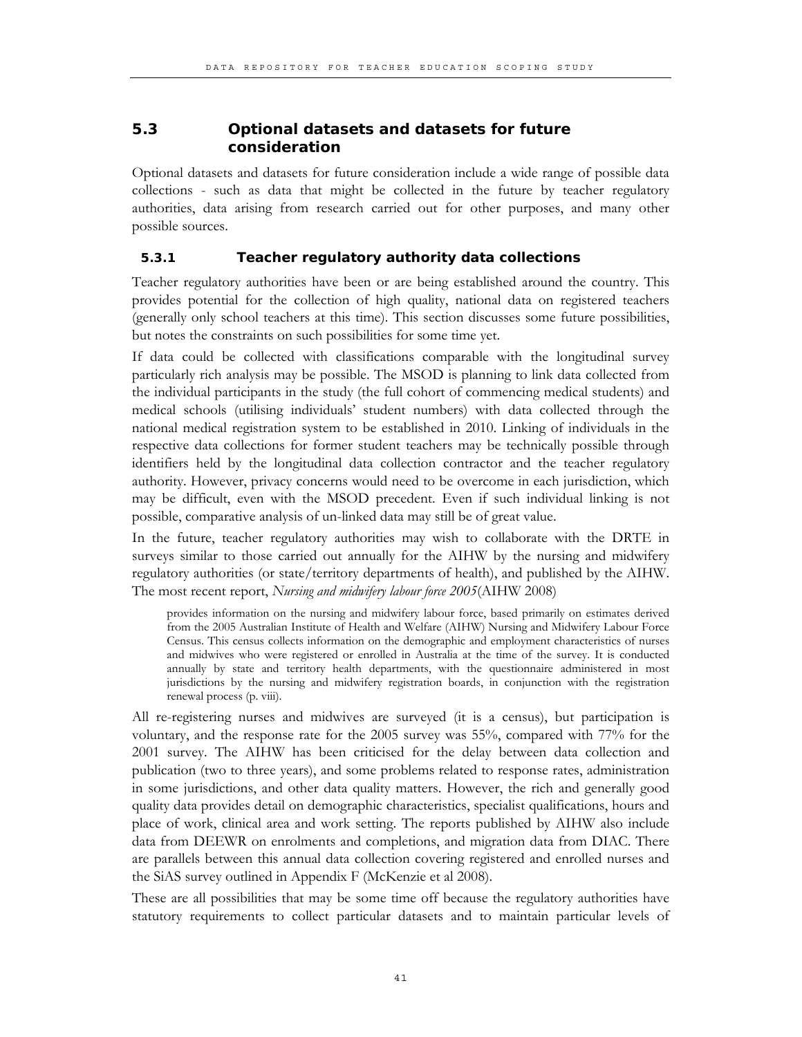## 5.3 Optional datasets and datasets for future consideration

Optional datasets and datasets for future consideration include a wide range of possible data collections - such as data that might be collected in the future by teacher regulatory authorities, data arising from research carried out for other purposes, and many other possible sources.

### 5.3.1 Teacher regulatory authority data collections

Teacher regulatory authorities have been or are being established around the country. This provides potential for the collection of high quality, national data on registered teachers (generally only school teachers at this time). This section discusses some future possibilities, but notes the constraints on such possibilities for some time yet.

If data could be collected with classifications comparable with the longitudinal survey particularly rich analysis may be possible. The MSOD is planning to link data collected from the individual participants in the study (the full cohort of commencing medical students) and medical schools (utilising individuals' student numbers) with data collected through the national medical registration system to be established in 2010. Linking of individuals in the respective data collections for former student teachers may be technically possible through identifiers held by the longitudinal data collection contractor and the teacher regulatory authority. However, privacy concerns would need to be overcome in each jurisdiction, which may be difficult, even with the MSOD precedent. Even if such individual linking is not possible, comparative analysis of un-linked data may still be of great value.

In the future, teacher regulatory authorities may wish to collaborate with the DRTE in surveys similar to those carried out annually for the AIHW by the nursing and midwifery regulatory authorities (or state/territory departments of health), and published by the AIHW. The most recent report, *Nursing and midwifery labour force 2005*(AIHW 2008)

> provides information on the nursing and midwifery labour force, based primarily on estimates derived from the 2005 Australian Institute of Health and Welfare (AIHW) Nursing and Midwifery Labour Force Census. This census collects information on the demographic and employment characteristics of nurses and midwives who were registered or enrolled in Australia at the time of the survey. It is conducted annually by state and territory health departments, with the questionnaire administered in most jurisdictions by the nursing and midwifery registration boards, in conjunction with the registration renewal process (p. viii).

All re-registering nurses and midwives are surveyed (it is a census), but participation is voluntary, and the response rate for the 2005 survey was 55%, compared with 77% for the 2001 survey. The AIHW has been criticised for the delay between data collection and publication (two to three years), and some problems related to response rates, administration in some jurisdictions, and other data quality matters. However, the rich and generally good quality data provides detail on demographic characteristics, specialist qualifications, hours and place of work, clinical area and work setting. The reports published by AIHW also include data from DEEWR on enrolments and completions, and migration data from DIAC. There are parallels between this annual data collection covering registered and enrolled nurses and the SiAS survey outlined in Appendix F (McKenzie et al 2008).

These are all possibilities that may be some time off because the regulatory authorities have statutory requirements to collect particular datasets and to maintain particular levels of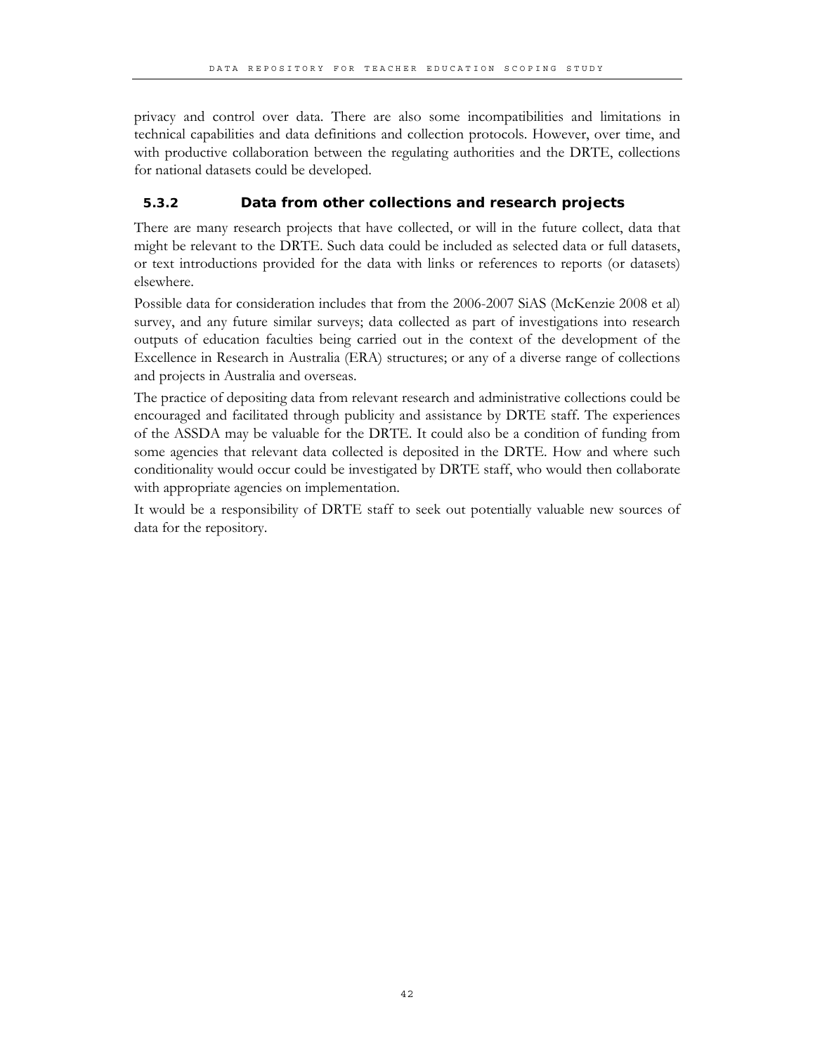privacy and control over data. There are also some incompatibilities and limitations in technical capabilities and data definitions and collection protocols. However, over time, and with productive collaboration between the regulating authorities and the DRTE, collections for national datasets could be developed.

### 5.3.2 Data from other collections and research projects

There are many research projects that have collected, or will in the future collect, data that might be relevant to the DRTE. Such data could be included as selected data or full datasets, or text introductions provided for the data with links or references to reports (or datasets) elsewhere.

Possible data for consideration includes that from the 2006-2007 SiAS (McKenzie 2008 et al) survey, and any future similar surveys; data collected as part of investigations into research outputs of education faculties being carried out in the context of the development of the Excellence in Research in Australia (ERA) structures; or any of a diverse range of collections and projects in Australia and overseas.

The practice of depositing data from relevant research and administrative collections could be encouraged and facilitated through publicity and assistance by DRTE staff. The experiences of the ASSDA may be valuable for the DRTE. It could also be a condition of funding from some agencies that relevant data collected is deposited in the DRTE. How and where such conditionality would occur could be investigated by DRTE staff, who would then collaborate with appropriate agencies on implementation.

It would be a responsibility of DRTE staff to seek out potentially valuable new sources of data for the repository.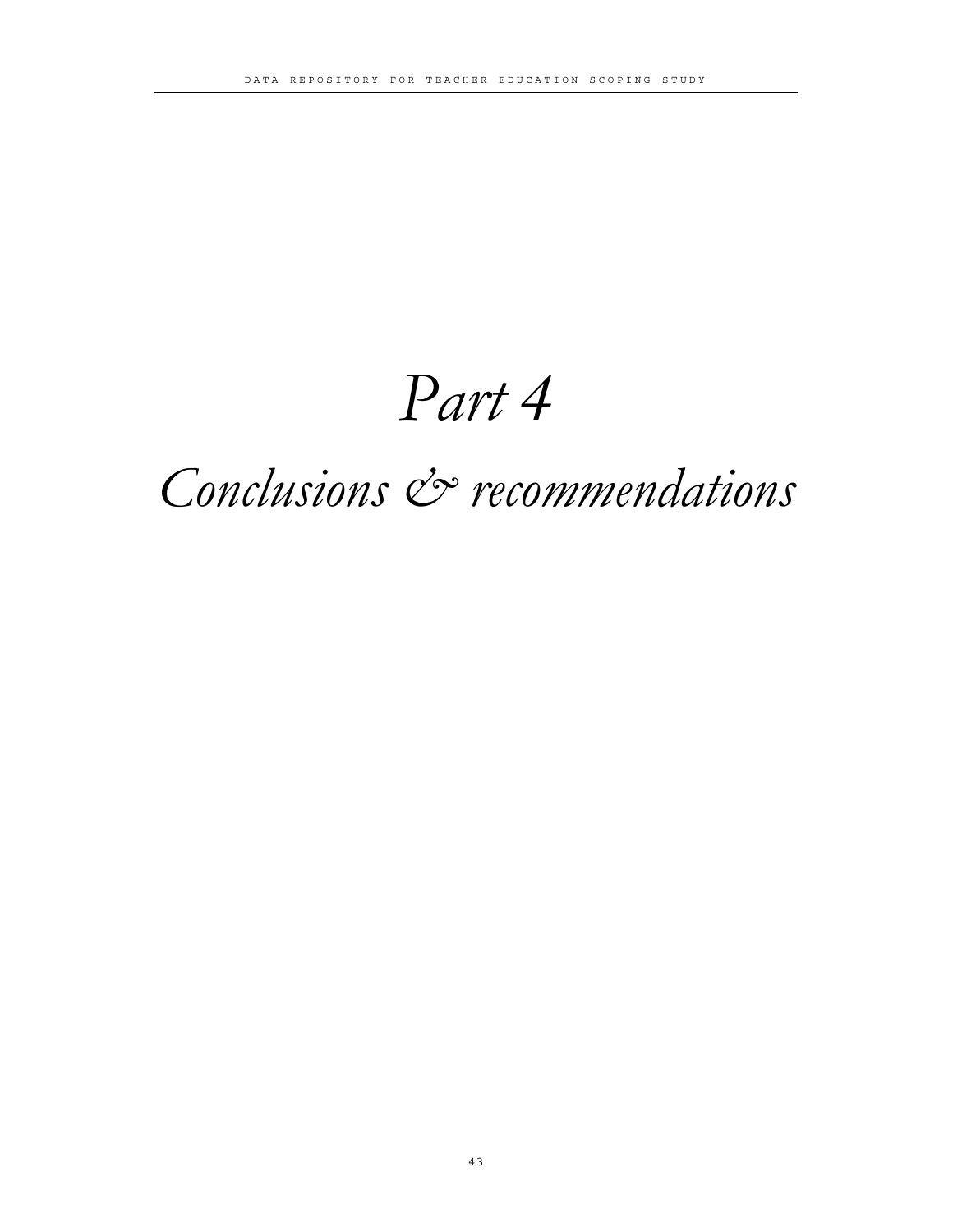# Part 4

# Conclusions & recommendations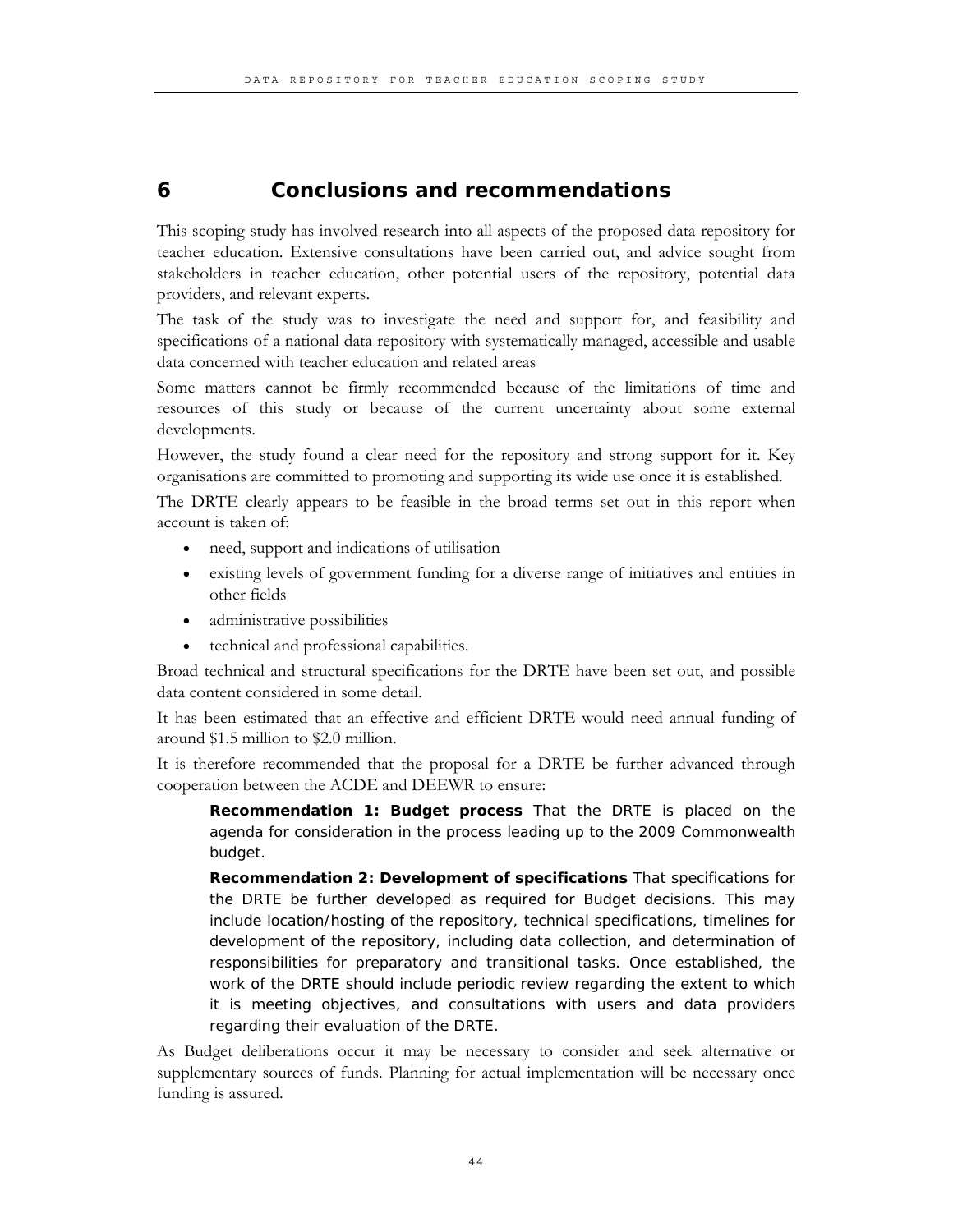# 6 Conclusions and recommendations

This scoping study has involved research into all aspects of the proposed data repository for teacher education. Extensive consultations have been carried out, and advice sought from stakeholders in teacher education, other potential users of the repository, potential data providers, and relevant experts.

The task of the study was to investigate the need and support for, and feasibility and specifications of a national data repository with systematically managed, accessible and usable data concerned with teacher education and related areas

Some matters cannot be firmly recommended because of the limitations of time and resources of this study or because of the current uncertainty about some external developments.

However, the study found a clear need for the repository and strong support for it. Key organisations are committed to promoting and supporting its wide use once it is established.

The DRTE clearly appears to be feasible in the broad terms set out in this report when account is taken of:

- need, support and indications of utilisation
- existing levels of government funding for a diverse range of initiatives and entities in other fields
- administrative possibilities
- technical and professional capabilities.

Broad technical and structural specifications for the DRTE have been set out, and possible data content considered in some detail.

It has been estimated that an effective and efficient DRTE would need annual funding of around $1.5 million to $2.0 million.

It is therefore recommended that the proposal for a DRTE be further advanced through cooperation between the ACDE and DEEWR to ensure:

> **Recommendation 1: Budget process** That the DRTE is placed on the agenda for consideration in the process leading up to the 2009 Commonwealth budget.
>
> **Recommendation 2: Development of specifications** That specifications for the DRTE be further developed as required for Budget decisions. This may include location/hosting of the repository, technical specifications, timelines for development of the repository, including data collection, and determination of responsibilities for preparatory and transitional tasks. Once established, the work of the DRTE should include periodic review regarding the extent to which it is meeting objectives, and consultations with users and data providers regarding their evaluation of the DRTE.

As Budget deliberations occur it may be necessary to consider and seek alternative or supplementary sources of funds. Planning for actual implementation will be necessary once funding is assured.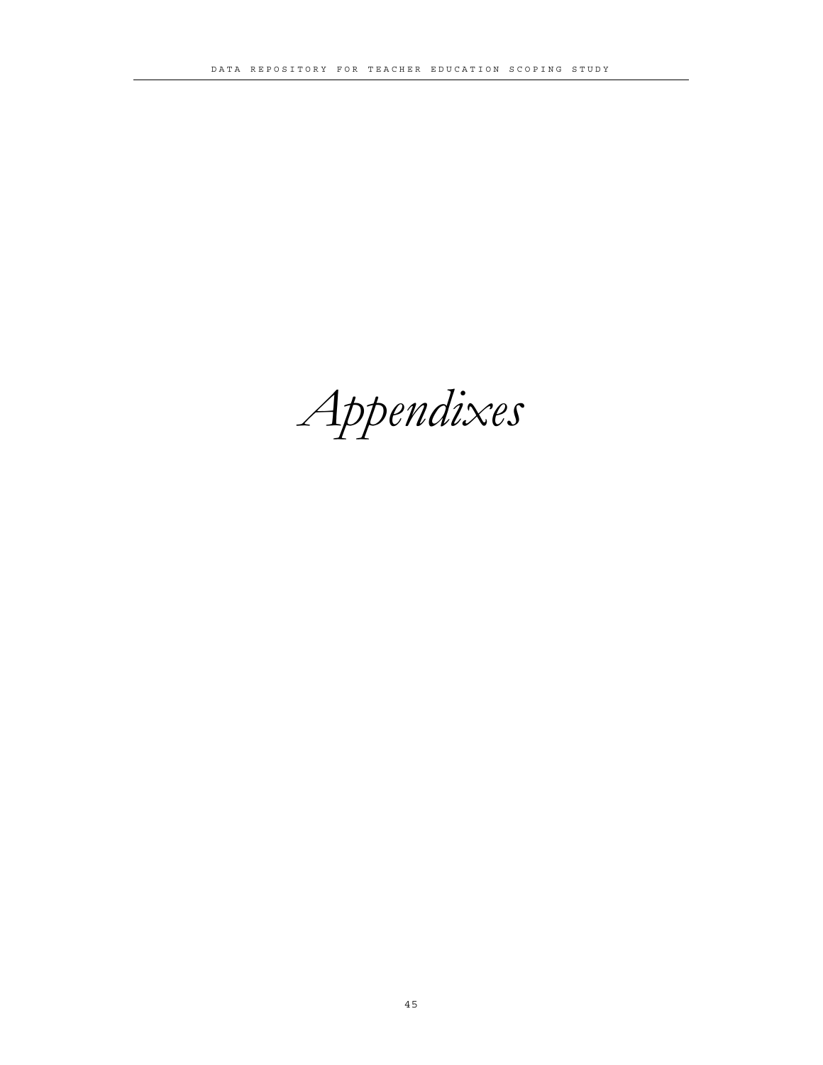# *Appendixes*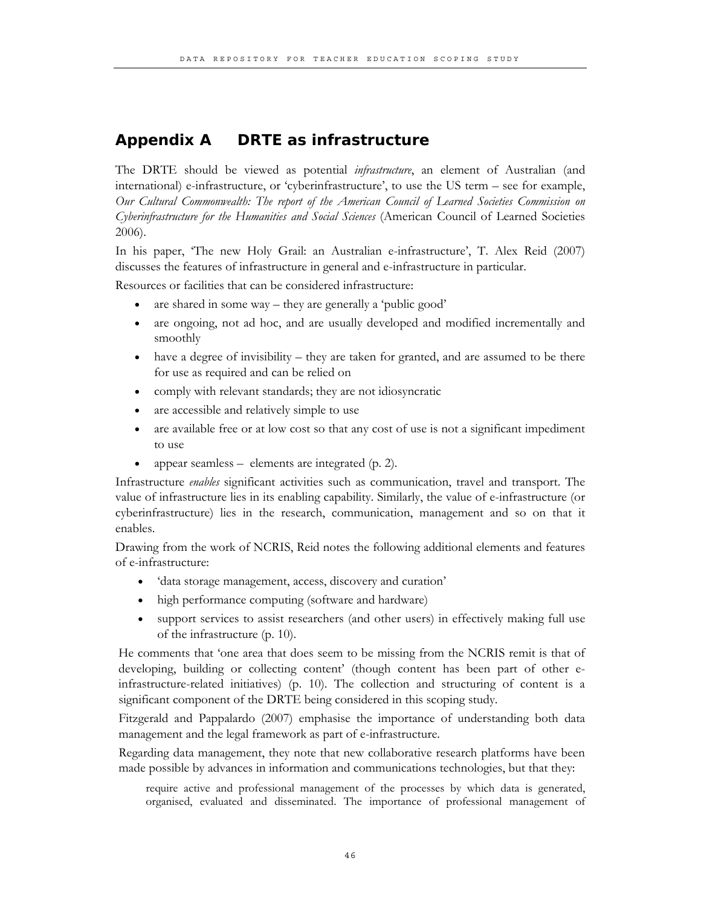# Appendix A DRTE as infrastructure

The DRTE should be viewed as potential *infrastructure*, an element of Australian (and international) e-infrastructure, or 'cyberinfrastructure', to use the US term – see for example, *Our Cultural Commonwealth: The report of the American Council of Learned Societies Commission on Cyberinfrastructure for the Humanities and Social Sciences* (American Council of Learned Societies 2006).

In his paper, 'The new Holy Grail: an Australian e-infrastructure', T. Alex Reid (2007) discusses the features of infrastructure in general and e-infrastructure in particular.

Resources or facilities that can be considered infrastructure:

- are shared in some way – they are generally a 'public good'
- are ongoing, not ad hoc, and are usually developed and modified incrementally and smoothly
- have a degree of invisibility – they are taken for granted, and are assumed to be there for use as required and can be relied on
- comply with relevant standards; they are not idiosyncratic
- are accessible and relatively simple to use
- are available free or at low cost so that any cost of use is not a significant impediment to use
- appear seamless – elements are integrated (p. 2).

Infrastructure *enables* significant activities such as communication, travel and transport. The value of infrastructure lies in its enabling capability. Similarly, the value of e-infrastructure (or cyberinfrastructure) lies in the research, communication, management and so on that it enables.

Drawing from the work of NCRIS, Reid notes the following additional elements and features of e-infrastructure:

- 'data storage management, access, discovery and curation'
- high performance computing (software and hardware)
- support services to assist researchers (and other users) in effectively making full use of the infrastructure (p. 10).

He comments that 'one area that does seem to be missing from the NCRIS remit is that of developing, building or collecting content' (though content has been part of other e-infrastructure-related initiatives) (p. 10). The collection and structuring of content is a significant component of the DRTE being considered in this scoping study.

Fitzgerald and Pappalardo (2007) emphasise the importance of understanding both data management and the legal framework as part of e-infrastructure.

Regarding data management, they note that new collaborative research platforms have been made possible by advances in information and communications technologies, but that they:

> require active and professional management of the processes by which data is generated, organised, evaluated and disseminated. The importance of professional management of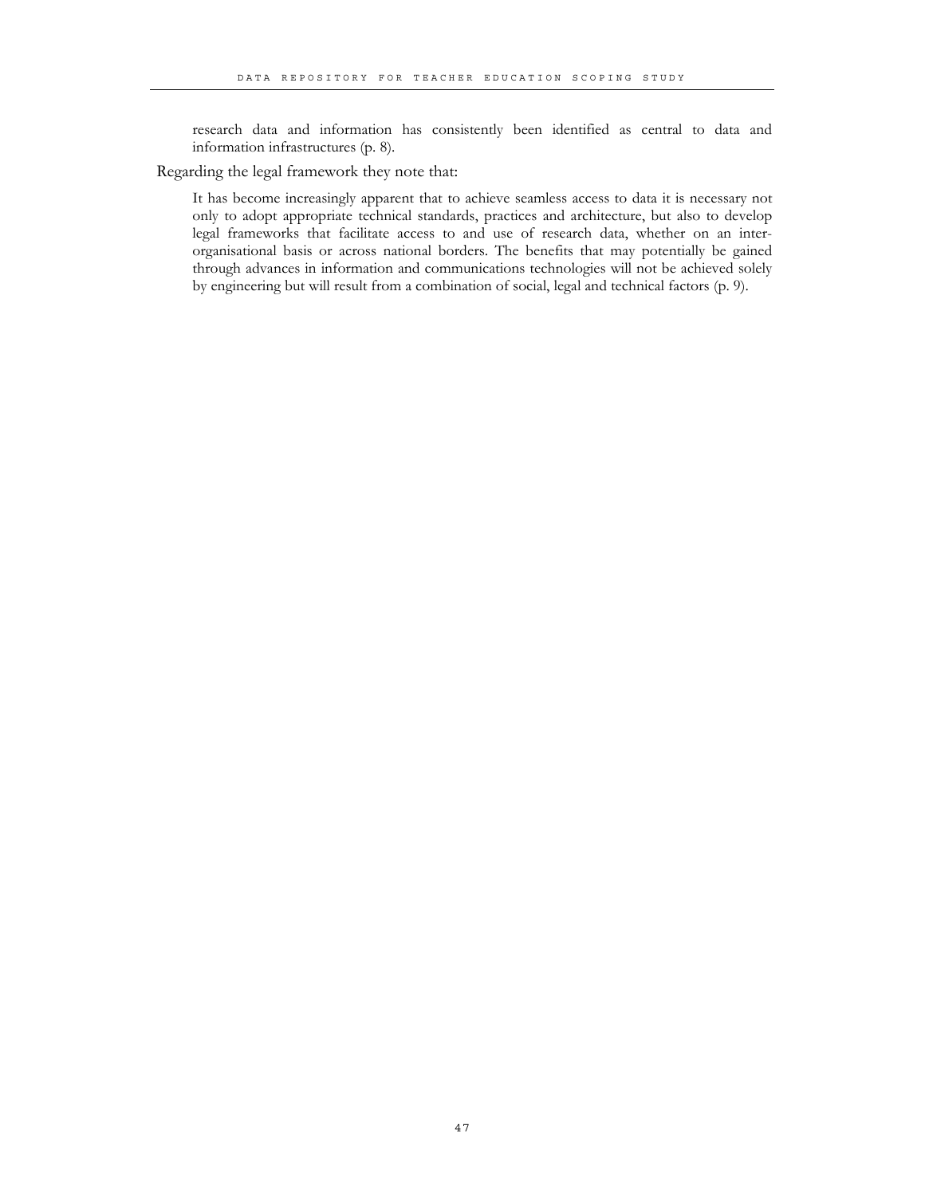> research data and information has consistently been identified as central to data and information infrastructures (p. 8).

Regarding the legal framework they note that:

> It has become increasingly apparent that to achieve seamless access to data it is necessary not only to adopt appropriate technical standards, practices and architecture, but also to develop legal frameworks that facilitate access to and use of research data, whether on an inter-organisational basis or across national borders. The benefits that may potentially be gained through advances in information and communications technologies will not be achieved solely by engineering but will result from a combination of social, legal and technical factors (p. 9).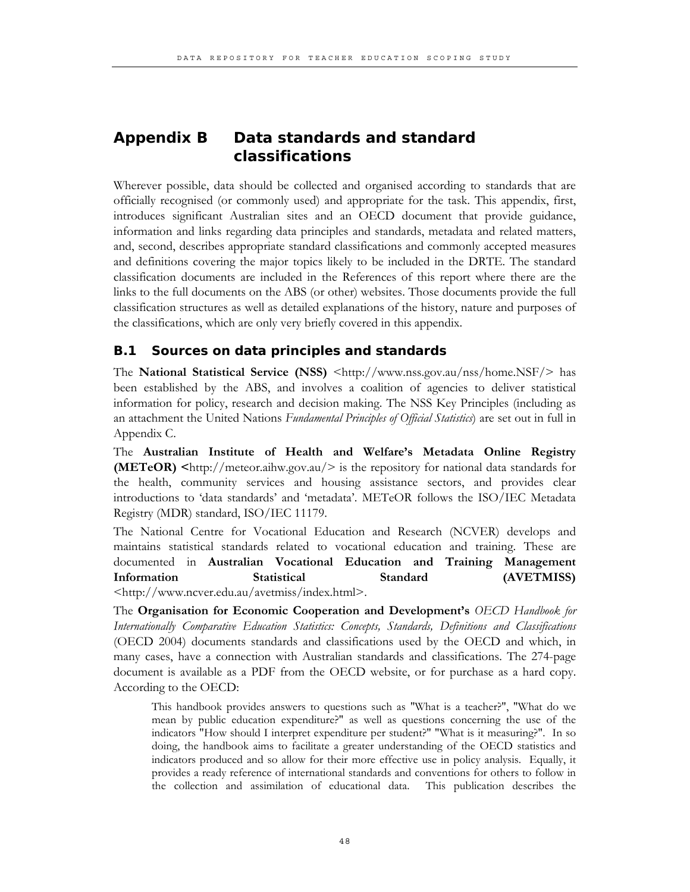# Appendix B Data standards and standard classifications

Wherever possible, data should be collected and organised according to standards that are officially recognised (or commonly used) and appropriate for the task. This appendix, first, introduces significant Australian sites and an OECD document that provide guidance, information and links regarding data principles and standards, metadata and related matters, and, second, describes appropriate standard classifications and commonly accepted measures and definitions covering the major topics likely to be included in the DRTE. The standard classification documents are included in the References of this report where there are the links to the full documents on the ABS (or other) websites. Those documents provide the full classification structures as well as detailed explanations of the history, nature and purposes of the classifications, which are only very briefly covered in this appendix.

## B.1 Sources on data principles and standards

The **National Statistical Service (NSS)** <http://www.nss.gov.au/nss/home.NSF/> has been established by the ABS, and involves a coalition of agencies to deliver statistical information for policy, research and decision making. The NSS Key Principles (including as an attachment the United Nations *Fundamental Principles of Official Statistics*) are set out in full in Appendix C.

The **Australian Institute of Health and Welfare's Metadata Online Registry (METeOR) <**http://meteor.aihw.gov.au/> is the repository for national data standards for the health, community services and housing assistance sectors, and provides clear introductions to 'data standards' and 'metadata'. METeOR follows the ISO/IEC Metadata Registry (MDR) standard, ISO/IEC 11179.

The National Centre for Vocational Education and Research (NCVER) develops and maintains statistical standards related to vocational education and training. These are documented in **Australian Vocational Education and Training Management Information Statistical Standard (AVETMISS)** <http://www.ncver.edu.au/avetmiss/index.html>.

The **Organisation for Economic Cooperation and Development's** *OECD Handbook for Internationally Comparative Education Statistics: Concepts, Standards, Definitions and Classifications* (OECD 2004) documents standards and classifications used by the OECD and which, in many cases, have a connection with Australian standards and classifications. The 274-page document is available as a PDF from the OECD website, or for purchase as a hard copy. According to the OECD:

> This handbook provides answers to questions such as "What is a teacher?", "What do we mean by public education expenditure?" as well as questions concerning the use of the indicators "How should I interpret expenditure per student?" "What is it measuring?". In so doing, the handbook aims to facilitate a greater understanding of the OECD statistics and indicators produced and so allow for their more effective use in policy analysis. Equally, it provides a ready reference of international standards and conventions for others to follow in the collection and assimilation of educational data. This publication describes the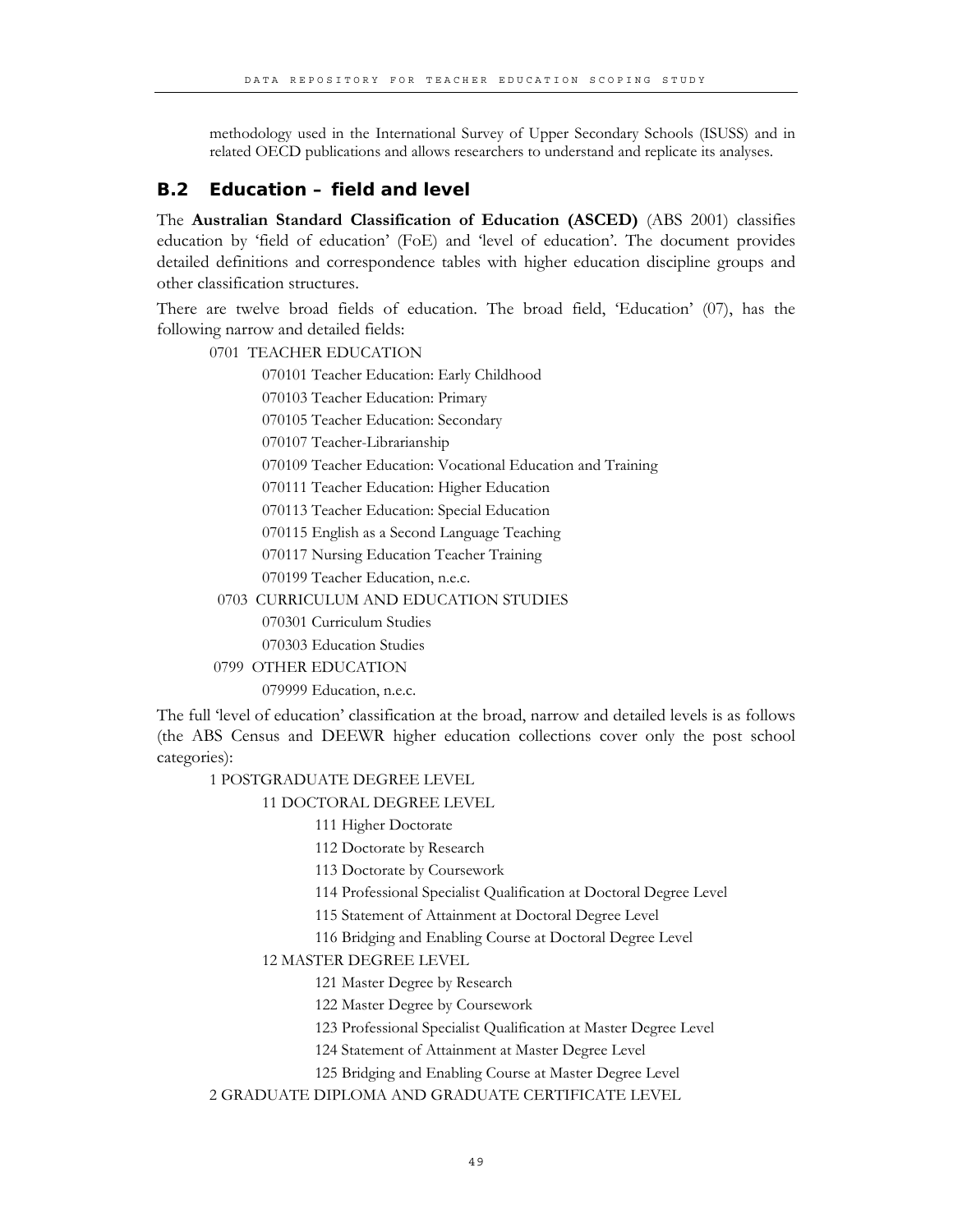methodology used in the International Survey of Upper Secondary Schools (ISUSS) and in related OECD publications and allows researchers to understand and replicate its analyses.

## B.2 Education – field and level

The **Australian Standard Classification of Education (ASCED)** (ABS 2001) classifies education by 'field of education' (FoE) and 'level of education'. The document provides detailed definitions and correspondence tables with higher education discipline groups and other classification structures.

There are twelve broad fields of education. The broad field, 'Education' (07), has the following narrow and detailed fields:

- 0701 TEACHER EDUCATION
  - 070101 Teacher Education: Early Childhood
  - 070103 Teacher Education: Primary
  - 070105 Teacher Education: Secondary
  - 070107 Teacher-Librarianship
  - 070109 Teacher Education: Vocational Education and Training
  - 070111 Teacher Education: Higher Education
  - 070113 Teacher Education: Special Education
  - 070115 English as a Second Language Teaching
  - 070117 Nursing Education Teacher Training
  - 070199 Teacher Education, n.e.c.
- 0703 CURRICULUM AND EDUCATION STUDIES
  - 070301 Curriculum Studies
  - 070303 Education Studies
- 0799 OTHER EDUCATION
  - 079999 Education, n.e.c.

The full 'level of education' classification at the broad, narrow and detailed levels is as follows (the ABS Census and DEEWR higher education collections cover only the post school categories):

- 1 POSTGRADUATE DEGREE LEVEL
  - 11 DOCTORAL DEGREE LEVEL
    - 111 Higher Doctorate
    - 112 Doctorate by Research
    - 113 Doctorate by Coursework
    - 114 Professional Specialist Qualification at Doctoral Degree Level
    - 115 Statement of Attainment at Doctoral Degree Level
    - 116 Bridging and Enabling Course at Doctoral Degree Level
  - 12 MASTER DEGREE LEVEL
    - 121 Master Degree by Research
    - 122 Master Degree by Coursework
    - 123 Professional Specialist Qualification at Master Degree Level
    - 124 Statement of Attainment at Master Degree Level
    - 125 Bridging and Enabling Course at Master Degree Level
- 2 GRADUATE DIPLOMA AND GRADUATE CERTIFICATE LEVEL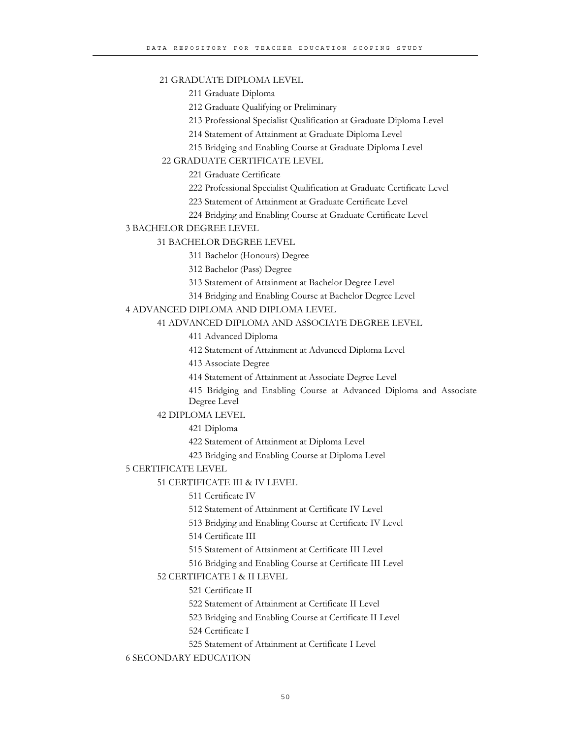- 21 GRADUATE DIPLOMA LEVEL
  - 211 Graduate Diploma
  - 212 Graduate Qualifying or Preliminary
  - 213 Professional Specialist Qualification at Graduate Diploma Level
  - 214 Statement of Attainment at Graduate Diploma Level
  - 215 Bridging and Enabling Course at Graduate Diploma Level
- 22 GRADUATE CERTIFICATE LEVEL
  - 221 Graduate Certificate
  - 222 Professional Specialist Qualification at Graduate Certificate Level
  - 223 Statement of Attainment at Graduate Certificate Level
  - 224 Bridging and Enabling Course at Graduate Certificate Level

3 BACHELOR DEGREE LEVEL

- 31 BACHELOR DEGREE LEVEL
  - 311 Bachelor (Honours) Degree
  - 312 Bachelor (Pass) Degree
  - 313 Statement of Attainment at Bachelor Degree Level
  - 314 Bridging and Enabling Course at Bachelor Degree Level

4 ADVANCED DIPLOMA AND DIPLOMA LEVEL

- 41 ADVANCED DIPLOMA AND ASSOCIATE DEGREE LEVEL
  - 411 Advanced Diploma
  - 412 Statement of Attainment at Advanced Diploma Level
  - 413 Associate Degree
  - 414 Statement of Attainment at Associate Degree Level
  - 415 Bridging and Enabling Course at Advanced Diploma and Associate Degree Level
- 42 DIPLOMA LEVEL
  - 421 Diploma
  - 422 Statement of Attainment at Diploma Level
  - 423 Bridging and Enabling Course at Diploma Level

5 CERTIFICATE LEVEL

- 51 CERTIFICATE III & IV LEVEL
  - 511 Certificate IV
  - 512 Statement of Attainment at Certificate IV Level
  - 513 Bridging and Enabling Course at Certificate IV Level
  - 514 Certificate III
  - 515 Statement of Attainment at Certificate III Level
  - 516 Bridging and Enabling Course at Certificate III Level
- 52 CERTIFICATE I & II LEVEL
  - 521 Certificate II
  - 522 Statement of Attainment at Certificate II Level
  - 523 Bridging and Enabling Course at Certificate II Level
  - 524 Certificate I
  - 525 Statement of Attainment at Certificate I Level

6 SECONDARY EDUCATION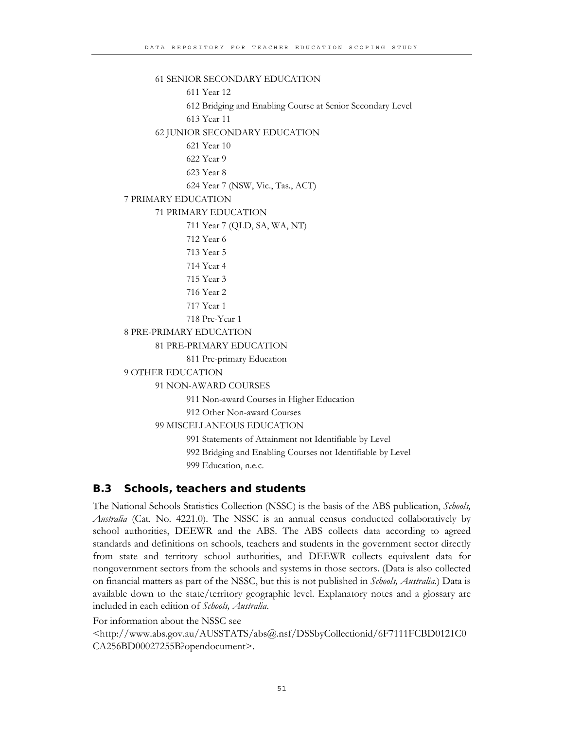- 61 SENIOR SECONDARY EDUCATION
    - 611 Year 12
    - 612 Bridging and Enabling Course at Senior Secondary Level
    - 613 Year 11
- 62 JUNIOR SECONDARY EDUCATION
    - 621 Year 10
    - 622 Year 9
    - 623 Year 8
    - 624 Year 7 (NSW, Vic., Tas., ACT)

7 PRIMARY EDUCATION

- 71 PRIMARY EDUCATION
    - 711 Year 7 (QLD, SA, WA, NT)
    - 712 Year 6
    - 713 Year 5
    - 714 Year 4
    - 715 Year 3
    - 716 Year 2
    - 717 Year 1
    - 718 Pre-Year 1

8 PRE-PRIMARY EDUCATION

- 81 PRE-PRIMARY EDUCATION
    - 811 Pre-primary Education

9 OTHER EDUCATION

- 91 NON-AWARD COURSES
    - 911 Non-award Courses in Higher Education
    - 912 Other Non-award Courses
- 99 MISCELLANEOUS EDUCATION
    - 991 Statements of Attainment not Identifiable by Level
    - 992 Bridging and Enabling Courses not Identifiable by Level
    - 999 Education, n.e.c.

## B.3 Schools, teachers and students

The National Schools Statistics Collection (NSSC) is the basis of the ABS publication, *Schools, Australia* (Cat. No. 4221.0). The NSSC is an annual census conducted collaboratively by school authorities, DEEWR and the ABS. The ABS collects data according to agreed standards and definitions on schools, teachers and students in the government sector directly from state and territory school authorities, and DEEWR collects equivalent data for nongovernment sectors from the schools and systems in those sectors. (Data is also collected on financial matters as part of the NSSC, but this is not published in *Schools, Australia*.) Data is available down to the state/territory geographic level. Explanatory notes and a glossary are included in each edition of *Schools, Australia*.

For information about the NSSC see <http://www.abs.gov.au/AUSSTATS/abs@.nsf/DSSbyCollectionid/6F7111FCBD0121C0CA256BD00027255B?opendocument>.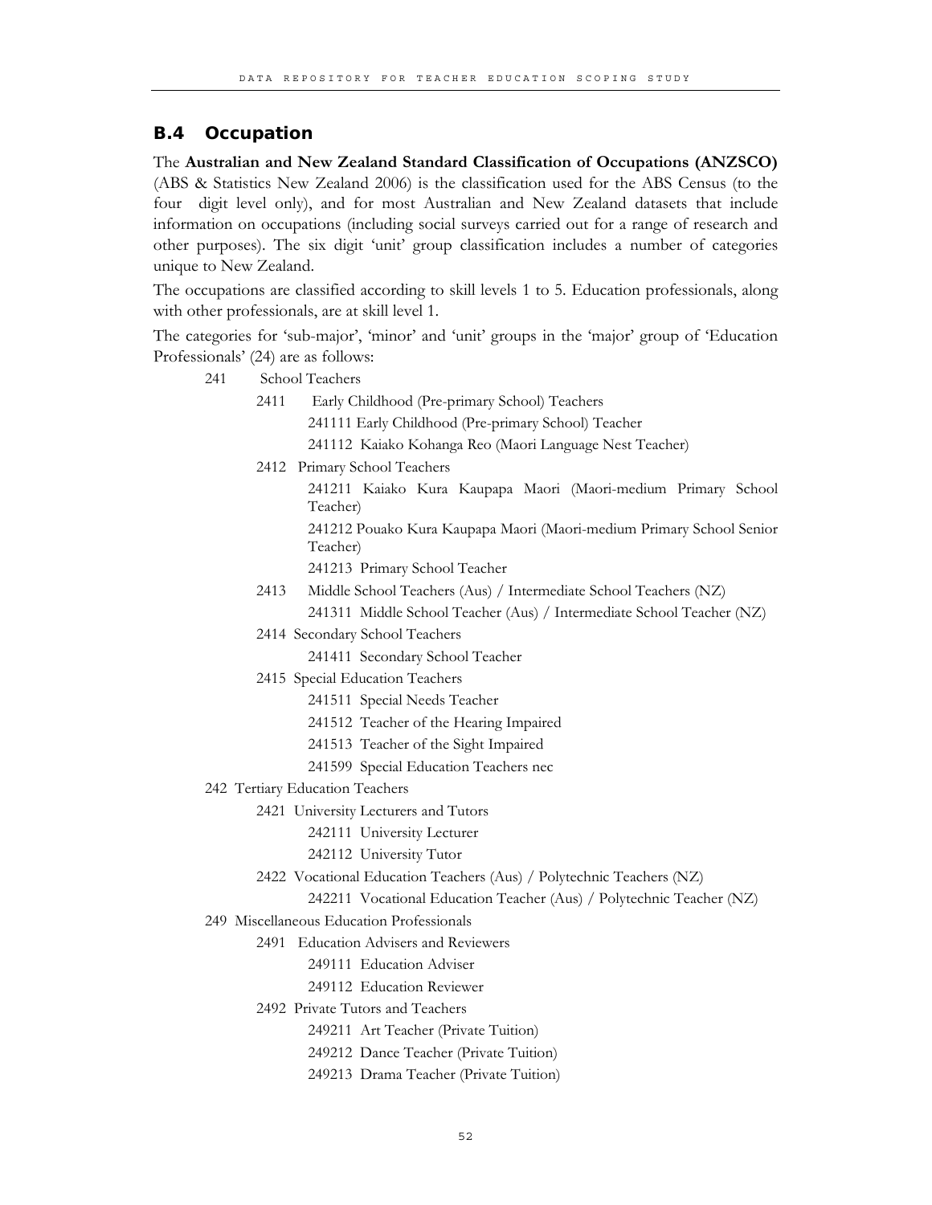## B.4 Occupation

The **Australian and New Zealand Standard Classification of Occupations (ANZSCO)** (ABS & Statistics New Zealand 2006) is the classification used for the ABS Census (to the four digit level only), and for most Australian and New Zealand datasets that include information on occupations (including social surveys carried out for a range of research and other purposes). The six digit 'unit' group classification includes a number of categories unique to New Zealand.

The occupations are classified according to skill levels 1 to 5. Education professionals, along with other professionals, are at skill level 1.

The categories for 'sub-major', 'minor' and 'unit' groups in the 'major' group of 'Education Professionals' (24) are as follows:

- 241 School Teachers
  - 2411 Early Childhood (Pre-primary School) Teachers
    - 241111 Early Childhood (Pre-primary School) Teacher
    - 241112 Kaiako Kohanga Reo (Maori Language Nest Teacher)
  - 2412 Primary School Teachers
    - 241211 Kaiako Kura Kaupapa Maori (Maori-medium Primary School Teacher)
    - 241212 Pouako Kura Kaupapa Maori (Maori-medium Primary School Senior Teacher)
    - 241213 Primary School Teacher
  - 2413 Middle School Teachers (Aus) / Intermediate School Teachers (NZ)
    - 241311 Middle School Teacher (Aus) / Intermediate School Teacher (NZ)
  - 2414 Secondary School Teachers
    - 241411 Secondary School Teacher
  - 2415 Special Education Teachers
    - 241511 Special Needs Teacher
    - 241512 Teacher of the Hearing Impaired
    - 241513 Teacher of the Sight Impaired
    - 241599 Special Education Teachers nec
- 242 Tertiary Education Teachers
  - 2421 University Lecturers and Tutors
    - 242111 University Lecturer
    - 242112 University Tutor
  - 2422 Vocational Education Teachers (Aus) / Polytechnic Teachers (NZ)
    - 242211 Vocational Education Teacher (Aus) / Polytechnic Teacher (NZ)
- 249 Miscellaneous Education Professionals
  - 2491 Education Advisers and Reviewers
    - 249111 Education Adviser
    - 249112 Education Reviewer
  - 2492 Private Tutors and Teachers
    - 249211 Art Teacher (Private Tuition)
    - 249212 Dance Teacher (Private Tuition)
    - 249213 Drama Teacher (Private Tuition)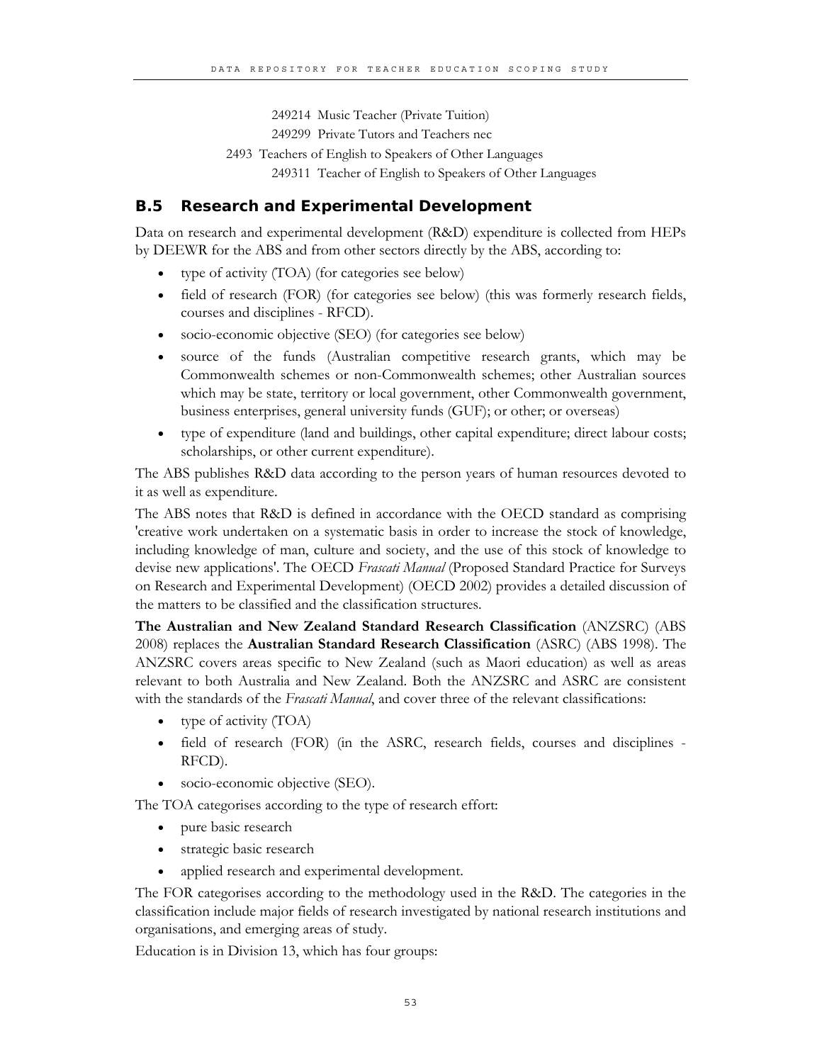249214 Music Teacher (Private Tuition)

249299 Private Tutors and Teachers nec

2493 Teachers of English to Speakers of Other Languages

249311 Teacher of English to Speakers of Other Languages

## B.5 Research and Experimental Development

Data on research and experimental development (R&D) expenditure is collected from HEPs by DEEWR for the ABS and from other sectors directly by the ABS, according to:

- type of activity (TOA) (for categories see below)
- field of research (FOR) (for categories see below) (this was formerly research fields, courses and disciplines - RFCD).
- socio-economic objective (SEO) (for categories see below)
- source of the funds (Australian competitive research grants, which may be Commonwealth schemes or non-Commonwealth schemes; other Australian sources which may be state, territory or local government, other Commonwealth government, business enterprises, general university funds (GUF); or other; or overseas)
- type of expenditure (land and buildings, other capital expenditure; direct labour costs; scholarships, or other current expenditure).

The ABS publishes R&D data according to the person years of human resources devoted to it as well as expenditure.

The ABS notes that R&D is defined in accordance with the OECD standard as comprising 'creative work undertaken on a systematic basis in order to increase the stock of knowledge, including knowledge of man, culture and society, and the use of this stock of knowledge to devise new applications'. The OECD *Frascati Manual* (Proposed Standard Practice for Surveys on Research and Experimental Development) (OECD 2002) provides a detailed discussion of the matters to be classified and the classification structures.

**The Australian and New Zealand Standard Research Classification** (ANZSRC) (ABS 2008) replaces the **Australian Standard Research Classification** (ASRC) (ABS 1998). The ANZSRC covers areas specific to New Zealand (such as Maori education) as well as areas relevant to both Australia and New Zealand. Both the ANZSRC and ASRC are consistent with the standards of the *Frascati Manual*, and cover three of the relevant classifications:

- type of activity (TOA)
- field of research (FOR) (in the ASRC, research fields, courses and disciplines - RFCD).
- socio-economic objective (SEO).

The TOA categorises according to the type of research effort:

- pure basic research
- strategic basic research
- applied research and experimental development.

The FOR categorises according to the methodology used in the R&D. The categories in the classification include major fields of research investigated by national research institutions and organisations, and emerging areas of study.

Education is in Division 13, which has four groups: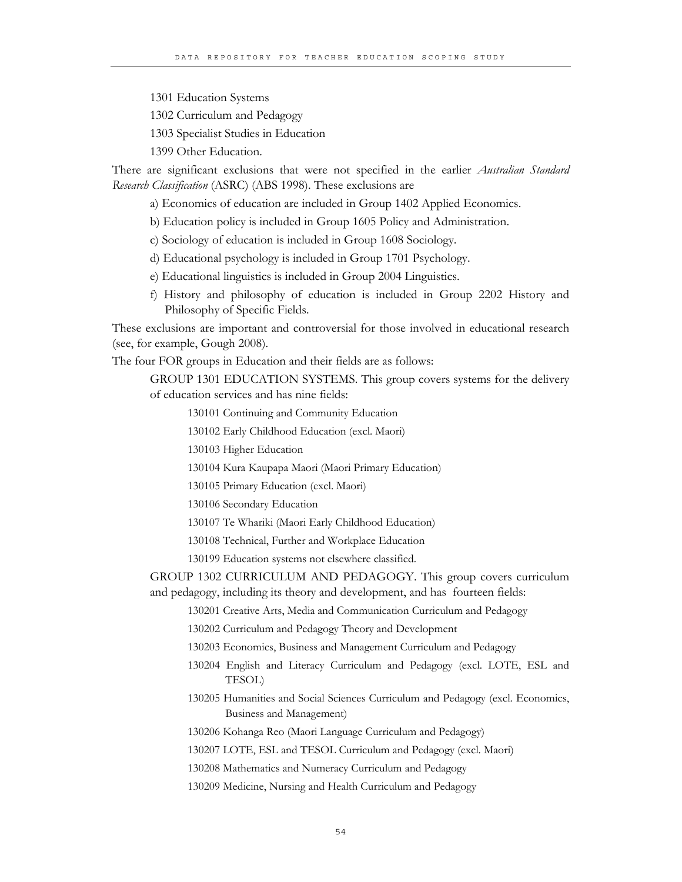1301 Education Systems

1302 Curriculum and Pedagogy

1303 Specialist Studies in Education

1399 Other Education.

There are significant exclusions that were not specified in the earlier *Australian Standard Research Classification* (ASRC) (ABS 1998). These exclusions are

a) Economics of education are included in Group 1402 Applied Economics.

b) Education policy is included in Group 1605 Policy and Administration.

c) Sociology of education is included in Group 1608 Sociology.

d) Educational psychology is included in Group 1701 Psychology.

e) Educational linguistics is included in Group 2004 Linguistics.

f) History and philosophy of education is included in Group 2202 History and Philosophy of Specific Fields.

These exclusions are important and controversial for those involved in educational research (see, for example, Gough 2008).

The four FOR groups in Education and their fields are as follows:

GROUP 1301 EDUCATION SYSTEMS. This group covers systems for the delivery of education services and has nine fields:

130101 Continuing and Community Education

130102 Early Childhood Education (excl. Maori)

130103 Higher Education

130104 Kura Kaupapa Maori (Maori Primary Education)

130105 Primary Education (excl. Maori)

130106 Secondary Education

130107 Te Whariki (Maori Early Childhood Education)

130108 Technical, Further and Workplace Education

130199 Education systems not elsewhere classified.

GROUP 1302 CURRICULUM AND PEDAGOGY. This group covers curriculum and pedagogy, including its theory and development, and has fourteen fields:

130201 Creative Arts, Media and Communication Curriculum and Pedagogy

130202 Curriculum and Pedagogy Theory and Development

130203 Economics, Business and Management Curriculum and Pedagogy

130204 English and Literacy Curriculum and Pedagogy (excl. LOTE, ESL and TESOL)

130205 Humanities and Social Sciences Curriculum and Pedagogy (excl. Economics, Business and Management)

130206 Kohanga Reo (Maori Language Curriculum and Pedagogy)

130207 LOTE, ESL and TESOL Curriculum and Pedagogy (excl. Maori)

130208 Mathematics and Numeracy Curriculum and Pedagogy

130209 Medicine, Nursing and Health Curriculum and Pedagogy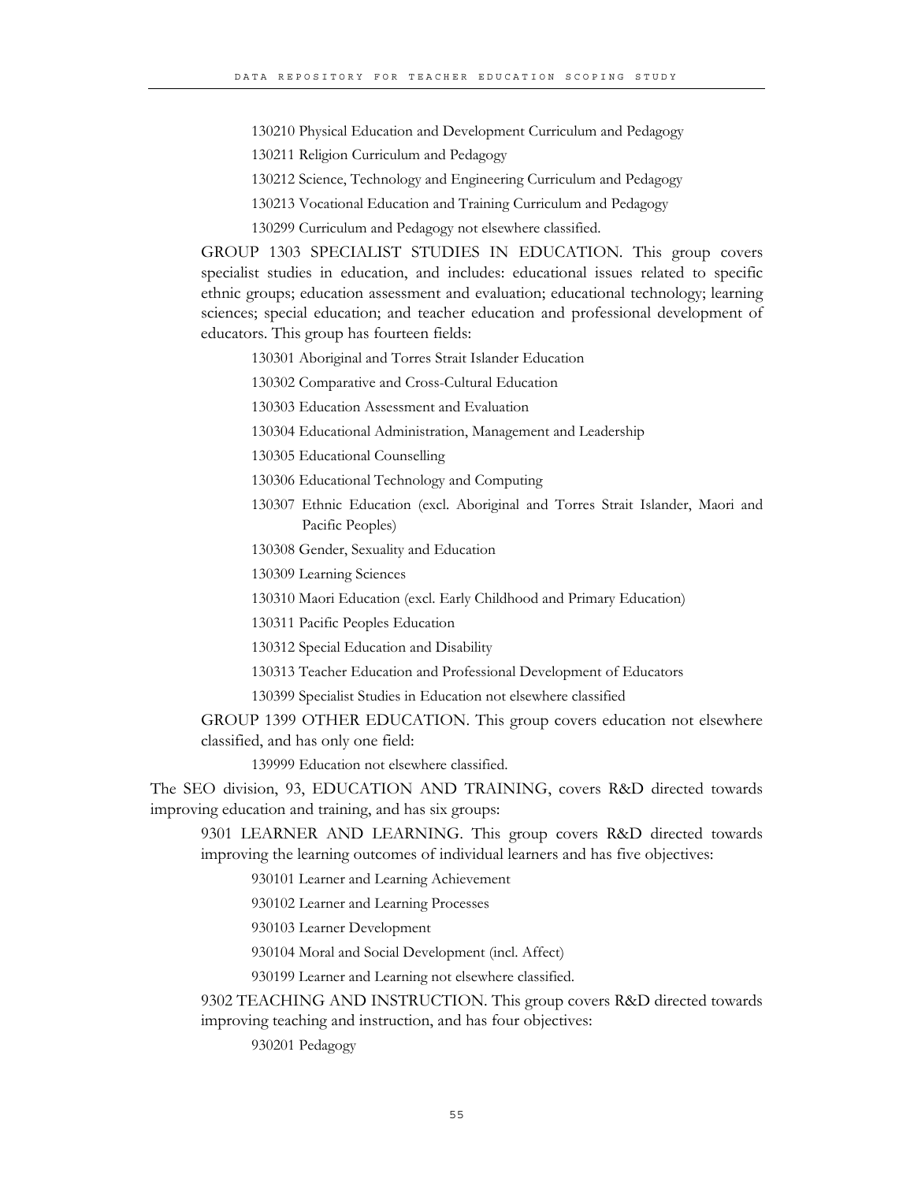130210 Physical Education and Development Curriculum and Pedagogy

130211 Religion Curriculum and Pedagogy

130212 Science, Technology and Engineering Curriculum and Pedagogy

130213 Vocational Education and Training Curriculum and Pedagogy

130299 Curriculum and Pedagogy not elsewhere classified.

GROUP 1303 SPECIALIST STUDIES IN EDUCATION. This group covers specialist studies in education, and includes: educational issues related to specific ethnic groups; education assessment and evaluation; educational technology; learning sciences; special education; and teacher education and professional development of educators. This group has fourteen fields:

130301 Aboriginal and Torres Strait Islander Education

130302 Comparative and Cross-Cultural Education

130303 Education Assessment and Evaluation

130304 Educational Administration, Management and Leadership

130305 Educational Counselling

130306 Educational Technology and Computing

130307 Ethnic Education (excl. Aboriginal and Torres Strait Islander, Maori and Pacific Peoples)

130308 Gender, Sexuality and Education

130309 Learning Sciences

130310 Maori Education (excl. Early Childhood and Primary Education)

130311 Pacific Peoples Education

130312 Special Education and Disability

130313 Teacher Education and Professional Development of Educators

130399 Specialist Studies in Education not elsewhere classified

GROUP 1399 OTHER EDUCATION. This group covers education not elsewhere classified, and has only one field:

139999 Education not elsewhere classified.

The SEO division, 93, EDUCATION AND TRAINING, covers R&D directed towards improving education and training, and has six groups:

9301 LEARNER AND LEARNING. This group covers R&D directed towards improving the learning outcomes of individual learners and has five objectives:

930101 Learner and Learning Achievement

930102 Learner and Learning Processes

930103 Learner Development

930104 Moral and Social Development (incl. Affect)

930199 Learner and Learning not elsewhere classified.

9302 TEACHING AND INSTRUCTION. This group covers R&D directed towards improving teaching and instruction, and has four objectives:

930201 Pedagogy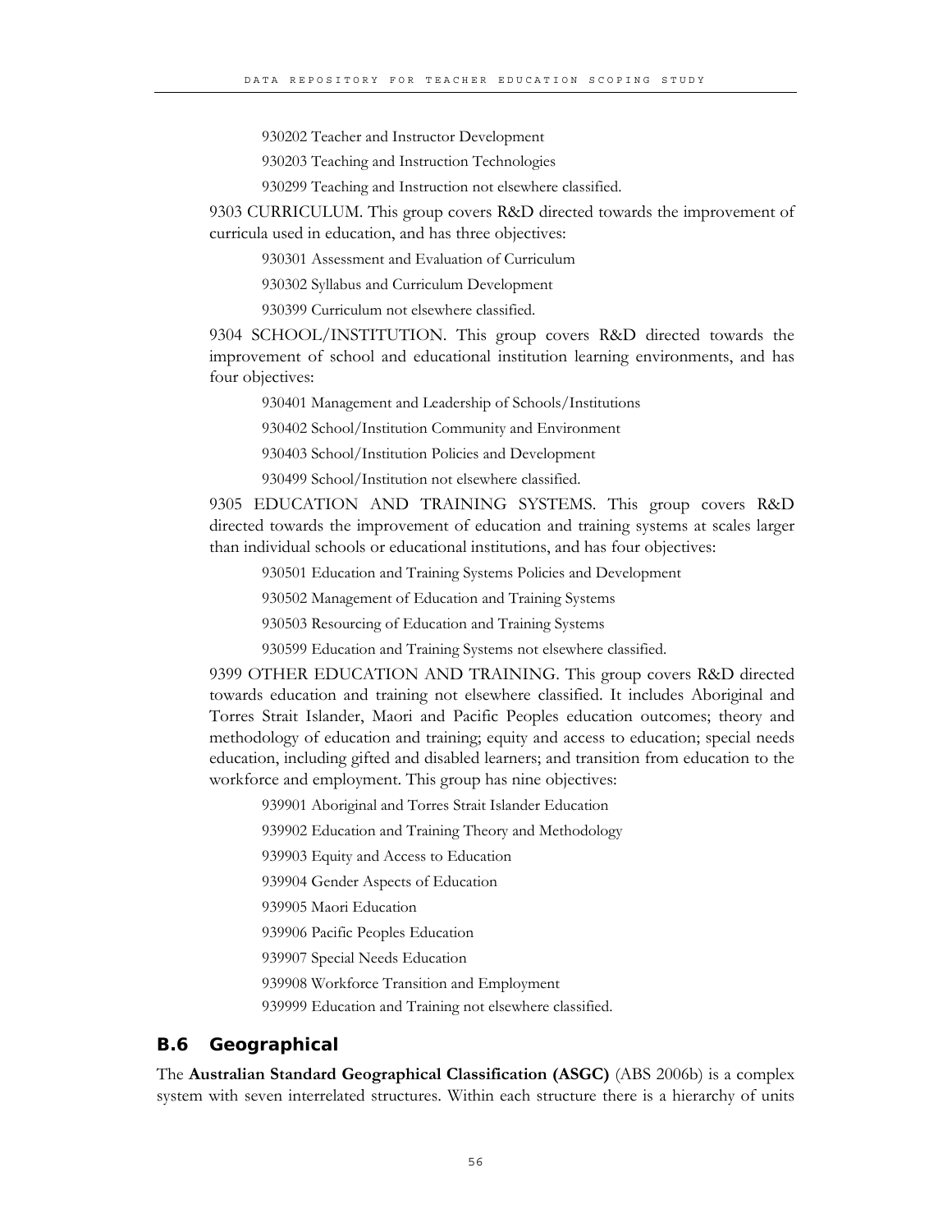930202 Teacher and Instructor Development

930203 Teaching and Instruction Technologies

930299 Teaching and Instruction not elsewhere classified.

9303 CURRICULUM. This group covers R&D directed towards the improvement of curricula used in education, and has three objectives:

930301 Assessment and Evaluation of Curriculum

930302 Syllabus and Curriculum Development

930399 Curriculum not elsewhere classified.

9304 SCHOOL/INSTITUTION. This group covers R&D directed towards the improvement of school and educational institution learning environments, and has four objectives:

930401 Management and Leadership of Schools/Institutions

930402 School/Institution Community and Environment

930403 School/Institution Policies and Development

930499 School/Institution not elsewhere classified.

9305 EDUCATION AND TRAINING SYSTEMS. This group covers R&D directed towards the improvement of education and training systems at scales larger than individual schools or educational institutions, and has four objectives:

930501 Education and Training Systems Policies and Development

930502 Management of Education and Training Systems

930503 Resourcing of Education and Training Systems

930599 Education and Training Systems not elsewhere classified.

9399 OTHER EDUCATION AND TRAINING. This group covers R&D directed towards education and training not elsewhere classified. It includes Aboriginal and Torres Strait Islander, Maori and Pacific Peoples education outcomes; theory and methodology of education and training; equity and access to education; special needs education, including gifted and disabled learners; and transition from education to the workforce and employment. This group has nine objectives:

939901 Aboriginal and Torres Strait Islander Education

939902 Education and Training Theory and Methodology

939903 Equity and Access to Education

939904 Gender Aspects of Education

939905 Maori Education

939906 Pacific Peoples Education

939907 Special Needs Education

939908 Workforce Transition and Employment

939999 Education and Training not elsewhere classified.

## B.6 Geographical

The **Australian Standard Geographical Classification (ASGC)** (ABS 2006b) is a complex system with seven interrelated structures. Within each structure there is a hierarchy of units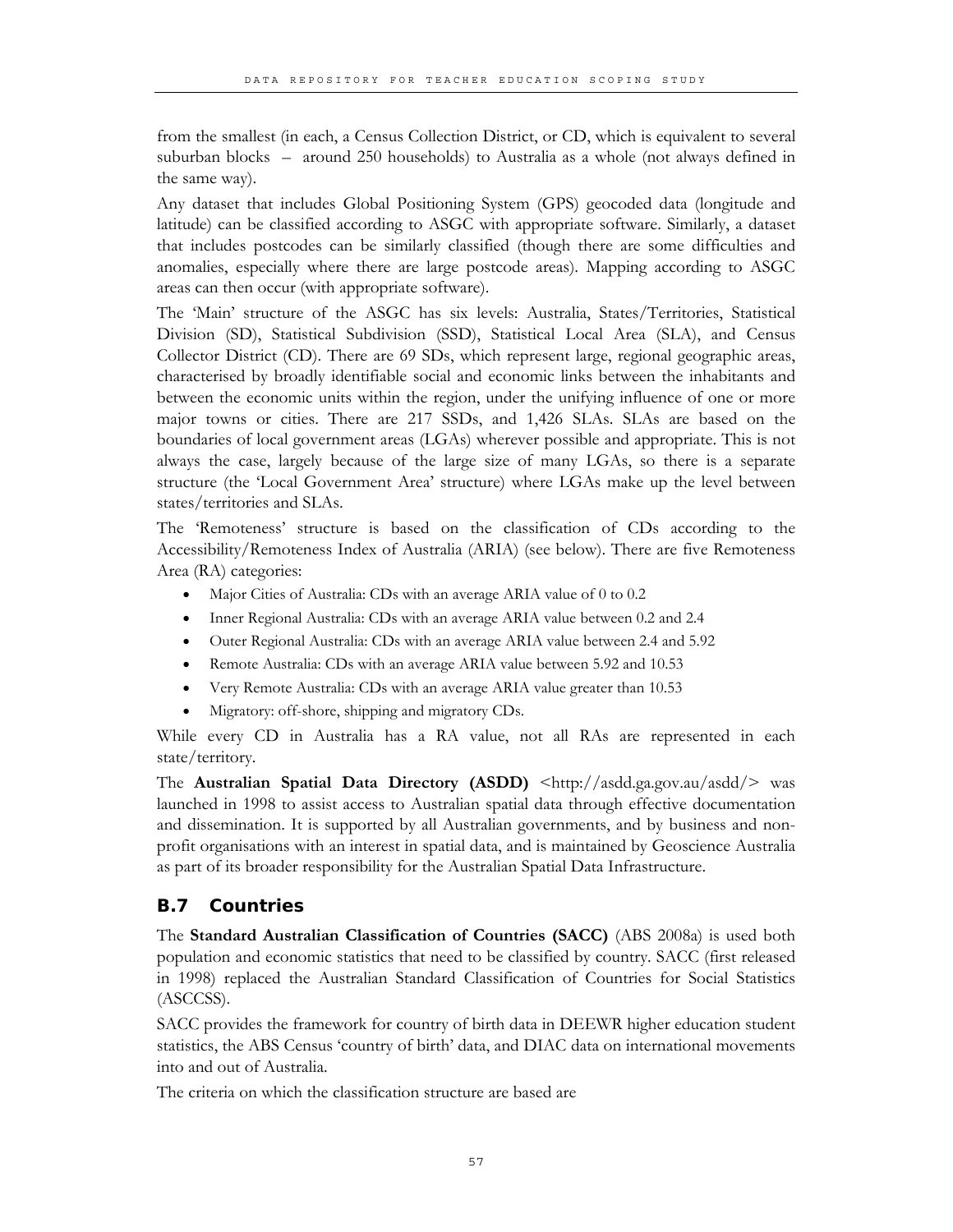from the smallest (in each, a Census Collection District, or CD, which is equivalent to several suburban blocks – around 250 households) to Australia as a whole (not always defined in the same way).

Any dataset that includes Global Positioning System (GPS) geocoded data (longitude and latitude) can be classified according to ASGC with appropriate software. Similarly, a dataset that includes postcodes can be similarly classified (though there are some difficulties and anomalies, especially where there are large postcode areas). Mapping according to ASGC areas can then occur (with appropriate software).

The 'Main' structure of the ASGC has six levels: Australia, States/Territories, Statistical Division (SD), Statistical Subdivision (SSD), Statistical Local Area (SLA), and Census Collector District (CD). There are 69 SDs, which represent large, regional geographic areas, characterised by broadly identifiable social and economic links between the inhabitants and between the economic units within the region, under the unifying influence of one or more major towns or cities. There are 217 SSDs, and 1,426 SLAs. SLAs are based on the boundaries of local government areas (LGAs) wherever possible and appropriate. This is not always the case, largely because of the large size of many LGAs, so there is a separate structure (the 'Local Government Area' structure) where LGAs make up the level between states/territories and SLAs.

The 'Remoteness' structure is based on the classification of CDs according to the Accessibility/Remoteness Index of Australia (ARIA) (see below). There are five Remoteness Area (RA) categories:

- Major Cities of Australia: CDs with an average ARIA value of 0 to 0.2
- Inner Regional Australia: CDs with an average ARIA value between 0.2 and 2.4
- Outer Regional Australia: CDs with an average ARIA value between 2.4 and 5.92
- Remote Australia: CDs with an average ARIA value between 5.92 and 10.53
- Very Remote Australia: CDs with an average ARIA value greater than 10.53
- Migratory: off-shore, shipping and migratory CDs.

While every CD in Australia has a RA value, not all RAs are represented in each state/territory.

The **Australian Spatial Data Directory (ASDD)** <http://asdd.ga.gov.au/asdd/> was launched in 1998 to assist access to Australian spatial data through effective documentation and dissemination. It is supported by all Australian governments, and by business and non-profit organisations with an interest in spatial data, and is maintained by Geoscience Australia as part of its broader responsibility for the Australian Spatial Data Infrastructure.

## B.7 Countries

The **Standard Australian Classification of Countries (SACC)** (ABS 2008a) is used both population and economic statistics that need to be classified by country. SACC (first released in 1998) replaced the Australian Standard Classification of Countries for Social Statistics (ASCCSS).

SACC provides the framework for country of birth data in DEEWR higher education student statistics, the ABS Census 'country of birth' data, and DIAC data on international movements into and out of Australia.

The criteria on which the classification structure are based are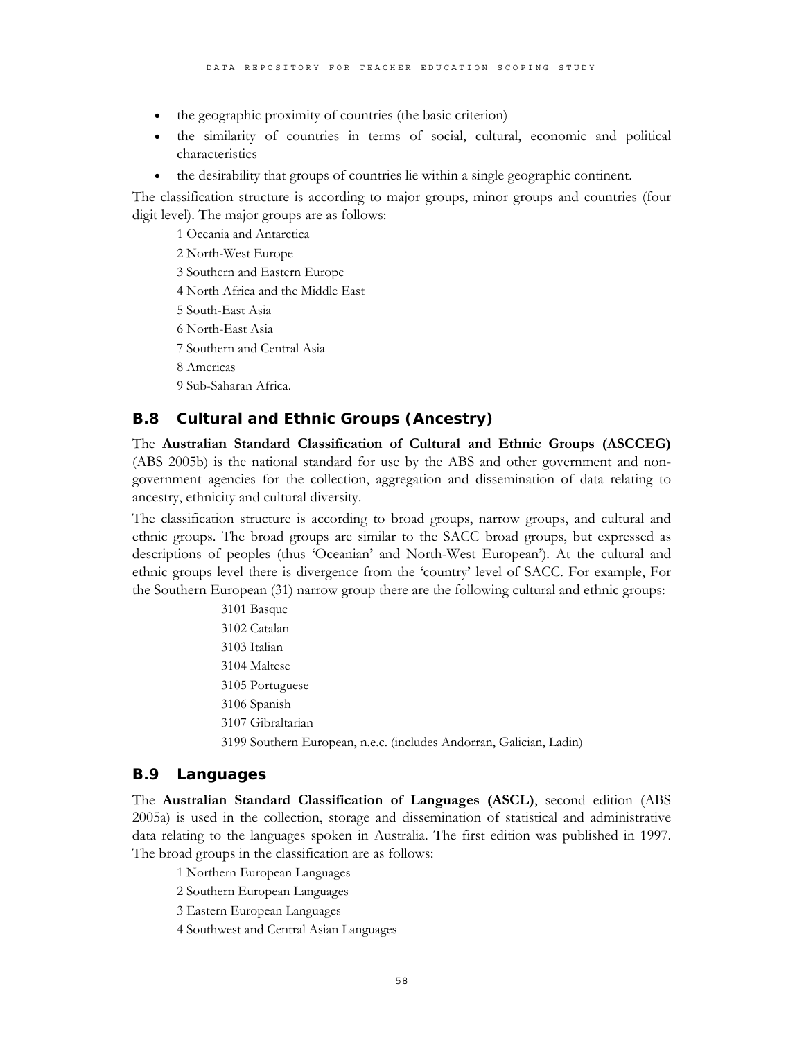- the geographic proximity of countries (the basic criterion)
- the similarity of countries in terms of social, cultural, economic and political characteristics
- the desirability that groups of countries lie within a single geographic continent.

The classification structure is according to major groups, minor groups and countries (four digit level). The major groups are as follows:

1 Oceania and Antarctica

2 North-West Europe

3 Southern and Eastern Europe

4 North Africa and the Middle East

5 South-East Asia

6 North-East Asia

7 Southern and Central Asia

8 Americas

9 Sub-Saharan Africa.

## B.8 Cultural and Ethnic Groups (Ancestry)

The **Australian Standard Classification of Cultural and Ethnic Groups (ASCCEG)** (ABS 2005b) is the national standard for use by the ABS and other government and non-government agencies for the collection, aggregation and dissemination of data relating to ancestry, ethnicity and cultural diversity.

The classification structure is according to broad groups, narrow groups, and cultural and ethnic groups. The broad groups are similar to the SACC broad groups, but expressed as descriptions of peoples (thus 'Oceanian' and North-West European'). At the cultural and ethnic groups level there is divergence from the 'country' level of SACC. For example, For the Southern European (31) narrow group there are the following cultural and ethnic groups:

3101 Basque

3102 Catalan

3103 Italian

3104 Maltese

3105 Portuguese

3106 Spanish

3107 Gibraltarian

3199 Southern European, n.e.c. (includes Andorran, Galician, Ladin)

## B.9 Languages

The **Australian Standard Classification of Languages (ASCL)**, second edition (ABS 2005a) is used in the collection, storage and dissemination of statistical and administrative data relating to the languages spoken in Australia. The first edition was published in 1997. The broad groups in the classification are as follows:

1 Northern European Languages

2 Southern European Languages

3 Eastern European Languages

4 Southwest and Central Asian Languages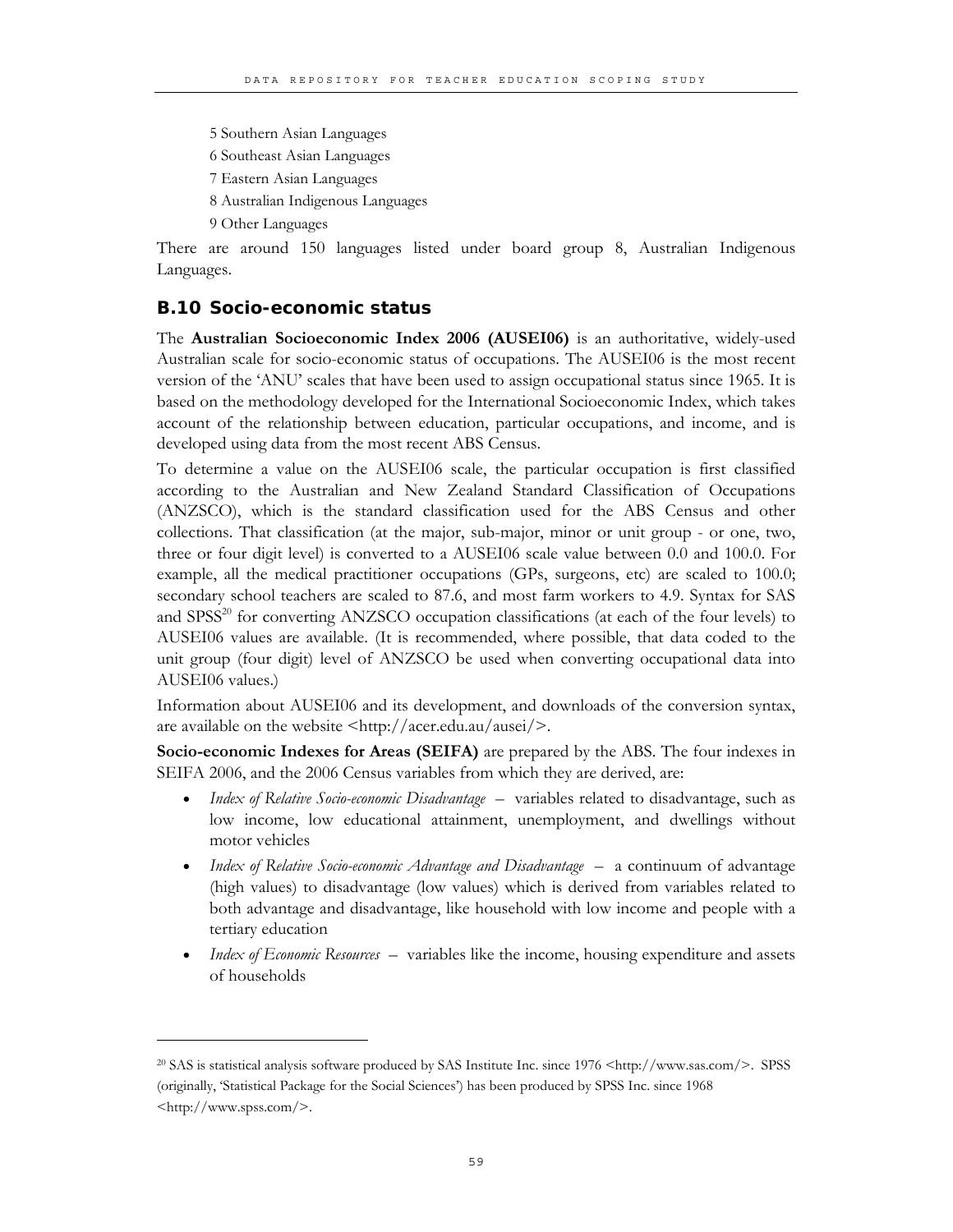5 Southern Asian Languages

6 Southeast Asian Languages

7 Eastern Asian Languages

8 Australian Indigenous Languages

9 Other Languages

There are around 150 languages listed under board group 8, Australian Indigenous Languages.

## B.10 Socio-economic status

The **Australian Socioeconomic Index 2006 (AUSEI06)** is an authoritative, widely-used Australian scale for socio-economic status of occupations. The AUSEI06 is the most recent version of the 'ANU' scales that have been used to assign occupational status since 1965. It is based on the methodology developed for the International Socioeconomic Index, which takes account of the relationship between education, particular occupations, and income, and is developed using data from the most recent ABS Census.

To determine a value on the AUSEI06 scale, the particular occupation is first classified according to the Australian and New Zealand Standard Classification of Occupations (ANZSCO), which is the standard classification used for the ABS Census and other collections. That classification (at the major, sub-major, minor or unit group - or one, two, three or four digit level) is converted to a AUSEI06 scale value between 0.0 and 100.0. For example, all the medical practitioner occupations (GPs, surgeons, etc) are scaled to 100.0; secondary school teachers are scaled to 87.6, and most farm workers to 4.9. Syntax for SAS and SPSS[20] for converting ANZSCO occupation classifications (at each of the four levels) to AUSEI06 values are available. (It is recommended, where possible, that data coded to the unit group (four digit) level of ANZSCO be used when converting occupational data into AUSEI06 values.)

Information about AUSEI06 and its development, and downloads of the conversion syntax, are available on the website <http://acer.edu.au/ausei/>.

**Socio-economic Indexes for Areas (SEIFA)** are prepared by the ABS. The four indexes in SEIFA 2006, and the 2006 Census variables from which they are derived, are:

- *Index of Relative Socio-economic Disadvantage* – variables related to disadvantage, such as low income, low educational attainment, unemployment, and dwellings without motor vehicles
- *Index of Relative Socio-economic Advantage and Disadvantage* – a continuum of advantage (high values) to disadvantage (low values) which is derived from variables related to both advantage and disadvantage, like household with low income and people with a tertiary education
- *Index of Economic Resources* – variables like the income, housing expenditure and assets of households

[20] SAS is statistical analysis software produced by SAS Institute Inc. since 1976 <http://www.sas.com/>. SPSS (originally, 'Statistical Package for the Social Sciences') has been produced by SPSS Inc. since 1968 <http://www.spss.com/>.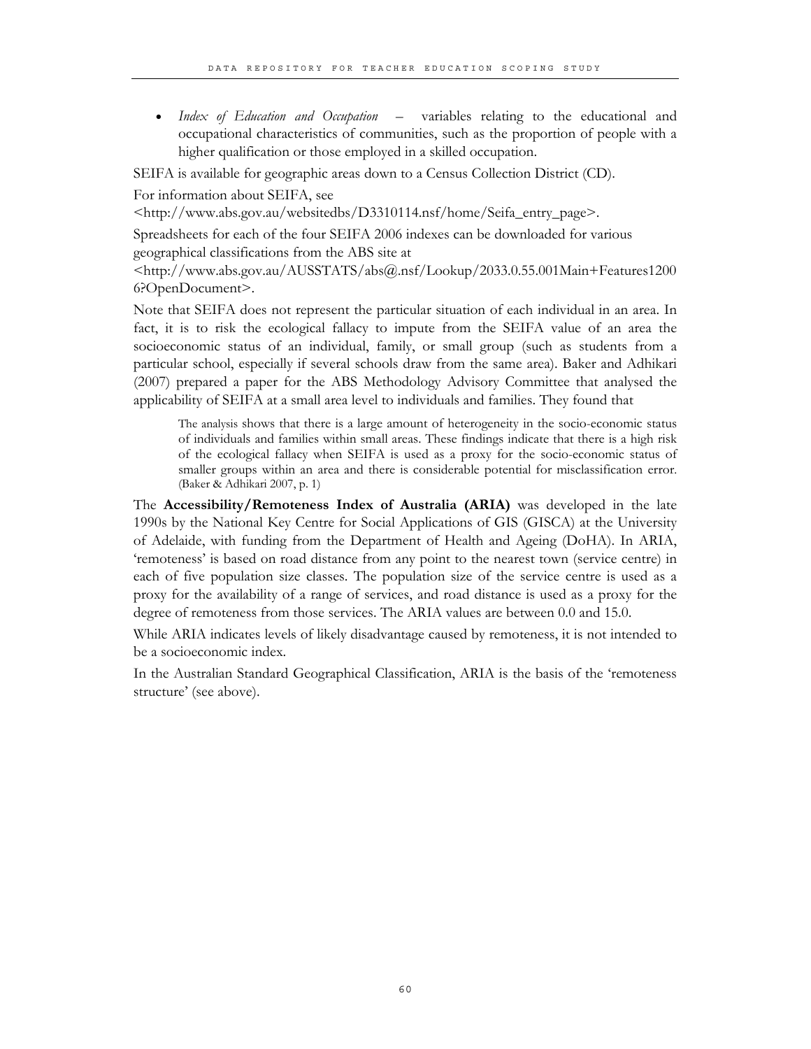- *Index of Education and Occupation* – variables relating to the educational and occupational characteristics of communities, such as the proportion of people with a higher qualification or those employed in a skilled occupation.

SEIFA is available for geographic areas down to a Census Collection District (CD).

For information about SEIFA, see <http://www.abs.gov.au/websitedbs/D3310114.nsf/home/Seifa_entry_page>.

Spreadsheets for each of the four SEIFA 2006 indexes can be downloaded for various geographical classifications from the ABS site at <http://www.abs.gov.au/AUSSTATS/abs@.nsf/Lookup/2033.0.55.001Main+Features12006?OpenDocument>.

Note that SEIFA does not represent the particular situation of each individual in an area. In fact, it is to risk the ecological fallacy to impute from the SEIFA value of an area the socioeconomic status of an individual, family, or small group (such as students from a particular school, especially if several schools draw from the same area). Baker and Adhikari (2007) prepared a paper for the ABS Methodology Advisory Committee that analysed the applicability of SEIFA at a small area level to individuals and families. They found that

> The analysis shows that there is a large amount of heterogeneity in the socio-economic status of individuals and families within small areas. These findings indicate that there is a high risk of the ecological fallacy when SEIFA is used as a proxy for the socio-economic status of smaller groups within an area and there is considerable potential for misclassification error. (Baker & Adhikari 2007, p. 1)

The **Accessibility/Remoteness Index of Australia (ARIA)** was developed in the late 1990s by the National Key Centre for Social Applications of GIS (GISCA) at the University of Adelaide, with funding from the Department of Health and Ageing (DoHA). In ARIA, 'remoteness' is based on road distance from any point to the nearest town (service centre) in each of five population size classes. The population size of the service centre is used as a proxy for the availability of a range of services, and road distance is used as a proxy for the degree of remoteness from those services. The ARIA values are between 0.0 and 15.0.

While ARIA indicates levels of likely disadvantage caused by remoteness, it is not intended to be a socioeconomic index.

In the Australian Standard Geographical Classification, ARIA is the basis of the 'remoteness structure' (see above).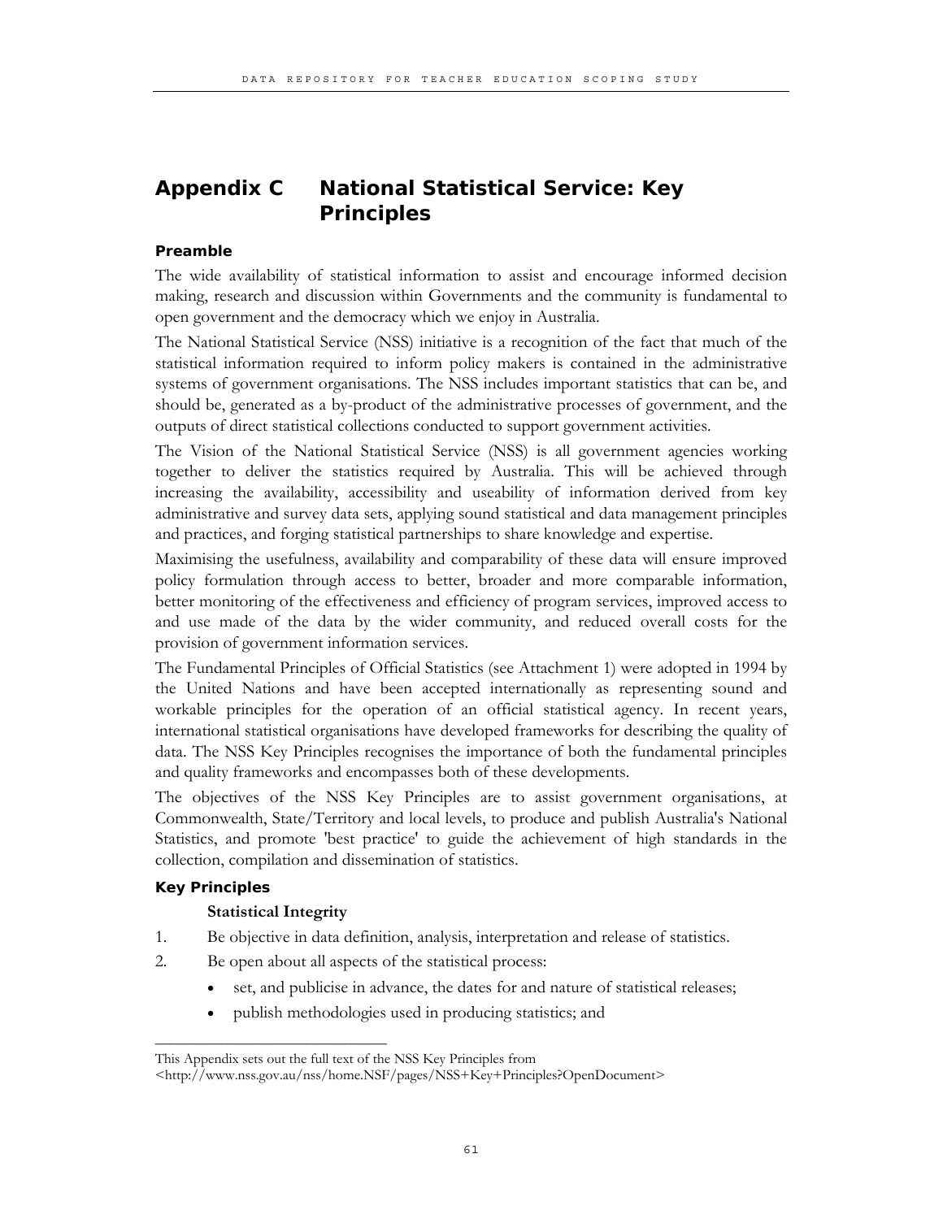# Appendix C National Statistical Service: Key Principles

### Preamble

The wide availability of statistical information to assist and encourage informed decision making, research and discussion within Governments and the community is fundamental to open government and the democracy which we enjoy in Australia.

The National Statistical Service (NSS) initiative is a recognition of the fact that much of the statistical information required to inform policy makers is contained in the administrative systems of government organisations. The NSS includes important statistics that can be, and should be, generated as a by-product of the administrative processes of government, and the outputs of direct statistical collections conducted to support government activities.

The Vision of the National Statistical Service (NSS) is all government agencies working together to deliver the statistics required by Australia. This will be achieved through increasing the availability, accessibility and useability of information derived from key administrative and survey data sets, applying sound statistical and data management principles and practices, and forging statistical partnerships to share knowledge and expertise.

Maximising the usefulness, availability and comparability of these data will ensure improved policy formulation through access to better, broader and more comparable information, better monitoring of the effectiveness and efficiency of program services, improved access to and use made of the data by the wider community, and reduced overall costs for the provision of government information services.

The Fundamental Principles of Official Statistics (see Attachment 1) were adopted in 1994 by the United Nations and have been accepted internationally as representing sound and workable principles for the operation of an official statistical agency. In recent years, international statistical organisations have developed frameworks for describing the quality of data. The NSS Key Principles recognises the importance of both the fundamental principles and quality frameworks and encompasses both of these developments.

The objectives of the NSS Key Principles are to assist government organisations, at Commonwealth, State/Territory and local levels, to produce and publish Australia's National Statistics, and promote 'best practice' to guide the achievement of high standards in the collection, compilation and dissemination of statistics.

### Key Principles

**Statistical Integrity**

1. Be objective in data definition, analysis, interpretation and release of statistics.
2. Be open about all aspects of the statistical process:
   - set, and publicise in advance, the dates for and nature of statistical releases;
   - publish methodologies used in producing statistics; and

---

This Appendix sets out the full text of the NSS Key Principles from <http://www.nss.gov.au/nss/home.NSF/pages/NSS+Key+Principles?OpenDocument>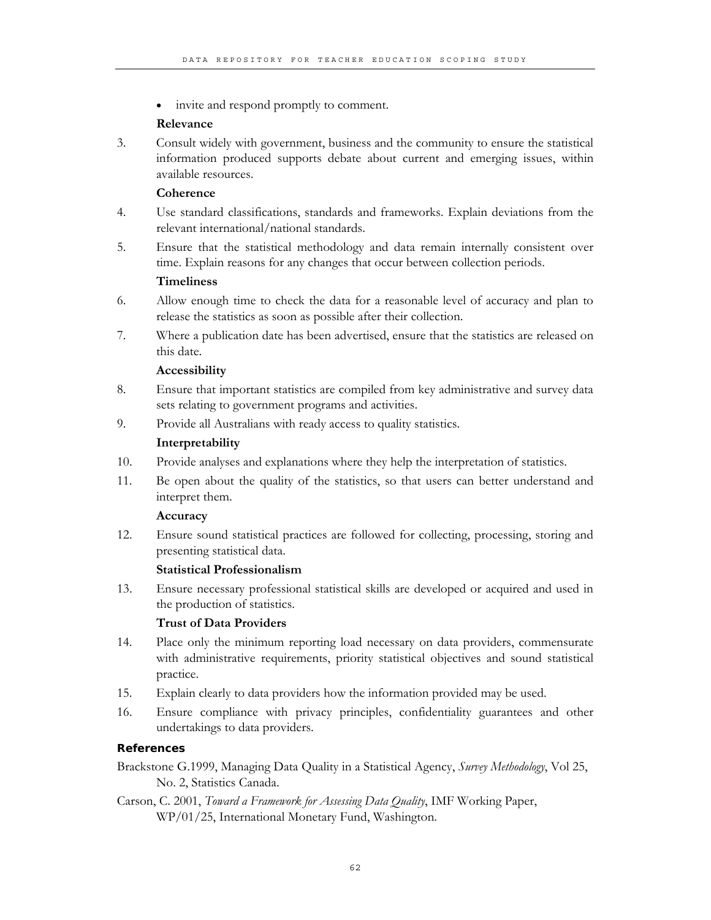- invite and respond promptly to comment.

**Relevance**

3. Consult widely with government, business and the community to ensure the statistical information produced supports debate about current and emerging issues, within available resources.

**Coherence**

4. Use standard classifications, standards and frameworks. Explain deviations from the relevant international/national standards.
5. Ensure that the statistical methodology and data remain internally consistent over time. Explain reasons for any changes that occur between collection periods.

**Timeliness**

6. Allow enough time to check the data for a reasonable level of accuracy and plan to release the statistics as soon as possible after their collection.
7. Where a publication date has been advertised, ensure that the statistics are released on this date.

**Accessibility**

8. Ensure that important statistics are compiled from key administrative and survey data sets relating to government programs and activities.
9. Provide all Australians with ready access to quality statistics.

**Interpretability**

10. Provide analyses and explanations where they help the interpretation of statistics.
11. Be open about the quality of the statistics, so that users can better understand and interpret them.

**Accuracy**

12. Ensure sound statistical practices are followed for collecting, processing, storing and presenting statistical data.

**Statistical Professionalism**

13. Ensure necessary professional statistical skills are developed or acquired and used in the production of statistics.

**Trust of Data Providers**

14. Place only the minimum reporting load necessary on data providers, commensurate with administrative requirements, priority statistical objectives and sound statistical practice.
15. Explain clearly to data providers how the information provided may be used.
16. Ensure compliance with privacy principles, confidentiality guarantees and other undertakings to data providers.

### References

Brackstone G.1999, Managing Data Quality in a Statistical Agency, *Survey Methodology*, Vol 25, No. 2, Statistics Canada.

Carson, C. 2001, *Toward a Framework for Assessing Data Quality*, IMF Working Paper, WP/01/25, International Monetary Fund, Washington.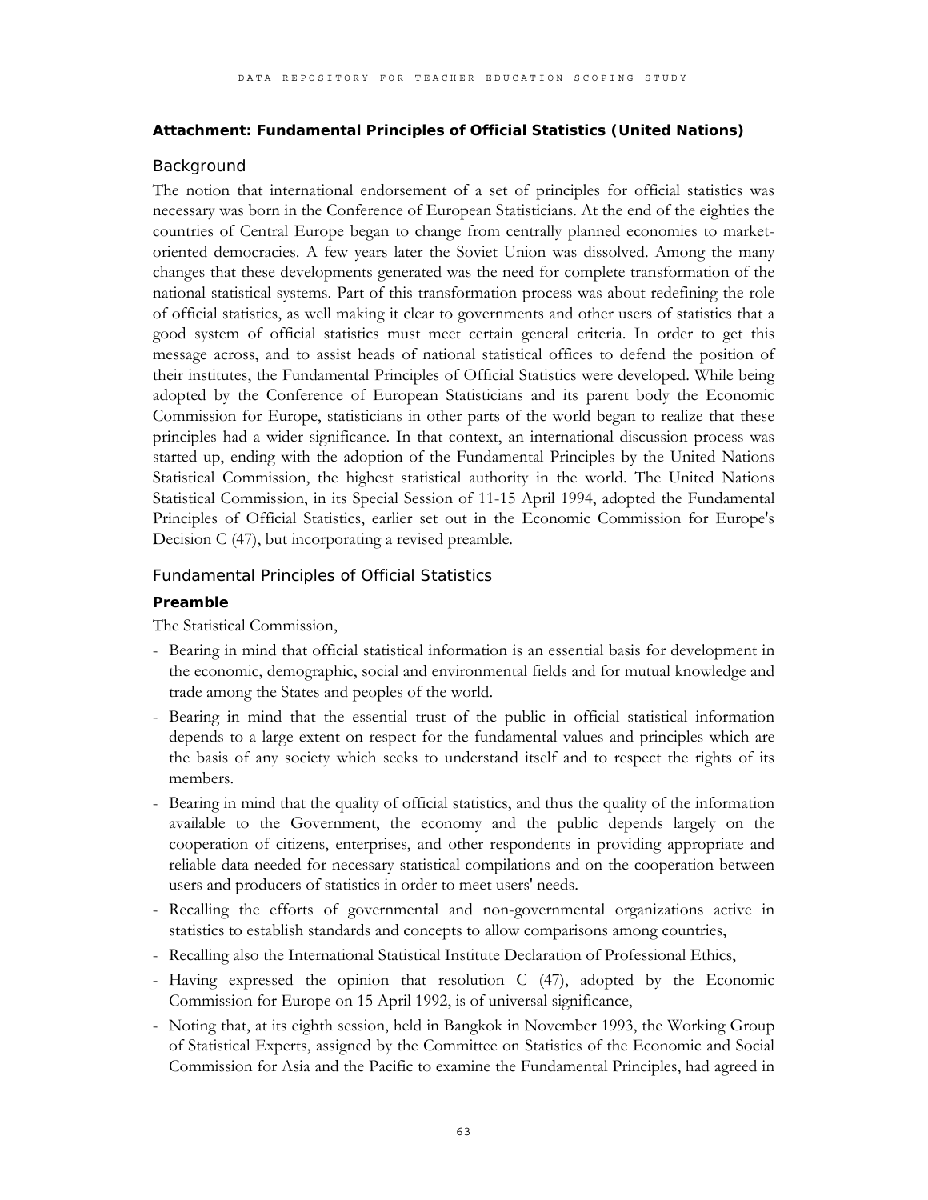**Attachment: Fundamental Principles of Official Statistics (United Nations)**

## Background

The notion that international endorsement of a set of principles for official statistics was necessary was born in the Conference of European Statisticians. At the end of the eighties the countries of Central Europe began to change from centrally planned economies to market-oriented democracies. A few years later the Soviet Union was dissolved. Among the many changes that these developments generated was the need for complete transformation of the national statistical systems. Part of this transformation process was about redefining the role of official statistics, as well making it clear to governments and other users of statistics that a good system of official statistics must meet certain general criteria. In order to get this message across, and to assist heads of national statistical offices to defend the position of their institutes, the Fundamental Principles of Official Statistics were developed. While being adopted by the Conference of European Statisticians and its parent body the Economic Commission for Europe, statisticians in other parts of the world began to realize that these principles had a wider significance. In that context, an international discussion process was started up, ending with the adoption of the Fundamental Principles by the United Nations Statistical Commission, the highest statistical authority in the world. The United Nations Statistical Commission, in its Special Session of 11-15 April 1994, adopted the Fundamental Principles of Official Statistics, earlier set out in the Economic Commission for Europe's Decision C (47), but incorporating a revised preamble.

## Fundamental Principles of Official Statistics

### Preamble

The Statistical Commission,

- Bearing in mind that official statistical information is an essential basis for development in the economic, demographic, social and environmental fields and for mutual knowledge and trade among the States and peoples of the world.
- Bearing in mind that the essential trust of the public in official statistical information depends to a large extent on respect for the fundamental values and principles which are the basis of any society which seeks to understand itself and to respect the rights of its members.
- Bearing in mind that the quality of official statistics, and thus the quality of the information available to the Government, the economy and the public depends largely on the cooperation of citizens, enterprises, and other respondents in providing appropriate and reliable data needed for necessary statistical compilations and on the cooperation between users and producers of statistics in order to meet users' needs.
- Recalling the efforts of governmental and non-governmental organizations active in statistics to establish standards and concepts to allow comparisons among countries,
- Recalling also the International Statistical Institute Declaration of Professional Ethics,
- Having expressed the opinion that resolution C (47), adopted by the Economic Commission for Europe on 15 April 1992, is of universal significance,
- Noting that, at its eighth session, held in Bangkok in November 1993, the Working Group of Statistical Experts, assigned by the Committee on Statistics of the Economic and Social Commission for Asia and the Pacific to examine the Fundamental Principles, had agreed in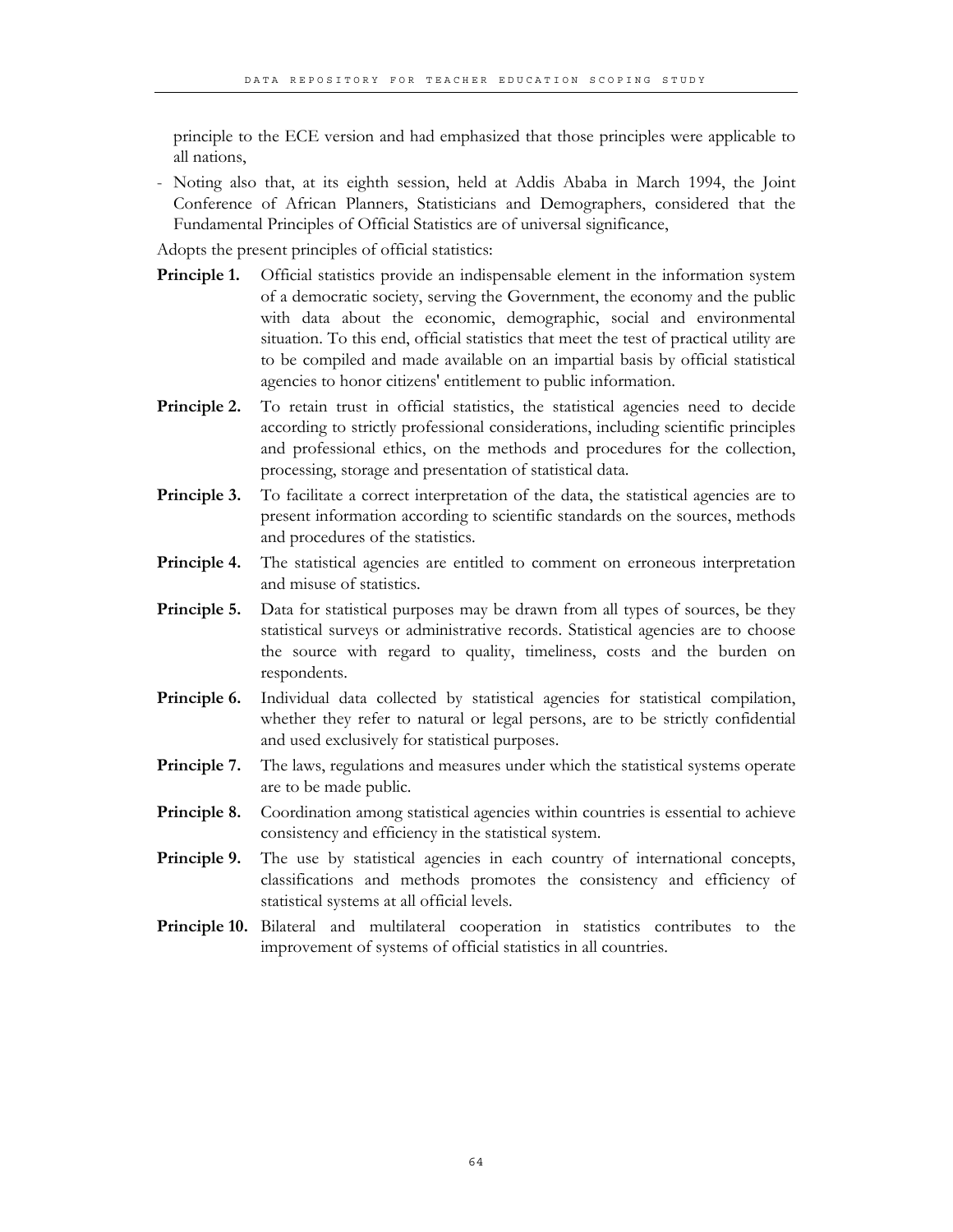principle to the ECE version and had emphasized that those principles were applicable to all nations,

- Noting also that, at its eighth session, held at Addis Ababa in March 1994, the Joint Conference of African Planners, Statisticians and Demographers, considered that the Fundamental Principles of Official Statistics are of universal significance,

Adopts the present principles of official statistics:

**Principle 1.** Official statistics provide an indispensable element in the information system of a democratic society, serving the Government, the economy and the public with data about the economic, demographic, social and environmental situation. To this end, official statistics that meet the test of practical utility are to be compiled and made available on an impartial basis by official statistical agencies to honor citizens' entitlement to public information.

**Principle 2.** To retain trust in official statistics, the statistical agencies need to decide according to strictly professional considerations, including scientific principles and professional ethics, on the methods and procedures for the collection, processing, storage and presentation of statistical data.

**Principle 3.** To facilitate a correct interpretation of the data, the statistical agencies are to present information according to scientific standards on the sources, methods and procedures of the statistics.

**Principle 4.** The statistical agencies are entitled to comment on erroneous interpretation and misuse of statistics.

**Principle 5.** Data for statistical purposes may be drawn from all types of sources, be they statistical surveys or administrative records. Statistical agencies are to choose the source with regard to quality, timeliness, costs and the burden on respondents.

**Principle 6.** Individual data collected by statistical agencies for statistical compilation, whether they refer to natural or legal persons, are to be strictly confidential and used exclusively for statistical purposes.

**Principle 7.** The laws, regulations and measures under which the statistical systems operate are to be made public.

**Principle 8.** Coordination among statistical agencies within countries is essential to achieve consistency and efficiency in the statistical system.

**Principle 9.** The use by statistical agencies in each country of international concepts, classifications and methods promotes the consistency and efficiency of statistical systems at all official levels.

**Principle 10.** Bilateral and multilateral cooperation in statistics contributes to the improvement of systems of official statistics in all countries.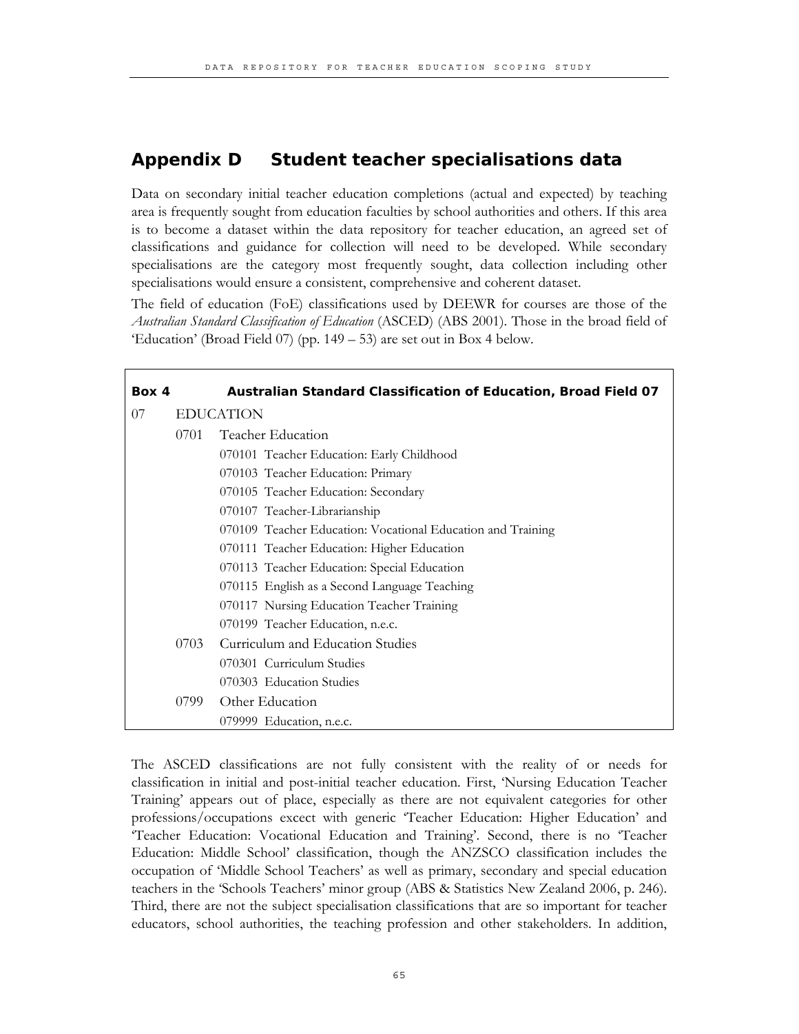## Appendix D Student teacher specialisations data

Data on secondary initial teacher education completions (actual and expected) by teaching area is frequently sought from education faculties by school authorities and others. If this area is to become a dataset within the data repository for teacher education, an agreed set of classifications and guidance for collection will need to be developed. While secondary specialisations are the category most frequently sought, data collection including other specialisations would ensure a consistent, comprehensive and coherent dataset.

The field of education (FoE) classifications used by DEEWR for courses are those of the *Australian Standard Classification of Education* (ASCED) (ABS 2001). Those in the broad field of 'Education' (Broad Field 07) (pp. 149 – 53) are set out in Box 4 below.

**Box 4 Australian Standard Classification of Education, Broad Field 07**

- 07 EDUCATION
  - 0701 Teacher Education
    - 070101 Teacher Education: Early Childhood
    - 070103 Teacher Education: Primary
    - 070105 Teacher Education: Secondary
    - 070107 Teacher-Librarianship
    - 070109 Teacher Education: Vocational Education and Training
    - 070111 Teacher Education: Higher Education
    - 070113 Teacher Education: Special Education
    - 070115 English as a Second Language Teaching
    - 070117 Nursing Education Teacher Training
    - 070199 Teacher Education, n.e.c.
  - 0703 Curriculum and Education Studies
    - 070301 Curriculum Studies
    - 070303 Education Studies
  - 0799 Other Education
    - 079999 Education, n.e.c.

The ASCED classifications are not fully consistent with the reality of or needs for classification in initial and post-initial teacher education. First, 'Nursing Education Teacher Training' appears out of place, especially as there are not equivalent categories for other professions/occupations excect with generic 'Teacher Education: Higher Education' and 'Teacher Education: Vocational Education and Training'. Second, there is no 'Teacher Education: Middle School' classification, though the ANZSCO classification includes the occupation of 'Middle School Teachers' as well as primary, secondary and special education teachers in the 'Schools Teachers' minor group (ABS & Statistics New Zealand 2006, p. 246). Third, there are not the subject specialisation classifications that are so important for teacher educators, school authorities, the teaching profession and other stakeholders. In addition,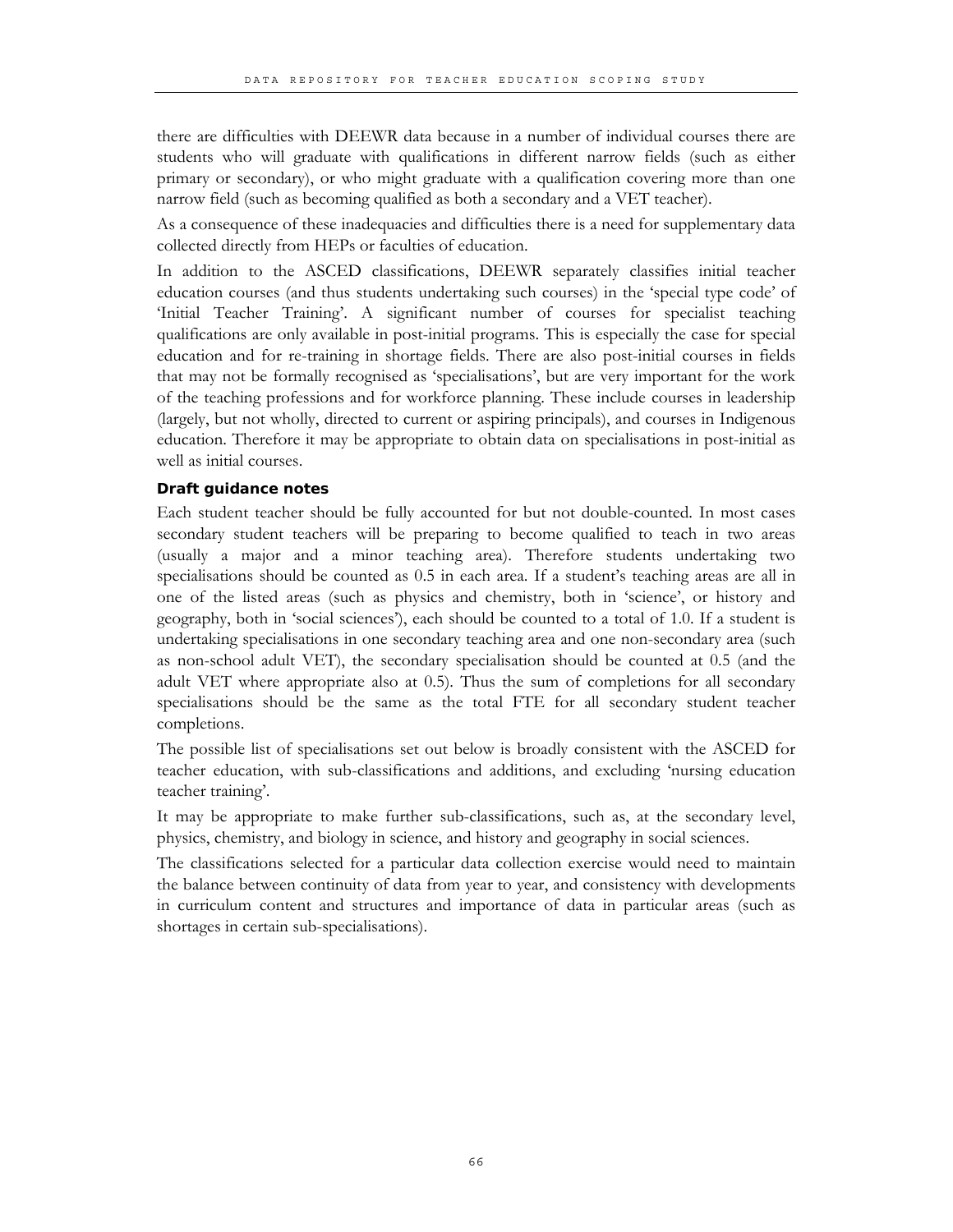there are difficulties with DEEWR data because in a number of individual courses there are students who will graduate with qualifications in different narrow fields (such as either primary or secondary), or who might graduate with a qualification covering more than one narrow field (such as becoming qualified as both a secondary and a VET teacher).

As a consequence of these inadequacies and difficulties there is a need for supplementary data collected directly from HEPs or faculties of education.

In addition to the ASCED classifications, DEEWR separately classifies initial teacher education courses (and thus students undertaking such courses) in the 'special type code' of 'Initial Teacher Training'. A significant number of courses for specialist teaching qualifications are only available in post-initial programs. This is especially the case for special education and for re-training in shortage fields. There are also post-initial courses in fields that may not be formally recognised as 'specialisations', but are very important for the work of the teaching professions and for workforce planning. These include courses in leadership (largely, but not wholly, directed to current or aspiring principals), and courses in Indigenous education. Therefore it may be appropriate to obtain data on specialisations in post-initial as well as initial courses.

**Draft guidance notes**

Each student teacher should be fully accounted for but not double-counted. In most cases secondary student teachers will be preparing to become qualified to teach in two areas (usually a major and a minor teaching area). Therefore students undertaking two specialisations should be counted as 0.5 in each area. If a student's teaching areas are all in one of the listed areas (such as physics and chemistry, both in 'science', or history and geography, both in 'social sciences'), each should be counted to a total of 1.0. If a student is undertaking specialisations in one secondary teaching area and one non-secondary area (such as non-school adult VET), the secondary specialisation should be counted at 0.5 (and the adult VET where appropriate also at 0.5). Thus the sum of completions for all secondary specialisations should be the same as the total FTE for all secondary student teacher completions.

The possible list of specialisations set out below is broadly consistent with the ASCED for teacher education, with sub-classifications and additions, and excluding 'nursing education teacher training'.

It may be appropriate to make further sub-classifications, such as, at the secondary level, physics, chemistry, and biology in science, and history and geography in social sciences.

The classifications selected for a particular data collection exercise would need to maintain the balance between continuity of data from year to year, and consistency with developments in curriculum content and structures and importance of data in particular areas (such as shortages in certain sub-specialisations).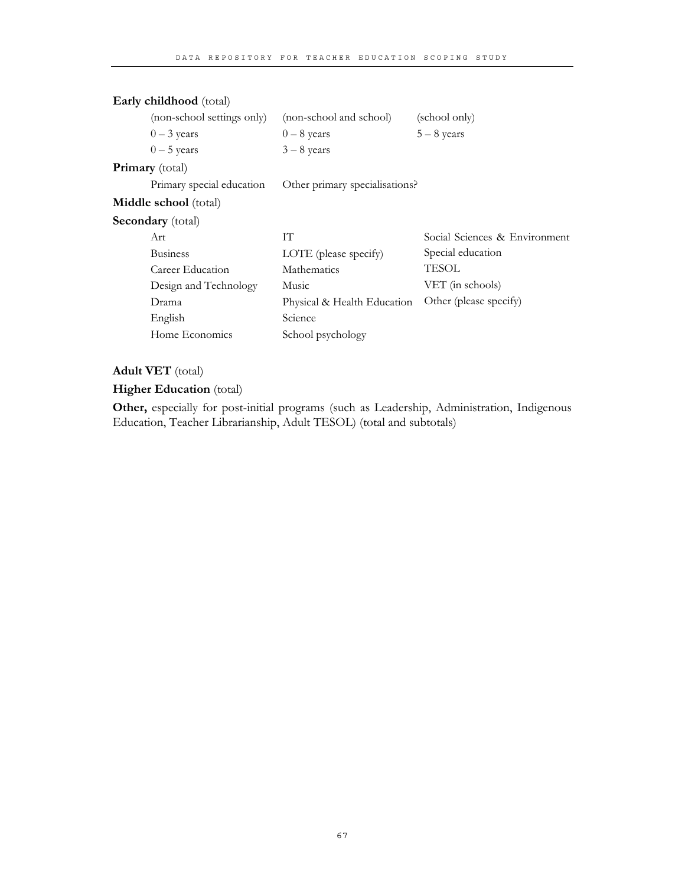**Early childhood** (total)

| (non-school settings only) | (non-school and school) | (school only) |
|---|---|---|
| 0 – 3 years | 0 – 8 years | 5 – 8 years |
| 0 – 5 years | 3 – 8 years | |

**Primary** (total)

Primary special education    Other primary specialisations?

**Middle school** (total)

**Secondary** (total)

| | | |
|---|---|---|
| Art | IT | Social Sciences & Environment |
| Business | LOTE (please specify) | Special education |
| Career Education | Mathematics | TESOL |
| Design and Technology | Music | VET (in schools) |
| Drama | Physical & Health Education | Other (please specify) |
| English | Science | |
| Home Economics | School psychology | |

**Adult VET** (total)

**Higher Education** (total)

**Other,** especially for post-initial programs (such as Leadership, Administration, Indigenous Education, Teacher Librarianship, Adult TESOL) (total and subtotals)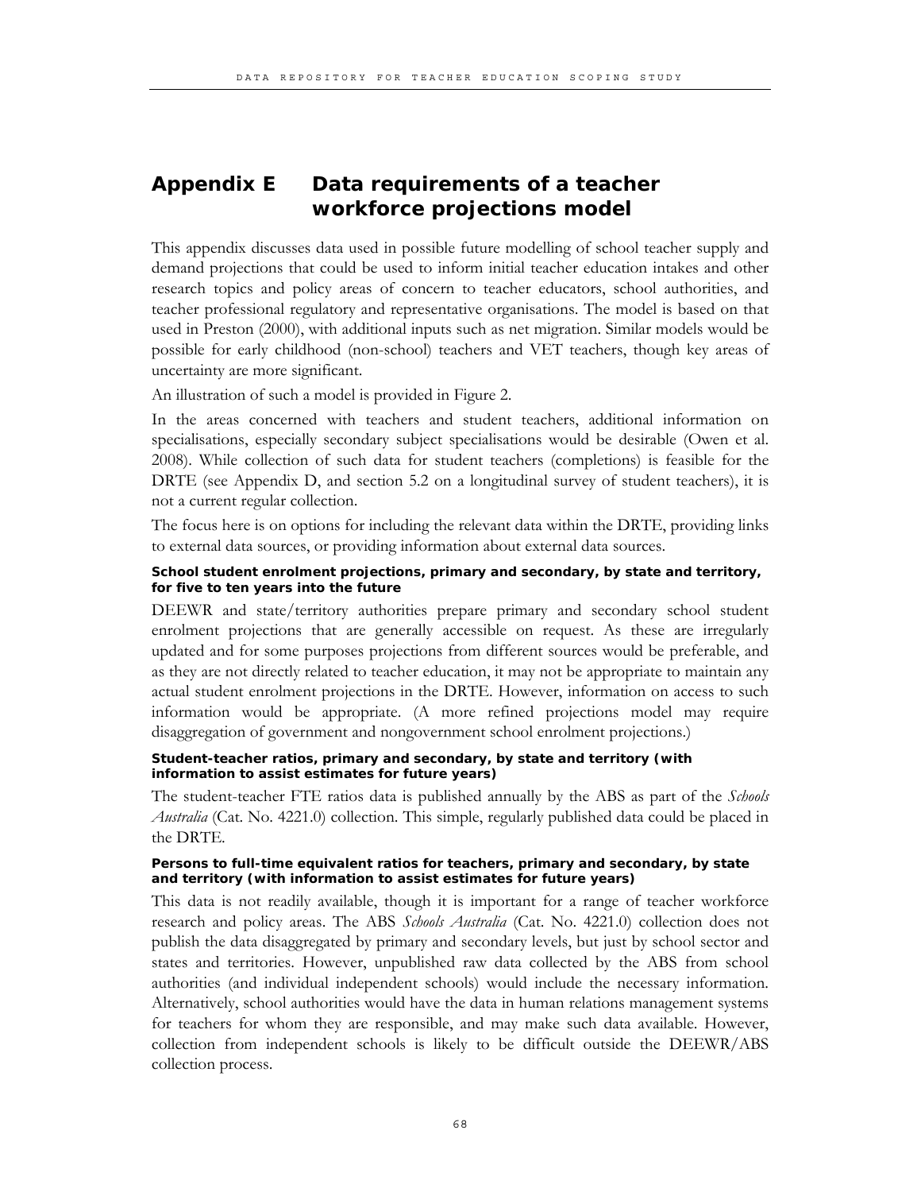# Appendix E Data requirements of a teacher workforce projections model

This appendix discusses data used in possible future modelling of school teacher supply and demand projections that could be used to inform initial teacher education intakes and other research topics and policy areas of concern to teacher educators, school authorities, and teacher professional regulatory and representative organisations. The model is based on that used in Preston (2000), with additional inputs such as net migration. Similar models would be possible for early childhood (non-school) teachers and VET teachers, though key areas of uncertainty are more significant.

An illustration of such a model is provided in Figure 2.

In the areas concerned with teachers and student teachers, additional information on specialisations, especially secondary subject specialisations would be desirable (Owen et al. 2008). While collection of such data for student teachers (completions) is feasible for the DRTE (see Appendix D, and section 5.2 on a longitudinal survey of student teachers), it is not a current regular collection.

The focus here is on options for including the relevant data within the DRTE, providing links to external data sources, or providing information about external data sources.

#### School student enrolment projections, primary and secondary, by state and territory, for five to ten years into the future

DEEWR and state/territory authorities prepare primary and secondary school student enrolment projections that are generally accessible on request. As these are irregularly updated and for some purposes projections from different sources would be preferable, and as they are not directly related to teacher education, it may not be appropriate to maintain any actual student enrolment projections in the DRTE. However, information on access to such information would be appropriate. (A more refined projections model may require disaggregation of government and nongovernment school enrolment projections.)

#### Student-teacher ratios, primary and secondary, by state and territory (with information to assist estimates for future years)

The student-teacher FTE ratios data is published annually by the ABS as part of the *Schools Australia* (Cat. No. 4221.0) collection. This simple, regularly published data could be placed in the DRTE.

#### Persons to full-time equivalent ratios for teachers, primary and secondary, by state and territory (with information to assist estimates for future years)

This data is not readily available, though it is important for a range of teacher workforce research and policy areas. The ABS *Schools Australia* (Cat. No. 4221.0) collection does not publish the data disaggregated by primary and secondary levels, but just by school sector and states and territories. However, unpublished raw data collected by the ABS from school authorities (and individual independent schools) would include the necessary information. Alternatively, school authorities would have the data in human relations management systems for teachers for whom they are responsible, and may make such data available. However, collection from independent schools is likely to be difficult outside the DEEWR/ABS collection process.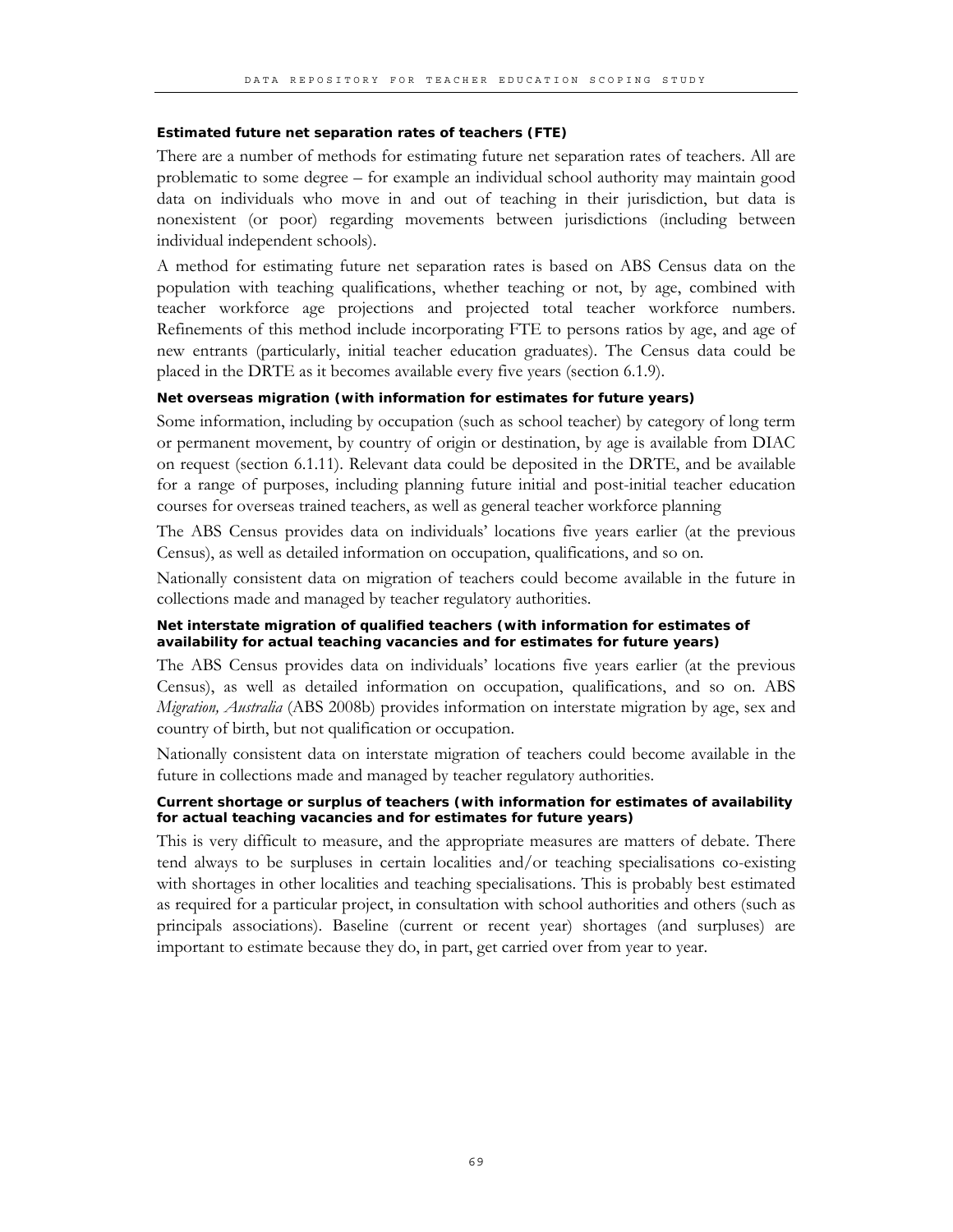#### Estimated future net separation rates of teachers (FTE)

There are a number of methods for estimating future net separation rates of teachers. All are problematic to some degree – for example an individual school authority may maintain good data on individuals who move in and out of teaching in their jurisdiction, but data is nonexistent (or poor) regarding movements between jurisdictions (including between individual independent schools).

A method for estimating future net separation rates is based on ABS Census data on the population with teaching qualifications, whether teaching or not, by age, combined with teacher workforce age projections and projected total teacher workforce numbers. Refinements of this method include incorporating FTE to persons ratios by age, and age of new entrants (particularly, initial teacher education graduates). The Census data could be placed in the DRTE as it becomes available every five years (section 6.1.9).

#### Net overseas migration (with information for estimates for future years)

Some information, including by occupation (such as school teacher) by category of long term or permanent movement, by country of origin or destination, by age is available from DIAC on request (section 6.1.11). Relevant data could be deposited in the DRTE, and be available for a range of purposes, including planning future initial and post-initial teacher education courses for overseas trained teachers, as well as general teacher workforce planning

The ABS Census provides data on individuals' locations five years earlier (at the previous Census), as well as detailed information on occupation, qualifications, and so on.

Nationally consistent data on migration of teachers could become available in the future in collections made and managed by teacher regulatory authorities.

#### Net interstate migration of qualified teachers (with information for estimates of availability for actual teaching vacancies and for estimates for future years)

The ABS Census provides data on individuals' locations five years earlier (at the previous Census), as well as detailed information on occupation, qualifications, and so on. ABS *Migration, Australia* (ABS 2008b) provides information on interstate migration by age, sex and country of birth, but not qualification or occupation.

Nationally consistent data on interstate migration of teachers could become available in the future in collections made and managed by teacher regulatory authorities.

#### Current shortage or surplus of teachers (with information for estimates of availability for actual teaching vacancies and for estimates for future years)

This is very difficult to measure, and the appropriate measures are matters of debate. There tend always to be surpluses in certain localities and/or teaching specialisations co-existing with shortages in other localities and teaching specialisations. This is probably best estimated as required for a particular project, in consultation with school authorities and others (such as principals associations). Baseline (current or recent year) shortages (and surpluses) are important to estimate because they do, in part, get carried over from year to year.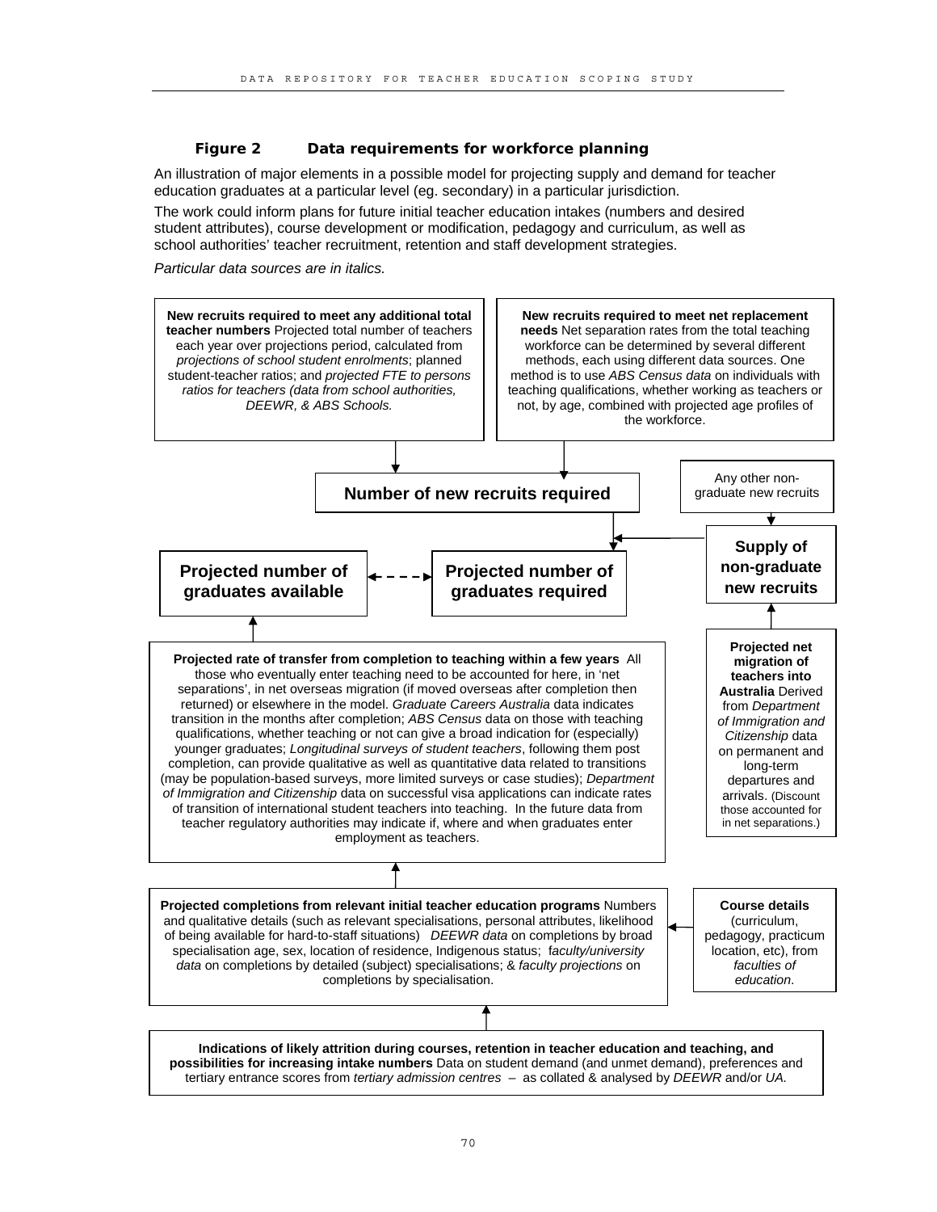**Figure 2 Data requirements for workforce planning**

An illustration of major elements in a possible model for projecting supply and demand for teacher education graduates at a particular level (eg. secondary) in a particular jurisdiction.

The work could inform plans for future initial teacher education intakes (numbers and desired student attributes), course development or modification, pedagogy and curriculum, as well as school authorities' teacher recruitment, retention and staff development strategies.

*Particular data sources are in italics.*

**New recruits required to meet any additional total teacher numbers** Projected total number of teachers each year over projections period, calculated from *projections of school student enrolments*; planned student-teacher ratios; and *projected FTE to persons ratios for teachers (data from school authorities, DEEWR, & ABS Schools.*

**New recruits required to meet net replacement needs** Net separation rates from the total teaching workforce can be determined by several different methods, each using different data sources. One method is to use *ABS Census data* on individuals with teaching qualifications, whether working as teachers or not, by age, combined with projected age profiles of the workforce.

**Number of new recruits required**

Any other non-graduate new recruits

**Supply of non-graduate new recruits**

**Projected number of graduates available** ↔ **Projected number of graduates required**

**Projected net migration of teachers into Australia** Derived from *Department of Immigration and Citizenship* data on permanent and long-term departures and arrivals. (Discount those accounted for in net separations.)

**Projected rate of transfer from completion to teaching within a few years** All those who eventually enter teaching need to be accounted for here, in 'net separations', in net overseas migration (if moved overseas after completion then returned) or elsewhere in the model. *Graduate Careers Australia* data indicates transition in the months after completion; *ABS Census* data on those with teaching qualifications, whether teaching or not can give a broad indication for (especially) younger graduates; *Longitudinal surveys of student teachers*, following them post completion, can provide qualitative as well as quantitative data related to transitions (may be population-based surveys, more limited surveys or case studies); *Department of Immigration and Citizenship* data on successful visa applications can indicate rates of transition of international student teachers into teaching. In the future data from teacher regulatory authorities may indicate if, where and when graduates enter employment as teachers.

**Projected completions from relevant initial teacher education programs** Numbers and qualitative details (such as relevant specialisations, personal attributes, likelihood of being available for hard-to-staff situations) *DEEWR data* on completions by broad specialisation age, sex, location of residence, Indigenous status; *faculty/university data* on completions by detailed (subject) specialisations; & *faculty projections* on completions by specialisation.

**Course details** (curriculum, pedagogy, practicum location, etc), from *faculties of education*.

**Indications of likely attrition during courses, retention in teacher education and teaching, and possibilities for increasing intake numbers** Data on student demand (and unmet demand), preferences and tertiary entrance scores from *tertiary admission centres* – as collated & analysed by *DEEWR* and/or *UA.*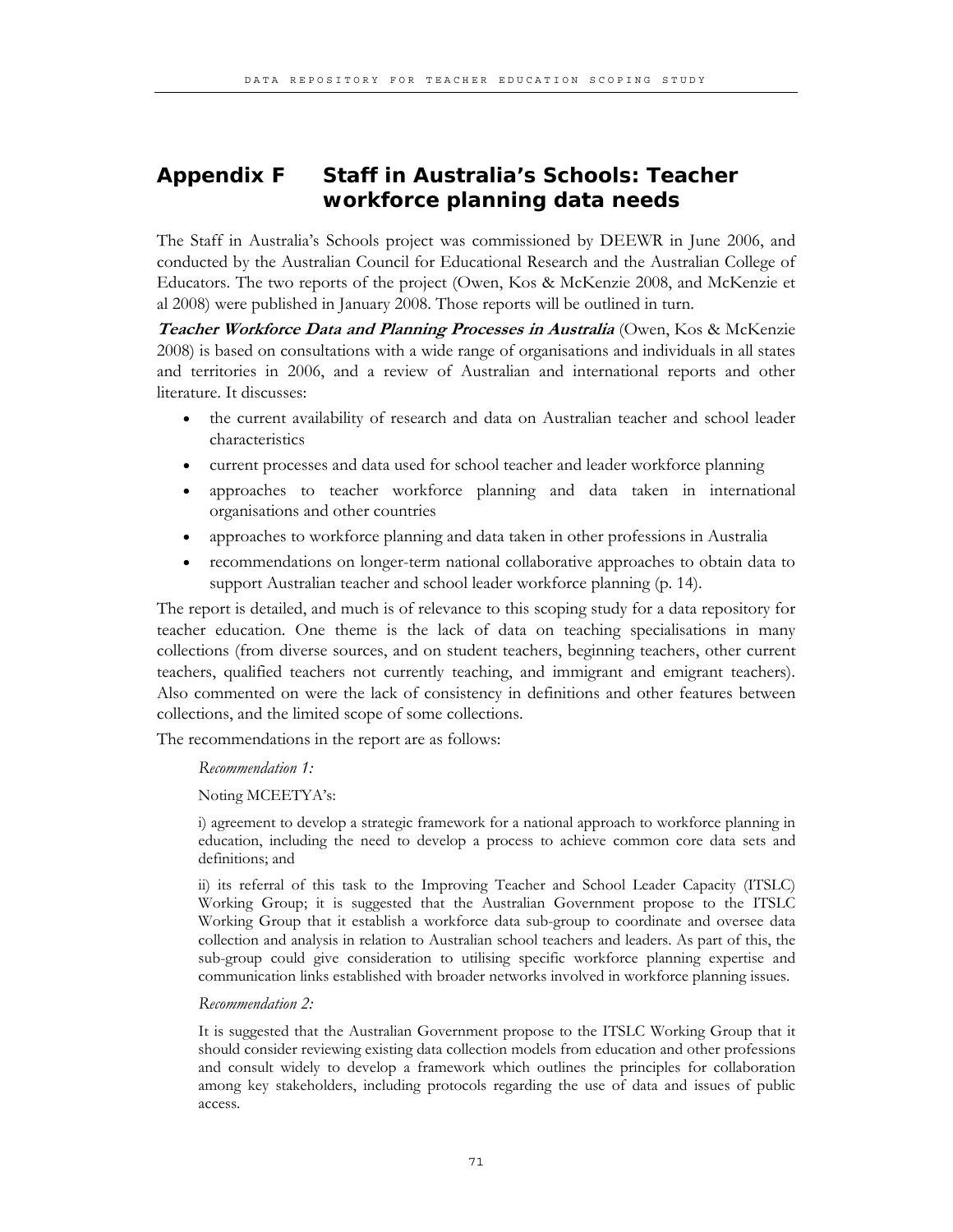# Appendix F Staff in Australia's Schools: Teacher workforce planning data needs

The Staff in Australia's Schools project was commissioned by DEEWR in June 2006, and conducted by the Australian Council for Educational Research and the Australian College of Educators. The two reports of the project (Owen, Kos & McKenzie 2008, and McKenzie et al 2008) were published in January 2008. Those reports will be outlined in turn.

***Teacher Workforce Data and Planning Processes in Australia*** (Owen, Kos & McKenzie 2008) is based on consultations with a wide range of organisations and individuals in all states and territories in 2006, and a review of Australian and international reports and other literature. It discusses:

- the current availability of research and data on Australian teacher and school leader characteristics
- current processes and data used for school teacher and leader workforce planning
- approaches to teacher workforce planning and data taken in international organisations and other countries
- approaches to workforce planning and data taken in other professions in Australia
- recommendations on longer-term national collaborative approaches to obtain data to support Australian teacher and school leader workforce planning (p. 14).

The report is detailed, and much is of relevance to this scoping study for a data repository for teacher education. One theme is the lack of data on teaching specialisations in many collections (from diverse sources, and on student teachers, beginning teachers, other current teachers, qualified teachers not currently teaching, and immigrant and emigrant teachers). Also commented on were the lack of consistency in definitions and other features between collections, and the limited scope of some collections.

The recommendations in the report are as follows:

> *Recommendation 1:*
>
> Noting MCEETYA's:
>
> i) agreement to develop a strategic framework for a national approach to workforce planning in education, including the need to develop a process to achieve common core data sets and definitions; and
>
> ii) its referral of this task to the Improving Teacher and School Leader Capacity (ITSLC) Working Group; it is suggested that the Australian Government propose to the ITSLC Working Group that it establish a workforce data sub-group to coordinate and oversee data collection and analysis in relation to Australian school teachers and leaders. As part of this, the sub-group could give consideration to utilising specific workforce planning expertise and communication links established with broader networks involved in workforce planning issues.
>
> *Recommendation 2:*
>
> It is suggested that the Australian Government propose to the ITSLC Working Group that it should consider reviewing existing data collection models from education and other professions and consult widely to develop a framework which outlines the principles for collaboration among key stakeholders, including protocols regarding the use of data and issues of public access.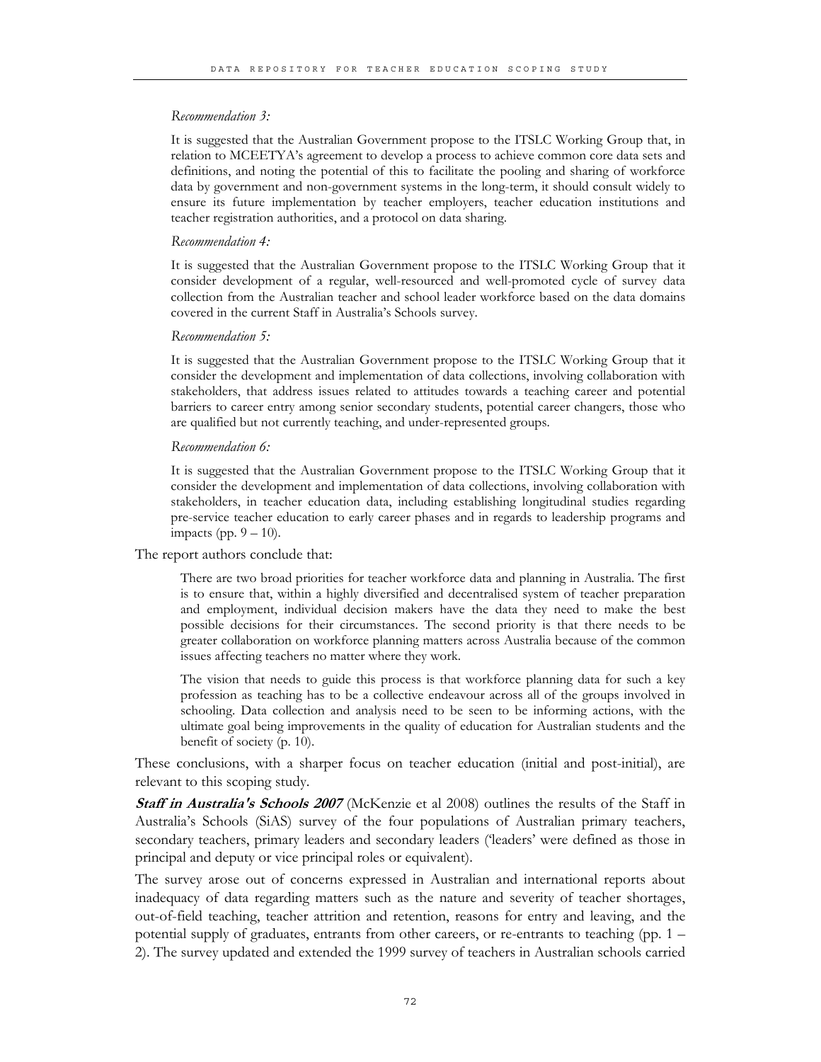*Recommendation 3:*

> It is suggested that the Australian Government propose to the ITSLC Working Group that, in relation to MCEETYA's agreement to develop a process to achieve common core data sets and definitions, and noting the potential of this to facilitate the pooling and sharing of workforce data by government and non-government systems in the long-term, it should consult widely to ensure its future implementation by teacher employers, teacher education institutions and teacher registration authorities, and a protocol on data sharing.

*Recommendation 4:*

> It is suggested that the Australian Government propose to the ITSLC Working Group that it consider development of a regular, well-resourced and well-promoted cycle of survey data collection from the Australian teacher and school leader workforce based on the data domains covered in the current Staff in Australia's Schools survey.

*Recommendation 5:*

> It is suggested that the Australian Government propose to the ITSLC Working Group that it consider the development and implementation of data collections, involving collaboration with stakeholders, that address issues related to attitudes towards a teaching career and potential barriers to career entry among senior secondary students, potential career changers, those who are qualified but not currently teaching, and under-represented groups.

*Recommendation 6:*

> It is suggested that the Australian Government propose to the ITSLC Working Group that it consider the development and implementation of data collections, involving collaboration with stakeholders, in teacher education data, including establishing longitudinal studies regarding pre-service teacher education to early career phases and in regards to leadership programs and impacts (pp. 9 – 10).

The report authors conclude that:

> There are two broad priorities for teacher workforce data and planning in Australia. The first is to ensure that, within a highly diversified and decentralised system of teacher preparation and employment, individual decision makers have the data they need to make the best possible decisions for their circumstances. The second priority is that there needs to be greater collaboration on workforce planning matters across Australia because of the common issues affecting teachers no matter where they work.
>
> The vision that needs to guide this process is that workforce planning data for such a key profession as teaching has to be a collective endeavour across all of the groups involved in schooling. Data collection and analysis need to be seen to be informing actions, with the ultimate goal being improvements in the quality of education for Australian students and the benefit of society (p. 10).

These conclusions, with a sharper focus on teacher education (initial and post-initial), are relevant to this scoping study.

***Staff in Australia's Schools 2007*** (McKenzie et al 2008) outlines the results of the Staff in Australia's Schools (SiAS) survey of the four populations of Australian primary teachers, secondary teachers, primary leaders and secondary leaders ('leaders' were defined as those in principal and deputy or vice principal roles or equivalent).

The survey arose out of concerns expressed in Australian and international reports about inadequacy of data regarding matters such as the nature and severity of teacher shortages, out-of-field teaching, teacher attrition and retention, reasons for entry and leaving, and the potential supply of graduates, entrants from other careers, or re-entrants to teaching (pp. 1 – 2). The survey updated and extended the 1999 survey of teachers in Australian schools carried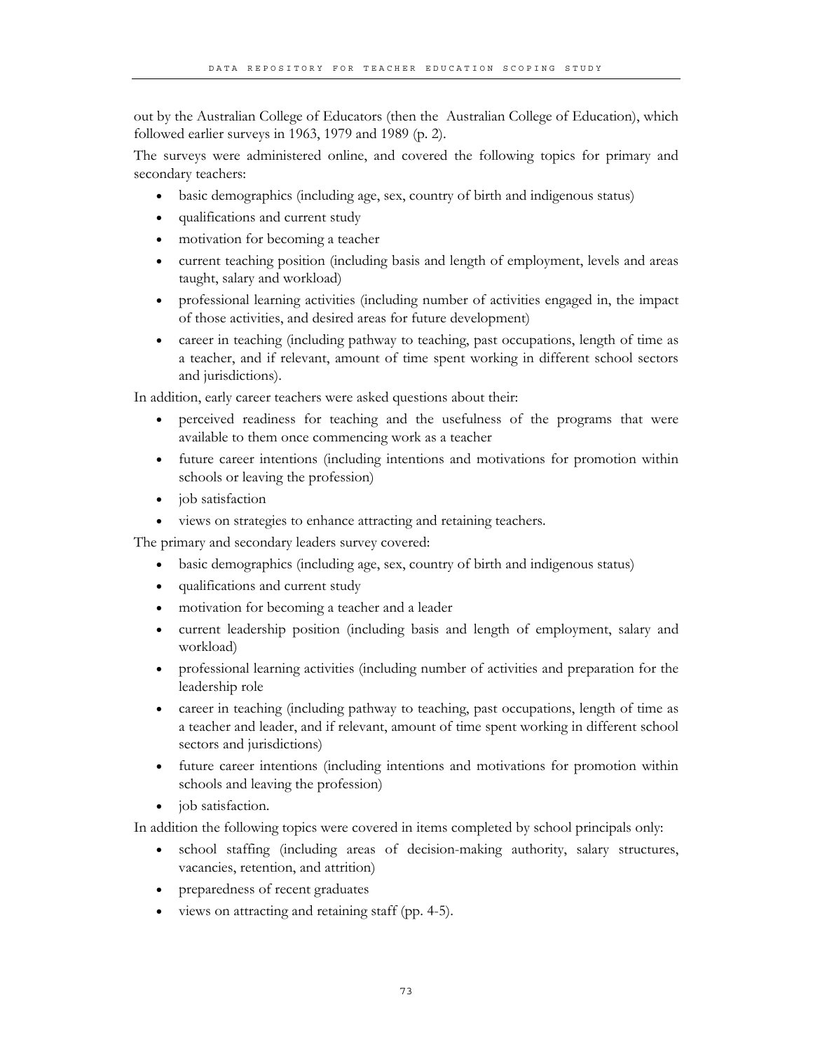out by the Australian College of Educators (then the Australian College of Education), which followed earlier surveys in 1963, 1979 and 1989 (p. 2).

The surveys were administered online, and covered the following topics for primary and secondary teachers:

- basic demographics (including age, sex, country of birth and indigenous status)
- qualifications and current study
- motivation for becoming a teacher
- current teaching position (including basis and length of employment, levels and areas taught, salary and workload)
- professional learning activities (including number of activities engaged in, the impact of those activities, and desired areas for future development)
- career in teaching (including pathway to teaching, past occupations, length of time as a teacher, and if relevant, amount of time spent working in different school sectors and jurisdictions).

In addition, early career teachers were asked questions about their:

- perceived readiness for teaching and the usefulness of the programs that were available to them once commencing work as a teacher
- future career intentions (including intentions and motivations for promotion within schools or leaving the profession)
- job satisfaction
- views on strategies to enhance attracting and retaining teachers.

The primary and secondary leaders survey covered:

- basic demographics (including age, sex, country of birth and indigenous status)
- qualifications and current study
- motivation for becoming a teacher and a leader
- current leadership position (including basis and length of employment, salary and workload)
- professional learning activities (including number of activities and preparation for the leadership role
- career in teaching (including pathway to teaching, past occupations, length of time as a teacher and leader, and if relevant, amount of time spent working in different school sectors and jurisdictions)
- future career intentions (including intentions and motivations for promotion within schools and leaving the profession)
- job satisfaction.

In addition the following topics were covered in items completed by school principals only:

- school staffing (including areas of decision-making authority, salary structures, vacancies, retention, and attrition)
- preparedness of recent graduates
- views on attracting and retaining staff (pp. 4-5).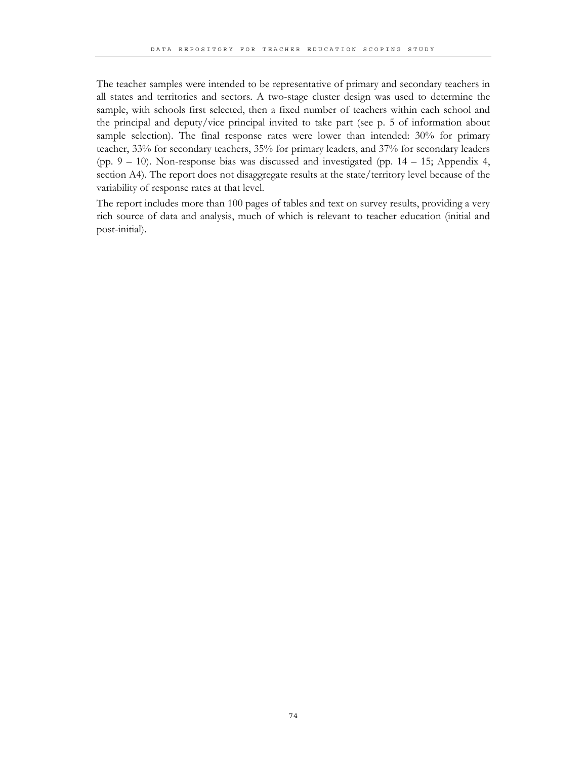The teacher samples were intended to be representative of primary and secondary teachers in all states and territories and sectors. A two-stage cluster design was used to determine the sample, with schools first selected, then a fixed number of teachers within each school and the principal and deputy/vice principal invited to take part (see p. 5 of information about sample selection). The final response rates were lower than intended: 30% for primary teacher, 33% for secondary teachers, 35% for primary leaders, and 37% for secondary leaders (pp. 9 – 10). Non-response bias was discussed and investigated (pp. 14 – 15; Appendix 4, section A4). The report does not disaggregate results at the state/territory level because of the variability of response rates at that level.

The report includes more than 100 pages of tables and text on survey results, providing a very rich source of data and analysis, much of which is relevant to teacher education (initial and post-initial).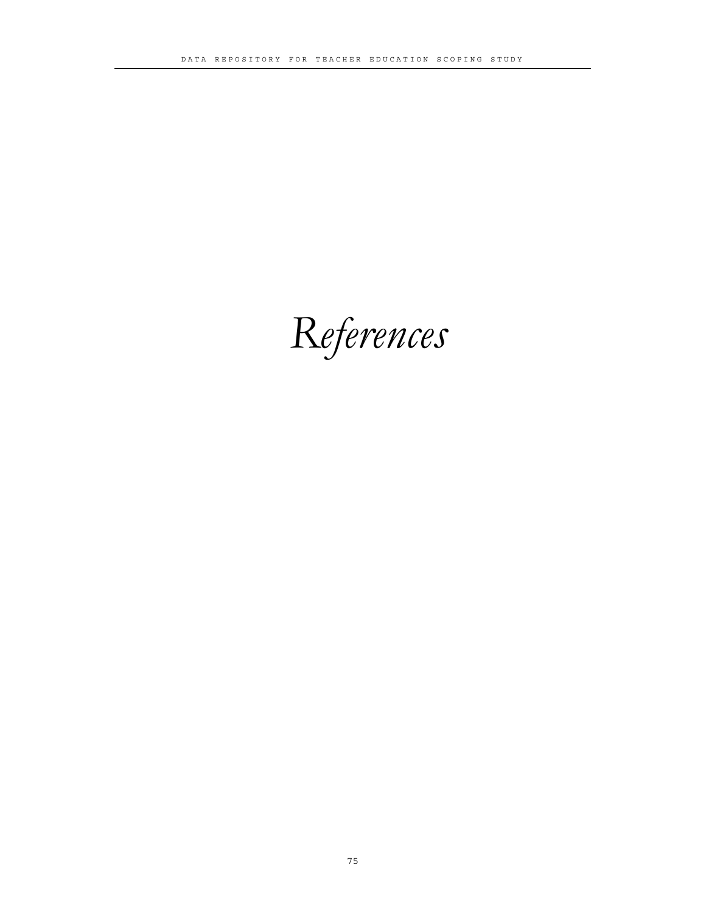# *References*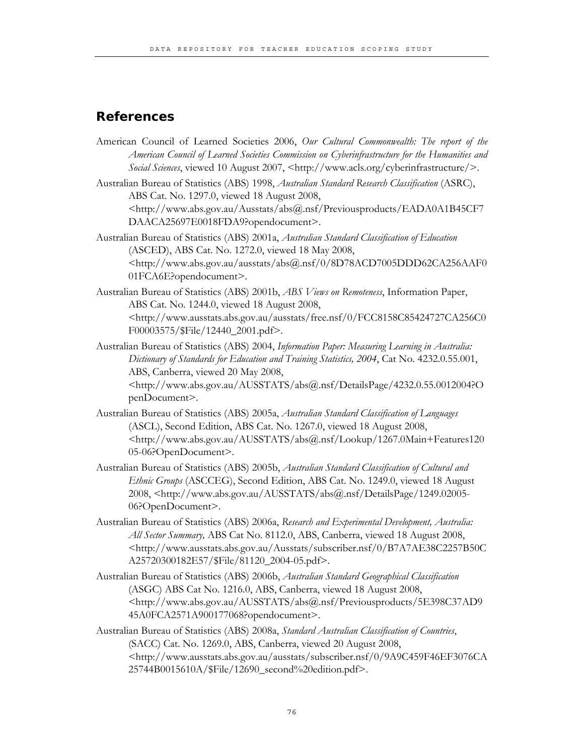## References

American Council of Learned Societies 2006, *Our Cultural Commonwealth: The report of the American Council of Learned Societies Commission on Cyberinfrastructure for the Humanities and Social Sciences*, viewed 10 August 2007, <http://www.acls.org/cyberinfrastructure/>.

Australian Bureau of Statistics (ABS) 1998, *Australian Standard Research Classification* (ASRC), ABS Cat. No. 1297.0, viewed 18 August 2008, <http://www.abs.gov.au/Ausstats/abs@.nsf/Previousproducts/EADA0A1B45CF7DAACA25697E0018FDA9?opendocument>.

Australian Bureau of Statistics (ABS) 2001a, *Australian Standard Classification of Education* (ASCED), ABS Cat. No. 1272.0, viewed 18 May 2008, <http://www.abs.gov.au/ausstats/abs@.nsf/0/8D78ACD7005DDD62CA256AAF001FCA6E?opendocument>.

Australian Bureau of Statistics (ABS) 2001b, *ABS Views on Remoteness*, Information Paper, ABS Cat. No. 1244.0, viewed 18 August 2008, <http://www.ausstats.abs.gov.au/ausstats/free.nsf/0/FCC8158C85424727CA256C0F00003575/$File/12440_2001.pdf>.

Australian Bureau of Statistics (ABS) 2004, *Information Paper: Measuring Learning in Australia: Dictionary of Standards for Education and Training Statistics, 2004*, Cat No. 4232.0.55.001, ABS, Canberra, viewed 20 May 2008, <http://www.abs.gov.au/AUSSTATS/abs@.nsf/DetailsPage/4232.0.55.0012004?OpenDocument>.

Australian Bureau of Statistics (ABS) 2005a, *Australian Standard Classification of Languages* (ASCL), Second Edition, ABS Cat. No. 1267.0, viewed 18 August 2008, <http://www.abs.gov.au/AUSSTATS/abs@.nsf/Lookup/1267.0Main+Features12005-06?OpenDocument>.

Australian Bureau of Statistics (ABS) 2005b, *Australian Standard Classification of Cultural and Ethnic Groups* (ASCCEG), Second Edition, ABS Cat. No. 1249.0, viewed 18 August 2008, <http://www.abs.gov.au/AUSSTATS/abs@.nsf/DetailsPage/1249.02005-06?OpenDocument>.

Australian Bureau of Statistics (ABS) 2006a, *Research and Experimental Development, Australia: All Sector Summary,* ABS Cat No. 8112.0, ABS, Canberra, viewed 18 August 2008, <http://www.ausstats.abs.gov.au/Ausstats/subscriber.nsf/0/B7A7AE38C2257B50CA25720300182E57/$File/81120_2004-05.pdf>.

Australian Bureau of Statistics (ABS) 2006b, *Australian Standard Geographical Classification* (ASGC) ABS Cat No. 1216.0, ABS, Canberra, viewed 18 August 2008, <http://www.abs.gov.au/AUSSTATS/abs@.nsf/Previousproducts/5E398C37AD945A0FCA2571A900177068?opendocument>.

Australian Bureau of Statistics (ABS) 2008a, *Standard Australian Classification of Countries*, (SACC) Cat. No. 1269.0, ABS, Canberra, viewed 20 August 2008, <http://www.ausstats.abs.gov.au/ausstats/subscriber.nsf/0/9A9C459F46EF3076CA25744B0015610A/$File/12690_second%20edition.pdf>.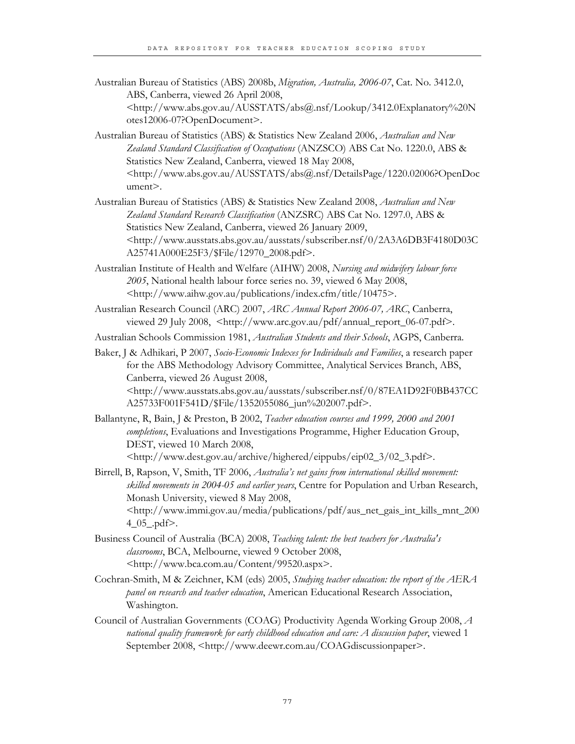Australian Bureau of Statistics (ABS) 2008b, *Migration, Australia, 2006-07*, Cat. No. 3412.0, ABS, Canberra, viewed 26 April 2008, <http://www.abs.gov.au/AUSSTATS/abs@.nsf/Lookup/3412.0Explanatory%20Notes12006-07?OpenDocument>.

Australian Bureau of Statistics (ABS) & Statistics New Zealand 2006, *Australian and New Zealand Standard Classification of Occupations* (ANZSCO) ABS Cat No. 1220.0, ABS & Statistics New Zealand, Canberra, viewed 18 May 2008, <http://www.abs.gov.au/AUSSTATS/abs@.nsf/DetailsPage/1220.02006?OpenDocument>.

Australian Bureau of Statistics (ABS) & Statistics New Zealand 2008, *Australian and New Zealand Standard Research Classification* (ANZSRC) ABS Cat No. 1297.0, ABS & Statistics New Zealand, Canberra, viewed 26 January 2009, <http://www.ausstats.abs.gov.au/ausstats/subscriber.nsf/0/2A3A6DB3F4180D03CA25741A000E25F3/$File/12970_2008.pdf>.

Australian Institute of Health and Welfare (AIHW) 2008, *Nursing and midwifery labour force 2005*, National health labour force series no. 39, viewed 6 May 2008, <http://www.aihw.gov.au/publications/index.cfm/title/10475>.

Australian Research Council (ARC) 2007, *ARC Annual Report 2006-07, ARC*, Canberra, viewed 29 July 2008, <http://www.arc.gov.au/pdf/annual_report_06-07.pdf>.

Australian Schools Commission 1981, *Australian Students and their Schools*, AGPS, Canberra.

Baker, J & Adhikari, P 2007, *Socio-Economic Indexes for Individuals and Families*, a research paper for the ABS Methodology Advisory Committee, Analytical Services Branch, ABS, Canberra, viewed 26 August 2008, <http://www.ausstats.abs.gov.au/ausstats/subscriber.nsf/0/87EA1D92F0BB437CCA25733F001F541D/$File/1352055086_jun%202007.pdf>.

Ballantyne, R, Bain, J & Preston, B 2002, *Teacher education courses and 1999, 2000 and 2001 completions*, Evaluations and Investigations Programme, Higher Education Group, DEST, viewed 10 March 2008, <http://www.dest.gov.au/archive/highered/eippubs/eip02_3/02_3.pdf>.

Birrell, B, Rapson, V, Smith, TF 2006, *Australia's net gains from international skilled movement: skilled movements in 2004-05 and earlier years*, Centre for Population and Urban Research, Monash University, viewed 8 May 2008, <http://www.immi.gov.au/media/publications/pdf/aus_net_gais_int_kills_mnt_2004_05_.pdf>.

Business Council of Australia (BCA) 2008, *Teaching talent: the best teachers for Australia's classrooms*, BCA, Melbourne, viewed 9 October 2008, <http://www.bca.com.au/Content/99520.aspx>.

Cochran-Smith, M & Zeichner, KM (eds) 2005, *Studying teacher education: the report of the AERA panel on research and teacher education*, American Educational Research Association, Washington.

Council of Australian Governments (COAG) Productivity Agenda Working Group 2008, *A national quality framework for early childhood education and care: A discussion paper*, viewed 1 September 2008, <http://www.deewr.com.au/COAGdiscussionpaper>.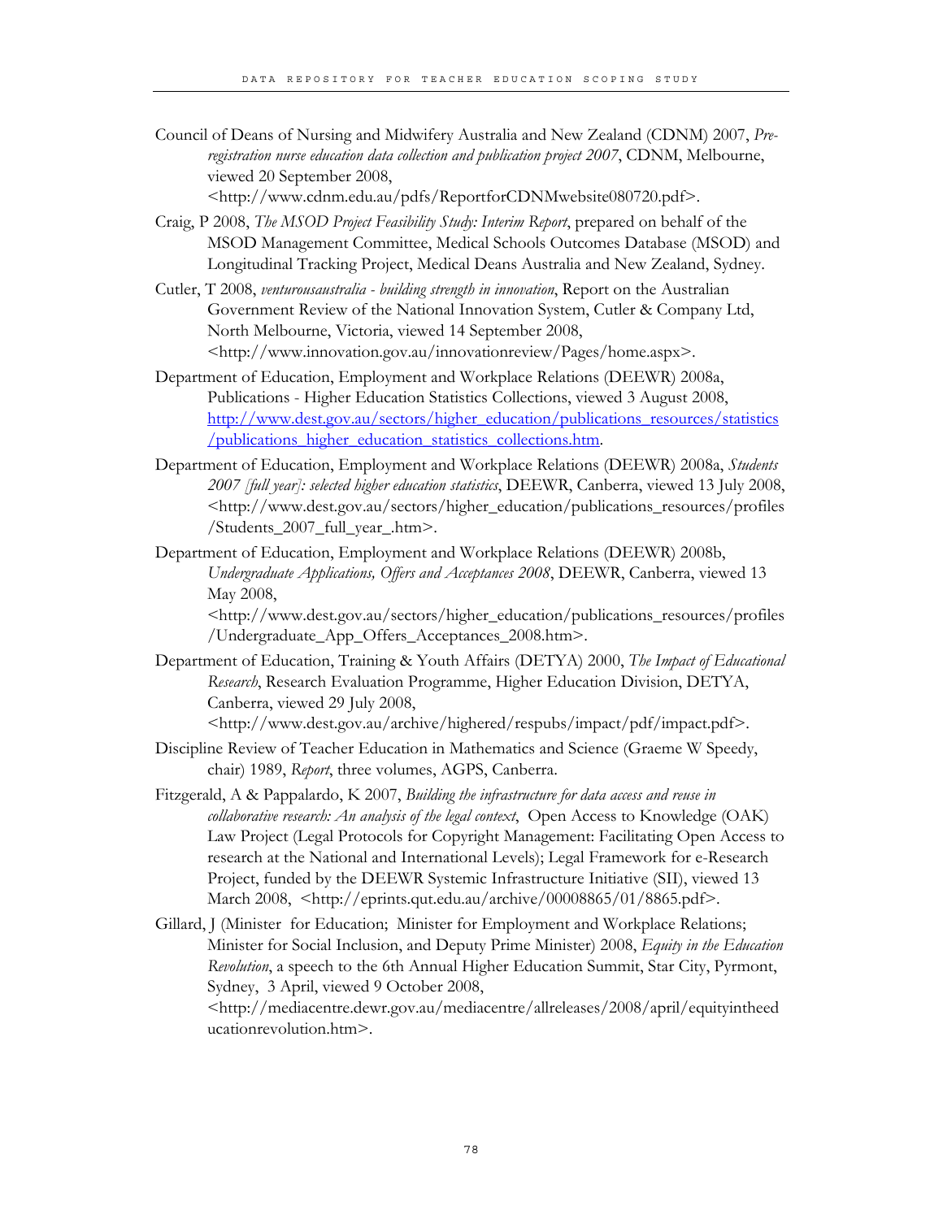Council of Deans of Nursing and Midwifery Australia and New Zealand (CDNM) 2007, *Pre-registration nurse education data collection and publication project 2007*, CDNM, Melbourne, viewed 20 September 2008, <http://www.cdnm.edu.au/pdfs/ReportforCDNMwebsite080720.pdf>.

Craig, P 2008, *The MSOD Project Feasibility Study: Interim Report*, prepared on behalf of the MSOD Management Committee, Medical Schools Outcomes Database (MSOD) and Longitudinal Tracking Project, Medical Deans Australia and New Zealand, Sydney.

Cutler, T 2008, *venturousaustralia - building strength in innovation*, Report on the Australian Government Review of the National Innovation System, Cutler & Company Ltd, North Melbourne, Victoria, viewed 14 September 2008, <http://www.innovation.gov.au/innovationreview/Pages/home.aspx>.

Department of Education, Employment and Workplace Relations (DEEWR) 2008a, Publications - Higher Education Statistics Collections, viewed 3 August 2008, http://www.dest.gov.au/sectors/higher_education/publications_resources/statistics/publications_higher_education_statistics_collections.htm.

Department of Education, Employment and Workplace Relations (DEEWR) 2008a, *Students 2007 [full year]: selected higher education statistics*, DEEWR, Canberra, viewed 13 July 2008, <http://www.dest.gov.au/sectors/higher_education/publications_resources/profiles/Students_2007_full_year_.htm>.

Department of Education, Employment and Workplace Relations (DEEWR) 2008b, *Undergraduate Applications, Offers and Acceptances 2008*, DEEWR, Canberra, viewed 13 May 2008, <http://www.dest.gov.au/sectors/higher_education/publications_resources/profiles/Undergraduate_App_Offers_Acceptances_2008.htm>.

Department of Education, Training & Youth Affairs (DETYA) 2000, *The Impact of Educational Research*, Research Evaluation Programme, Higher Education Division, DETYA, Canberra, viewed 29 July 2008, <http://www.dest.gov.au/archive/highered/respubs/impact/pdf/impact.pdf>.

Discipline Review of Teacher Education in Mathematics and Science (Graeme W Speedy, chair) 1989, *Report*, three volumes, AGPS, Canberra.

Fitzgerald, A & Pappalardo, K 2007, *Building the infrastructure for data access and reuse in collaborative research: An analysis of the legal context*, Open Access to Knowledge (OAK) Law Project (Legal Protocols for Copyright Management: Facilitating Open Access to research at the National and International Levels); Legal Framework for e-Research Project, funded by the DEEWR Systemic Infrastructure Initiative (SII), viewed 13 March 2008, <http://eprints.qut.edu.au/archive/00008865/01/8865.pdf>.

Gillard, J (Minister for Education; Minister for Employment and Workplace Relations; Minister for Social Inclusion, and Deputy Prime Minister) 2008, *Equity in the Education Revolution*, a speech to the 6th Annual Higher Education Summit, Star City, Pyrmont, Sydney, 3 April, viewed 9 October 2008, <http://mediacentre.dewr.gov.au/mediacentre/allreleases/2008/april/equityintheeducationrevolution.htm>.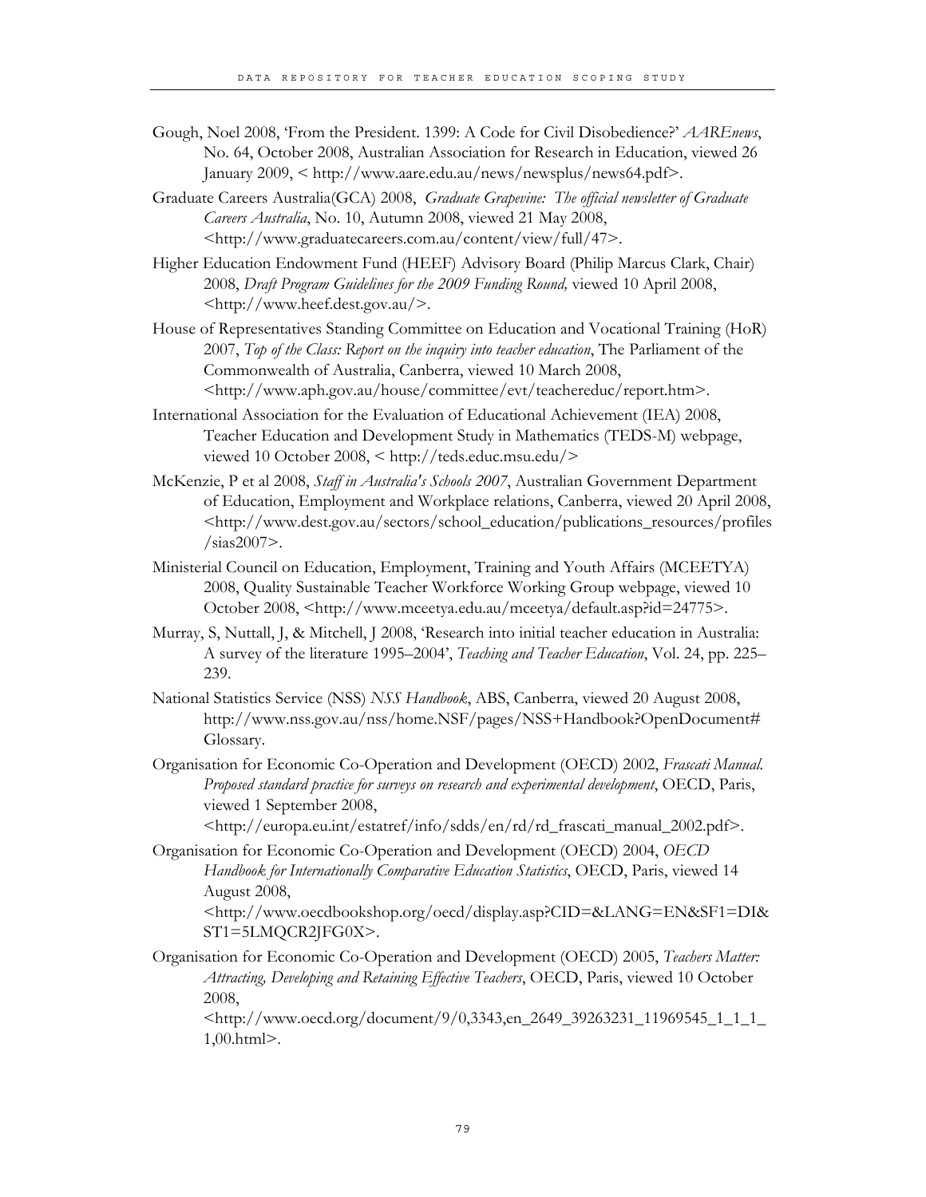Gough, Noel 2008, 'From the President. 1399: A Code for Civil Disobedience?' *AAREnews*, No. 64, October 2008, Australian Association for Research in Education, viewed 26 January 2009, < http://www.aare.edu.au/news/newsplus/news64.pdf>.

Graduate Careers Australia(GCA) 2008, *Graduate Grapevine: The official newsletter of Graduate Careers Australia*, No. 10, Autumn 2008, viewed 21 May 2008, <http://www.graduatecareers.com.au/content/view/full/47>.

Higher Education Endowment Fund (HEEF) Advisory Board (Philip Marcus Clark, Chair) 2008, *Draft Program Guidelines for the 2009 Funding Round,* viewed 10 April 2008, <http://www.heef.dest.gov.au/>.

House of Representatives Standing Committee on Education and Vocational Training (HoR) 2007, *Top of the Class: Report on the inquiry into teacher education*, The Parliament of the Commonwealth of Australia, Canberra, viewed 10 March 2008, <http://www.aph.gov.au/house/committee/evt/teachereduc/report.htm>.

International Association for the Evaluation of Educational Achievement (IEA) 2008, Teacher Education and Development Study in Mathematics (TEDS-M) webpage, viewed 10 October 2008, < http://teds.educ.msu.edu/>

McKenzie, P et al 2008, *Staff in Australia's Schools 2007*, Australian Government Department of Education, Employment and Workplace relations, Canberra, viewed 20 April 2008, <http://www.dest.gov.au/sectors/school_education/publications_resources/profiles/sias2007>.

Ministerial Council on Education, Employment, Training and Youth Affairs (MCEETYA) 2008, Quality Sustainable Teacher Workforce Working Group webpage, viewed 10 October 2008, <http://www.mceetya.edu.au/mceetya/default.asp?id=24775>.

Murray, S, Nuttall, J, & Mitchell, J 2008, 'Research into initial teacher education in Australia: A survey of the literature 1995–2004', *Teaching and Teacher Education*, Vol. 24, pp. 225–239.

National Statistics Service (NSS) *NSS Handbook*, ABS, Canberra, viewed 20 August 2008, http://www.nss.gov.au/nss/home.NSF/pages/NSS+Handbook?OpenDocument#Glossary.

Organisation for Economic Co-Operation and Development (OECD) 2002, *Frascati Manual. Proposed standard practice for surveys on research and experimental development*, OECD, Paris, viewed 1 September 2008, <http://europa.eu.int/estatref/info/sdds/en/rd/rd_frascati_manual_2002.pdf>.

Organisation for Economic Co-Operation and Development (OECD) 2004, *OECD Handbook for Internationally Comparative Education Statistics*, OECD, Paris, viewed 14 August 2008, <http://www.oecdbookshop.org/oecd/display.asp?CID=&LANG=EN&SF1=DI&ST1=5LMQCR2JFG0X>.

Organisation for Economic Co-Operation and Development (OECD) 2005, *Teachers Matter: Attracting, Developing and Retaining Effective Teachers*, OECD, Paris, viewed 10 October 2008, <http://www.oecd.org/document/9/0,3343,en_2649_39263231_11969545_1_1_1_1,00.html>.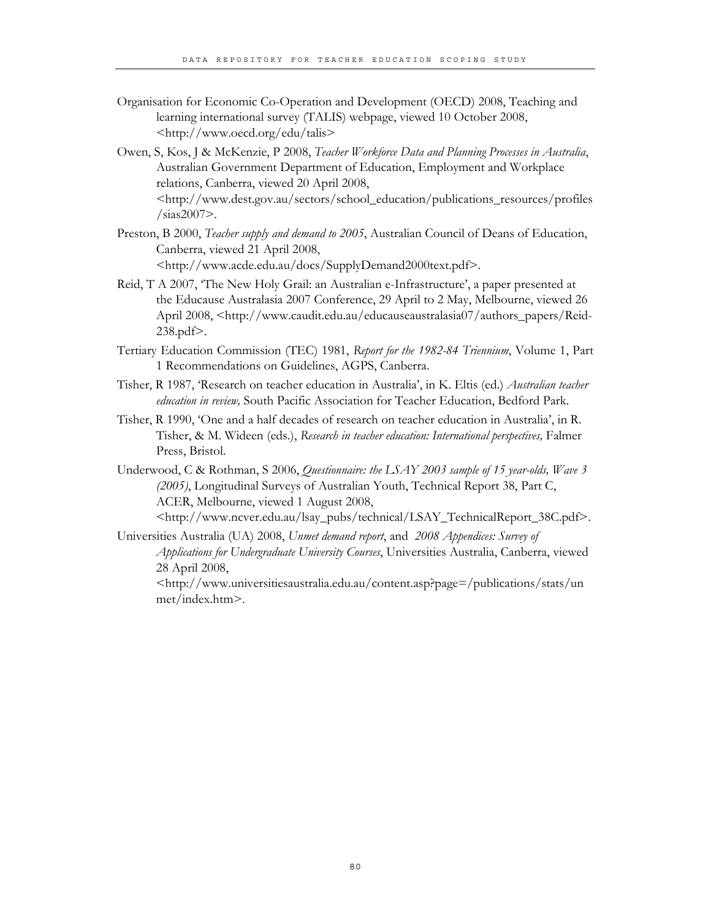Organisation for Economic Co-Operation and Development (OECD) 2008, Teaching and learning international survey (TALIS) webpage, viewed 10 October 2008, <http://www.oecd.org/edu/talis>

Owen, S, Kos, J & McKenzie, P 2008, *Teacher Workforce Data and Planning Processes in Australia*, Australian Government Department of Education, Employment and Workplace relations, Canberra, viewed 20 April 2008, <http://www.dest.gov.au/sectors/school_education/publications_resources/profiles/sias2007>.

Preston, B 2000, *Teacher supply and demand to 2005*, Australian Council of Deans of Education, Canberra, viewed 21 April 2008, <http://www.acde.edu.au/docs/SupplyDemand2000text.pdf>.

Reid, T A 2007, 'The New Holy Grail: an Australian e-Infrastructure', a paper presented at the Educause Australasia 2007 Conference, 29 April to 2 May, Melbourne, viewed 26 April 2008, <http://www.caudit.edu.au/educauseaustralasia07/authors_papers/Reid-238.pdf>.

Tertiary Education Commission (TEC) 1981, *Report for the 1982-84 Triennium*, Volume 1, Part 1 Recommendations on Guidelines, AGPS, Canberra.

Tisher, R 1987, 'Research on teacher education in Australia', in K. Eltis (ed.) *Australian teacher education in review,* South Pacific Association for Teacher Education, Bedford Park.

Tisher, R 1990, 'One and a half decades of research on teacher education in Australia', in R. Tisher, & M. Wideen (eds.), *Research in teacher education: International perspectives,* Falmer Press, Bristol.

Underwood, C & Rothman, S 2006, *Questionnaire: the LSAY 2003 sample of 15 year-olds, Wave 3 (2005)*, Longitudinal Surveys of Australian Youth, Technical Report 38, Part C, ACER, Melbourne, viewed 1 August 2008, <http://www.ncver.edu.au/lsay_pubs/technical/LSAY_TechnicalReport_38C.pdf>.

Universities Australia (UA) 2008, *Unmet demand report*, and *2008 Appendices: Survey of Applications for Undergraduate University Courses*, Universities Australia, Canberra, viewed 28 April 2008, <http://www.universitiesaustralia.edu.au/content.asp?page=/publications/stats/unmet/index.htm>.